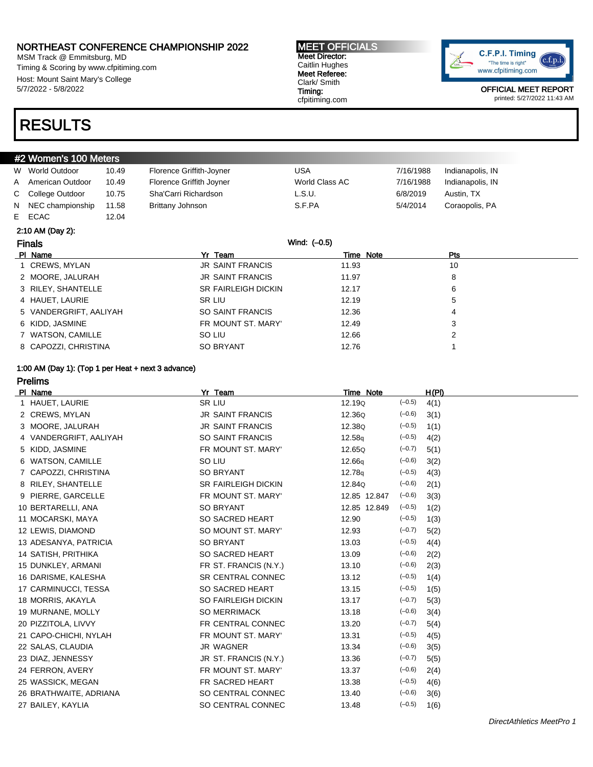# NORTHEAST CONFERENCE CHAMPIONSHIP 2022

MSM Track @ Emmitsburg, MD
Timing & Scoring by www.cfpitiming.com
Host: Mount Saint Mary's College
5/7/2022 - 5/8/2022

**MEET OFFICIALS**
**Meet Director:** Caitlin Hughes
**Meet Referee:** Clark/ Smith
**Timing:** cfpitiming.com

C.F.P.I. Timing "The time is right" www.cfpitiming.com

OFFICIAL MEET REPORT
printed: 5/27/2022 11:43 AM

# RESULTS

## #2 Women's 100 Meters

| | | | | | | |
|---|---|---|---|---|---|---|
| W | World Outdoor | 10.49 | Florence Griffith-Joyner | USA | 7/16/1988 | Indianapolis, IN |
| A | American Outdoor | 10.49 | Florence Griffith Joyner | World Class AC | 7/16/1988 | Indianapolis, IN |
| C | College Outdoor | 10.75 | Sha'Carri Richardson | L.S.U. | 6/8/2019 | Austin, TX |
| N | NEC championship | 11.58 | Brittany Johnson | S.F.PA | 5/4/2014 | Coraopolis, PA |
| E | ECAC | 12.04 | | | | |

2:10 AM (Day 2):

### Finals

Wind: (–0.5)

| Pl | Name | Yr | Team | Time | Note | Pts |
|---|---|---|---|---|---|---|
| 1 | CREWS, MYLAN | JR | SAINT FRANCIS | 11.93 | | 10 |
| 2 | MOORE, JALURAH | JR | SAINT FRANCIS | 11.97 | | 8 |
| 3 | RILEY, SHANTELLE | SR | FAIRLEIGH DICKIN | 12.17 | | 6 |
| 4 | HAUET, LAURIE | SR | LIU | 12.19 | | 5 |
| 5 | VANDERGRIFT, AALIYAH | SO | SAINT FRANCIS | 12.36 | | 4 |
| 6 | KIDD, JASMINE | FR | MOUNT ST. MARY' | 12.49 | | 3 |
| 7 | WATSON, CAMILLE | SO | LIU | 12.66 | | 2 |
| 8 | CAPOZZI, CHRISTINA | SO | BRYANT | 12.76 | | 1 |

1:00 AM (Day 1): (Top 1 per Heat + next 3 advance)

### Prelims

| Pl | Name | Yr | Team | Time | Note | Wind | H(Pl) |
|---|---|---|---|---|---|---|---|
| 1 | HAUET, LAURIE | SR | LIU | 12.19Q | | (–0.5) | 4(1) |
| 2 | CREWS, MYLAN | JR | SAINT FRANCIS | 12.36Q | | (–0.6) | 3(1) |
| 3 | MOORE, JALURAH | JR | SAINT FRANCIS | 12.38Q | | (–0.5) | 1(1) |
| 4 | VANDERGRIFT, AALIYAH | SO | SAINT FRANCIS | 12.58q | | (–0.5) | 4(2) |
| 5 | KIDD, JASMINE | FR | MOUNT ST. MARY' | 12.65Q | | (–0.7) | 5(1) |
| 6 | WATSON, CAMILLE | SO | LIU | 12.66q | | (–0.6) | 3(2) |
| 7 | CAPOZZI, CHRISTINA | SO | BRYANT | 12.78q | | (–0.5) | 4(3) |
| 8 | RILEY, SHANTELLE | SR | FAIRLEIGH DICKIN | 12.84Q | | (–0.6) | 2(1) |
| 9 | PIERRE, GARCELLE | FR | MOUNT ST. MARY' | 12.85 | 12.847 | (–0.6) | 3(3) |
| 10 | BERTARELLI, ANA | SO | BRYANT | 12.85 | 12.849 | (–0.5) | 1(2) |
| 11 | MOCARSKI, MAYA | SO | SACRED HEART | 12.90 | | (–0.5) | 1(3) |
| 12 | LEWIS, DIAMOND | SO | MOUNT ST. MARY' | 12.93 | | (–0.7) | 5(2) |
| 13 | ADESANYA, PATRICIA | SO | BRYANT | 13.03 | | (–0.5) | 4(4) |
| 14 | SATISH, PRITHIKA | SO | SACRED HEART | 13.09 | | (–0.6) | 2(2) |
| 15 | DUNKLEY, ARMANI | FR | ST. FRANCIS (N.Y.) | 13.10 | | (–0.6) | 2(3) |
| 16 | DARISME, KALESHA | SR | CENTRAL CONNEC | 13.12 | | (–0.5) | 1(4) |
| 17 | CARMINUCCI, TESSA | SO | SACRED HEART | 13.15 | | (–0.5) | 1(5) |
| 18 | MORRIS, AKAYLA | SO | FAIRLEIGH DICKIN | 13.17 | | (–0.7) | 5(3) |
| 19 | MURNANE, MOLLY | SO | MERRIMACK | 13.18 | | (–0.6) | 3(4) |
| 20 | PIZZITOLA, LIVVY | FR | CENTRAL CONNEC | 13.20 | | (–0.7) | 5(4) |
| 21 | CAPO-CHICHI, NYLAH | FR | MOUNT ST. MARY' | 13.31 | | (–0.5) | 4(5) |
| 22 | SALAS, CLAUDIA | JR | WAGNER | 13.34 | | (–0.6) | 3(5) |
| 23 | DIAZ, JENNESSY | JR | ST. FRANCIS (N.Y.) | 13.36 | | (–0.7) | 5(5) |
| 24 | FERRON, AVERY | FR | MOUNT ST. MARY' | 13.37 | | (–0.6) | 2(4) |
| 25 | WASSICK, MEGAN | FR | SACRED HEART | 13.38 | | (–0.5) | 4(6) |
| 26 | BRATHWAITE, ADRIANA | SO | CENTRAL CONNEC | 13.40 | | (–0.6) | 3(6) |
| 27 | BAILEY, KAYLIA | SO | CENTRAL CONNEC | 13.48 | | (–0.5) | 1(6) |

DirectAthletics MeetPro 1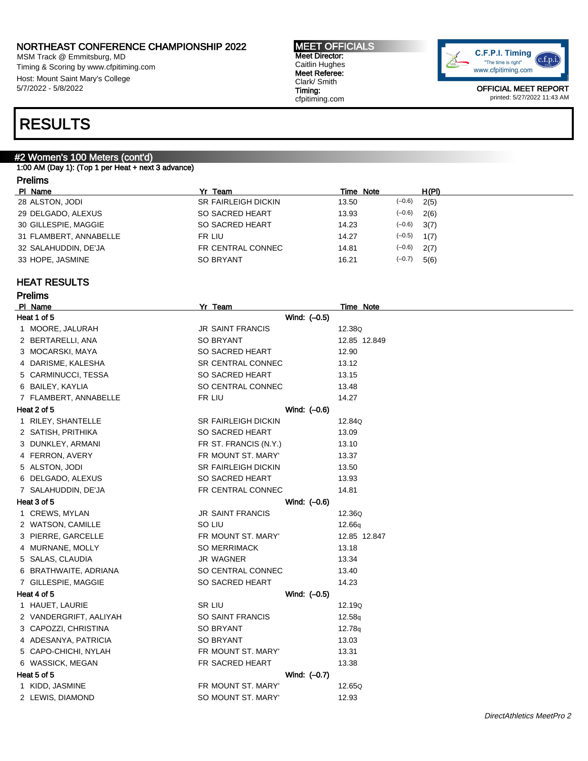# NORTHEAST CONFERENCE CHAMPIONSHIP 2022

MSM Track @ Emmitsburg, MD
Timing & Scoring by www.cfpitiming.com
Host: Mount Saint Mary's College
5/7/2022 - 5/8/2022

**MEET OFFICIALS**
Meet Director:
Caitlin Hughes
Meet Referee:
Clark/ Smith
Timing:
cfpitiming.com

OFFICIAL MEET REPORT
printed: 5/27/2022 11:43 AM

# RESULTS

## #2 Women's 100 Meters (cont'd)

1:00 AM (Day 1): (Top 1 per Heat + next 3 advance)

### Prelims

| Pl | Name | Yr | Team | Time | Note | | H(Pl) |
|---|---|---|---|---|---|---|---|
| 28 | ALSTON, JODI | SR | FAIRLEIGH DICKIN | 13.50 | | (–0.6) | 2(5) |
| 29 | DELGADO, ALEXUS | SO | SACRED HEART | 13.93 | | (–0.6) | 2(6) |
| 30 | GILLESPIE, MAGGIE | SO | SACRED HEART | 14.23 | | (–0.6) | 3(7) |
| 31 | FLAMBERT, ANNABELLE | FR | LIU | 14.27 | | (–0.5) | 1(7) |
| 32 | SALAHUDDIN, DE'JA | FR | CENTRAL CONNEC | 14.81 | | (–0.6) | 2(7) |
| 33 | HOPE, JASMINE | SO | BRYANT | 16.21 | | (–0.7) | 5(6) |

## HEAT RESULTS

### Prelims

| Pl | Name | Yr | Team | Time | Note |
|---|---|---|---|---|---|
| **Heat 1 of 5** | | | Wind: (–0.5) | | |
| 1 | MOORE, JALURAH | JR | SAINT FRANCIS | 12.38Q | |
| 2 | BERTARELLI, ANA | SO | BRYANT | 12.85 | 12.849 |
| 3 | MOCARSKI, MAYA | SO | SACRED HEART | 12.90 | |
| 4 | DARISME, KALESHA | SR | CENTRAL CONNEC | 13.12 | |
| 5 | CARMINUCCI, TESSA | SO | SACRED HEART | 13.15 | |
| 6 | BAILEY, KAYLIA | SO | CENTRAL CONNEC | 13.48 | |
| 7 | FLAMBERT, ANNABELLE | FR | LIU | 14.27 | |
| **Heat 2 of 5** | | | Wind: (–0.6) | | |
| 1 | RILEY, SHANTELLE | SR | FAIRLEIGH DICKIN | 12.84Q | |
| 2 | SATISH, PRITHIKA | SO | SACRED HEART | 13.09 | |
| 3 | DUNKLEY, ARMANI | FR | ST. FRANCIS (N.Y.) | 13.10 | |
| 4 | FERRON, AVERY | FR | MOUNT ST. MARY' | 13.37 | |
| 5 | ALSTON, JODI | SR | FAIRLEIGH DICKIN | 13.50 | |
| 6 | DELGADO, ALEXUS | SO | SACRED HEART | 13.93 | |
| 7 | SALAHUDDIN, DE'JA | FR | CENTRAL CONNEC | 14.81 | |
| **Heat 3 of 5** | | | Wind: (–0.6) | | |
| 1 | CREWS, MYLAN | JR | SAINT FRANCIS | 12.36Q | |
| 2 | WATSON, CAMILLE | SO | LIU | 12.66q | |
| 3 | PIERRE, GARCELLE | FR | MOUNT ST. MARY' | 12.85 | 12.847 |
| 4 | MURNANE, MOLLY | SO | MERRIMACK | 13.18 | |
| 5 | SALAS, CLAUDIA | JR | WAGNER | 13.34 | |
| 6 | BRATHWAITE, ADRIANA | SO | CENTRAL CONNEC | 13.40 | |
| 7 | GILLESPIE, MAGGIE | SO | SACRED HEART | 14.23 | |
| **Heat 4 of 5** | | | Wind: (–0.5) | | |
| 1 | HAUET, LAURIE | SR | LIU | 12.19Q | |
| 2 | VANDERGRIFT, AALIYAH | SO | SAINT FRANCIS | 12.58q | |
| 3 | CAPOZZI, CHRISTINA | SO | BRYANT | 12.78q | |
| 4 | ADESANYA, PATRICIA | SO | BRYANT | 13.03 | |
| 5 | CAPO-CHICHI, NYLAH | FR | MOUNT ST. MARY' | 13.31 | |
| 6 | WASSICK, MEGAN | FR | SACRED HEART | 13.38 | |
| **Heat 5 of 5** | | | Wind: (–0.7) | | |
| 1 | KIDD, JASMINE | FR | MOUNT ST. MARY' | 12.65Q | |
| 2 | LEWIS, DIAMOND | SO | MOUNT ST. MARY' | 12.93 | |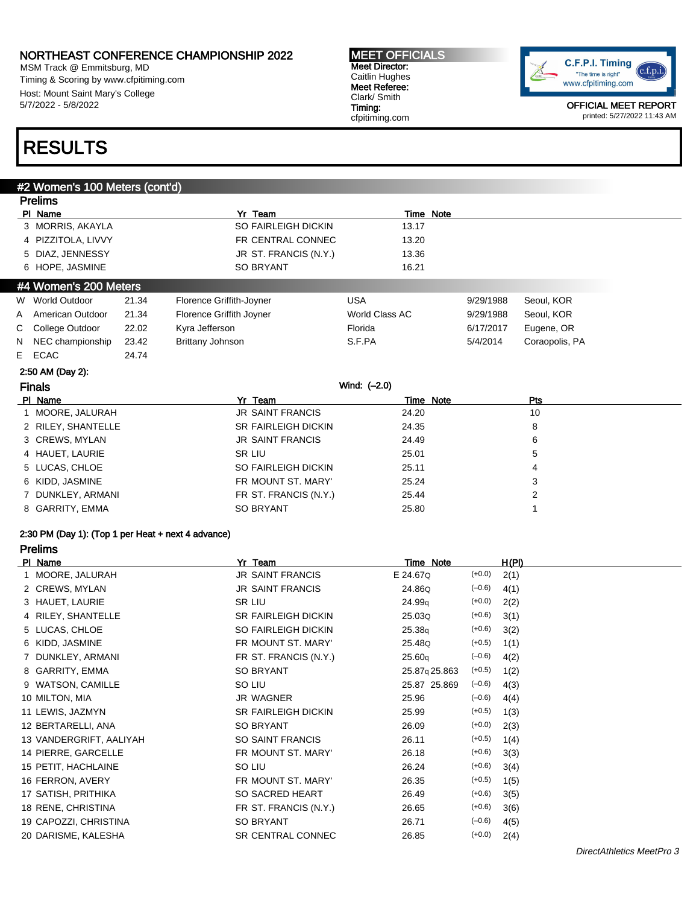NORTHEAST CONFERENCE CHAMPIONSHIP 2022
MSM Track @ Emmitsburg, MD
Timing & Scoring by www.cfpitiming.com
Host: Mount Saint Mary's College
5/7/2022 - 5/8/2022

MEET OFFICIALS
Meet Director: Caitlin Hughes
Meet Referee: Clark/ Smith
Timing: cfpitiming.com

OFFICIAL MEET REPORT
printed: 5/27/2022 11:43 AM

# RESULTS

## #2 Women's 100 Meters (cont'd)

### Prelims

| Pl | Name | Yr | Team | Time | Note |
|---|---|---|---|---|---|
| 3 | MORRIS, AKAYLA | SO | FAIRLEIGH DICKIN | 13.17 | |
| 4 | PIZZITOLA, LIVVY | FR | CENTRAL CONNEC | 13.20 | |
| 5 | DIAZ, JENNESSY | JR | ST. FRANCIS (N.Y.) | 13.36 | |
| 6 | HOPE, JASMINE | SO | BRYANT | 16.21 | |

## #4 Women's 200 Meters

| | | | | | | |
|---|---|---|---|---|---|---|
| W | World Outdoor | 21.34 | Florence Griffith-Joyner | USA | 9/29/1988 | Seoul, KOR |
| A | American Outdoor | 21.34 | Florence Griffith Joyner | World Class AC | 9/29/1988 | Seoul, KOR |
| C | College Outdoor | 22.02 | Kyra Jefferson | Florida | 6/17/2017 | Eugene, OR |
| N | NEC championship | 23.42 | Brittany Johnson | S.F.PA | 5/4/2014 | Coraopolis, PA |
| E | ECAC | 24.74 | | | | |

2:50 AM (Day 2):

### Finals

Wind: (–2.0)

| Pl | Name | Yr | Team | Time | Note | Pts |
|---|---|---|---|---|---|---|
| 1 | MOORE, JALURAH | JR | SAINT FRANCIS | 24.20 | | 10 |
| 2 | RILEY, SHANTELLE | SR | FAIRLEIGH DICKIN | 24.35 | | 8 |
| 3 | CREWS, MYLAN | JR | SAINT FRANCIS | 24.49 | | 6 |
| 4 | HAUET, LAURIE | SR | LIU | 25.01 | | 5 |
| 5 | LUCAS, CHLOE | SO | FAIRLEIGH DICKIN | 25.11 | | 4 |
| 6 | KIDD, JASMINE | FR | MOUNT ST. MARY' | 25.24 | | 3 |
| 7 | DUNKLEY, ARMANI | FR | ST. FRANCIS (N.Y.) | 25.44 | | 2 |
| 8 | GARRITY, EMMA | SO | BRYANT | 25.80 | | 1 |

2:30 PM (Day 1): (Top 1 per Heat + next 4 advance)

### Prelims

| Pl | Name | Yr | Team | Time | Note | Wind | H(Pl) |
|---|---|---|---|---|---|---|---|
| 1 | MOORE, JALURAH | JR | SAINT FRANCIS | E 24.67Q | | (+0.0) | 2(1) |
| 2 | CREWS, MYLAN | JR | SAINT FRANCIS | 24.86Q | | (–0.6) | 4(1) |
| 3 | HAUET, LAURIE | SR | LIU | 24.99q | | (+0.0) | 2(2) |
| 4 | RILEY, SHANTELLE | SR | FAIRLEIGH DICKIN | 25.03Q | | (+0.6) | 3(1) |
| 5 | LUCAS, CHLOE | SO | FAIRLEIGH DICKIN | 25.38q | | (+0.6) | 3(2) |
| 6 | KIDD, JASMINE | FR | MOUNT ST. MARY' | 25.48Q | | (+0.5) | 1(1) |
| 7 | DUNKLEY, ARMANI | FR | ST. FRANCIS (N.Y.) | 25.60q | | (–0.6) | 4(2) |
| 8 | GARRITY, EMMA | SO | BRYANT | 25.87q | 25.863 | (+0.5) | 1(2) |
| 9 | WATSON, CAMILLE | SO | LIU | 25.87 | 25.869 | (–0.6) | 4(3) |
| 10 | MILTON, MIA | JR | WAGNER | 25.96 | | (–0.6) | 4(4) |
| 11 | LEWIS, JAZMYN | SR | FAIRLEIGH DICKIN | 25.99 | | (+0.5) | 1(3) |
| 12 | BERTARELLI, ANA | SO | BRYANT | 26.09 | | (+0.0) | 2(3) |
| 13 | VANDERGRIFT, AALIYAH | SO | SAINT FRANCIS | 26.11 | | (+0.5) | 1(4) |
| 14 | PIERRE, GARCELLE | FR | MOUNT ST. MARY' | 26.18 | | (+0.6) | 3(3) |
| 15 | PETIT, HACHLAINE | SO | LIU | 26.24 | | (+0.6) | 3(4) |
| 16 | FERRON, AVERY | FR | MOUNT ST. MARY' | 26.35 | | (+0.5) | 1(5) |
| 17 | SATISH, PRITHIKA | SO | SACRED HEART | 26.49 | | (+0.6) | 3(5) |
| 18 | RENE, CHRISTINA | FR | ST. FRANCIS (N.Y.) | 26.65 | | (+0.6) | 3(6) |
| 19 | CAPOZZI, CHRISTINA | SO | BRYANT | 26.71 | | (–0.6) | 4(5) |
| 20 | DARISME, KALESHA | SR | CENTRAL CONNEC | 26.85 | | (+0.0) | 2(4) |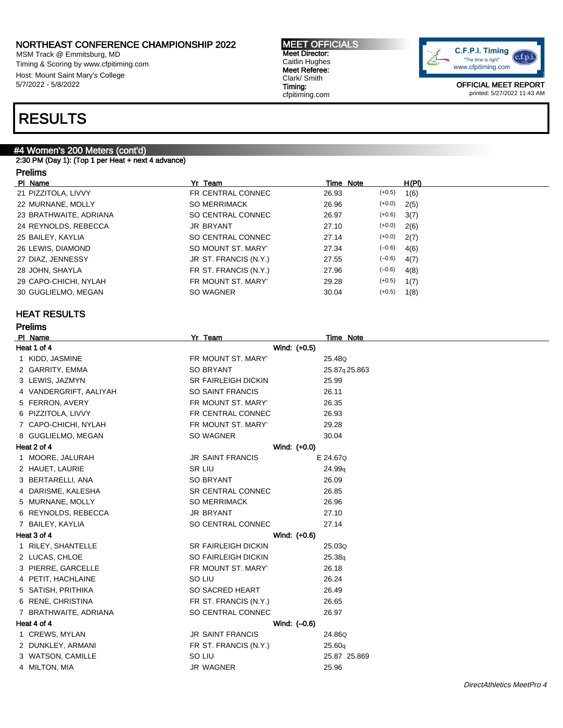NORTHEAST CONFERENCE CHAMPIONSHIP 2022
MSM Track @ Emmitsburg, MD
Timing & Scoring by www.cfpitiming.com
Host: Mount Saint Mary's College
5/7/2022 - 5/8/2022

**MEET OFFICIALS**
Meet Director:
Caitlin Hughes
Meet Referee:
Clark/ Smith
Timing:
cfpitiming.com

OFFICIAL MEET REPORT
printed: 5/27/2022 11:43 AM

# RESULTS

## #4 Women's 200 Meters (cont'd)

2:30 PM (Day 1): (Top 1 per Heat + next 4 advance)

### Prelims

| Pl | Name | Yr | Team | Time | Note | Wind | H(Pl) |
|---|---|---|---|---|---|---|---|
| 21 | PIZZITOLA, LIVVY | FR | CENTRAL CONNEC | 26.93 | | (+0.5) | 1(6) |
| 22 | MURNANE, MOLLY | SO | MERRIMACK | 26.96 | | (+0.0) | 2(5) |
| 23 | BRATHWAITE, ADRIANA | SO | CENTRAL CONNEC | 26.97 | | (+0.6) | 3(7) |
| 24 | REYNOLDS, REBECCA | JR | BRYANT | 27.10 | | (+0.0) | 2(6) |
| 25 | BAILEY, KAYLIA | SO | CENTRAL CONNEC | 27.14 | | (+0.0) | 2(7) |
| 26 | LEWIS, DIAMOND | SO | MOUNT ST. MARY' | 27.34 | | (–0.6) | 4(6) |
| 27 | DIAZ, JENNESSY | JR | ST. FRANCIS (N.Y.) | 27.55 | | (–0.6) | 4(7) |
| 28 | JOHN, SHAYLA | FR | ST. FRANCIS (N.Y.) | 27.96 | | (–0.6) | 4(8) |
| 29 | CAPO-CHICHI, NYLAH | FR | MOUNT ST. MARY' | 29.28 | | (+0.5) | 1(7) |
| 30 | GUGLIELMO, MEGAN | SO | WAGNER | 30.04 | | (+0.5) | 1(8) |

## HEAT RESULTS

### Prelims

| Pl | Name | Yr | Team | Time | Note |
|---|---|---|---|---|---|
| **Heat 1 of 4** | | | Wind: (+0.5) | | |
| 1 | KIDD, JASMINE | FR | MOUNT ST. MARY' | 25.48Q | |
| 2 | GARRITY, EMMA | SO | BRYANT | 25.87q | 25.863 |
| 3 | LEWIS, JAZMYN | SR | FAIRLEIGH DICKIN | 25.99 | |
| 4 | VANDERGRIFT, AALIYAH | SO | SAINT FRANCIS | 26.11 | |
| 5 | FERRON, AVERY | FR | MOUNT ST. MARY' | 26.35 | |
| 6 | PIZZITOLA, LIVVY | FR | CENTRAL CONNEC | 26.93 | |
| 7 | CAPO-CHICHI, NYLAH | FR | MOUNT ST. MARY' | 29.28 | |
| 8 | GUGLIELMO, MEGAN | SO | WAGNER | 30.04 | |
| **Heat 2 of 4** | | | Wind: (+0.0) | | |
| 1 | MOORE, JALURAH | JR | SAINT FRANCIS | E 24.67Q | |
| 2 | HAUET, LAURIE | SR | LIU | 24.99q | |
| 3 | BERTARELLI, ANA | SO | BRYANT | 26.09 | |
| 4 | DARISME, KALESHA | SR | CENTRAL CONNEC | 26.85 | |
| 5 | MURNANE, MOLLY | SO | MERRIMACK | 26.96 | |
| 6 | REYNOLDS, REBECCA | JR | BRYANT | 27.10 | |
| 7 | BAILEY, KAYLIA | SO | CENTRAL CONNEC | 27.14 | |
| **Heat 3 of 4** | | | Wind: (+0.6) | | |
| 1 | RILEY, SHANTELLE | SR | FAIRLEIGH DICKIN | 25.03Q | |
| 2 | LUCAS, CHLOE | SO | FAIRLEIGH DICKIN | 25.38q | |
| 3 | PIERRE, GARCELLE | FR | MOUNT ST. MARY' | 26.18 | |
| 4 | PETIT, HACHLAINE | SO | LIU | 26.24 | |
| 5 | SATISH, PRITHIKA | SO | SACRED HEART | 26.49 | |
| 6 | RENE, CHRISTINA | FR | ST. FRANCIS (N.Y.) | 26.65 | |
| 7 | BRATHWAITE, ADRIANA | SO | CENTRAL CONNEC | 26.97 | |
| **Heat 4 of 4** | | | Wind: (–0.6) | | |
| 1 | CREWS, MYLAN | JR | SAINT FRANCIS | 24.86Q | |
| 2 | DUNKLEY, ARMANI | FR | ST. FRANCIS (N.Y.) | 25.60q | |
| 3 | WATSON, CAMILLE | SO | LIU | 25.87 | 25.869 |
| 4 | MILTON, MIA | JR | WAGNER | 25.96 | |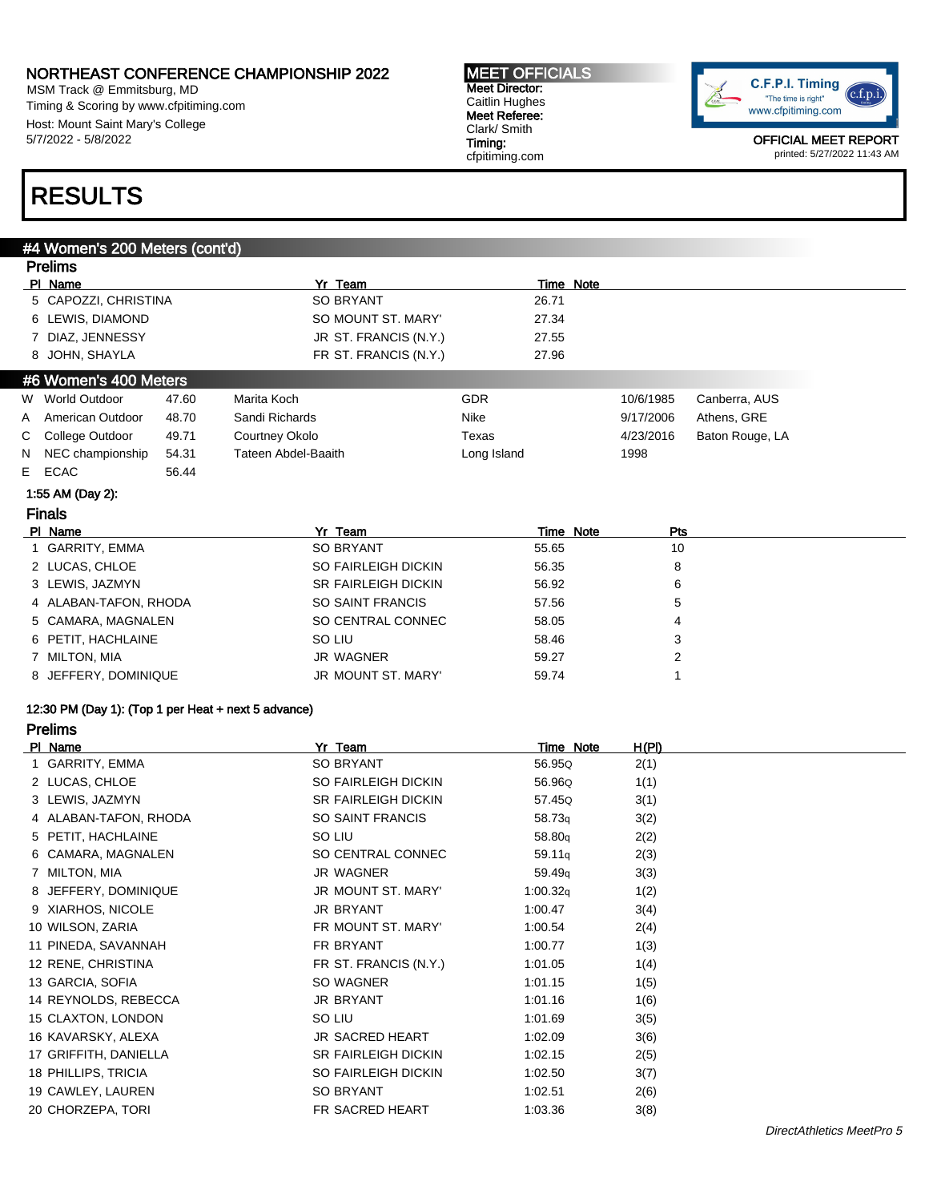# NORTHEAST CONFERENCE CHAMPIONSHIP 2022

MSM Track @ Emmitsburg, MD
Timing & Scoring by www.cfpitiming.com
Host: Mount Saint Mary's College
5/7/2022 - 5/8/2022

**MEET OFFICIALS**
**Meet Director:** Caitlin Hughes
**Meet Referee:** Clark/ Smith
**Timing:** cfpitiming.com

OFFICIAL MEET REPORT
printed: 5/27/2022 11:43 AM

# RESULTS

## #4 Women's 200 Meters (cont'd)

### Prelims

| Pl | Name | Yr | Team | Time | Note |
|---|---|---|---|---|---|
| 5 | CAPOZZI, CHRISTINA | SO | BRYANT | 26.71 | |
| 6 | LEWIS, DIAMOND | SO | MOUNT ST. MARY' | 27.34 | |
| 7 | DIAZ, JENNESSY | JR | ST. FRANCIS (N.Y.) | 27.55 | |
| 8 | JOHN, SHAYLA | FR | ST. FRANCIS (N.Y.) | 27.96 | |

## #6 Women's 400 Meters

| | Record | Time | Name | Team | Date | Location |
|---|---|---|---|---|---|---|
| W | World Outdoor | 47.60 | Marita Koch | GDR | 10/6/1985 | Canberra, AUS |
| A | American Outdoor | 48.70 | Sandi Richards | Nike | 9/17/2006 | Athens, GRE |
| C | College Outdoor | 49.71 | Courtney Okolo | Texas | 4/23/2016 | Baton Rouge, LA |
| N | NEC championship | 54.31 | Tateen Abdel-Baaith | Long Island | 1998 | |
| E | ECAC | 56.44 | | | | |

1:55 AM (Day 2):

### Finals

| Pl | Name | Yr | Team | Time | Note | Pts |
|---|---|---|---|---|---|---|
| 1 | GARRITY, EMMA | SO | BRYANT | 55.65 | | 10 |
| 2 | LUCAS, CHLOE | SO | FAIRLEIGH DICKIN | 56.35 | | 8 |
| 3 | LEWIS, JAZMYN | SR | FAIRLEIGH DICKIN | 56.92 | | 6 |
| 4 | ALABAN-TAFON, RHODA | SO | SAINT FRANCIS | 57.56 | | 5 |
| 5 | CAMARA, MAGNALEN | SO | CENTRAL CONNEC | 58.05 | | 4 |
| 6 | PETIT, HACHLAINE | SO | LIU | 58.46 | | 3 |
| 7 | MILTON, MIA | JR | WAGNER | 59.27 | | 2 |
| 8 | JEFFERY, DOMINIQUE | JR | MOUNT ST. MARY' | 59.74 | | 1 |

12:30 PM (Day 1): (Top 1 per Heat + next 5 advance)

### Prelims

| Pl | Name | Yr | Team | Time | Note | H(Pl) |
|---|---|---|---|---|---|---|
| 1 | GARRITY, EMMA | SO | BRYANT | 56.95 | Q | 2(1) |
| 2 | LUCAS, CHLOE | SO | FAIRLEIGH DICKIN | 56.96 | Q | 1(1) |
| 3 | LEWIS, JAZMYN | SR | FAIRLEIGH DICKIN | 57.45 | Q | 3(1) |
| 4 | ALABAN-TAFON, RHODA | SO | SAINT FRANCIS | 58.73 | q | 3(2) |
| 5 | PETIT, HACHLAINE | SO | LIU | 58.80 | q | 2(2) |
| 6 | CAMARA, MAGNALEN | SO | CENTRAL CONNEC | 59.11 | q | 2(3) |
| 7 | MILTON, MIA | JR | WAGNER | 59.49 | q | 3(3) |
| 8 | JEFFERY, DOMINIQUE | JR | MOUNT ST. MARY' | 1:00.32 | q | 1(2) |
| 9 | XIARHOS, NICOLE | JR | BRYANT | 1:00.47 | | 3(4) |
| 10 | WILSON, ZARIA | FR | MOUNT ST. MARY' | 1:00.54 | | 2(4) |
| 11 | PINEDA, SAVANNAH | FR | BRYANT | 1:00.77 | | 1(3) |
| 12 | RENE, CHRISTINA | FR | ST. FRANCIS (N.Y.) | 1:01.05 | | 1(4) |
| 13 | GARCIA, SOFIA | SO | WAGNER | 1:01.15 | | 1(5) |
| 14 | REYNOLDS, REBECCA | JR | BRYANT | 1:01.16 | | 1(6) |
| 15 | CLAXTON, LONDON | SO | LIU | 1:01.69 | | 3(5) |
| 16 | KAVARSKY, ALEXA | JR | SACRED HEART | 1:02.09 | | 3(6) |
| 17 | GRIFFITH, DANIELLA | SR | FAIRLEIGH DICKIN | 1:02.15 | | 2(5) |
| 18 | PHILLIPS, TRICIA | SO | FAIRLEIGH DICKIN | 1:02.50 | | 3(7) |
| 19 | CAWLEY, LAUREN | SO | BRYANT | 1:02.51 | | 2(6) |
| 20 | CHORZEPA, TORI | FR | SACRED HEART | 1:03.36 | | 3(8) |

*DirectAthletics MeetPro 5*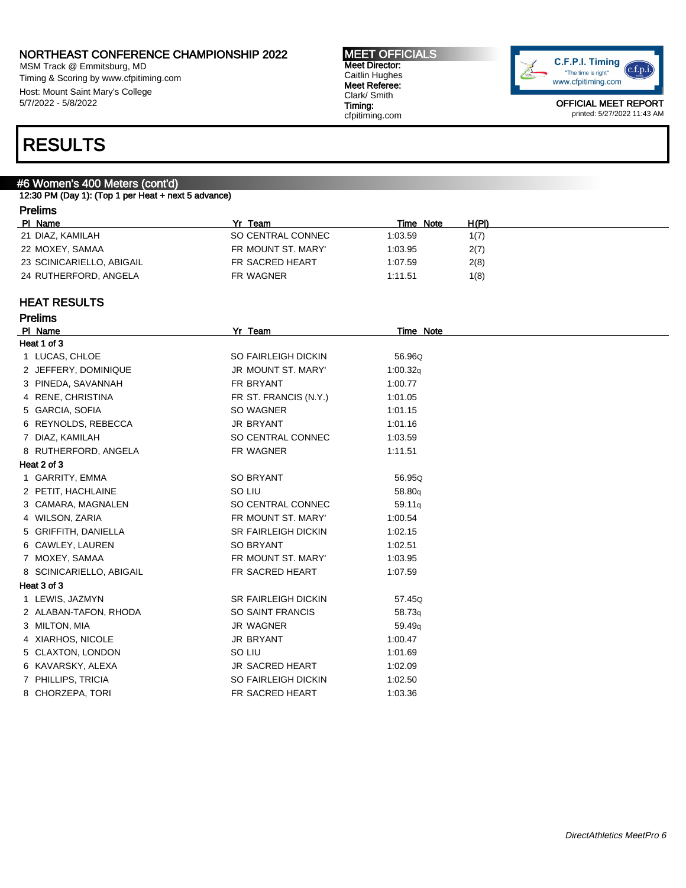NORTHEAST CONFERENCE CHAMPIONSHIP 2022
MSM Track @ Emmitsburg, MD
Timing & Scoring by www.cfpitiming.com
Host: Mount Saint Mary's College
5/7/2022 - 5/8/2022

**MEET OFFICIALS**
**Meet Director:** Caitlin Hughes
**Meet Referee:** Clark/ Smith
**Timing:** cfpitiming.com

OFFICIAL MEET REPORT
printed: 5/27/2022 11:43 AM

# RESULTS

## #6 Women's 400 Meters (cont'd)

12:30 PM (Day 1): (Top 1 per Heat + next 5 advance)

### Prelims

| Pl | Name | Yr | Team | Time | Note | H(Pl) |
|---|---|---|---|---|---|---|
| 21 | DIAZ, KAMILAH | SO | CENTRAL CONNEC | 1:03.59 | | 1(7) |
| 22 | MOXEY, SAMAA | FR | MOUNT ST. MARY' | 1:03.95 | | 2(7) |
| 23 | SCINICARIELLO, ABIGAIL | FR | SACRED HEART | 1:07.59 | | 2(8) |
| 24 | RUTHERFORD, ANGELA | FR | WAGNER | 1:11.51 | | 1(8) |

## HEAT RESULTS

### Prelims

| Pl | Name | Yr | Team | Time | Note |
|---|---|---|---|---|---|
| **Heat 1 of 3** | | | | | |
| 1 | LUCAS, CHLOE | SO | FAIRLEIGH DICKIN | 56.96 | Q |
| 2 | JEFFERY, DOMINIQUE | JR | MOUNT ST. MARY' | 1:00.32 | q |
| 3 | PINEDA, SAVANNAH | FR | BRYANT | 1:00.77 | |
| 4 | RENE, CHRISTINA | FR | ST. FRANCIS (N.Y.) | 1:01.05 | |
| 5 | GARCIA, SOFIA | SO | WAGNER | 1:01.15 | |
| 6 | REYNOLDS, REBECCA | JR | BRYANT | 1:01.16 | |
| 7 | DIAZ, KAMILAH | SO | CENTRAL CONNEC | 1:03.59 | |
| 8 | RUTHERFORD, ANGELA | FR | WAGNER | 1:11.51 | |
| **Heat 2 of 3** | | | | | |
| 1 | GARRITY, EMMA | SO | BRYANT | 56.95 | Q |
| 2 | PETIT, HACHLAINE | SO | LIU | 58.80 | q |
| 3 | CAMARA, MAGNALEN | SO | CENTRAL CONNEC | 59.11 | q |
| 4 | WILSON, ZARIA | FR | MOUNT ST. MARY' | 1:00.54 | |
| 5 | GRIFFITH, DANIELLA | SR | FAIRLEIGH DICKIN | 1:02.15 | |
| 6 | CAWLEY, LAUREN | SO | BRYANT | 1:02.51 | |
| 7 | MOXEY, SAMAA | FR | MOUNT ST. MARY' | 1:03.95 | |
| 8 | SCINICARIELLO, ABIGAIL | FR | SACRED HEART | 1:07.59 | |
| **Heat 3 of 3** | | | | | |
| 1 | LEWIS, JAZMYN | SR | FAIRLEIGH DICKIN | 57.45 | Q |
| 2 | ALABAN-TAFON, RHODA | SO | SAINT FRANCIS | 58.73 | q |
| 3 | MILTON, MIA | JR | WAGNER | 59.49 | q |
| 4 | XIARHOS, NICOLE | JR | BRYANT | 1:00.47 | |
| 5 | CLAXTON, LONDON | SO | LIU | 1:01.69 | |
| 6 | KAVARSKY, ALEXA | JR | SACRED HEART | 1:02.09 | |
| 7 | PHILLIPS, TRICIA | SO | FAIRLEIGH DICKIN | 1:02.50 | |
| 8 | CHORZEPA, TORI | FR | SACRED HEART | 1:03.36 | |

*DirectAthletics MeetPro 6*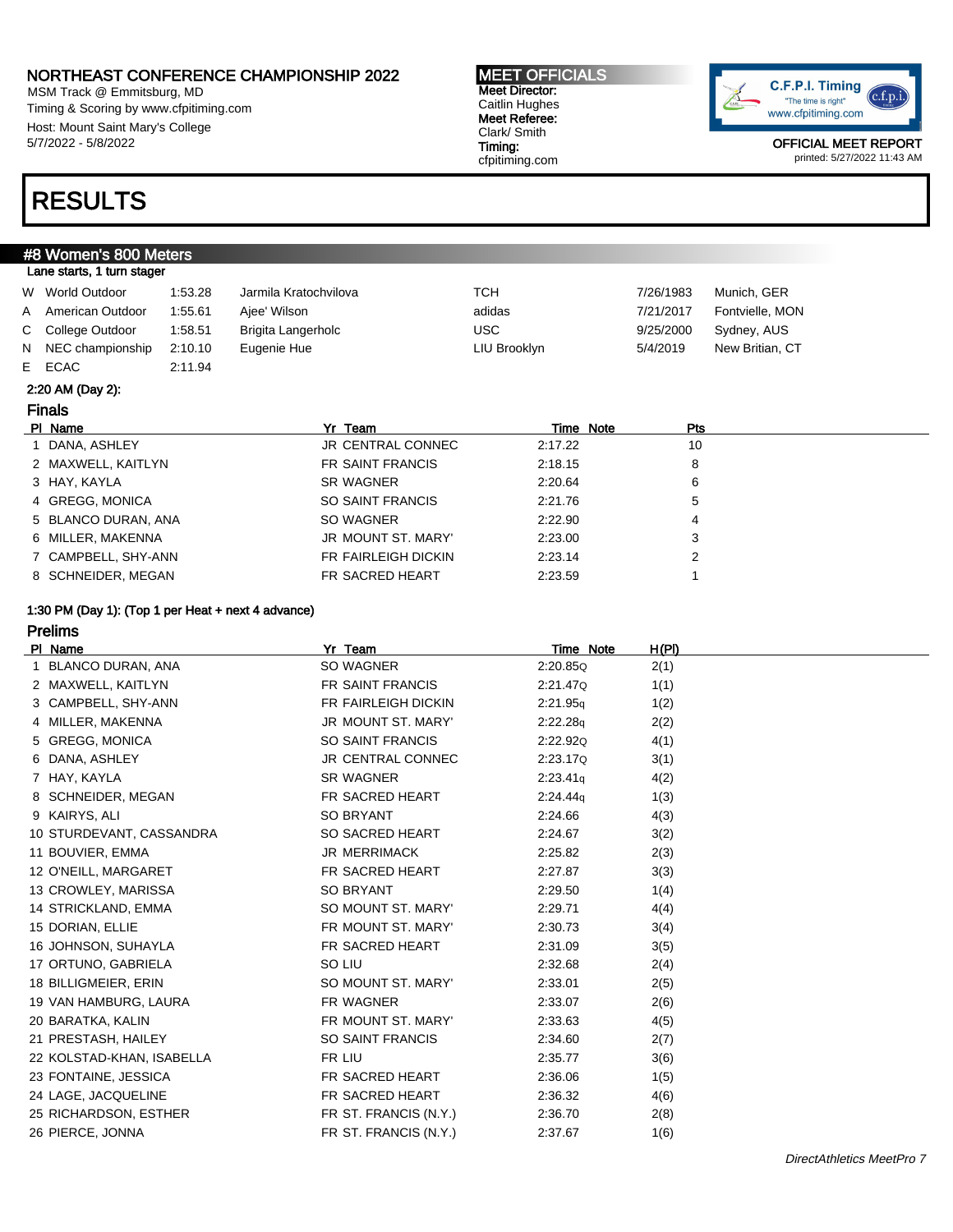NORTHEAST CONFERENCE CHAMPIONSHIP 2022
MSM Track @ Emmitsburg, MD
Timing & Scoring by www.cfpitiming.com
Host: Mount Saint Mary's College
5/7/2022 - 5/8/2022

**MEET OFFICIALS**
**Meet Director:** Caitlin Hughes
**Meet Referee:** Clark/ Smith
**Timing:** cfpitiming.com

OFFICIAL MEET REPORT
printed: 5/27/2022 11:43 AM

# RESULTS

## #8 Women's 800 Meters

Lane starts, 1 turn stager

| | | | | | | |
|---|---|---|---|---|---|---|
| W | World Outdoor | 1:53.28 | Jarmila Kratochvilova | TCH | 7/26/1983 | Munich, GER |
| A | American Outdoor | 1:55.61 | Ajee' Wilson | adidas | 7/21/2017 | Fontvielle, MON |
| C | College Outdoor | 1:58.51 | Brigita Langerholc | USC | 9/25/2000 | Sydney, AUS |
| N | NEC championship | 2:10.10 | Eugenie Hue | LIU Brooklyn | 5/4/2019 | New Britian, CT |
| E | ECAC | 2:11.94 | | | | |

2:20 AM (Day 2):

### Finals

| Pl | Name | Yr | Team | Time | Note | Pts |
|---|---|---|---|---|---|---|
| 1 | DANA, ASHLEY | JR | CENTRAL CONNEC | 2:17.22 | | 10 |
| 2 | MAXWELL, KAITLYN | FR | SAINT FRANCIS | 2:18.15 | | 8 |
| 3 | HAY, KAYLA | SR | WAGNER | 2:20.64 | | 6 |
| 4 | GREGG, MONICA | SO | SAINT FRANCIS | 2:21.76 | | 5 |
| 5 | BLANCO DURAN, ANA | SO | WAGNER | 2:22.90 | | 4 |
| 6 | MILLER, MAKENNA | JR | MOUNT ST. MARY' | 2:23.00 | | 3 |
| 7 | CAMPBELL, SHY-ANN | FR | FAIRLEIGH DICKIN | 2:23.14 | | 2 |
| 8 | SCHNEIDER, MEGAN | FR | SACRED HEART | 2:23.59 | | 1 |

1:30 PM (Day 1): (Top 1 per Heat + next 4 advance)

### Prelims

| Pl | Name | Yr | Team | Time | Note | H(Pl) |
|---|---|---|---|---|---|---|
| 1 | BLANCO DURAN, ANA | SO | WAGNER | 2:20.85 | Q | 2(1) |
| 2 | MAXWELL, KAITLYN | FR | SAINT FRANCIS | 2:21.47 | Q | 1(1) |
| 3 | CAMPBELL, SHY-ANN | FR | FAIRLEIGH DICKIN | 2:21.95 | q | 1(2) |
| 4 | MILLER, MAKENNA | JR | MOUNT ST. MARY' | 2:22.28 | q | 2(2) |
| 5 | GREGG, MONICA | SO | SAINT FRANCIS | 2:22.92 | Q | 4(1) |
| 6 | DANA, ASHLEY | JR | CENTRAL CONNEC | 2:23.17 | Q | 3(1) |
| 7 | HAY, KAYLA | SR | WAGNER | 2:23.41 | q | 4(2) |
| 8 | SCHNEIDER, MEGAN | FR | SACRED HEART | 2:24.44 | q | 1(3) |
| 9 | KAIRYS, ALI | SO | BRYANT | 2:24.66 | | 4(3) |
| 10 | STURDEVANT, CASSANDRA | SO | SACRED HEART | 2:24.67 | | 3(2) |
| 11 | BOUVIER, EMMA | JR | MERRIMACK | 2:25.82 | | 2(3) |
| 12 | O'NEILL, MARGARET | FR | SACRED HEART | 2:27.87 | | 3(3) |
| 13 | CROWLEY, MARISSA | SO | BRYANT | 2:29.50 | | 1(4) |
| 14 | STRICKLAND, EMMA | SO | MOUNT ST. MARY' | 2:29.71 | | 4(4) |
| 15 | DORIAN, ELLIE | FR | MOUNT ST. MARY' | 2:30.73 | | 3(4) |
| 16 | JOHNSON, SUHAYLA | FR | SACRED HEART | 2:31.09 | | 3(5) |
| 17 | ORTUNO, GABRIELA | SO | LIU | 2:32.68 | | 2(4) |
| 18 | BILLIGMEIER, ERIN | SO | MOUNT ST. MARY' | 2:33.01 | | 2(5) |
| 19 | VAN HAMBURG, LAURA | FR | WAGNER | 2:33.07 | | 2(6) |
| 20 | BARATKA, KALIN | FR | MOUNT ST. MARY' | 2:33.63 | | 4(5) |
| 21 | PRESTASH, HAILEY | SO | SAINT FRANCIS | 2:34.60 | | 2(7) |
| 22 | KOLSTAD-KHAN, ISABELLA | FR | LIU | 2:35.77 | | 3(6) |
| 23 | FONTAINE, JESSICA | FR | SACRED HEART | 2:36.06 | | 1(5) |
| 24 | LAGE, JACQUELINE | FR | SACRED HEART | 2:36.32 | | 4(6) |
| 25 | RICHARDSON, ESTHER | FR | ST. FRANCIS (N.Y.) | 2:36.70 | | 2(8) |
| 26 | PIERCE, JONNA | FR | ST. FRANCIS (N.Y.) | 2:37.67 | | 1(6) |

*DirectAthletics MeetPro 7*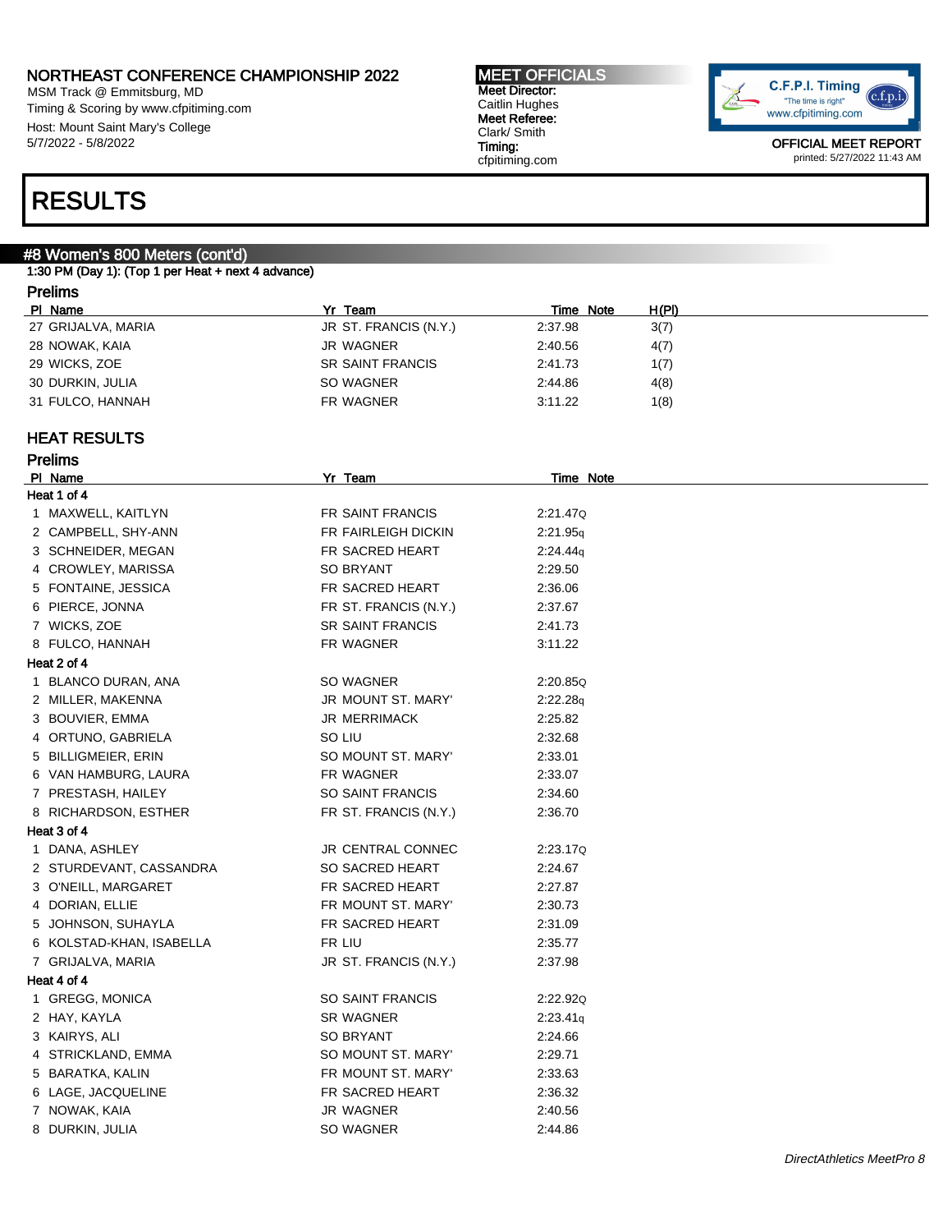NORTHEAST CONFERENCE CHAMPIONSHIP 2022
MSM Track @ Emmitsburg, MD
Timing & Scoring by www.cfpitiming.com
Host: Mount Saint Mary's College
5/7/2022 - 5/8/2022

**MEET OFFICIALS**
**Meet Director:** Caitlin Hughes
**Meet Referee:** Clark/ Smith
**Timing:** cfpitiming.com

OFFICIAL MEET REPORT
printed: 5/27/2022 11:43 AM

# RESULTS

## #8 Women's 800 Meters (cont'd)

1:30 PM (Day 1): (Top 1 per Heat + next 4 advance)

### Prelims

| Pl | Name | Yr | Team | Time | Note | H(Pl) |
|---|---|---|---|---|---|---|
| 27 | GRIJALVA, MARIA | JR | ST. FRANCIS (N.Y.) | 2:37.98 | | 3(7) |
| 28 | NOWAK, KAIA | JR | WAGNER | 2:40.56 | | 4(7) |
| 29 | WICKS, ZOE | SR | SAINT FRANCIS | 2:41.73 | | 1(7) |
| 30 | DURKIN, JULIA | SO | WAGNER | 2:44.86 | | 4(8) |
| 31 | FULCO, HANNAH | FR | WAGNER | 3:11.22 | | 1(8) |

## HEAT RESULTS

### Prelims

| Pl | Name | Yr | Team | Time | Note |
|---|---|---|---|---|---|
| **Heat 1 of 4** | | | | | |
| 1 | MAXWELL, KAITLYN | FR | SAINT FRANCIS | 2:21.47 | Q |
| 2 | CAMPBELL, SHY-ANN | FR | FAIRLEIGH DICKIN | 2:21.95 | q |
| 3 | SCHNEIDER, MEGAN | FR | SACRED HEART | 2:24.44 | q |
| 4 | CROWLEY, MARISSA | SO | BRYANT | 2:29.50 | |
| 5 | FONTAINE, JESSICA | FR | SACRED HEART | 2:36.06 | |
| 6 | PIERCE, JONNA | FR | ST. FRANCIS (N.Y.) | 2:37.67 | |
| 7 | WICKS, ZOE | SR | SAINT FRANCIS | 2:41.73 | |
| 8 | FULCO, HANNAH | FR | WAGNER | 3:11.22 | |
| **Heat 2 of 4** | | | | | |
| 1 | BLANCO DURAN, ANA | SO | WAGNER | 2:20.85 | Q |
| 2 | MILLER, MAKENNA | JR | MOUNT ST. MARY' | 2:22.28 | q |
| 3 | BOUVIER, EMMA | JR | MERRIMACK | 2:25.82 | |
| 4 | ORTUNO, GABRIELA | SO | LIU | 2:32.68 | |
| 5 | BILLIGMEIER, ERIN | SO | MOUNT ST. MARY' | 2:33.01 | |
| 6 | VAN HAMBURG, LAURA | FR | WAGNER | 2:33.07 | |
| 7 | PRESTASH, HAILEY | SO | SAINT FRANCIS | 2:34.60 | |
| 8 | RICHARDSON, ESTHER | FR | ST. FRANCIS (N.Y.) | 2:36.70 | |
| **Heat 3 of 4** | | | | | |
| 1 | DANA, ASHLEY | JR | CENTRAL CONNEC | 2:23.17 | Q |
| 2 | STURDEVANT, CASSANDRA | SO | SACRED HEART | 2:24.67 | |
| 3 | O'NEILL, MARGARET | FR | SACRED HEART | 2:27.87 | |
| 4 | DORIAN, ELLIE | FR | MOUNT ST. MARY' | 2:30.73 | |
| 5 | JOHNSON, SUHAYLA | FR | SACRED HEART | 2:31.09 | |
| 6 | KOLSTAD-KHAN, ISABELLA | FR | LIU | 2:35.77 | |
| 7 | GRIJALVA, MARIA | JR | ST. FRANCIS (N.Y.) | 2:37.98 | |
| **Heat 4 of 4** | | | | | |
| 1 | GREGG, MONICA | SO | SAINT FRANCIS | 2:22.92 | Q |
| 2 | HAY, KAYLA | SR | WAGNER | 2:23.41 | q |
| 3 | KAIRYS, ALI | SO | BRYANT | 2:24.66 | |
| 4 | STRICKLAND, EMMA | SO | MOUNT ST. MARY' | 2:29.71 | |
| 5 | BARATKA, KALIN | FR | MOUNT ST. MARY' | 2:33.63 | |
| 6 | LAGE, JACQUELINE | FR | SACRED HEART | 2:36.32 | |
| 7 | NOWAK, KAIA | JR | WAGNER | 2:40.56 | |
| 8 | DURKIN, JULIA | SO | WAGNER | 2:44.86 | |

*DirectAthletics MeetPro 8*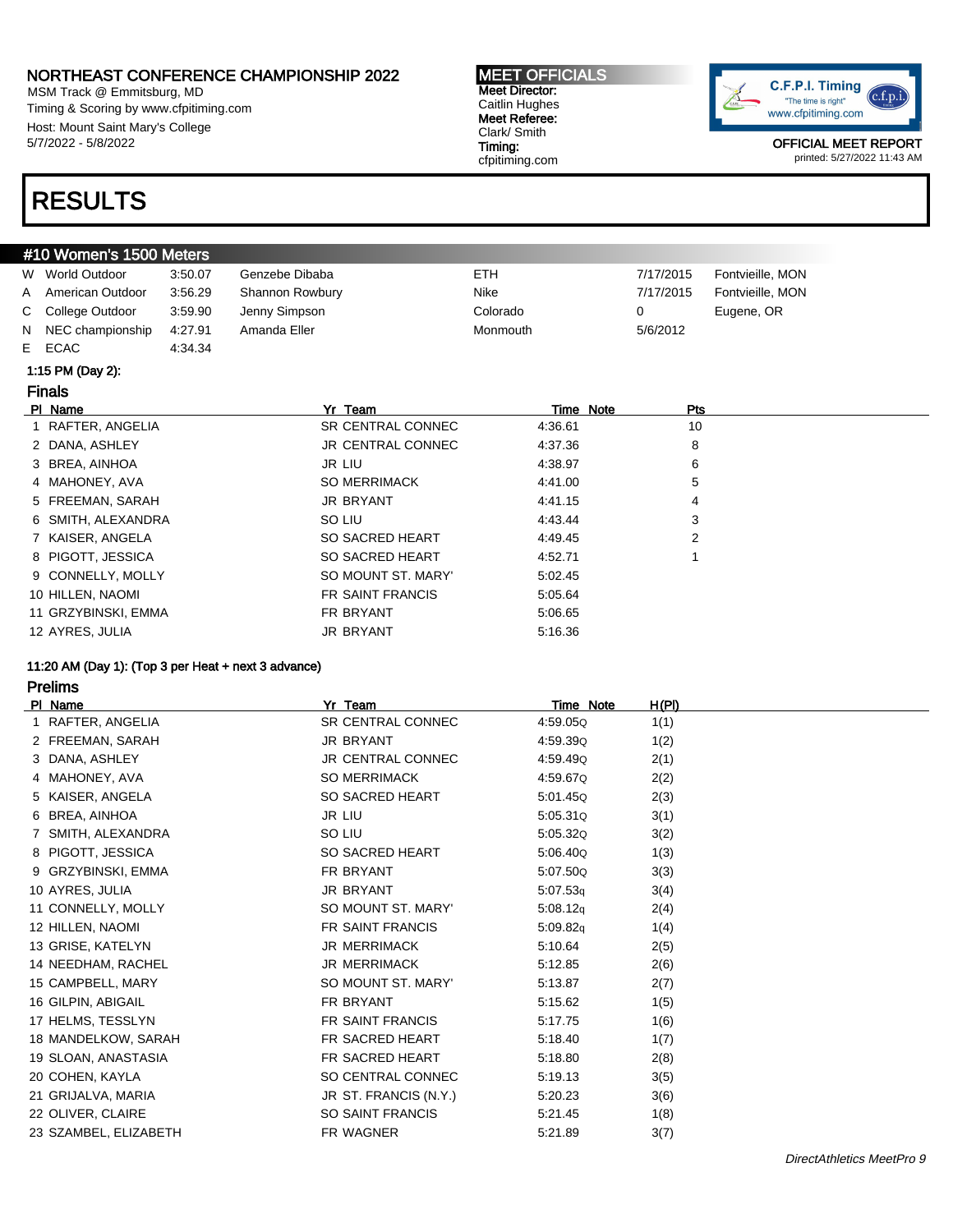# NORTHEAST CONFERENCE CHAMPIONSHIP 2022

MSM Track @ Emmitsburg, MD
Timing & Scoring by www.cfpitiming.com
Host: Mount Saint Mary's College
5/7/2022 - 5/8/2022

**MEET OFFICIALS**
Meet Director:
Caitlin Hughes
Meet Referee:
Clark/ Smith
Timing:
cfpitiming.com

C.F.P.I. Timing
"The time is right"
www.cfpitiming.com

OFFICIAL MEET REPORT
printed: 5/27/2022 11:43 AM

# RESULTS

## #10 Women's 1500 Meters

| | | | | | | |
|---|---|---|---|---|---|---|
| W | World Outdoor | 3:50.07 | Genzebe Dibaba | ETH | 7/17/2015 | Fontvieille, MON |
| A | American Outdoor | 3:56.29 | Shannon Rowbury | Nike | 7/17/2015 | Fontvieille, MON |
| C | College Outdoor | 3:59.90 | Jenny Simpson | Colorado | 0 | Eugene, OR |
| N | NEC championship | 4:27.91 | Amanda Eller | Monmouth | 5/6/2012 | |
| E | ECAC | 4:34.34 | | | | |

1:15 PM (Day 2):

### Finals

| Pl | Name | Yr | Team | Time | Note | Pts |
|---|---|---|---|---|---|---|
| 1 | RAFTER, ANGELIA | SR | CENTRAL CONNEC | 4:36.61 | | 10 |
| 2 | DANA, ASHLEY | JR | CENTRAL CONNEC | 4:37.36 | | 8 |
| 3 | BREA, AINHOA | JR | LIU | 4:38.97 | | 6 |
| 4 | MAHONEY, AVA | SO | MERRIMACK | 4:41.00 | | 5 |
| 5 | FREEMAN, SARAH | JR | BRYANT | 4:41.15 | | 4 |
| 6 | SMITH, ALEXANDRA | SO | LIU | 4:43.44 | | 3 |
| 7 | KAISER, ANGELA | SO | SACRED HEART | 4:49.45 | | 2 |
| 8 | PIGOTT, JESSICA | SO | SACRED HEART | 4:52.71 | | 1 |
| 9 | CONNELLY, MOLLY | SO | MOUNT ST. MARY' | 5:02.45 | | |
| 10 | HILLEN, NAOMI | FR | SAINT FRANCIS | 5:05.64 | | |
| 11 | GRZYBINSKI, EMMA | FR | BRYANT | 5:06.65 | | |
| 12 | AYRES, JULIA | JR | BRYANT | 5:16.36 | | |

11:20 AM (Day 1): (Top 3 per Heat + next 3 advance)

### Prelims

| Pl | Name | Yr | Team | Time | Note | H(Pl) |
|---|---|---|---|---|---|---|
| 1 | RAFTER, ANGELIA | SR | CENTRAL CONNEC | 4:59.05 | Q | 1(1) |
| 2 | FREEMAN, SARAH | JR | BRYANT | 4:59.39 | Q | 1(2) |
| 3 | DANA, ASHLEY | JR | CENTRAL CONNEC | 4:59.49 | Q | 2(1) |
| 4 | MAHONEY, AVA | SO | MERRIMACK | 4:59.67 | Q | 2(2) |
| 5 | KAISER, ANGELA | SO | SACRED HEART | 5:01.45 | Q | 2(3) |
| 6 | BREA, AINHOA | JR | LIU | 5:05.31 | Q | 3(1) |
| 7 | SMITH, ALEXANDRA | SO | LIU | 5:05.32 | Q | 3(2) |
| 8 | PIGOTT, JESSICA | SO | SACRED HEART | 5:06.40 | Q | 1(3) |
| 9 | GRZYBINSKI, EMMA | FR | BRYANT | 5:07.50 | Q | 3(3) |
| 10 | AYRES, JULIA | JR | BRYANT | 5:07.53 | q | 3(4) |
| 11 | CONNELLY, MOLLY | SO | MOUNT ST. MARY' | 5:08.12 | q | 2(4) |
| 12 | HILLEN, NAOMI | FR | SAINT FRANCIS | 5:09.82 | q | 1(4) |
| 13 | GRISE, KATELYN | JR | MERRIMACK | 5:10.64 | | 2(5) |
| 14 | NEEDHAM, RACHEL | JR | MERRIMACK | 5:12.85 | | 2(6) |
| 15 | CAMPBELL, MARY | SO | MOUNT ST. MARY' | 5:13.87 | | 2(7) |
| 16 | GILPIN, ABIGAIL | FR | BRYANT | 5:15.62 | | 1(5) |
| 17 | HELMS, TESSLYN | FR | SAINT FRANCIS | 5:17.75 | | 1(6) |
| 18 | MANDELKOW, SARAH | FR | SACRED HEART | 5:18.40 | | 1(7) |
| 19 | SLOAN, ANASTASIA | FR | SACRED HEART | 5:18.80 | | 2(8) |
| 20 | COHEN, KAYLA | SO | CENTRAL CONNEC | 5:19.13 | | 3(5) |
| 21 | GRIJALVA, MARIA | JR | ST. FRANCIS (N.Y.) | 5:20.23 | | 3(6) |
| 22 | OLIVER, CLAIRE | SO | SAINT FRANCIS | 5:21.45 | | 1(8) |
| 23 | SZAMBEL, ELIZABETH | FR | WAGNER | 5:21.89 | | 3(7) |

*DirectAthletics MeetPro 9*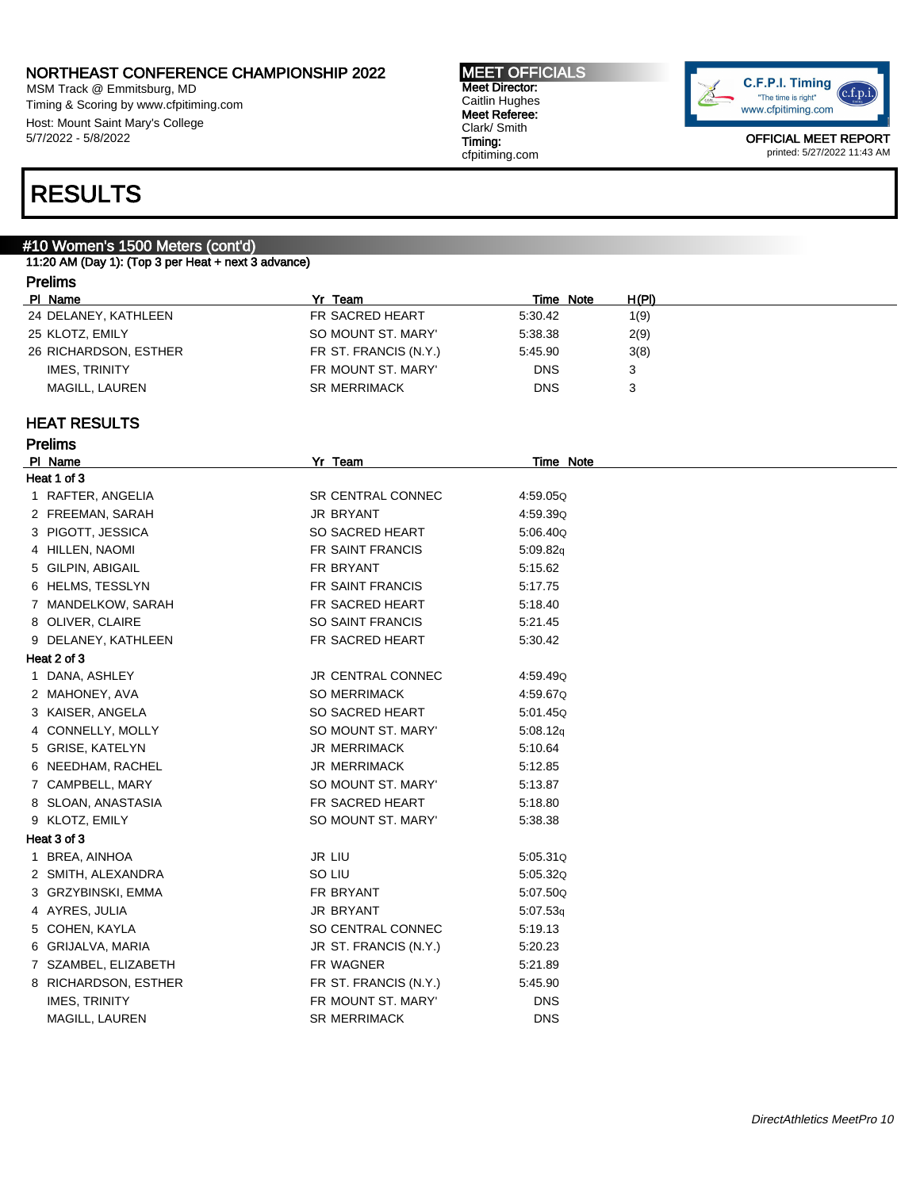NORTHEAST CONFERENCE CHAMPIONSHIP 2022
MSM Track @ Emmitsburg, MD
Timing & Scoring by www.cfpitiming.com
Host: Mount Saint Mary's College
5/7/2022 - 5/8/2022

**MEET OFFICIALS**
**Meet Director:**
Caitlin Hughes
**Meet Referee:**
Clark/ Smith
**Timing:**
cfpitiming.com

OFFICIAL MEET REPORT
printed: 5/27/2022 11:43 AM

# RESULTS

## #10 Women's 1500 Meters (cont'd)

**11:20 AM (Day 1): (Top 3 per Heat + next 3 advance)**

### Prelims

| Pl | Name | Yr | Team | Time | Note | H(Pl) |
|---|---|---|---|---|---|---|
| 24 | DELANEY, KATHLEEN | FR | SACRED HEART | 5:30.42 | | 1(9) |
| 25 | KLOTZ, EMILY | SO | MOUNT ST. MARY' | 5:38.38 | | 2(9) |
| 26 | RICHARDSON, ESTHER | FR | ST. FRANCIS (N.Y.) | 5:45.90 | | 3(8) |
| | IMES, TRINITY | FR | MOUNT ST. MARY' | DNS | | 3 |
| | MAGILL, LAUREN | SR | MERRIMACK | DNS | | 3 |

## HEAT RESULTS

### Prelims

| Pl | Name | Yr | Team | Time | Note |
|---|---|---|---|---|---|
| **Heat 1 of 3** | | | | | |
| 1 | RAFTER, ANGELIA | SR | CENTRAL CONNEC | 4:59.05 | Q |
| 2 | FREEMAN, SARAH | JR | BRYANT | 4:59.39 | Q |
| 3 | PIGOTT, JESSICA | SO | SACRED HEART | 5:06.40 | Q |
| 4 | HILLEN, NAOMI | FR | SAINT FRANCIS | 5:09.82 | q |
| 5 | GILPIN, ABIGAIL | FR | BRYANT | 5:15.62 | |
| 6 | HELMS, TESSLYN | FR | SAINT FRANCIS | 5:17.75 | |
| 7 | MANDELKOW, SARAH | FR | SACRED HEART | 5:18.40 | |
| 8 | OLIVER, CLAIRE | SO | SAINT FRANCIS | 5:21.45 | |
| 9 | DELANEY, KATHLEEN | FR | SACRED HEART | 5:30.42 | |
| **Heat 2 of 3** | | | | | |
| 1 | DANA, ASHLEY | JR | CENTRAL CONNEC | 4:59.49 | Q |
| 2 | MAHONEY, AVA | SO | MERRIMACK | 4:59.67 | Q |
| 3 | KAISER, ANGELA | SO | SACRED HEART | 5:01.45 | Q |
| 4 | CONNELLY, MOLLY | SO | MOUNT ST. MARY' | 5:08.12 | q |
| 5 | GRISE, KATELYN | JR | MERRIMACK | 5:10.64 | |
| 6 | NEEDHAM, RACHEL | JR | MERRIMACK | 5:12.85 | |
| 7 | CAMPBELL, MARY | SO | MOUNT ST. MARY' | 5:13.87 | |
| 8 | SLOAN, ANASTASIA | FR | SACRED HEART | 5:18.80 | |
| 9 | KLOTZ, EMILY | SO | MOUNT ST. MARY' | 5:38.38 | |
| **Heat 3 of 3** | | | | | |
| 1 | BREA, AINHOA | JR | LIU | 5:05.31 | Q |
| 2 | SMITH, ALEXANDRA | SO | LIU | 5:05.32 | Q |
| 3 | GRZYBINSKI, EMMA | FR | BRYANT | 5:07.50 | Q |
| 4 | AYRES, JULIA | JR | BRYANT | 5:07.53 | q |
| 5 | COHEN, KAYLA | SO | CENTRAL CONNEC | 5:19.13 | |
| 6 | GRIJALVA, MARIA | JR | ST. FRANCIS (N.Y.) | 5:20.23 | |
| 7 | SZAMBEL, ELIZABETH | FR | WAGNER | 5:21.89 | |
| 8 | RICHARDSON, ESTHER | FR | ST. FRANCIS (N.Y.) | 5:45.90 | |
| | IMES, TRINITY | FR | MOUNT ST. MARY' | DNS | |
| | MAGILL, LAUREN | SR | MERRIMACK | DNS | |

*DirectAthletics MeetPro 10*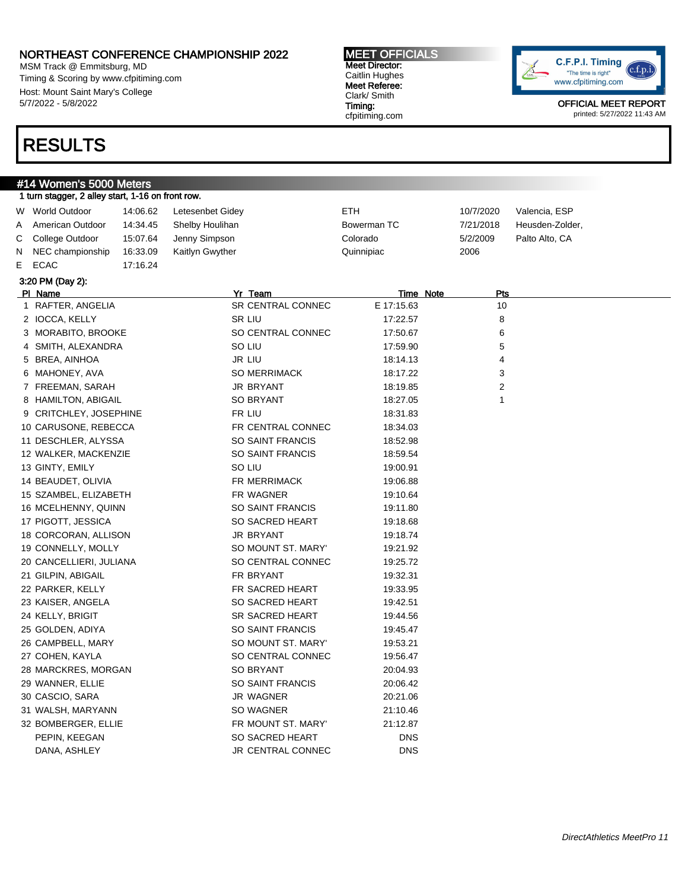# NORTHEAST CONFERENCE CHAMPIONSHIP 2022

MSM Track @ Emmitsburg, MD
Timing & Scoring by www.cfpitiming.com
Host: Mount Saint Mary's College
5/7/2022 - 5/8/2022

**MEET OFFICIALS**
**Meet Director:**
Caitlin Hughes
**Meet Referee:**
Clark/ Smith
**Timing:**
cfpitiming.com

C.F.P.I. Timing
"The time is right"
www.cfpitiming.com

OFFICIAL MEET REPORT
printed: 5/27/2022 11:43 AM

# RESULTS

## #14 Women's 5000 Meters

1 turn stagger, 2 alley start, 1-16 on front row.

| | | | | | | |
|---|---|---|---|---|---|---|
| W | World Outdoor | 14:06.62 | Letesenbet Gidey | ETH | 10/7/2020 | Valencia, ESP |
| A | American Outdoor | 14:34.45 | Shelby Houlihan | Bowerman TC | 7/21/2018 | Heusden-Zolder, |
| C | College Outdoor | 15:07.64 | Jenny Simpson | Colorado | 5/2/2009 | Palto Alto, CA |
| N | NEC championship | 16:33.09 | Kaitlyn Gwyther | Quinnipiac | 2006 | |
| E | ECAC | 17:16.24 | | | | |

3:20 PM (Day 2):

| Pl | Name | Yr | Team | Time | Note | Pts |
|---|---|---|---|---|---|---|
| 1 | RAFTER, ANGELIA | SR | CENTRAL CONNEC | E 17:15.63 | | 10 |
| 2 | IOCCA, KELLY | SR | LIU | 17:22.57 | | 8 |
| 3 | MORABITO, BROOKE | SO | CENTRAL CONNEC | 17:50.67 | | 6 |
| 4 | SMITH, ALEXANDRA | SO | LIU | 17:59.90 | | 5 |
| 5 | BREA, AINHOA | JR | LIU | 18:14.13 | | 4 |
| 6 | MAHONEY, AVA | SO | MERRIMACK | 18:17.22 | | 3 |
| 7 | FREEMAN, SARAH | JR | BRYANT | 18:19.85 | | 2 |
| 8 | HAMILTON, ABIGAIL | SO | BRYANT | 18:27.05 | | 1 |
| 9 | CRITCHLEY, JOSEPHINE | FR | LIU | 18:31.83 | | |
| 10 | CARUSONE, REBECCA | FR | CENTRAL CONNEC | 18:34.03 | | |
| 11 | DESCHLER, ALYSSA | SO | SAINT FRANCIS | 18:52.98 | | |
| 12 | WALKER, MACKENZIE | SO | SAINT FRANCIS | 18:59.54 | | |
| 13 | GINTY, EMILY | SO | LIU | 19:00.91 | | |
| 14 | BEAUDET, OLIVIA | FR | MERRIMACK | 19:06.88 | | |
| 15 | SZAMBEL, ELIZABETH | FR | WAGNER | 19:10.64 | | |
| 16 | MCELHENNY, QUINN | SO | SAINT FRANCIS | 19:11.80 | | |
| 17 | PIGOTT, JESSICA | SO | SACRED HEART | 19:18.68 | | |
| 18 | CORCORAN, ALLISON | JR | BRYANT | 19:18.74 | | |
| 19 | CONNELLY, MOLLY | SO | MOUNT ST. MARY' | 19:21.92 | | |
| 20 | CANCELLIERI, JULIANA | SO | CENTRAL CONNEC | 19:25.72 | | |
| 21 | GILPIN, ABIGAIL | FR | BRYANT | 19:32.31 | | |
| 22 | PARKER, KELLY | FR | SACRED HEART | 19:33.95 | | |
| 23 | KAISER, ANGELA | SO | SACRED HEART | 19:42.51 | | |
| 24 | KELLY, BRIGIT | SR | SACRED HEART | 19:44.56 | | |
| 25 | GOLDEN, ADIYA | SO | SAINT FRANCIS | 19:45.47 | | |
| 26 | CAMPBELL, MARY | SO | MOUNT ST. MARY' | 19:53.21 | | |
| 27 | COHEN, KAYLA | SO | CENTRAL CONNEC | 19:56.47 | | |
| 28 | MARCKRES, MORGAN | SO | BRYANT | 20:04.93 | | |
| 29 | WANNER, ELLIE | SO | SAINT FRANCIS | 20:06.42 | | |
| 30 | CASCIO, SARA | JR | WAGNER | 20:21.06 | | |
| 31 | WALSH, MARYANN | SO | WAGNER | 21:10.46 | | |
| 32 | BOMBERGER, ELLIE | FR | MOUNT ST. MARY' | 21:12.87 | | |
| | PEPIN, KEEGAN | SO | SACRED HEART | DNS | | |
| | DANA, ASHLEY | JR | CENTRAL CONNEC | DNS | | |

*DirectAthletics MeetPro 11*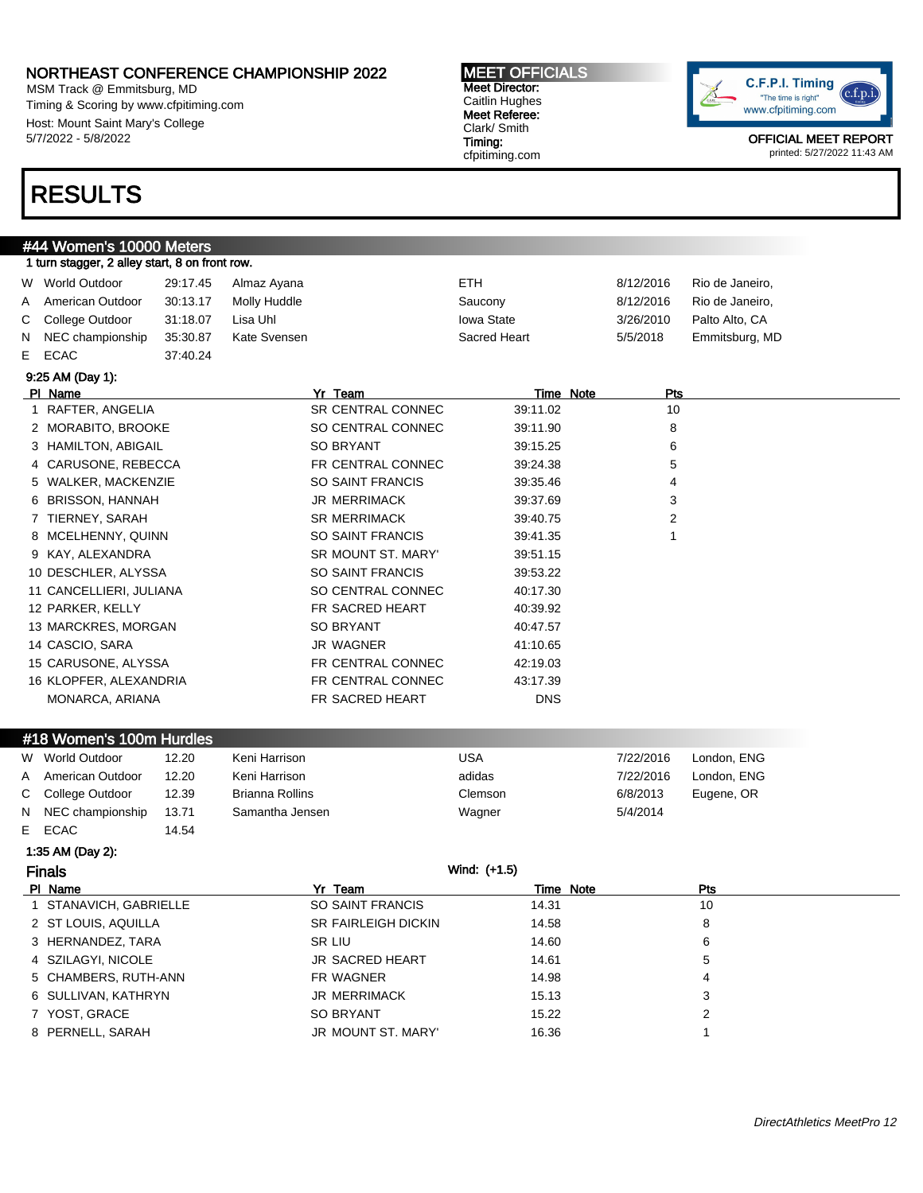# NORTHEAST CONFERENCE CHAMPIONSHIP 2022

MSM Track @ Emmitsburg, MD
Timing & Scoring by www.cfpitiming.com
Host: Mount Saint Mary's College
5/7/2022 - 5/8/2022

**MEET OFFICIALS**
**Meet Director:**
Caitlin Hughes
**Meet Referee:**
Clark/ Smith
**Timing:**
cfpitiming.com

OFFICIAL MEET REPORT
printed: 5/27/2022 11:43 AM

# RESULTS

## #44 Women's 10000 Meters

1 turn stagger, 2 alley start, 8 on front row.

| | Record | Time | Name | Team | Date | Location |
|---|---|---|---|---|---|---|
| W | World Outdoor | 29:17.45 | Almaz Ayana | ETH | 8/12/2016 | Rio de Janeiro, |
| A | American Outdoor | 30:13.17 | Molly Huddle | Saucony | 8/12/2016 | Rio de Janeiro, |
| C | College Outdoor | 31:18.07 | Lisa Uhl | Iowa State | 3/26/2010 | Palto Alto, CA |
| N | NEC championship | 35:30.87 | Kate Svensen | Sacred Heart | 5/5/2018 | Emmitsburg, MD |
| E | ECAC | 37:40.24 | | | | |

9:25 AM (Day 1):

| Pl | Name | Yr | Team | Time | Note | Pts |
|---|---|---|---|---|---|---|
| 1 | RAFTER, ANGELIA | SR | CENTRAL CONNEC | 39:11.02 | | 10 |
| 2 | MORABITO, BROOKE | SO | CENTRAL CONNEC | 39:11.90 | | 8 |
| 3 | HAMILTON, ABIGAIL | SO | BRYANT | 39:15.25 | | 6 |
| 4 | CARUSONE, REBECCA | FR | CENTRAL CONNEC | 39:24.38 | | 5 |
| 5 | WALKER, MACKENZIE | SO | SAINT FRANCIS | 39:35.46 | | 4 |
| 6 | BRISSON, HANNAH | JR | MERRIMACK | 39:37.69 | | 3 |
| 7 | TIERNEY, SARAH | SR | MERRIMACK | 39:40.75 | | 2 |
| 8 | MCELHENNY, QUINN | SO | SAINT FRANCIS | 39:41.35 | | 1 |
| 9 | KAY, ALEXANDRA | SR | MOUNT ST. MARY' | 39:51.15 | | |
| 10 | DESCHLER, ALYSSA | SO | SAINT FRANCIS | 39:53.22 | | |
| 11 | CANCELLIERI, JULIANA | SO | CENTRAL CONNEC | 40:17.30 | | |
| 12 | PARKER, KELLY | FR | SACRED HEART | 40:39.92 | | |
| 13 | MARCKRES, MORGAN | SO | BRYANT | 40:47.57 | | |
| 14 | CASCIO, SARA | JR | WAGNER | 41:10.65 | | |
| 15 | CARUSONE, ALYSSA | FR | CENTRAL CONNEC | 42:19.03 | | |
| 16 | KLOPFER, ALEXANDRIA | FR | CENTRAL CONNEC | 43:17.39 | | |
| | MONARCA, ARIANA | FR | SACRED HEART | DNS | | |

## #18 Women's 100m Hurdles

| | Record | Time | Name | Team | Date | Location |
|---|---|---|---|---|---|---|
| W | World Outdoor | 12.20 | Keni Harrison | USA | 7/22/2016 | London, ENG |
| A | American Outdoor | 12.20 | Keni Harrison | adidas | 7/22/2016 | London, ENG |
| C | College Outdoor | 12.39 | Brianna Rollins | Clemson | 6/8/2013 | Eugene, OR |
| N | NEC championship | 13.71 | Samantha Jensen | Wagner | 5/4/2014 | |
| E | ECAC | 14.54 | | | | |

1:35 AM (Day 2):

### Finals

Wind: (+1.5)

| Pl | Name | Yr | Team | Time | Note | Pts |
|---|---|---|---|---|---|---|
| 1 | STANAVICH, GABRIELLE | SO | SAINT FRANCIS | 14.31 | | 10 |
| 2 | ST LOUIS, AQUILLA | SR | FAIRLEIGH DICKIN | 14.58 | | 8 |
| 3 | HERNANDEZ, TARA | SR | LIU | 14.60 | | 6 |
| 4 | SZILAGYI, NICOLE | JR | SACRED HEART | 14.61 | | 5 |
| 5 | CHAMBERS, RUTH-ANN | FR | WAGNER | 14.98 | | 4 |
| 6 | SULLIVAN, KATHRYN | JR | MERRIMACK | 15.13 | | 3 |
| 7 | YOST, GRACE | SO | BRYANT | 15.22 | | 2 |
| 8 | PERNELL, SARAH | JR | MOUNT ST. MARY' | 16.36 | | 1 |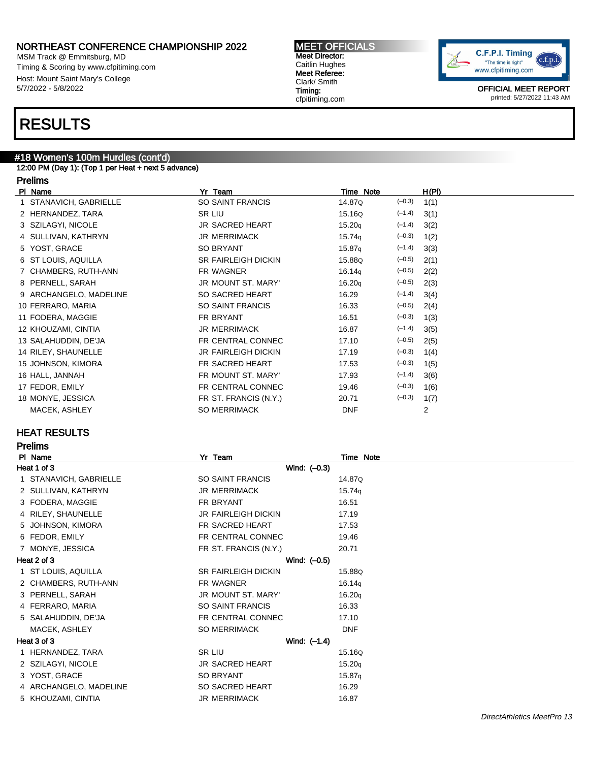NORTHEAST CONFERENCE CHAMPIONSHIP 2022
MSM Track @ Emmitsburg, MD
Timing & Scoring by www.cfpitiming.com
Host: Mount Saint Mary's College
5/7/2022 - 5/8/2022

**MEET OFFICIALS**
Meet Director: Caitlin Hughes
Meet Referee: Clark/ Smith
Timing: cfpitiming.com

OFFICIAL MEET REPORT
printed: 5/27/2022 11:43 AM

# RESULTS

## #18 Women's 100m Hurdles (cont'd)

12:00 PM (Day 1): (Top 1 per Heat + next 5 advance)

### Prelims

| Pl | Name | Yr | Team | Time | Note | Wind | H(Pl) |
|---|---|---|---|---|---|---|---|
| 1 | STANAVICH, GABRIELLE | SO | SAINT FRANCIS | 14.87 | Q | (–0.3) | 1(1) |
| 2 | HERNANDEZ, TARA | SR | LIU | 15.16 | Q | (–1.4) | 3(1) |
| 3 | SZILAGYI, NICOLE | JR | SACRED HEART | 15.20 | q | (–1.4) | 3(2) |
| 4 | SULLIVAN, KATHRYN | JR | MERRIMACK | 15.74 | q | (–0.3) | 1(2) |
| 5 | YOST, GRACE | SO | BRYANT | 15.87 | q | (–1.4) | 3(3) |
| 6 | ST LOUIS, AQUILLA | SR | FAIRLEIGH DICKIN | 15.88 | Q | (–0.5) | 2(1) |
| 7 | CHAMBERS, RUTH-ANN | FR | WAGNER | 16.14 | q | (–0.5) | 2(2) |
| 8 | PERNELL, SARAH | JR | MOUNT ST. MARY' | 16.20 | q | (–0.5) | 2(3) |
| 9 | ARCHANGELO, MADELINE | SO | SACRED HEART | 16.29 | | (–1.4) | 3(4) |
| 10 | FERRARO, MARIA | SO | SAINT FRANCIS | 16.33 | | (–0.5) | 2(4) |
| 11 | FODERA, MAGGIE | FR | BRYANT | 16.51 | | (–0.3) | 1(3) |
| 12 | KHOUZAMI, CINTIA | JR | MERRIMACK | 16.87 | | (–1.4) | 3(5) |
| 13 | SALAHUDDIN, DE'JA | FR | CENTRAL CONNEC | 17.10 | | (–0.5) | 2(5) |
| 14 | RILEY, SHAUNELLE | JR | FAIRLEIGH DICKIN | 17.19 | | (–0.3) | 1(4) |
| 15 | JOHNSON, KIMORA | FR | SACRED HEART | 17.53 | | (–0.3) | 1(5) |
| 16 | HALL, JANNAH | FR | MOUNT ST. MARY' | 17.93 | | (–1.4) | 3(6) |
| 17 | FEDOR, EMILY | FR | CENTRAL CONNEC | 19.46 | | (–0.3) | 1(6) |
| 18 | MONYE, JESSICA | FR | ST. FRANCIS (N.Y.) | 20.71 | | (–0.3) | 1(7) |
| | MACEK, ASHLEY | SO | MERRIMACK | DNF | | | 2 |

## HEAT RESULTS

### Prelims

| Pl | Name | Yr | Team | Time | Note |
|---|---|---|---|---|---|
| **Heat 1 of 3** | | | Wind: (–0.3) | | |
| 1 | STANAVICH, GABRIELLE | SO | SAINT FRANCIS | 14.87 | Q |
| 2 | SULLIVAN, KATHRYN | JR | MERRIMACK | 15.74 | q |
| 3 | FODERA, MAGGIE | FR | BRYANT | 16.51 | |
| 4 | RILEY, SHAUNELLE | JR | FAIRLEIGH DICKIN | 17.19 | |
| 5 | JOHNSON, KIMORA | FR | SACRED HEART | 17.53 | |
| 6 | FEDOR, EMILY | FR | CENTRAL CONNEC | 19.46 | |
| 7 | MONYE, JESSICA | FR | ST. FRANCIS (N.Y.) | 20.71 | |
| **Heat 2 of 3** | | | Wind: (–0.5) | | |
| 1 | ST LOUIS, AQUILLA | SR | FAIRLEIGH DICKIN | 15.88 | Q |
| 2 | CHAMBERS, RUTH-ANN | FR | WAGNER | 16.14 | q |
| 3 | PERNELL, SARAH | JR | MOUNT ST. MARY' | 16.20 | q |
| 4 | FERRARO, MARIA | SO | SAINT FRANCIS | 16.33 | |
| 5 | SALAHUDDIN, DE'JA | FR | CENTRAL CONNEC | 17.10 | |
| | MACEK, ASHLEY | SO | MERRIMACK | DNF | |
| **Heat 3 of 3** | | | Wind: (–1.4) | | |
| 1 | HERNANDEZ, TARA | SR | LIU | 15.16 | Q |
| 2 | SZILAGYI, NICOLE | JR | SACRED HEART | 15.20 | q |
| 3 | YOST, GRACE | SO | BRYANT | 15.87 | q |
| 4 | ARCHANGELO, MADELINE | SO | SACRED HEART | 16.29 | |
| 5 | KHOUZAMI, CINTIA | JR | MERRIMACK | 16.87 | |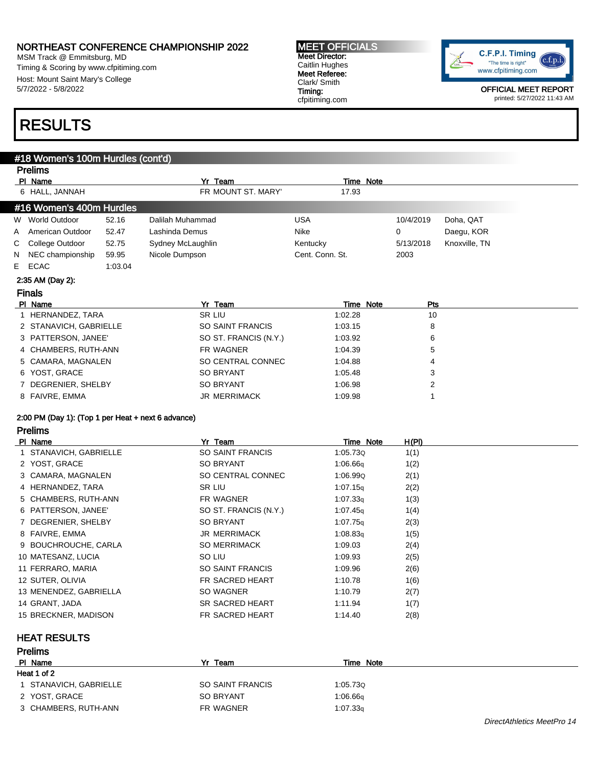# NORTHEAST CONFERENCE CHAMPIONSHIP 2022

MSM Track @ Emmitsburg, MD
Timing & Scoring by www.cfpitiming.com
Host: Mount Saint Mary's College
5/7/2022 - 5/8/2022

**MEET OFFICIALS**
**Meet Director:** Caitlin Hughes
**Meet Referee:** Clark/ Smith
**Timing:** cfpitiming.com

OFFICIAL MEET REPORT
printed: 5/27/2022 11:43 AM

# RESULTS

## #18 Women's 100m Hurdles (cont'd)

### Prelims

| Pl | Name | Yr | Team | Time | Note |
|---|---|---|---|---|---|
| 6 | HALL, JANNAH | FR | MOUNT ST. MARY' | 17.93 | |

## #16 Women's 400m Hurdles

| | | | | | | |
|---|---|---|---|---|---|---|
| W | World Outdoor | 52.16 | Dalilah Muhammad | USA | 10/4/2019 | Doha, QAT |
| A | American Outdoor | 52.47 | Lashinda Demus | Nike | 0 | Daegu, KOR |
| C | College Outdoor | 52.75 | Sydney McLaughlin | Kentucky | 5/13/2018 | Knoxville, TN |
| N | NEC championship | 59.95 | Nicole Dumpson | Cent. Conn. St. | 2003 | |
| E | ECAC | 1:03.04 | | | | |

**2:35 AM (Day 2):**

### Finals

| Pl | Name | Yr | Team | Time | Note | Pts |
|---|---|---|---|---|---|---|
| 1 | HERNANDEZ, TARA | SR | LIU | 1:02.28 | | 10 |
| 2 | STANAVICH, GABRIELLE | SO | SAINT FRANCIS | 1:03.15 | | 8 |
| 3 | PATTERSON, JANEE' | SO | ST. FRANCIS (N.Y.) | 1:03.92 | | 6 |
| 4 | CHAMBERS, RUTH-ANN | FR | WAGNER | 1:04.39 | | 5 |
| 5 | CAMARA, MAGNALEN | SO | CENTRAL CONNEC | 1:04.88 | | 4 |
| 6 | YOST, GRACE | SO | BRYANT | 1:05.48 | | 3 |
| 7 | DEGRENIER, SHELBY | SO | BRYANT | 1:06.98 | | 2 |
| 8 | FAIVRE, EMMA | JR | MERRIMACK | 1:09.98 | | 1 |

**2:00 PM (Day 1): (Top 1 per Heat + next 6 advance)**

### Prelims

| Pl | Name | Yr | Team | Time | Note | H(Pl) |
|---|---|---|---|---|---|---|
| 1 | STANAVICH, GABRIELLE | SO | SAINT FRANCIS | 1:05.73 | Q | 1(1) |
| 2 | YOST, GRACE | SO | BRYANT | 1:06.66 | q | 1(2) |
| 3 | CAMARA, MAGNALEN | SO | CENTRAL CONNEC | 1:06.99 | Q | 2(1) |
| 4 | HERNANDEZ, TARA | SR | LIU | 1:07.15 | q | 2(2) |
| 5 | CHAMBERS, RUTH-ANN | FR | WAGNER | 1:07.33 | q | 1(3) |
| 6 | PATTERSON, JANEE' | SO | ST. FRANCIS (N.Y.) | 1:07.45 | q | 1(4) |
| 7 | DEGRENIER, SHELBY | SO | BRYANT | 1:07.75 | q | 2(3) |
| 8 | FAIVRE, EMMA | JR | MERRIMACK | 1:08.83 | q | 1(5) |
| 9 | BOUCHROUCHE, CARLA | SO | MERRIMACK | 1:09.03 | | 2(4) |
| 10 | MATESANZ, LUCIA | SO | LIU | 1:09.93 | | 2(5) |
| 11 | FERRARO, MARIA | SO | SAINT FRANCIS | 1:09.96 | | 2(6) |
| 12 | SUTER, OLIVIA | FR | SACRED HEART | 1:10.78 | | 1(6) |
| 13 | MENENDEZ, GABRIELLA | SO | WAGNER | 1:10.79 | | 2(7) |
| 14 | GRANT, JADA | SR | SACRED HEART | 1:11.94 | | 1(7) |
| 15 | BRECKNER, MADISON | FR | SACRED HEART | 1:14.40 | | 2(8) |

## HEAT RESULTS

### Prelims

| Pl | Name | Yr | Team | Time | Note |
|---|---|---|---|---|---|
| **Heat 1 of 2** | | | | | |
| 1 | STANAVICH, GABRIELLE | SO | SAINT FRANCIS | 1:05.73 | Q |
| 2 | YOST, GRACE | SO | BRYANT | 1:06.66 | q |
| 3 | CHAMBERS, RUTH-ANN | FR | WAGNER | 1:07.33 | q |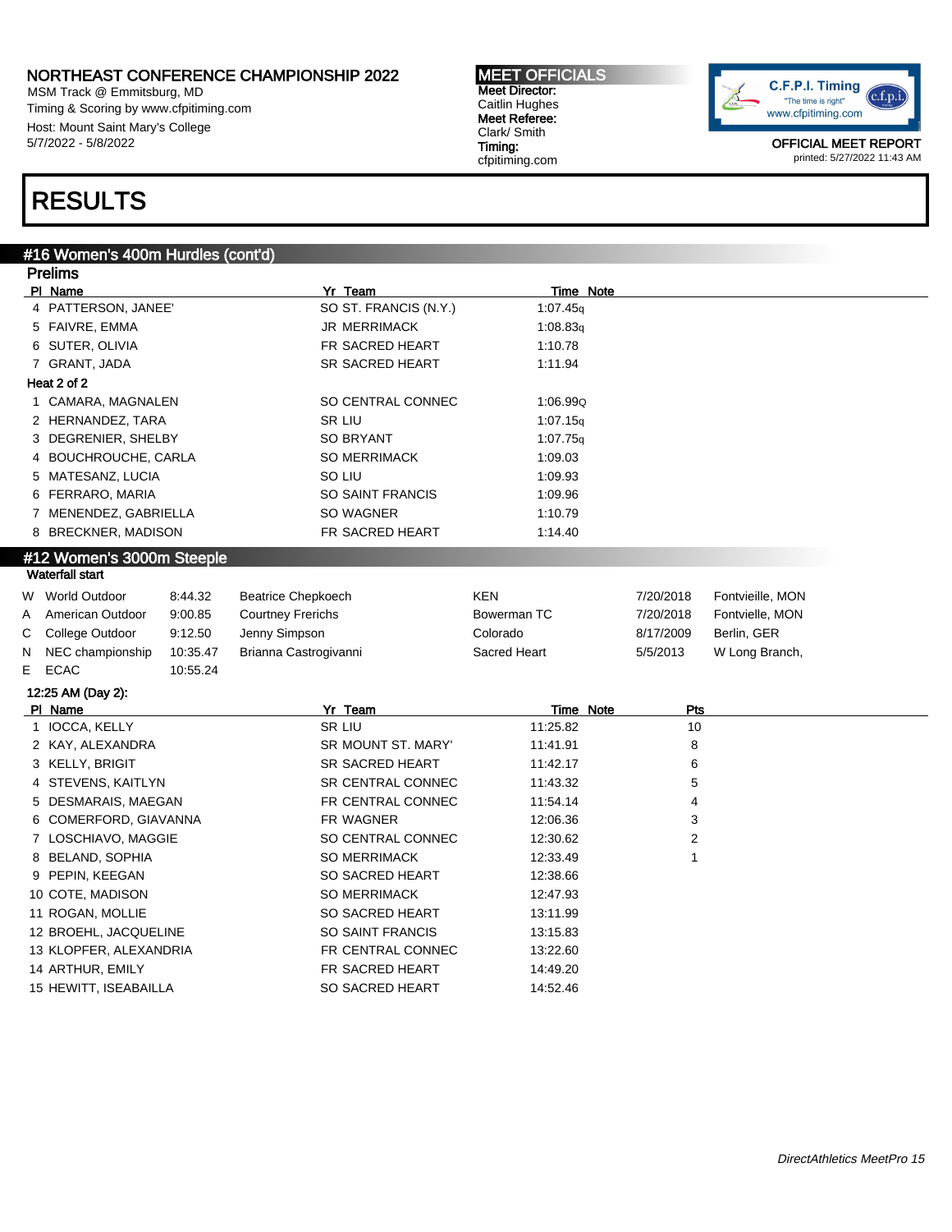# NORTHEAST CONFERENCE CHAMPIONSHIP 2022

MSM Track @ Emmitsburg, MD
Timing & Scoring by www.cfpitiming.com
Host: Mount Saint Mary's College
5/7/2022 - 5/8/2022

**MEET OFFICIALS**
**Meet Director:** Caitlin Hughes
**Meet Referee:** Clark/ Smith
**Timing:** cfpitiming.com

OFFICIAL MEET REPORT
printed: 5/27/2022 11:43 AM

# RESULTS

## #16 Women's 400m Hurdles (cont'd)

### Prelims

| Pl | Name | Yr | Team | Time | Note |
|---|---|---|---|---|---|
| 4 | PATTERSON, JANEE' | SO | ST. FRANCIS (N.Y.) | 1:07.45 | q |
| 5 | FAIVRE, EMMA | JR | MERRIMACK | 1:08.83 | q |
| 6 | SUTER, OLIVIA | FR | SACRED HEART | 1:10.78 | |
| 7 | GRANT, JADA | SR | SACRED HEART | 1:11.94 | |

**Heat 2 of 2**

| Pl | Name | Yr | Team | Time | Note |
|---|---|---|---|---|---|
| 1 | CAMARA, MAGNALEN | SO | CENTRAL CONNEC | 1:06.99 | Q |
| 2 | HERNANDEZ, TARA | SR | LIU | 1:07.15 | q |
| 3 | DEGRENIER, SHELBY | SO | BRYANT | 1:07.75 | q |
| 4 | BOUCHROUCHE, CARLA | SO | MERRIMACK | 1:09.03 | |
| 5 | MATESANZ, LUCIA | SO | LIU | 1:09.93 | |
| 6 | FERRARO, MARIA | SO | SAINT FRANCIS | 1:09.96 | |
| 7 | MENENDEZ, GABRIELLA | SO | WAGNER | 1:10.79 | |
| 8 | BRECKNER, MADISON | FR | SACRED HEART | 1:14.40 | |

## #12 Women's 3000m Steeple

Waterfall start

| | Record | Time | Name | Team | Date | Location |
|---|---|---|---|---|---|---|
| W | World Outdoor | 8:44.32 | Beatrice Chepkoech | KEN | 7/20/2018 | Fontvieille, MON |
| A | American Outdoor | 9:00.85 | Courtney Frerichs | Bowerman TC | 7/20/2018 | Fontvielle, MON |
| C | College Outdoor | 9:12.50 | Jenny Simpson | Colorado | 8/17/2009 | Berlin, GER |
| N | NEC championship | 10:35.47 | Brianna Castrogivanni | Sacred Heart | 5/5/2013 | W Long Branch, |
| E | ECAC | 10:55.24 | | | | |

**12:25 AM (Day 2):**

| Pl | Name | Yr | Team | Time | Note | Pts |
|---|---|---|---|---|---|---|
| 1 | IOCCA, KELLY | SR | LIU | 11:25.82 | | 10 |
| 2 | KAY, ALEXANDRA | SR | MOUNT ST. MARY' | 11:41.91 | | 8 |
| 3 | KELLY, BRIGIT | SR | SACRED HEART | 11:42.17 | | 6 |
| 4 | STEVENS, KAITLYN | SR | CENTRAL CONNEC | 11:43.32 | | 5 |
| 5 | DESMARAIS, MAEGAN | FR | CENTRAL CONNEC | 11:54.14 | | 4 |
| 6 | COMERFORD, GIAVANNA | FR | WAGNER | 12:06.36 | | 3 |
| 7 | LOSCHIAVO, MAGGIE | SO | CENTRAL CONNEC | 12:30.62 | | 2 |
| 8 | BELAND, SOPHIA | SO | MERRIMACK | 12:33.49 | | 1 |
| 9 | PEPIN, KEEGAN | SO | SACRED HEART | 12:38.66 | | |
| 10 | COTE, MADISON | SO | MERRIMACK | 12:47.93 | | |
| 11 | ROGAN, MOLLIE | SO | SACRED HEART | 13:11.99 | | |
| 12 | BROEHL, JACQUELINE | SO | SAINT FRANCIS | 13:15.83 | | |
| 13 | KLOPFER, ALEXANDRIA | FR | CENTRAL CONNEC | 13:22.60 | | |
| 14 | ARTHUR, EMILY | FR | SACRED HEART | 14:49.20 | | |
| 15 | HEWITT, ISEABAILLA | SO | SACRED HEART | 14:52.46 | | |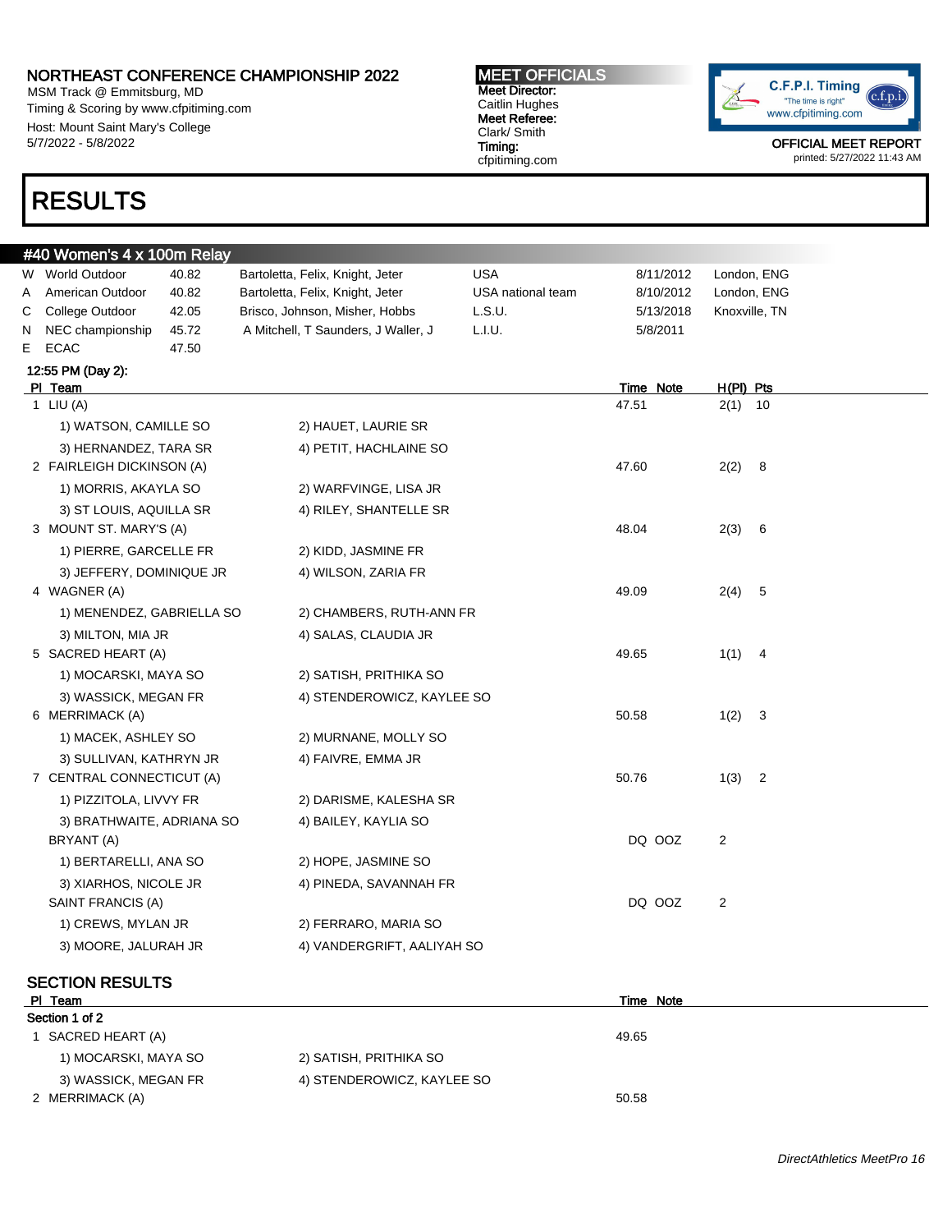# NORTHEAST CONFERENCE CHAMPIONSHIP 2022

MSM Track @ Emmitsburg, MD
Timing & Scoring by www.cfpitiming.com
Host: Mount Saint Mary's College
5/7/2022 - 5/8/2022

**MEET OFFICIALS**
**Meet Director:** Caitlin Hughes
**Meet Referee:** Clark/ Smith
**Timing:** cfpitiming.com

C.F.P.I. Timing "The time is right" www.cfpitiming.com

OFFICIAL MEET REPORT
printed: 5/27/2022 11:43 AM

# RESULTS

## #40 Women's 4 x 100m Relay

| | Record | Time | Athletes | Team | Date | Location |
|---|---|---|---|---|---|---|
| W | World Outdoor | 40.82 | Bartoletta, Felix, Knight, Jeter | USA | 8/11/2012 | London, ENG |
| A | American Outdoor | 40.82 | Bartoletta, Felix, Knight, Jeter | USA national team | 8/10/2012 | London, ENG |
| C | College Outdoor | 42.05 | Brisco, Johnson, Misher, Hobbs | L.S.U. | 5/13/2018 | Knoxville, TN |
| N | NEC championship | 45.72 | A Mitchell, T Saunders, J Waller, J | L.I.U. | 5/8/2011 | |
| E | ECAC | 47.50 | | | | |

12:55 PM (Day 2):

| Pl | Team | Time | Note | H(Pl) | Pts |
|---|---|---|---|---|---|
| 1 | LIU (A) | 47.51 | | 2(1) | 10 |
| | 1) WATSON, CAMILLE SO; 2) HAUET, LAURIE SR; 3) HERNANDEZ, TARA SR; 4) PETIT, HACHLAINE SO | | | | |
| 2 | FAIRLEIGH DICKINSON (A) | 47.60 | | 2(2) | 8 |
| | 1) MORRIS, AKAYLA SO; 2) WARFVINGE, LISA JR; 3) ST LOUIS, AQUILLA SR; 4) RILEY, SHANTELLE SR | | | | |
| 3 | MOUNT ST. MARY'S (A) | 48.04 | | 2(3) | 6 |
| | 1) PIERRE, GARCELLE FR; 2) KIDD, JASMINE FR; 3) JEFFERY, DOMINIQUE JR; 4) WILSON, ZARIA FR | | | | |
| 4 | WAGNER (A) | 49.09 | | 2(4) | 5 |
| | 1) MENENDEZ, GABRIELLA SO; 2) CHAMBERS, RUTH-ANN FR; 3) MILTON, MIA JR; 4) SALAS, CLAUDIA JR | | | | |
| 5 | SACRED HEART (A) | 49.65 | | 1(1) | 4 |
| | 1) MOCARSKI, MAYA SO; 2) SATISH, PRITHIKA SO; 3) WASSICK, MEGAN FR; 4) STENDEROWICZ, KAYLEE SO | | | | |
| 6 | MERRIMACK (A) | 50.58 | | 1(2) | 3 |
| | 1) MACEK, ASHLEY SO; 2) MURNANE, MOLLY SO; 3) SULLIVAN, KATHRYN JR; 4) FAIVRE, EMMA JR | | | | |
| 7 | CENTRAL CONNECTICUT (A) | 50.76 | | 1(3) | 2 |
| | 1) PIZZITOLA, LIVVY FR; 2) DARISME, KALESHA SR; 3) BRATHWAITE, ADRIANA SO; 4) BAILEY, KAYLIA SO | | | | |
| | BRYANT (A) | DQ | OOZ | 2 | |
| | 1) BERTARELLI, ANA SO; 2) HOPE, JASMINE SO; 3) XIARHOS, NICOLE JR; 4) PINEDA, SAVANNAH FR | | | | |
| | SAINT FRANCIS (A) | DQ | OOZ | 2 | |
| | 1) CREWS, MYLAN JR; 2) FERRARO, MARIA SO; 3) MOORE, JALURAH JR; 4) VANDERGRIFT, AALIYAH SO | | | | |

## SECTION RESULTS

| Pl | Team | Time | Note |
|---|---|---|---|
| **Section 1 of 2** | | | |
| 1 | SACRED HEART (A) | 49.65 | |
| | 1) MOCARSKI, MAYA SO; 2) SATISH, PRITHIKA SO; 3) WASSICK, MEGAN FR; 4) STENDEROWICZ, KAYLEE SO | | |
| 2 | MERRIMACK (A) | 50.58 | |

*DirectAthletics MeetPro 16*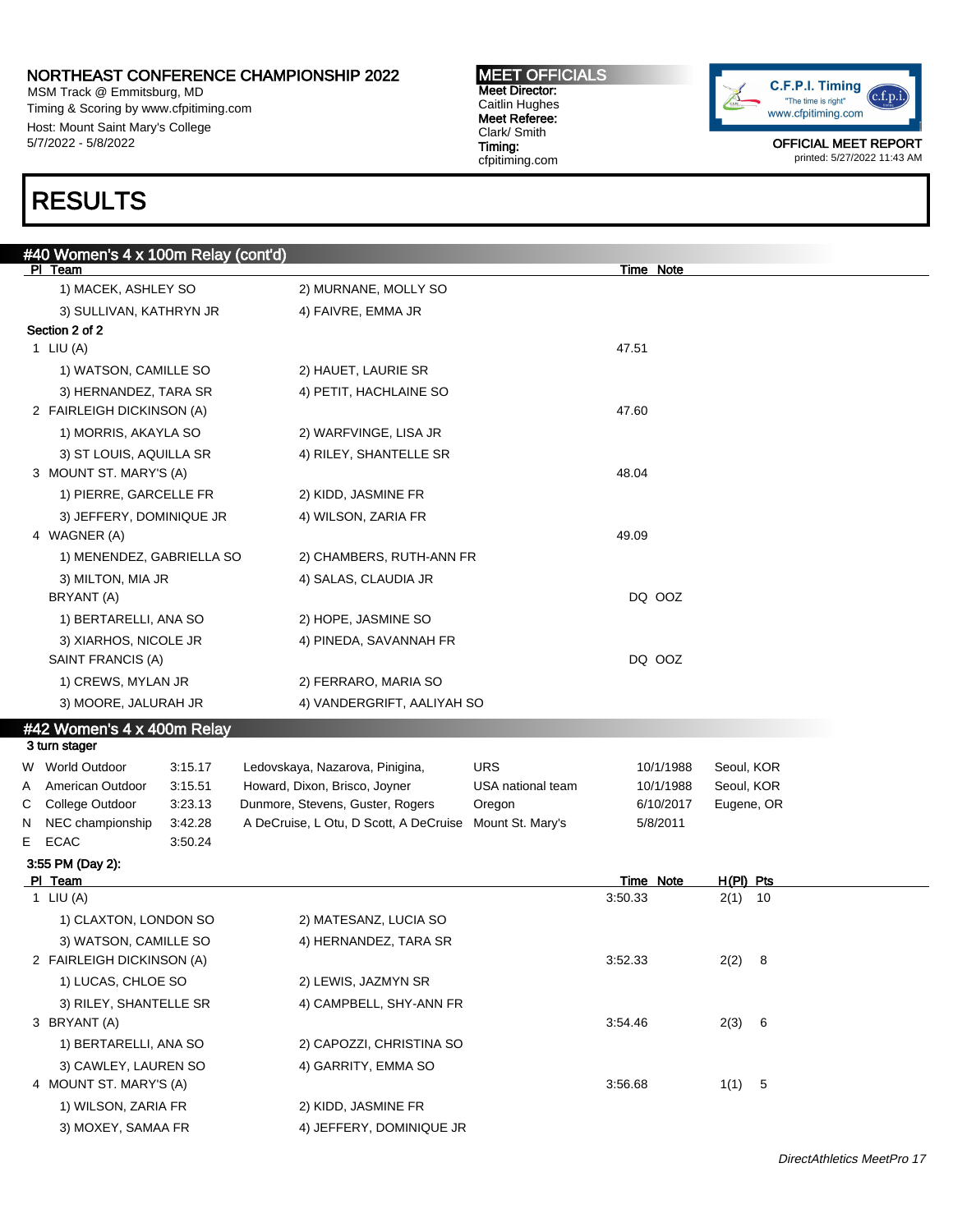# RESULTS

## #40 Women's 4 x 100m Relay (cont'd)

| Pl | Team | | Time | Note |
|---|---|---|---|---|
| | 1) MACEK, ASHLEY SO | 2) MURNANE, MOLLY SO | | |
| | 3) SULLIVAN, KATHRYN JR | 4) FAIVRE, EMMA JR | | |

**Section 2 of 2**

| Pl | Team | | Time | Note |
|---|---|---|---|---|
| 1 | LIU (A) | | 47.51 | |
| | 1) WATSON, CAMILLE SO | 2) HAUET, LAURIE SR | | |
| | 3) HERNANDEZ, TARA SR | 4) PETIT, HACHLAINE SO | | |
| 2 | FAIRLEIGH DICKINSON (A) | | 47.60 | |
| | 1) MORRIS, AKAYLA SO | 2) WARFVINGE, LISA JR | | |
| | 3) ST LOUIS, AQUILLA SR | 4) RILEY, SHANTELLE SR | | |
| 3 | MOUNT ST. MARY'S (A) | | 48.04 | |
| | 1) PIERRE, GARCELLE FR | 2) KIDD, JASMINE FR | | |
| | 3) JEFFERY, DOMINIQUE JR | 4) WILSON, ZARIA FR | | |
| 4 | WAGNER (A) | | 49.09 | |
| | 1) MENENDEZ, GABRIELLA SO | 2) CHAMBERS, RUTH-ANN FR | | |
| | 3) MILTON, MIA JR | 4) SALAS, CLAUDIA JR | | |
| | BRYANT (A) | | DQ | OOZ |
| | 1) BERTARELLI, ANA SO | 2) HOPE, JASMINE SO | | |
| | 3) XIARHOS, NICOLE JR | 4) PINEDA, SAVANNAH FR | | |
| | SAINT FRANCIS (A) | | DQ | OOZ |
| | 1) CREWS, MYLAN JR | 2) FERRARO, MARIA SO | | |
| | 3) MOORE, JALURAH JR | 4) VANDERGRIFT, AALIYAH SO | | |

## #42 Women's 4 x 400m Relay

3 turn stager

| | Record | Time | Athletes | Team | Date | Location |
|---|---|---|---|---|---|---|
| W | World Outdoor | 3:15.17 | Ledovskaya, Nazarova, Pinigina, | URS | 10/1/1988 | Seoul, KOR |
| A | American Outdoor | 3:15.51 | Howard, Dixon, Brisco, Joyner | USA national team | 10/1/1988 | Seoul, KOR |
| C | College Outdoor | 3:23.13 | Dunmore, Stevens, Guster, Rogers | Oregon | 6/10/2017 | Eugene, OR |
| N | NEC championship | 3:42.28 | A DeCruise, L Otu, D Scott, A DeCruise | Mount St. Mary's | 5/8/2011 | |
| E | ECAC | 3:50.24 | | | | |

**3:55 PM (Day 2):**

| Pl | Team | | Time | Note | H(Pl) | Pts |
|---|---|---|---|---|---|---|
| 1 | LIU (A) | | 3:50.33 | | 2(1) | 10 |
| | 1) CLAXTON, LONDON SO | 2) MATESANZ, LUCIA SO | | | | |
| | 3) WATSON, CAMILLE SO | 4) HERNANDEZ, TARA SR | | | | |
| 2 | FAIRLEIGH DICKINSON (A) | | 3:52.33 | | 2(2) | 8 |
| | 1) LUCAS, CHLOE SO | 2) LEWIS, JAZMYN SR | | | | |
| | 3) RILEY, SHANTELLE SR | 4) CAMPBELL, SHY-ANN FR | | | | |
| 3 | BRYANT (A) | | 3:54.46 | | 2(3) | 6 |
| | 1) BERTARELLI, ANA SO | 2) CAPOZZI, CHRISTINA SO | | | | |
| | 3) CAWLEY, LAUREN SO | 4) GARRITY, EMMA SO | | | | |
| 4 | MOUNT ST. MARY'S (A) | | 3:56.68 | | 1(1) | 5 |
| | 1) WILSON, ZARIA FR | 2) KIDD, JASMINE FR | | | | |
| | 3) MOXEY, SAMAA FR | 4) JEFFERY, DOMINIQUE JR | | | | |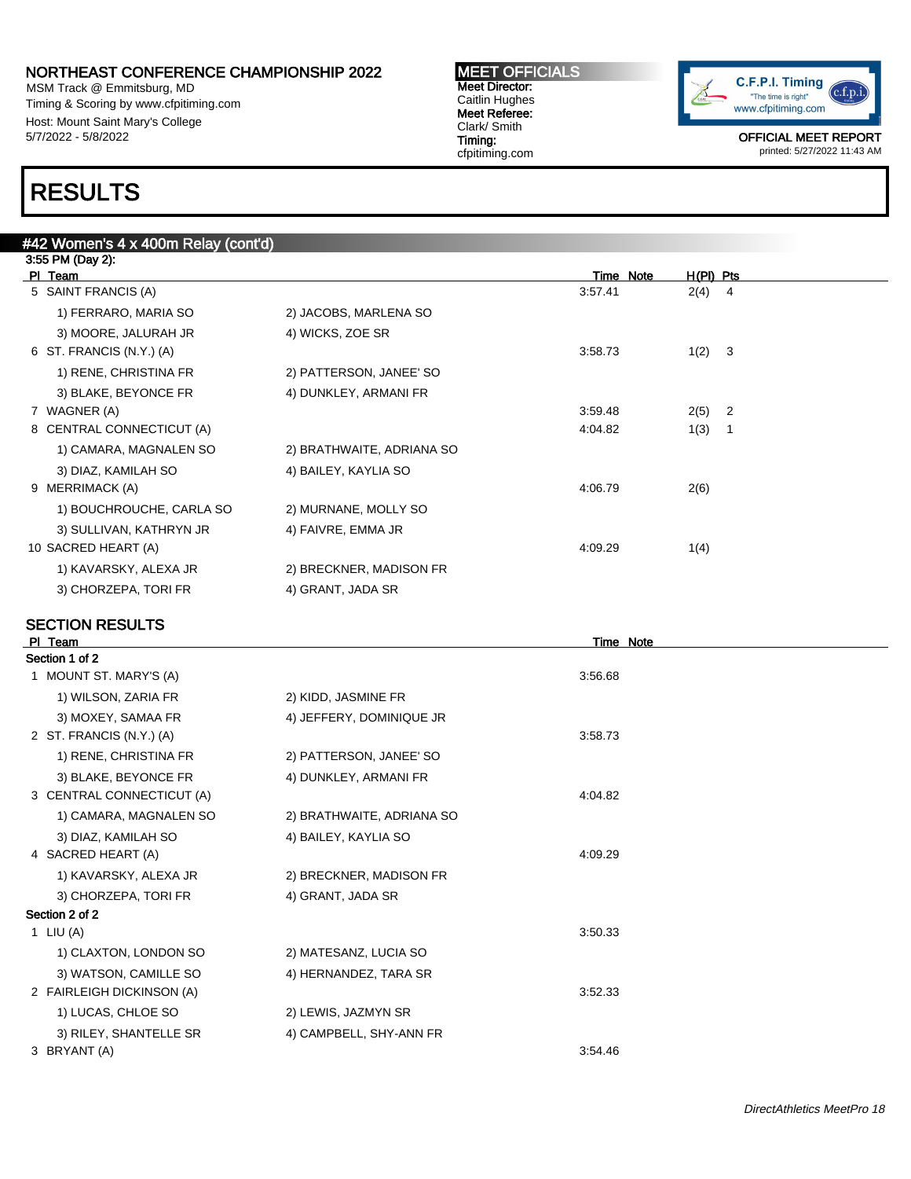## RESULTS

### #42 Women's 4 x 400m Relay (cont'd)

3:55 PM (Day 2):

| Pl | Team | | Time | Note | H(Pl) | Pts |
|---|---|---|---|---|---|---|
| 5 | SAINT FRANCIS (A) | | 3:57.41 | | 2(4) | 4 |
| | 1) FERRARO, MARIA SO | 2) JACOBS, MARLENA SO | | | | |
| | 3) MOORE, JALURAH JR | 4) WICKS, ZOE SR | | | | |
| 6 | ST. FRANCIS (N.Y.) (A) | | 3:58.73 | | 1(2) | 3 |
| | 1) RENE, CHRISTINA FR | 2) PATTERSON, JANEE' SO | | | | |
| | 3) BLAKE, BEYONCE FR | 4) DUNKLEY, ARMANI FR | | | | |
| 7 | WAGNER (A) | | 3:59.48 | | 2(5) | 2 |
| 8 | CENTRAL CONNECTICUT (A) | | 4:04.82 | | 1(3) | 1 |
| | 1) CAMARA, MAGNALEN SO | 2) BRATHWAITE, ADRIANA SO | | | | |
| | 3) DIAZ, KAMILAH SO | 4) BAILEY, KAYLIA SO | | | | |
| 9 | MERRIMACK (A) | | 4:06.79 | | 2(6) | |
| | 1) BOUCHROUCHE, CARLA SO | 2) MURNANE, MOLLY SO | | | | |
| | 3) SULLIVAN, KATHRYN JR | 4) FAIVRE, EMMA JR | | | | |
| 10 | SACRED HEART (A) | | 4:09.29 | | 1(4) | |
| | 1) KAVARSKY, ALEXA JR | 2) BRECKNER, MADISON FR | | | | |
| | 3) CHORZEPA, TORI FR | 4) GRANT, JADA SR | | | | |

### SECTION RESULTS

| Pl | Team | | Time | Note |
|---|---|---|---|---|
| **Section 1 of 2** | | | | |
| 1 | MOUNT ST. MARY'S (A) | | 3:56.68 | |
| | 1) WILSON, ZARIA FR | 2) KIDD, JASMINE FR | | |
| | 3) MOXEY, SAMAA FR | 4) JEFFERY, DOMINIQUE JR | | |
| 2 | ST. FRANCIS (N.Y.) (A) | | 3:58.73 | |
| | 1) RENE, CHRISTINA FR | 2) PATTERSON, JANEE' SO | | |
| | 3) BLAKE, BEYONCE FR | 4) DUNKLEY, ARMANI FR | | |
| 3 | CENTRAL CONNECTICUT (A) | | 4:04.82 | |
| | 1) CAMARA, MAGNALEN SO | 2) BRATHWAITE, ADRIANA SO | | |
| | 3) DIAZ, KAMILAH SO | 4) BAILEY, KAYLIA SO | | |
| 4 | SACRED HEART (A) | | 4:09.29 | |
| | 1) KAVARSKY, ALEXA JR | 2) BRECKNER, MADISON FR | | |
| | 3) CHORZEPA, TORI FR | 4) GRANT, JADA SR | | |
| **Section 2 of 2** | | | | |
| 1 | LIU (A) | | 3:50.33 | |
| | 1) CLAXTON, LONDON SO | 2) MATESANZ, LUCIA SO | | |
| | 3) WATSON, CAMILLE SO | 4) HERNANDEZ, TARA SR | | |
| 2 | FAIRLEIGH DICKINSON (A) | | 3:52.33 | |
| | 1) LUCAS, CHLOE SO | 2) LEWIS, JAZMYN SR | | |
| | 3) RILEY, SHANTELLE SR | 4) CAMPBELL, SHY-ANN FR | | |
| 3 | BRYANT (A) | | 3:54.46 | |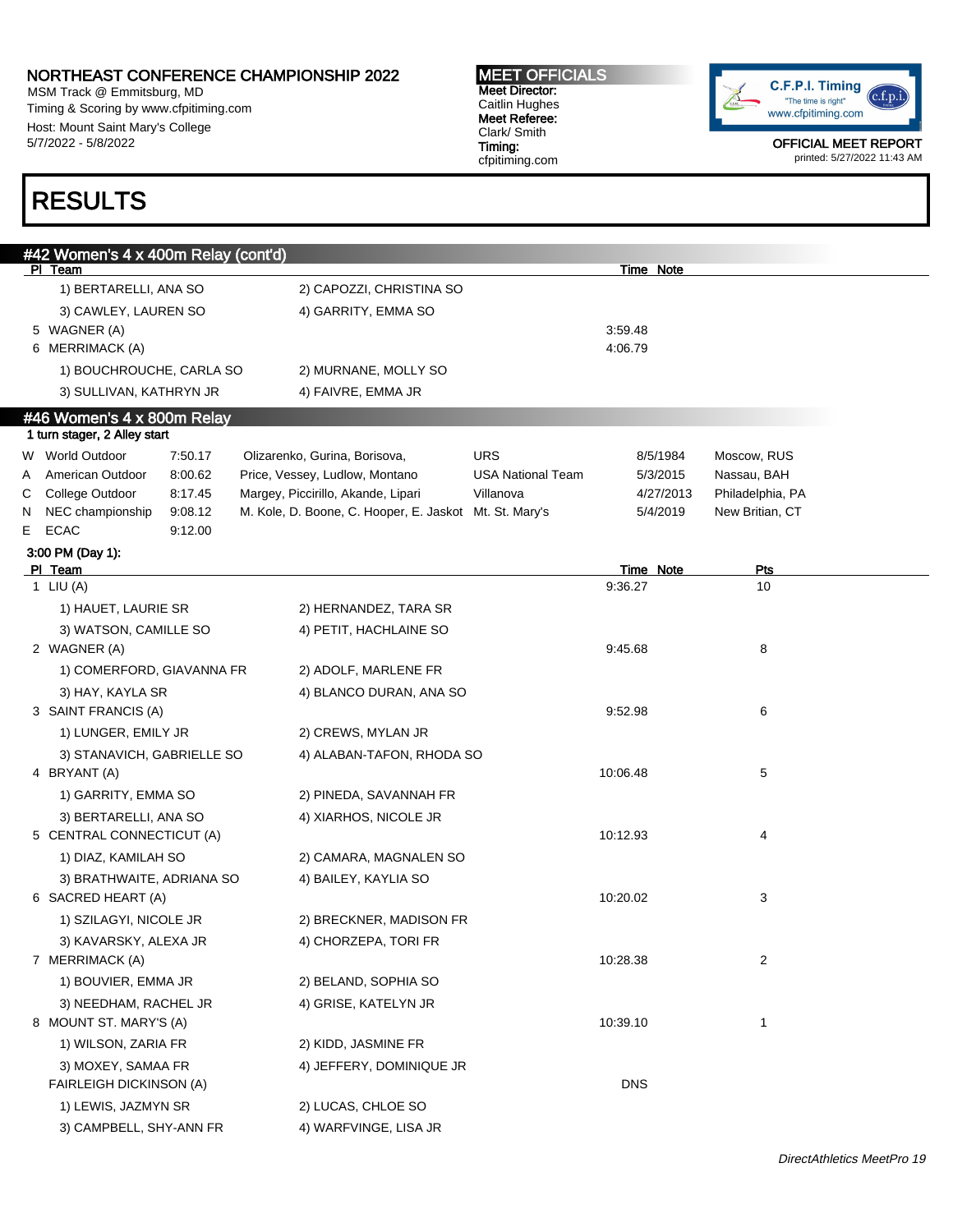# NORTHEAST CONFERENCE CHAMPIONSHIP 2022

MSM Track @ Emmitsburg, MD
Timing & Scoring by www.cfpitiming.com
Host: Mount Saint Mary's College
5/7/2022 - 5/8/2022

**MEET OFFICIALS**
**Meet Director:** Caitlin Hughes
**Meet Referee:** Clark/ Smith
**Timing:** cfpitiming.com

OFFICIAL MEET REPORT
printed: 5/27/2022 11:43 AM

# RESULTS

## #42 Women's 4 x 400m Relay (cont'd)

| Pl | Team | | Time | Note |
|---|---|---|---|---|
| | 1) BERTARELLI, ANA SO | 2) CAPOZZI, CHRISTINA SO | | |
| | 3) CAWLEY, LAUREN SO | 4) GARRITY, EMMA SO | | |
| 5 | WAGNER (A) | | 3:59.48 | |
| 6 | MERRIMACK (A) | | 4:06.79 | |
| | 1) BOUCHROUCHE, CARLA SO | 2) MURNANE, MOLLY SO | | |
| | 3) SULLIVAN, KATHRYN JR | 4) FAIVRE, EMMA JR | | |

## #46 Women's 4 x 800m Relay

1 turn stager, 2 Alley start

| | Record | Time | Athletes | Team | Date | Location |
|---|---|---|---|---|---|---|
| W | World Outdoor | 7:50.17 | Olizarenko, Gurina, Borisova, | URS | 8/5/1984 | Moscow, RUS |
| A | American Outdoor | 8:00.62 | Price, Vessey, Ludlow, Montano | USA National Team | 5/3/2015 | Nassau, BAH |
| C | College Outdoor | 8:17.45 | Margey, Piccirillo, Akande, Lipari | Villanova | 4/27/2013 | Philadelphia, PA |
| N | NEC championship | 9:08.12 | M. Kole, D. Boone, C. Hooper, E. Jaskot | Mt. St. Mary's | 5/4/2019 | New Britian, CT |
| E | ECAC | 9:12.00 | | | | |

3:00 PM (Day 1):

| Pl | Team | | Time | Note | Pts |
|---|---|---|---|---|---|
| 1 | LIU (A) | | 9:36.27 | | 10 |
| | 1) HAUET, LAURIE SR | 2) HERNANDEZ, TARA SR | | | |
| | 3) WATSON, CAMILLE SO | 4) PETIT, HACHLAINE SO | | | |
| 2 | WAGNER (A) | | 9:45.68 | | 8 |
| | 1) COMERFORD, GIAVANNA FR | 2) ADOLF, MARLENE FR | | | |
| | 3) HAY, KAYLA SR | 4) BLANCO DURAN, ANA SO | | | |
| 3 | SAINT FRANCIS (A) | | 9:52.98 | | 6 |
| | 1) LUNGER, EMILY JR | 2) CREWS, MYLAN JR | | | |
| | 3) STANAVICH, GABRIELLE SO | 4) ALABAN-TAFON, RHODA SO | | | |
| 4 | BRYANT (A) | | 10:06.48 | | 5 |
| | 1) GARRITY, EMMA SO | 2) PINEDA, SAVANNAH FR | | | |
| | 3) BERTARELLI, ANA SO | 4) XIARHOS, NICOLE JR | | | |
| 5 | CENTRAL CONNECTICUT (A) | | 10:12.93 | | 4 |
| | 1) DIAZ, KAMILAH SO | 2) CAMARA, MAGNALEN SO | | | |
| | 3) BRATHWAITE, ADRIANA SO | 4) BAILEY, KAYLIA SO | | | |
| 6 | SACRED HEART (A) | | 10:20.02 | | 3 |
| | 1) SZILAGYI, NICOLE JR | 2) BRECKNER, MADISON FR | | | |
| | 3) KAVARSKY, ALEXA JR | 4) CHORZEPA, TORI FR | | | |
| 7 | MERRIMACK (A) | | 10:28.38 | | 2 |
| | 1) BOUVIER, EMMA JR | 2) BELAND, SOPHIA SO | | | |
| | 3) NEEDHAM, RACHEL JR | 4) GRISE, KATELYN JR | | | |
| 8 | MOUNT ST. MARY'S (A) | | 10:39.10 | | 1 |
| | 1) WILSON, ZARIA FR | 2) KIDD, JASMINE FR | | | |
| | 3) MOXEY, SAMAA FR | 4) JEFFERY, DOMINIQUE JR | | | |
| | FAIRLEIGH DICKINSON (A) | | DNS | | |
| | 1) LEWIS, JAZMYN SR | 2) LUCAS, CHLOE SO | | | |
| | 3) CAMPBELL, SHY-ANN FR | 4) WARFVINGE, LISA JR | | | |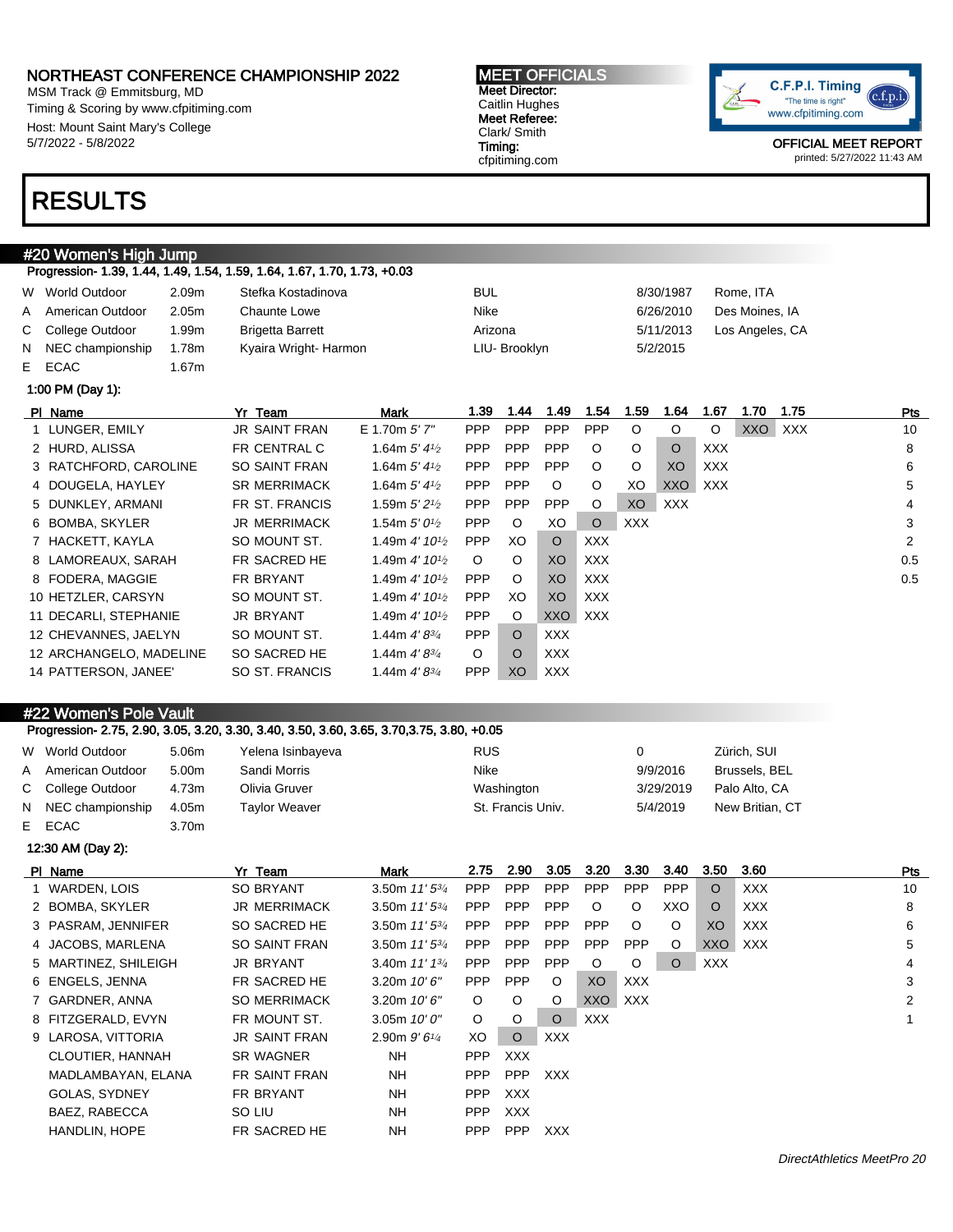# NORTHEAST CONFERENCE CHAMPIONSHIP 2022

MSM Track @ Emmitsburg, MD
Timing & Scoring by www.cfpitiming.com
Host: Mount Saint Mary's College
5/7/2022 - 5/8/2022

**MEET OFFICIALS**
**Meet Director:** Caitlin Hughes
**Meet Referee:** Clark/ Smith
**Timing:** cfpitiming.com

C.F.P.I. Timing — "The time is right" — www.cfpitiming.com

OFFICIAL MEET REPORT
printed: 5/27/2022 11:43 AM

# RESULTS

## #20 Women's High Jump

Progression- 1.39, 1.44, 1.49, 1.54, 1.59, 1.64, 1.67, 1.70, 1.73, +0.03

| | | | | | | |
|---|---|---|---|---|---|---|
| W | World Outdoor | 2.09m | Stefka Kostadinova | BUL | 8/30/1987 | Rome, ITA |
| A | American Outdoor | 2.05m | Chaunte Lowe | Nike | 6/26/2010 | Des Moines, IA |
| C | College Outdoor | 1.99m | Brigetta Barrett | Arizona | 5/11/2013 | Los Angeles, CA |
| N | NEC championship | 1.78m | Kyaira Wright- Harmon | LIU- Brooklyn | 5/2/2015 | |
| E | ECAC | 1.67m | | | | |

1:00 PM (Day 1):

| Pl | Name | Yr | Team | Mark | 1.39 | 1.44 | 1.49 | 1.54 | 1.59 | 1.64 | 1.67 | 1.70 | 1.75 | Pts |
|---|---|---|---|---|---|---|---|---|---|---|---|---|---|---|
| 1 | LUNGER, EMILY | JR | SAINT FRAN | E 1.70m 5' 7" | PPP | PPP | PPP | PPP | O | O | O | XXO | XXX | 10 |
| 2 | HURD, ALISSA | FR | CENTRAL C | 1.64m 5' 4½ | PPP | PPP | PPP | O | O | O | XXX | | | 8 |
| 3 | RATCHFORD, CAROLINE | SO | SAINT FRAN | 1.64m 5' 4½ | PPP | PPP | PPP | O | O | XO | XXX | | | 6 |
| 4 | DOUGELA, HAYLEY | SR | MERRIMACK | 1.64m 5' 4½ | PPP | PPP | O | O | XO | XXO | XXX | | | 5 |
| 5 | DUNKLEY, ARMANI | FR | ST. FRANCIS | 1.59m 5' 2½ | PPP | PPP | PPP | O | XO | XXX | | | | 4 |
| 6 | BOMBA, SKYLER | JR | MERRIMACK | 1.54m 5' 0½ | PPP | O | XO | O | XXX | | | | | 3 |
| 7 | HACKETT, KAYLA | SO | MOUNT ST. | 1.49m 4' 10½ | PPP | XO | O | XXX | | | | | | 2 |
| 8 | LAMOREAUX, SARAH | FR | SACRED HE | 1.49m 4' 10½ | O | O | XO | XXX | | | | | | 0.5 |
| 8 | FODERA, MAGGIE | FR | BRYANT | 1.49m 4' 10½ | PPP | O | XO | XXX | | | | | | 0.5 |
| 10 | HETZLER, CARSYN | SO | MOUNT ST. | 1.49m 4' 10½ | PPP | XO | XO | XXX | | | | | | |
| 11 | DECARLI, STEPHANIE | JR | BRYANT | 1.49m 4' 10½ | PPP | O | XXO | XXX | | | | | | |
| 12 | CHEVANNES, JAELYN | SO | MOUNT ST. | 1.44m 4' 8¾ | PPP | O | XXX | | | | | | | |
| 12 | ARCHANGELO, MADELINE | SO | SACRED HE | 1.44m 4' 8¾ | O | O | XXX | | | | | | | |
| 14 | PATTERSON, JANEE' | SO | ST. FRANCIS | 1.44m 4' 8¾ | PPP | XO | XXX | | | | | | | |

## #22 Women's Pole Vault

Progression- 2.75, 2.90, 3.05, 3.20, 3.30, 3.40, 3.50, 3.60, 3.65, 3.70,3.75, 3.80, +0.05

| | | | | | | |
|---|---|---|---|---|---|---|
| W | World Outdoor | 5.06m | Yelena Isinbayeva | RUS | 0 | Zürich, SUI |
| A | American Outdoor | 5.00m | Sandi Morris | Nike | 9/9/2016 | Brussels, BEL |
| C | College Outdoor | 4.73m | Olivia Gruver | Washington | 3/29/2019 | Palo Alto, CA |
| N | NEC championship | 4.05m | Taylor Weaver | St. Francis Univ. | 5/4/2019 | New Britian, CT |
| E | ECAC | 3.70m | | | | |

12:30 AM (Day 2):

| Pl | Name | Yr | Team | Mark | 2.75 | 2.90 | 3.05 | 3.20 | 3.30 | 3.40 | 3.50 | 3.60 | Pts |
|---|---|---|---|---|---|---|---|---|---|---|---|---|---|
| 1 | WARDEN, LOIS | SO | BRYANT | 3.50m 11' 5¾ | PPP | PPP | PPP | PPP | PPP | PPP | O | XXX | 10 |
| 2 | BOMBA, SKYLER | JR | MERRIMACK | 3.50m 11' 5¾ | PPP | PPP | PPP | O | O | XXO | O | XXX | 8 |
| 3 | PASRAM, JENNIFER | SO | SACRED HE | 3.50m 11' 5¾ | PPP | PPP | PPP | PPP | O | O | XO | XXX | 6 |
| 4 | JACOBS, MARLENA | SO | SAINT FRAN | 3.50m 11' 5¾ | PPP | PPP | PPP | PPP | PPP | O | XXO | XXX | 5 |
| 5 | MARTINEZ, SHILEIGH | JR | BRYANT | 3.40m 11' 1¾ | PPP | PPP | PPP | O | O | O | XXX | | 4 |
| 6 | ENGELS, JENNA | FR | SACRED HE | 3.20m 10' 6" | PPP | PPP | O | XO | XXX | | | | 3 |
| 7 | GARDNER, ANNA | SO | MERRIMACK | 3.20m 10' 6" | O | O | O | XXO | XXX | | | | 2 |
| 8 | FITZGERALD, EVYN | FR | MOUNT ST. | 3.05m 10' 0" | O | O | O | XXX | | | | | 1 |
| 9 | LAROSA, VITTORIA | JR | SAINT FRAN | 2.90m 9' 6¼ | XO | O | XXX | | | | | | |
| | CLOUTIER, HANNAH | SR | WAGNER | NH | PPP | XXX | | | | | | | |
| | MADLAMBAYAN, ELANA | FR | SAINT FRAN | NH | PPP | PPP | XXX | | | | | | |
| | GOLAS, SYDNEY | FR | BRYANT | NH | PPP | XXX | | | | | | | |
| | BAEZ, RABECCA | SO | LIU | NH | PPP | XXX | | | | | | | |
| | HANDLIN, HOPE | FR | SACRED HE | NH | PPP | PPP | XXX | | | | | | |

DirectAthletics MeetPro 20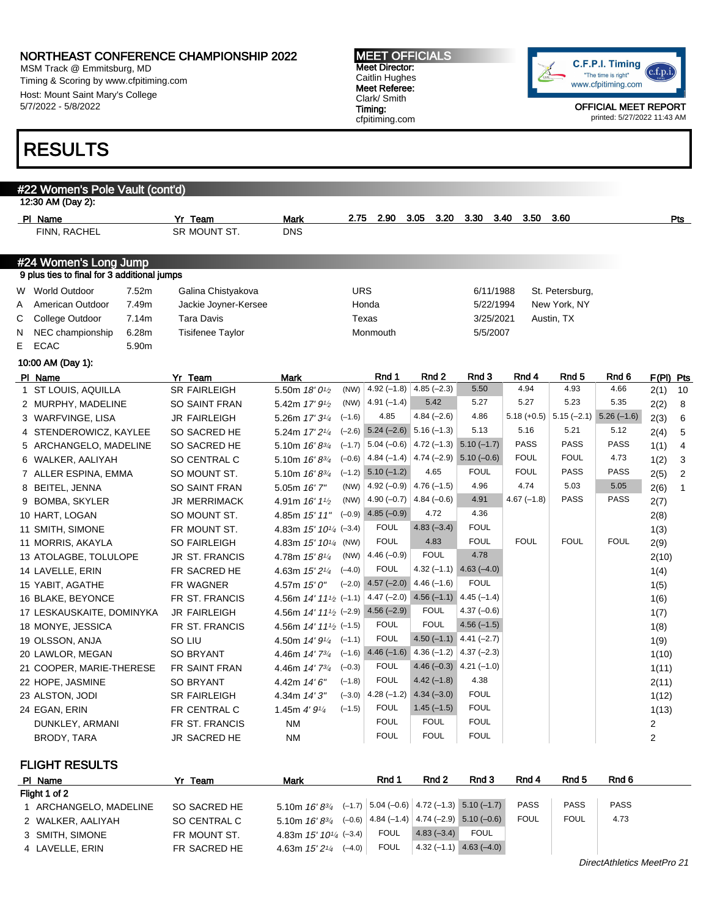NORTHEAST CONFERENCE CHAMPIONSHIP 2022
MSM Track @ Emmitsburg, MD
Timing & Scoring by www.cfpitiming.com
Host: Mount Saint Mary's College
5/7/2022 - 5/8/2022

**MEET OFFICIALS**
Meet Director: Caitlin Hughes
Meet Referee: Clark/ Smith
Timing: cfpitiming.com

OFFICIAL MEET REPORT
printed: 5/27/2022 11:43 AM

# RESULTS

## #22 Women's Pole Vault (cont'd)

12:30 AM (Day 2):

| Pl | Name | Yr | Team | Mark | 2.75 | 2.90 | 3.05 | 3.20 | 3.30 | 3.40 | 3.50 | 3.60 | Pts |
|---|---|---|---|---|---|---|---|---|---|---|---|---|---|
| | FINN, RACHEL | SR | MOUNT ST. | DNS | | | | | | | | | |

## #24 Women's Long Jump

9 plus ties to final for 3 additional jumps

| | | | | | | |
|---|---|---|---|---|---|---|
| W | World Outdoor | 7.52m | Galina Chistyakova | URS | 6/11/1988 | St. Petersburg, |
| A | American Outdoor | 7.49m | Jackie Joyner-Kersee | Honda | 5/22/1994 | New York, NY |
| C | College Outdoor | 7.14m | Tara Davis | Texas | 3/25/2021 | Austin, TX |
| N | NEC championship | 6.28m | Tisifenee Taylor | Monmouth | 5/5/2007 | |
| E | ECAC | 5.90m | | | | |

10:00 AM (Day 1):

| Pl | Name | Yr | Team | Mark | Wind | Rnd 1 | Rnd 2 | Rnd 3 | Rnd 4 | Rnd 5 | Rnd 6 | F(Pl) | Pts |
|---|---|---|---|---|---|---|---|---|---|---|---|---|---|
| 1 | ST LOUIS, AQUILLA | SR | FAIRLEIGH | 5.50m *18' 0½* | (NW) | 4.92 (–1.8) | 4.85 (–2.3) | 5.50 | 4.94 | 4.93 | 4.66 | 2(1) | 10 |
| 2 | MURPHY, MADELINE | SO | SAINT FRAN | 5.42m *17' 9½* | (NW) | 4.91 (–1.4) | 5.42 | 5.27 | 5.27 | 5.23 | 5.35 | 2(2) | 8 |
| 3 | WARFVINGE, LISA | JR | FAIRLEIGH | 5.26m *17' 3¼* | (–1.6) | 4.85 | 4.84 (–2.6) | 4.86 | 5.18 (+0.5) | 5.15 (–2.1) | 5.26 (–1.6) | 2(3) | 6 |
| 4 | STENDEROWICZ, KAYLEE | SO | SACRED HE | 5.24m *17' 2¼* | (–2.6) | 5.24 (–2.6) | 5.16 (–1.3) | 5.13 | 5.16 | 5.21 | 5.12 | 2(4) | 5 |
| 5 | ARCHANGELO, MADELINE | SO | SACRED HE | 5.10m *16' 8¾* | (–1.7) | 5.04 (–0.6) | 4.72 (–1.3) | 5.10 (–1.7) | PASS | PASS | PASS | 1(1) | 4 |
| 6 | WALKER, AALIYAH | SO | CENTRAL C | 5.10m *16' 8¾* | (–0.6) | 4.84 (–1.4) | 4.74 (–2.9) | 5.10 (–0.6) | FOUL | FOUL | 4.73 | 1(2) | 3 |
| 7 | ALLER ESPINA, EMMA | SO | MOUNT ST. | 5.10m *16' 8¾* | (–1.2) | 5.10 (–1.2) | 4.65 | FOUL | FOUL | PASS | PASS | 2(5) | 2 |
| 8 | BEITEL, JENNA | SO | SAINT FRAN | 5.05m *16' 7"* | (NW) | 4.92 (–0.9) | 4.76 (–1.5) | 4.96 | 4.74 | 5.03 | 5.05 | 2(6) | 1 |
| 9 | BOMBA, SKYLER | JR | MERRIMACK | 4.91m *16' 1½* | (NW) | 4.90 (–0.7) | 4.84 (–0.6) | 4.91 | 4.67 (–1.8) | PASS | PASS | 2(7) | |
| 10 | HART, LOGAN | SO | MOUNT ST. | 4.85m *15' 11"* | (–0.9) | 4.85 (–0.9) | 4.72 | 4.36 | | | | 2(8) | |
| 11 | SMITH, SIMONE | FR | MOUNT ST. | 4.83m *15' 10¼* | (–3.4) | FOUL | 4.83 (–3.4) | FOUL | | | | 1(3) | |
| 11 | MORRIS, AKAYLA | SO | FAIRLEIGH | 4.83m *15' 10¼* | (NW) | FOUL | 4.83 | FOUL | FOUL | FOUL | FOUL | 2(9) | |
| 13 | ATOLAGBE, TOLULOPE | JR | ST. FRANCIS | 4.78m *15' 8¼* | (NW) | 4.46 (–0.9) | FOUL | 4.78 | | | | 2(10) | |
| 14 | LAVELLE, ERIN | FR | SACRED HE | 4.63m *15' 2¼* | (–4.0) | FOUL | 4.32 (–1.1) | 4.63 (–4.0) | | | | 1(4) | |
| 15 | YABIT, AGATHE | FR | WAGNER | 4.57m *15' 0"* | (–2.0) | 4.57 (–2.0) | 4.46 (–1.6) | FOUL | | | | 1(5) | |
| 16 | BLAKE, BEYONCE | FR | ST. FRANCIS | 4.56m *14' 11½* | (–1.1) | 4.47 (–2.0) | 4.56 (–1.1) | 4.45 (–1.4) | | | | 1(6) | |
| 17 | LESKAUSKAITE, DOMINYKA | JR | FAIRLEIGH | 4.56m *14' 11½* | (–2.9) | 4.56 (–2.9) | FOUL | 4.37 (–0.6) | | | | 1(7) | |
| 18 | MONYE, JESSICA | FR | ST. FRANCIS | 4.56m *14' 11½* | (–1.5) | FOUL | FOUL | 4.56 (–1.5) | | | | 1(8) | |
| 19 | OLSSON, ANJA | SO | LIU | 4.50m *14' 9¼* | (–1.1) | FOUL | 4.50 (–1.1) | 4.41 (–2.7) | | | | 1(9) | |
| 20 | LAWLOR, MEGAN | SO | BRYANT | 4.46m *14' 7¾* | (–1.6) | 4.46 (–1.6) | 4.36 (–1.2) | 4.37 (–2.3) | | | | 1(10) | |
| 21 | COOPER, MARIE-THERESE | FR | SAINT FRAN | 4.46m *14' 7¾* | (–0.3) | FOUL | 4.46 (–0.3) | 4.21 (–1.0) | | | | 1(11) | |
| 22 | HOPE, JASMINE | SO | BRYANT | 4.42m *14' 6"* | (–1.8) | FOUL | 4.42 (–1.8) | 4.38 | | | | 2(11) | |
| 23 | ALSTON, JODI | SR | FAIRLEIGH | 4.34m *14' 3"* | (–3.0) | 4.28 (–1.2) | 4.34 (–3.0) | FOUL | | | | 1(12) | |
| 24 | EGAN, ERIN | FR | CENTRAL C | 1.45m *4' 9¼* | (–1.5) | FOUL | 1.45 (–1.5) | FOUL | | | | 1(13) | |
| | DUNKLEY, ARMANI | FR | ST. FRANCIS | NM | | FOUL | FOUL | FOUL | | | | 2 | |
| | BRODY, TARA | JR | SACRED HE | NM | | FOUL | FOUL | FOUL | | | | 2 | |

### FLIGHT RESULTS

| Pl | Name | Yr | Team | Mark | Wind | Rnd 1 | Rnd 2 | Rnd 3 | Rnd 4 | Rnd 5 | Rnd 6 |
|---|---|---|---|---|---|---|---|---|---|---|---|
| **Flight 1 of 2** | | | | | | | | | | | |
| 1 | ARCHANGELO, MADELINE | SO | SACRED HE | 5.10m *16' 8¾* | (–1.7) | 5.04 (–0.6) | 4.72 (–1.3) | 5.10 (–1.7) | PASS | PASS | PASS |
| 2 | WALKER, AALIYAH | SO | CENTRAL C | 5.10m *16' 8¾* | (–0.6) | 4.84 (–1.4) | 4.74 (–2.9) | 5.10 (–0.6) | FOUL | FOUL | 4.73 |
| 3 | SMITH, SIMONE | FR | MOUNT ST. | 4.83m *15' 10¼* | (–3.4) | FOUL | 4.83 (–3.4) | FOUL | | | |
| 4 | LAVELLE, ERIN | FR | SACRED HE | 4.63m *15' 2¼* | (–4.0) | FOUL | 4.32 (–1.1) | 4.63 (–4.0) | | | |

DirectAthletics MeetPro 21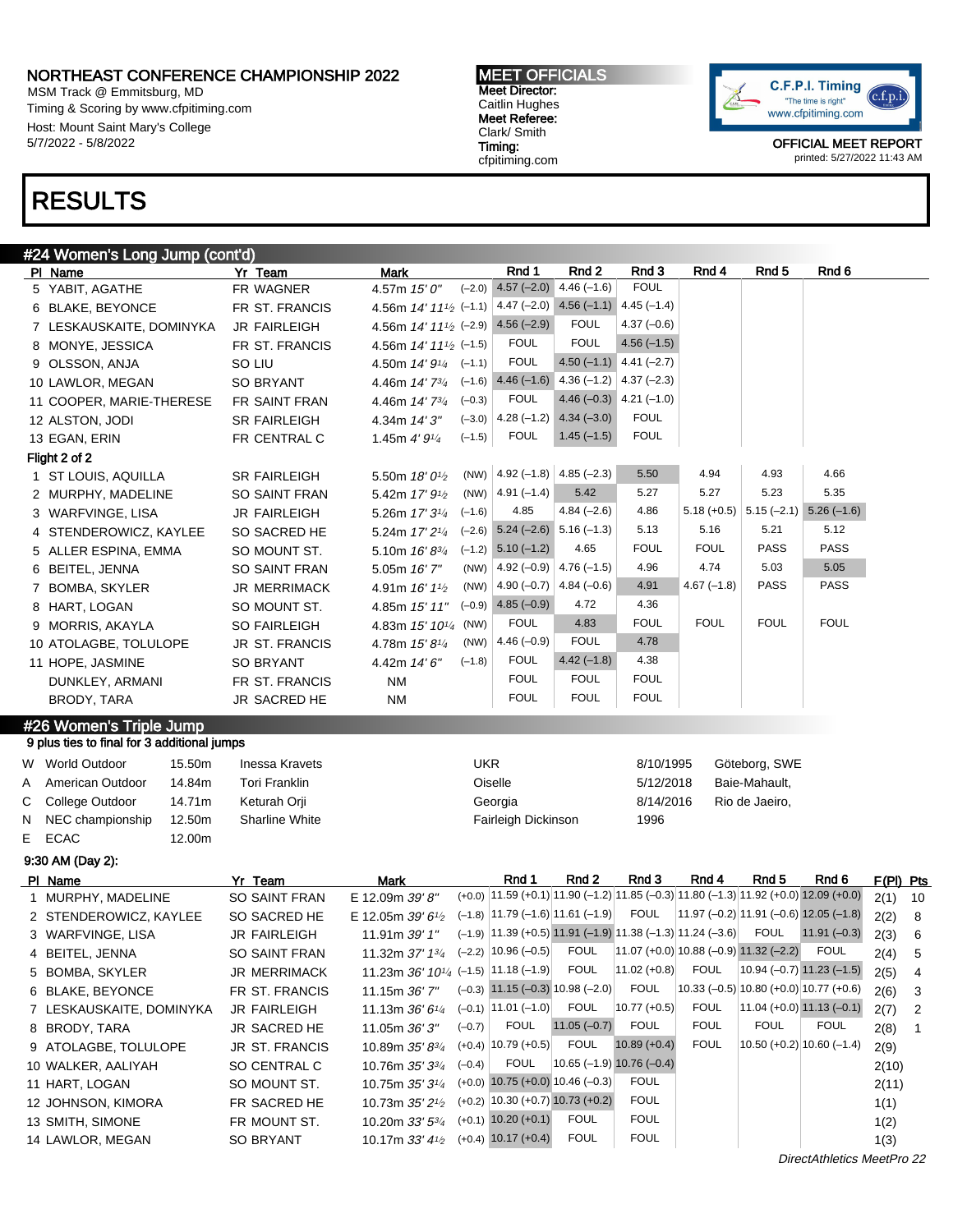# NORTHEAST CONFERENCE CHAMPIONSHIP 2022

MSM Track @ Emmitsburg, MD
Timing & Scoring by www.cfpitiming.com
Host: Mount Saint Mary's College
5/7/2022 - 5/8/2022

**MEET OFFICIALS**
Meet Director:
Caitlin Hughes
Meet Referee:
Clark/ Smith
Timing:
cfpitiming.com

C.F.P.I. Timing "The time is right" www.cfpitiming.com

OFFICIAL MEET REPORT
printed: 5/27/2022 11:43 AM

# RESULTS

## #24 Women's Long Jump (cont'd)

| Pl | Name | Yr | Team | Mark | | Rnd 1 | Rnd 2 | Rnd 3 | Rnd 4 | Rnd 5 | Rnd 6 |
|---|---|---|---|---|---|---|---|---|---|---|---|
| 5 | YABIT, AGATHE | FR | WAGNER | 4.57m *15' 0"* | (–2.0) | 4.57 (–2.0) | 4.46 (–1.6) | FOUL | | | |
| 6 | BLAKE, BEYONCE | FR | ST. FRANCIS | 4.56m *14' 11½* | (–1.1) | 4.47 (–2.0) | 4.56 (–1.1) | 4.45 (–1.4) | | | |
| 7 | LESKAUSKAITE, DOMINYKA | JR | FAIRLEIGH | 4.56m *14' 11½* | (–2.9) | 4.56 (–2.9) | FOUL | 4.37 (–0.6) | | | |
| 8 | MONYE, JESSICA | FR | ST. FRANCIS | 4.56m *14' 11½* | (–1.5) | FOUL | FOUL | 4.56 (–1.5) | | | |
| 9 | OLSSON, ANJA | SO | LIU | 4.50m *14' 9¼* | (–1.1) | FOUL | 4.50 (–1.1) | 4.41 (–2.7) | | | |
| 10 | LAWLOR, MEGAN | SO | BRYANT | 4.46m *14' 7¾* | (–1.6) | 4.46 (–1.6) | 4.36 (–1.2) | 4.37 (–2.3) | | | |
| 11 | COOPER, MARIE-THERESE | FR | SAINT FRAN | 4.46m *14' 7¾* | (–0.3) | FOUL | 4.46 (–0.3) | 4.21 (–1.0) | | | |
| 12 | ALSTON, JODI | SR | FAIRLEIGH | 4.34m *14' 3"* | (–3.0) | 4.28 (–1.2) | 4.34 (–3.0) | FOUL | | | |
| 13 | EGAN, ERIN | FR | CENTRAL C | 1.45m *4' 9¼* | (–1.5) | FOUL | 1.45 (–1.5) | FOUL | | | |
| **Flight 2 of 2** | | | | | | | | | | | |
| 1 | ST LOUIS, AQUILLA | SR | FAIRLEIGH | 5.50m *18' 0½* | (NW) | 4.92 (–1.8) | 4.85 (–2.3) | 5.50 | 4.94 | 4.93 | 4.66 |
| 2 | MURPHY, MADELINE | SO | SAINT FRAN | 5.42m *17' 9½* | (NW) | 4.91 (–1.4) | 5.42 | 5.27 | 5.27 | 5.23 | 5.35 |
| 3 | WARFVINGE, LISA | JR | FAIRLEIGH | 5.26m *17' 3¼* | (–1.6) | 4.85 | 4.84 (–2.6) | 4.86 | 5.18 (+0.5) | 5.15 (–2.1) | 5.26 (–1.6) |
| 4 | STENDEROWICZ, KAYLEE | SO | SACRED HE | 5.24m *17' 2¼* | (–2.6) | 5.24 (–2.6) | 5.16 (–1.3) | 5.13 | 5.16 | 5.21 | 5.12 |
| 5 | ALLER ESPINA, EMMA | SO | MOUNT ST. | 5.10m *16' 8¾* | (–1.2) | 5.10 (–1.2) | 4.65 | FOUL | FOUL | PASS | PASS |
| 6 | BEITEL, JENNA | SO | SAINT FRAN | 5.05m *16' 7"* | (NW) | 4.92 (–0.9) | 4.76 (–1.5) | 4.96 | 4.74 | 5.03 | 5.05 |
| 7 | BOMBA, SKYLER | JR | MERRIMACK | 4.91m *16' 1½* | (NW) | 4.90 (–0.7) | 4.84 (–0.6) | 4.91 | 4.67 (–1.8) | PASS | PASS |
| 8 | HART, LOGAN | SO | MOUNT ST. | 4.85m *15' 11"* | (–0.9) | 4.85 (–0.9) | 4.72 | 4.36 | | | |
| 9 | MORRIS, AKAYLA | SO | FAIRLEIGH | 4.83m *15' 10¼* | (NW) | FOUL | 4.83 | FOUL | FOUL | FOUL | FOUL |
| 10 | ATOLAGBE, TOLULOPE | JR | ST. FRANCIS | 4.78m *15' 8¼* | (NW) | 4.46 (–0.9) | FOUL | 4.78 | | | |
| 11 | HOPE, JASMINE | SO | BRYANT | 4.42m *14' 6"* | (–1.8) | FOUL | 4.42 (–1.8) | 4.38 | | | |
| | DUNKLEY, ARMANI | FR | ST. FRANCIS | NM | | FOUL | FOUL | FOUL | | | |
| | BRODY, TARA | JR | SACRED HE | NM | | FOUL | FOUL | FOUL | | | |

## #26 Women's Triple Jump

9 plus ties to final for 3 additional jumps

| | | | | | | |
|---|---|---|---|---|---|---|
| W | World Outdoor | 15.50m | Inessa Kravets | UKR | 8/10/1995 | Göteborg, SWE |
| A | American Outdoor | 14.84m | Tori Franklin | Oiselle | 5/12/2018 | Baie-Mahault, |
| C | College Outdoor | 14.71m | Keturah Orji | Georgia | 8/14/2016 | Rio de Jaeiro, |
| N | NEC championship | 12.50m | Sharline White | Fairleigh Dickinson | 1996 | |
| E | ECAC | 12.00m | | | | |

**9:30 AM (Day 2):**

| Pl | Name | Yr | Team | Mark | | Rnd 1 | Rnd 2 | Rnd 3 | Rnd 4 | Rnd 5 | Rnd 6 | F(Pl) | Pts |
|---|---|---|---|---|---|---|---|---|---|---|---|---|---|
| 1 | MURPHY, MADELINE | SO | SAINT FRAN | E 12.09m *39' 8"* | (+0.0) | 11.59 (+0.1) | 11.90 (–1.2) | 11.85 (–0.3) | 11.80 (–1.3) | 11.92 (+0.0) | 12.09 (+0.0) | 2(1) | 10 |
| 2 | STENDEROWICZ, KAYLEE | SO | SACRED HE | E 12.05m *39' 6½* | (–1.8) | 11.79 (–1.6) | 11.61 (–1.9) | FOUL | 11.97 (–0.2) | 11.91 (–0.6) | 12.05 (–1.8) | 2(2) | 8 |
| 3 | WARFVINGE, LISA | JR | FAIRLEIGH | 11.91m *39' 1"* | (–1.9) | 11.39 (+0.5) | 11.91 (–1.9) | 11.38 (–1.3) | 11.24 (–3.6) | FOUL | 11.91 (–0.3) | 2(3) | 6 |
| 4 | BEITEL, JENNA | SO | SAINT FRAN | 11.32m *37' 1¾* | (–2.2) | 10.96 (–0.5) | FOUL | 11.07 (+0.0) | 10.88 (–0.9) | 11.32 (–2.2) | FOUL | 2(4) | 5 |
| 5 | BOMBA, SKYLER | JR | MERRIMACK | 11.23m *36' 10¼* | (–1.5) | 11.18 (–1.9) | FOUL | 11.02 (+0.8) | FOUL | 10.94 (–0.7) | 11.23 (–1.5) | 2(5) | 4 |
| 6 | BLAKE, BEYONCE | FR | ST. FRANCIS | 11.15m *36' 7"* | (–0.3) | 11.15 (–0.3) | 10.98 (–2.0) | FOUL | 10.33 (–0.5) | 10.80 (+0.0) | 10.77 (+0.6) | 2(6) | 3 |
| 7 | LESKAUSKAITE, DOMINYKA | JR | FAIRLEIGH | 11.13m *36' 6¼* | (–0.1) | 11.01 (–1.0) | FOUL | 10.77 (+0.5) | FOUL | 11.04 (+0.0) | 11.13 (–0.1) | 2(7) | 2 |
| 8 | BRODY, TARA | JR | SACRED HE | 11.05m *36' 3"* | (–0.7) | FOUL | 11.05 (–0.7) | FOUL | FOUL | FOUL | FOUL | 2(8) | 1 |
| 9 | ATOLAGBE, TOLULOPE | JR | ST. FRANCIS | 10.89m *35' 8¾* | (+0.4) | 10.79 (+0.5) | FOUL | 10.89 (+0.4) | FOUL | 10.50 (+0.2) | 10.60 (–1.4) | 2(9) | |
| 10 | WALKER, AALIYAH | SO | CENTRAL C | 10.76m *35' 3¾* | (–0.4) | FOUL | 10.65 (–1.9) | 10.76 (–0.4) | | | | 2(10) | |
| 11 | HART, LOGAN | SO | MOUNT ST. | 10.75m *35' 3¼* | (+0.0) | 10.75 (+0.0) | 10.46 (–0.3) | FOUL | | | | 2(11) | |
| 12 | JOHNSON, KIMORA | FR | SACRED HE | 10.73m *35' 2½* | (+0.2) | 10.30 (+0.7) | 10.73 (+0.2) | FOUL | | | | 1(1) | |
| 13 | SMITH, SIMONE | FR | MOUNT ST. | 10.20m *33' 5¾* | (+0.1) | 10.20 (+0.1) | FOUL | FOUL | | | | 1(2) | |
| 14 | LAWLOR, MEGAN | SO | BRYANT | 10.17m *33' 4½* | (+0.4) | 10.17 (+0.4) | FOUL | FOUL | | | | 1(3) | |

*DirectAthletics MeetPro 22*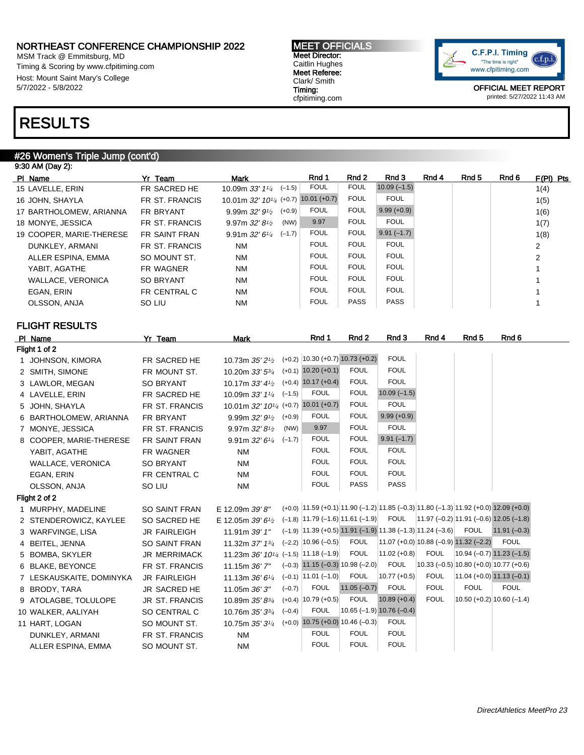# NORTHEAST CONFERENCE CHAMPIONSHIP 2022

MSM Track @ Emmitsburg, MD
Timing & Scoring by www.cfpitiming.com
Host: Mount Saint Mary's College
5/7/2022 - 5/8/2022

**MEET OFFICIALS**
Meet Director:
Caitlin Hughes
Meet Referee:
Clark/ Smith
Timing:
cfpitiming.com

OFFICIAL MEET REPORT
printed: 5/27/2022 11:43 AM

# RESULTS

## #26 Women's Triple Jump (cont'd)

9:30 AM (Day 2):

| Pl | Name | Yr | Team | Mark | | Rnd 1 | Rnd 2 | Rnd 3 | Rnd 4 | Rnd 5 | Rnd 6 | F(Pl) | Pts |
|---|---|---|---|---|---|---|---|---|---|---|---|---|---|
| 15 | LAVELLE, ERIN | FR | SACRED HE | 10.09m 33' 1¼ | (−1.5) | FOUL | FOUL | 10.09 (−1.5) | | | | 1(4) | |
| 16 | JOHN, SHAYLA | FR | ST. FRANCIS | 10.01m 32' 10¼ | (+0.7) | 10.01 (+0.7) | FOUL | FOUL | | | | 1(5) | |
| 17 | BARTHOLOMEW, ARIANNA | FR | BRYANT | 9.99m 32' 9½ | (+0.9) | FOUL | FOUL | 9.99 (+0.9) | | | | 1(6) | |
| 18 | MONYE, JESSICA | FR | ST. FRANCIS | 9.97m 32' 8½ | (NW) | 9.97 | FOUL | FOUL | | | | 1(7) | |
| 19 | COOPER, MARIE-THERESE | FR | SAINT FRAN | 9.91m 32' 6¼ | (−1.7) | FOUL | FOUL | 9.91 (−1.7) | | | | 1(8) | |
| | DUNKLEY, ARMANI | FR | ST. FRANCIS | NM | | FOUL | FOUL | FOUL | | | | 2 | |
| | ALLER ESPINA, EMMA | SO | MOUNT ST. | NM | | FOUL | FOUL | FOUL | | | | 2 | |
| | YABIT, AGATHE | FR | WAGNER | NM | | FOUL | FOUL | FOUL | | | | 1 | |
| | WALLACE, VERONICA | SO | BRYANT | NM | | FOUL | FOUL | FOUL | | | | 1 | |
| | EGAN, ERIN | FR | CENTRAL C | NM | | FOUL | FOUL | FOUL | | | | 1 | |
| | OLSSON, ANJA | SO | LIU | NM | | FOUL | PASS | PASS | | | | 1 | |

## FLIGHT RESULTS

| Pl | Name | Yr | Team | Mark | | Rnd 1 | Rnd 2 | Rnd 3 | Rnd 4 | Rnd 5 | Rnd 6 |
|---|---|---|---|---|---|---|---|---|---|---|---|
| **Flight 1 of 2** | | | | | | | | | | | |
| 1 | JOHNSON, KIMORA | FR | SACRED HE | 10.73m 35' 2½ | (+0.2) | 10.30 (+0.7) | 10.73 (+0.2) | FOUL | | | |
| 2 | SMITH, SIMONE | FR | MOUNT ST. | 10.20m 33' 5¾ | (+0.1) | 10.20 (+0.1) | FOUL | FOUL | | | |
| 3 | LAWLOR, MEGAN | SO | BRYANT | 10.17m 33' 4½ | (+0.4) | 10.17 (+0.4) | FOUL | FOUL | | | |
| 4 | LAVELLE, ERIN | FR | SACRED HE | 10.09m 33' 1¼ | (−1.5) | FOUL | FOUL | 10.09 (−1.5) | | | |
| 5 | JOHN, SHAYLA | FR | ST. FRANCIS | 10.01m 32' 10¼ | (+0.7) | 10.01 (+0.7) | FOUL | FOUL | | | |
| 6 | BARTHOLOMEW, ARIANNA | FR | BRYANT | 9.99m 32' 9½ | (+0.9) | FOUL | FOUL | 9.99 (+0.9) | | | |
| 7 | MONYE, JESSICA | FR | ST. FRANCIS | 9.97m 32' 8½ | (NW) | 9.97 | FOUL | FOUL | | | |
| 8 | COOPER, MARIE-THERESE | FR | SAINT FRAN | 9.91m 32' 6¼ | (−1.7) | FOUL | FOUL | 9.91 (−1.7) | | | |
| | YABIT, AGATHE | FR | WAGNER | NM | | FOUL | FOUL | FOUL | | | |
| | WALLACE, VERONICA | SO | BRYANT | NM | | FOUL | FOUL | FOUL | | | |
| | EGAN, ERIN | FR | CENTRAL C | NM | | FOUL | FOUL | FOUL | | | |
| | OLSSON, ANJA | SO | LIU | NM | | FOUL | PASS | PASS | | | |
| **Flight 2 of 2** | | | | | | | | | | | |
| 1 | MURPHY, MADELINE | SO | SAINT FRAN | E 12.09m 39' 8" | (+0.0) | 11.59 (+0.1) | 11.90 (−1.2) | 11.85 (−0.3) | 11.80 (−1.3) | 11.92 (+0.0) | 12.09 (+0.0) |
| 2 | STENDEROWICZ, KAYLEE | SO | SACRED HE | E 12.05m 39' 6½ | (−1.8) | 11.79 (−1.6) | 11.61 (−1.9) | FOUL | 11.97 (−0.2) | 11.91 (−0.6) | 12.05 (−1.8) |
| 3 | WARFVINGE, LISA | JR | FAIRLEIGH | 11.91m 39' 1" | (−1.9) | 11.39 (+0.5) | 11.91 (−1.9) | 11.38 (−1.3) | 11.24 (−3.6) | FOUL | 11.91 (−0.3) |
| 4 | BEITEL, JENNA | SO | SAINT FRAN | 11.32m 37' 1¾ | (−2.2) | 10.96 (−0.5) | FOUL | 11.07 (+0.0) | 10.88 (−0.9) | 11.32 (−2.2) | FOUL |
| 5 | BOMBA, SKYLER | JR | MERRIMACK | 11.23m 36' 10¼ | (−1.5) | 11.18 (−1.9) | FOUL | 11.02 (+0.8) | FOUL | 10.94 (−0.7) | 11.23 (−1.5) |
| 6 | BLAKE, BEYONCE | FR | ST. FRANCIS | 11.15m 36' 7" | (−0.3) | 11.15 (−0.3) | 10.98 (−2.0) | FOUL | 10.33 (−0.5) | 10.80 (+0.0) | 10.77 (+0.6) |
| 7 | LESKAUSKAITE, DOMINYKA | JR | FAIRLEIGH | 11.13m 36' 6¼ | (−0.1) | 11.01 (−1.0) | FOUL | 10.77 (+0.5) | FOUL | 11.04 (+0.0) | 11.13 (−0.1) |
| 8 | BRODY, TARA | JR | SACRED HE | 11.05m 36' 3" | (−0.7) | FOUL | 11.05 (−0.7) | FOUL | FOUL | FOUL | FOUL |
| 9 | ATOLAGBE, TOLULOPE | JR | ST. FRANCIS | 10.89m 35' 8¾ | (+0.4) | 10.79 (+0.5) | FOUL | 10.89 (+0.4) | FOUL | 10.50 (+0.2) | 10.60 (−1.4) |
| 10 | WALKER, AALIYAH | SO | CENTRAL C | 10.76m 35' 3¾ | (−0.4) | FOUL | 10.65 (−1.9) | 10.76 (−0.4) | | | |
| 11 | HART, LOGAN | SO | MOUNT ST. | 10.75m 35' 3¼ | (+0.0) | 10.75 (+0.0) | 10.46 (−0.3) | FOUL | | | |
| | DUNKLEY, ARMANI | FR | ST. FRANCIS | NM | | FOUL | FOUL | FOUL | | | |
| | ALLER ESPINA, EMMA | SO | MOUNT ST. | NM | | FOUL | FOUL | FOUL | | | |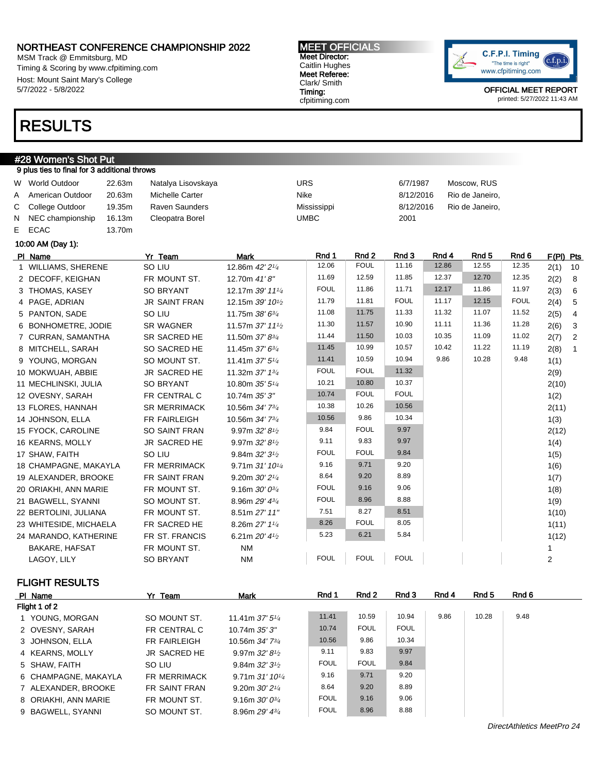## NORTHEAST CONFERENCE CHAMPIONSHIP 2022

MSM Track @ Emmitsburg, MD
Timing & Scoring by www.cfpitiming.com
Host: Mount Saint Mary's College
5/7/2022 - 5/8/2022

**MEET OFFICIALS**
Meet Director:
Caitlin Hughes
Meet Referee:
Clark/ Smith
Timing:
cfpitiming.com

C.F.P.I. Timing
"The time is right"
www.cfpitiming.com

OFFICIAL MEET REPORT
printed: 5/27/2022 11:43 AM

# RESULTS

## #28 Women's Shot Put

9 plus ties to final for 3 additional throws

| | | | | | | |
|---|---|---|---|---|---|---|
| W | World Outdoor | 22.63m | Natalya Lisovskaya | URS | 6/7/1987 | Moscow, RUS |
| A | American Outdoor | 20.63m | Michelle Carter | Nike | 8/12/2016 | Rio de Janeiro, |
| C | College Outdoor | 19.35m | Raven Saunders | Mississippi | 8/12/2016 | Rio de Janeiro, |
| N | NEC championship | 16.13m | Cleopatra Borel | UMBC | 2001 | |
| E | ECAC | 13.70m | | | | |

10:00 AM (Day 1):

| Pl | Name | Yr | Team | Mark | Rnd 1 | Rnd 2 | Rnd 3 | Rnd 4 | Rnd 5 | Rnd 6 | F(Pl) | Pts |
|---|---|---|---|---|---|---|---|---|---|---|---|---|
| 1 | WILLIAMS, SHERENE | SO | LIU | 12.86m *42' 2¼* | 12.06 | FOUL | 11.16 | 12.86 | 12.55 | 12.35 | 2(1) | 10 |
| 2 | DECOFF, KEIGHAN | FR | MOUNT ST. | 12.70m *41' 8"* | 11.69 | 12.59 | 11.85 | 12.37 | 12.70 | 12.35 | 2(2) | 8 |
| 3 | THOMAS, KASEY | SO | BRYANT | 12.17m *39' 11¼* | FOUL | 11.86 | 11.71 | 12.17 | 11.86 | 11.97 | 2(3) | 6 |
| 4 | PAGE, ADRIAN | JR | SAINT FRAN | 12.15m *39' 10½* | 11.79 | 11.81 | FOUL | 11.17 | 12.15 | FOUL | 2(4) | 5 |
| 5 | PANTON, SADE | SO | LIU | 11.75m *38' 6¾* | 11.08 | 11.75 | 11.33 | 11.32 | 11.07 | 11.52 | 2(5) | 4 |
| 6 | BONHOMETRE, JODIE | SR | WAGNER | 11.57m *37' 11½* | 11.30 | 11.57 | 10.90 | 11.11 | 11.36 | 11.28 | 2(6) | 3 |
| 7 | CURRAN, SAMANTHA | SR | SACRED HE | 11.50m *37' 8¾* | 11.44 | 11.50 | 10.03 | 10.35 | 11.09 | 11.02 | 2(7) | 2 |
| 8 | MITCHELL, SARAH | SO | SACRED HE | 11.45m *37' 6¾* | 11.45 | 10.99 | 10.57 | 10.42 | 11.22 | 11.19 | 2(8) | 1 |
| 9 | YOUNG, MORGAN | SO | MOUNT ST. | 11.41m *37' 5¼* | 11.41 | 10.59 | 10.94 | 9.86 | 10.28 | 9.48 | 1(1) | |
| 10 | MOKWUAH, ABBIE | JR | SACRED HE | 11.32m *37' 1¾* | FOUL | FOUL | 11.32 | | | | 2(9) | |
| 11 | MECHLINSKI, JULIA | SO | BRYANT | 10.80m *35' 5¼* | 10.21 | 10.80 | 10.37 | | | | 2(10) | |
| 12 | OVESNY, SARAH | FR | CENTRAL C | 10.74m *35' 3"* | 10.74 | FOUL | FOUL | | | | 1(2) | |
| 13 | FLORES, HANNAH | SR | MERRIMACK | 10.56m *34' 7¾* | 10.38 | 10.26 | 10.56 | | | | 2(11) | |
| 14 | JOHNSON, ELLA | FR | FAIRLEIGH | 10.56m *34' 7¾* | 10.56 | 9.86 | 10.34 | | | | 1(3) | |
| 15 | FYOCK, CAROLINE | SO | SAINT FRAN | 9.97m *32' 8½* | 9.84 | FOUL | 9.97 | | | | 2(12) | |
| 16 | KEARNS, MOLLY | JR | SACRED HE | 9.97m *32' 8½* | 9.11 | 9.83 | 9.97 | | | | 1(4) | |
| 17 | SHAW, FAITH | SO | LIU | 9.84m *32' 3½* | FOUL | FOUL | 9.84 | | | | 1(5) | |
| 18 | CHAMPAGNE, MAKAYLA | FR | MERRIMACK | 9.71m *31' 10¼* | 9.16 | 9.71 | 9.20 | | | | 1(6) | |
| 19 | ALEXANDER, BROOKE | FR | SAINT FRAN | 9.20m *30' 2¼* | 8.64 | 9.20 | 8.89 | | | | 1(7) | |
| 20 | ORIAKHI, ANN MARIE | FR | MOUNT ST. | 9.16m *30' 0¾* | FOUL | 9.16 | 9.06 | | | | 1(8) | |
| 21 | BAGWELL, SYANNI | SO | MOUNT ST. | 8.96m *29' 4¾* | FOUL | 8.96 | 8.88 | | | | 1(9) | |
| 22 | BERTOLINI, JULIANA | FR | MOUNT ST. | 8.51m *27' 11"* | 7.51 | 8.27 | 8.51 | | | | 1(10) | |
| 23 | WHITESIDE, MICHAELA | FR | SACRED HE | 8.26m *27' 1¼* | 8.26 | FOUL | 8.05 | | | | 1(11) | |
| 24 | MARANDO, KATHERINE | FR | ST. FRANCIS | 6.21m *20' 4½* | 5.23 | 6.21 | 5.84 | | | | 1(12) | |
| | BAKARE, HAFSAT | FR | MOUNT ST. | NM | | | | | | | 1 | |
| | LAGOY, LILY | SO | BRYANT | NM | FOUL | FOUL | FOUL | | | | 2 | |

### FLIGHT RESULTS

Flight 1 of 2

| Pl | Name | Yr | Team | Mark | Rnd 1 | Rnd 2 | Rnd 3 | Rnd 4 | Rnd 5 | Rnd 6 |
|---|---|---|---|---|---|---|---|---|---|---|
| 1 | YOUNG, MORGAN | SO | MOUNT ST. | 11.41m *37' 5¼* | 11.41 | 10.59 | 10.94 | 9.86 | 10.28 | 9.48 |
| 2 | OVESNY, SARAH | FR | CENTRAL C | 10.74m *35' 3"* | 10.74 | FOUL | FOUL | | | |
| 3 | JOHNSON, ELLA | FR | FAIRLEIGH | 10.56m *34' 7¾* | 10.56 | 9.86 | 10.34 | | | |
| 4 | KEARNS, MOLLY | JR | SACRED HE | 9.97m *32' 8½* | 9.11 | 9.83 | 9.97 | | | |
| 5 | SHAW, FAITH | SO | LIU | 9.84m *32' 3½* | FOUL | FOUL | 9.84 | | | |
| 6 | CHAMPAGNE, MAKAYLA | FR | MERRIMACK | 9.71m *31' 10¼* | 9.16 | 9.71 | 9.20 | | | |
| 7 | ALEXANDER, BROOKE | FR | SAINT FRAN | 9.20m *30' 2¼* | 8.64 | 9.20 | 8.89 | | | |
| 8 | ORIAKHI, ANN MARIE | FR | MOUNT ST. | 9.16m *30' 0¾* | FOUL | 9.16 | 9.06 | | | |
| 9 | BAGWELL, SYANNI | SO | MOUNT ST. | 8.96m *29' 4¾* | FOUL | 8.96 | 8.88 | | | |

*DirectAthletics MeetPro 24*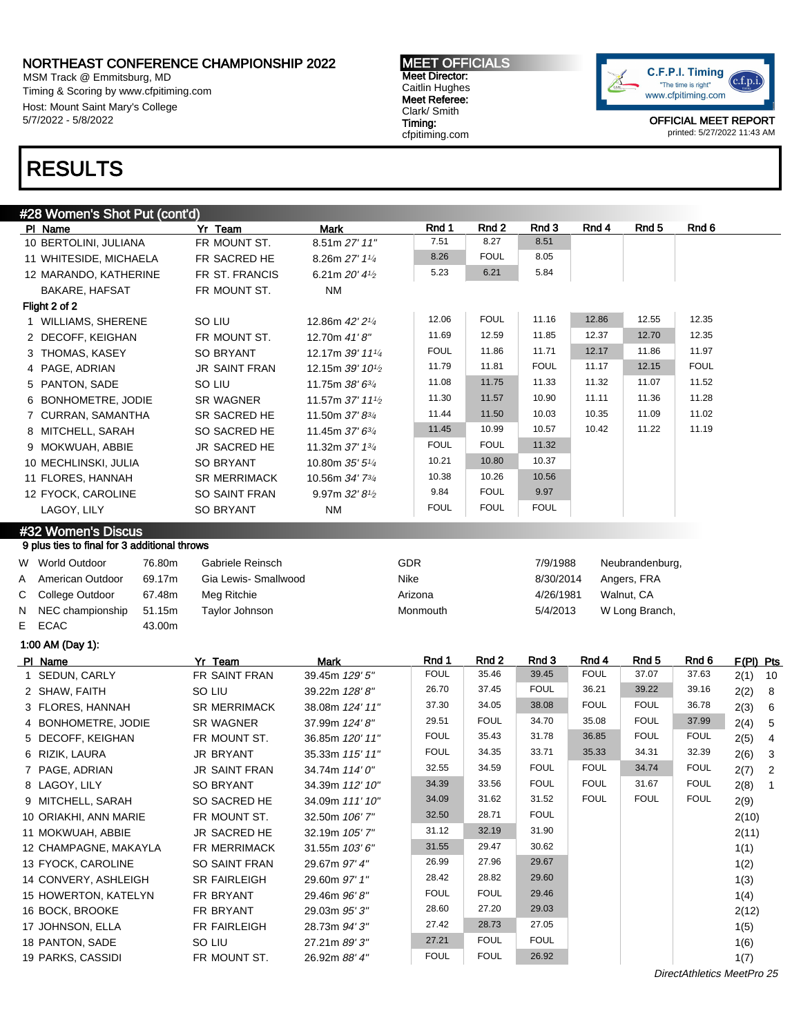# NORTHEAST CONFERENCE CHAMPIONSHIP 2022

MSM Track @ Emmitsburg, MD
Timing & Scoring by www.cfpitiming.com
Host: Mount Saint Mary's College
5/7/2022 - 5/8/2022

**MEET OFFICIALS**
Meet Director:
Caitlin Hughes
Meet Referee:
Clark/ Smith
Timing:
cfpitiming.com

C.F.P.I. Timing "The time is right" www.cfpitiming.com

OFFICIAL MEET REPORT
printed: 5/27/2022 11:43 AM

# RESULTS

## #28 Women's Shot Put (cont'd)

| Pl | Name | Yr | Team | Mark | Rnd 1 | Rnd 2 | Rnd 3 | Rnd 4 | Rnd 5 | Rnd 6 |
|---|---|---|---|---|---|---|---|---|---|---|
| 10 | BERTOLINI, JULIANA | FR | MOUNT ST. | 8.51m *27' 11"* | 7.51 | 8.27 | 8.51 | | | |
| 11 | WHITESIDE, MICHAELA | FR | SACRED HE | 8.26m *27' 1¼* | 8.26 | FOUL | 8.05 | | | |
| 12 | MARANDO, KATHERINE | FR | ST. FRANCIS | 6.21m *20' 4½* | 5.23 | 6.21 | 5.84 | | | |
| | BAKARE, HAFSAT | FR | MOUNT ST. | NM | | | | | | |

**Flight 2 of 2**

| Pl | Name | Yr | Team | Mark | Rnd 1 | Rnd 2 | Rnd 3 | Rnd 4 | Rnd 5 | Rnd 6 |
|---|---|---|---|---|---|---|---|---|---|---|
| 1 | WILLIAMS, SHERENE | SO | LIU | 12.86m *42' 2¼* | 12.06 | FOUL | 11.16 | 12.86 | 12.55 | 12.35 |
| 2 | DECOFF, KEIGHAN | FR | MOUNT ST. | 12.70m *41' 8"* | 11.69 | 12.59 | 11.85 | 12.37 | 12.70 | 12.35 |
| 3 | THOMAS, KASEY | SO | BRYANT | 12.17m *39' 11¼* | FOUL | 11.86 | 11.71 | 12.17 | 11.86 | 11.97 |
| 4 | PAGE, ADRIAN | JR | SAINT FRAN | 12.15m *39' 10½* | 11.79 | 11.81 | FOUL | 11.17 | 12.15 | FOUL |
| 5 | PANTON, SADE | SO | LIU | 11.75m *38' 6¾* | 11.08 | 11.75 | 11.33 | 11.32 | 11.07 | 11.52 |
| 6 | BONHOMETRE, JODIE | SR | WAGNER | 11.57m *37' 11½* | 11.30 | 11.57 | 10.90 | 11.11 | 11.36 | 11.28 |
| 7 | CURRAN, SAMANTHA | SR | SACRED HE | 11.50m *37' 8¾* | 11.44 | 11.50 | 10.03 | 10.35 | 11.09 | 11.02 |
| 8 | MITCHELL, SARAH | SO | SACRED HE | 11.45m *37' 6¾* | 11.45 | 10.99 | 10.57 | 10.42 | 11.22 | 11.19 |
| 9 | MOKWUAH, ABBIE | JR | SACRED HE | 11.32m *37' 1¾* | FOUL | FOUL | 11.32 | | | |
| 10 | MECHLINSKI, JULIA | SO | BRYANT | 10.80m *35' 5¼* | 10.21 | 10.80 | 10.37 | | | |
| 11 | FLORES, HANNAH | SR | MERRIMACK | 10.56m *34' 7¾* | 10.38 | 10.26 | 10.56 | | | |
| 12 | FYOCK, CAROLINE | SO | SAINT FRAN | 9.97m *32' 8½* | 9.84 | FOUL | 9.97 | | | |
| | LAGOY, LILY | SO | BRYANT | NM | FOUL | FOUL | FOUL | | | |

## #32 Women's Discus

9 plus ties to final for 3 additional throws

| | | | | | | |
|---|---|---|---|---|---|---|
| W | World Outdoor | 76.80m | Gabriele Reinsch | GDR | 7/9/1988 | Neubrandenburg, |
| A | American Outdoor | 69.17m | Gia Lewis- Smallwood | Nike | 8/30/2014 | Angers, FRA |
| C | College Outdoor | 67.48m | Meg Ritchie | Arizona | 4/26/1981 | Walnut, CA |
| N | NEC championship | 51.15m | Taylor Johnson | Monmouth | 5/4/2013 | W Long Branch, |
| E | ECAC | 43.00m | | | | |

**1:00 AM (Day 1):**

| Pl | Name | Yr | Team | Mark | Rnd 1 | Rnd 2 | Rnd 3 | Rnd 4 | Rnd 5 | Rnd 6 | F(Pl) | Pts |
|---|---|---|---|---|---|---|---|---|---|---|---|---|
| 1 | SEDUN, CARLY | FR | SAINT FRAN | 39.45m *129' 5"* | FOUL | 35.46 | 39.45 | FOUL | 37.07 | 37.63 | 2(1) | 10 |
| 2 | SHAW, FAITH | SO | LIU | 39.22m *128' 8"* | 26.70 | 37.45 | FOUL | 36.21 | 39.22 | 39.16 | 2(2) | 8 |
| 3 | FLORES, HANNAH | SR | MERRIMACK | 38.08m *124' 11"* | 37.30 | 34.05 | 38.08 | FOUL | FOUL | 36.78 | 2(3) | 6 |
| 4 | BONHOMETRE, JODIE | SR | WAGNER | 37.99m *124' 8"* | 29.51 | FOUL | 34.70 | 35.08 | FOUL | 37.99 | 2(4) | 5 |
| 5 | DECOFF, KEIGHAN | FR | MOUNT ST. | 36.85m *120' 11"* | FOUL | 35.43 | 31.78 | 36.85 | FOUL | FOUL | 2(5) | 4 |
| 6 | RIZIK, LAURA | JR | BRYANT | 35.33m *115' 11"* | FOUL | 34.35 | 33.71 | 35.33 | 34.31 | 32.39 | 2(6) | 3 |
| 7 | PAGE, ADRIAN | JR | SAINT FRAN | 34.74m *114' 0"* | 32.55 | 34.59 | FOUL | FOUL | 34.74 | FOUL | 2(7) | 2 |
| 8 | LAGOY, LILY | SO | BRYANT | 34.39m *112' 10"* | 34.39 | 33.56 | FOUL | FOUL | 31.67 | FOUL | 2(8) | 1 |
| 9 | MITCHELL, SARAH | SO | SACRED HE | 34.09m *111' 10"* | 34.09 | 31.62 | 31.52 | FOUL | FOUL | FOUL | 2(9) | |
| 10 | ORIAKHI, ANN MARIE | FR | MOUNT ST. | 32.50m *106' 7"* | 32.50 | 28.71 | FOUL | | | | 2(10) | |
| 11 | MOKWUAH, ABBIE | JR | SACRED HE | 32.19m *105' 7"* | 31.12 | 32.19 | 31.90 | | | | 2(11) | |
| 12 | CHAMPAGNE, MAKAYLA | FR | MERRIMACK | 31.55m *103' 6"* | 31.55 | 29.47 | 30.62 | | | | 1(1) | |
| 13 | FYOCK, CAROLINE | SO | SAINT FRAN | 29.67m *97' 4"* | 26.99 | 27.96 | 29.67 | | | | 1(2) | |
| 14 | CONVERY, ASHLEIGH | SR | FAIRLEIGH | 29.60m *97' 1"* | 28.42 | 28.82 | 29.60 | | | | 1(3) | |
| 15 | HOWERTON, KATELYN | FR | BRYANT | 29.46m *96' 8"* | FOUL | FOUL | 29.46 | | | | 1(4) | |
| 16 | BOCK, BROOKE | FR | BRYANT | 29.03m *95' 3"* | 28.60 | 27.20 | 29.03 | | | | 2(12) | |
| 17 | JOHNSON, ELLA | FR | FAIRLEIGH | 28.73m *94' 3"* | 27.42 | 28.73 | 27.05 | | | | 1(5) | |
| 18 | PANTON, SADE | SO | LIU | 27.21m *89' 3"* | 27.21 | FOUL | FOUL | | | | 1(6) | |
| 19 | PARKS, CASSIDI | FR | MOUNT ST. | 26.92m *88' 4"* | FOUL | FOUL | 26.92 | | | | 1(7) | |

*DirectAthletics MeetPro 25*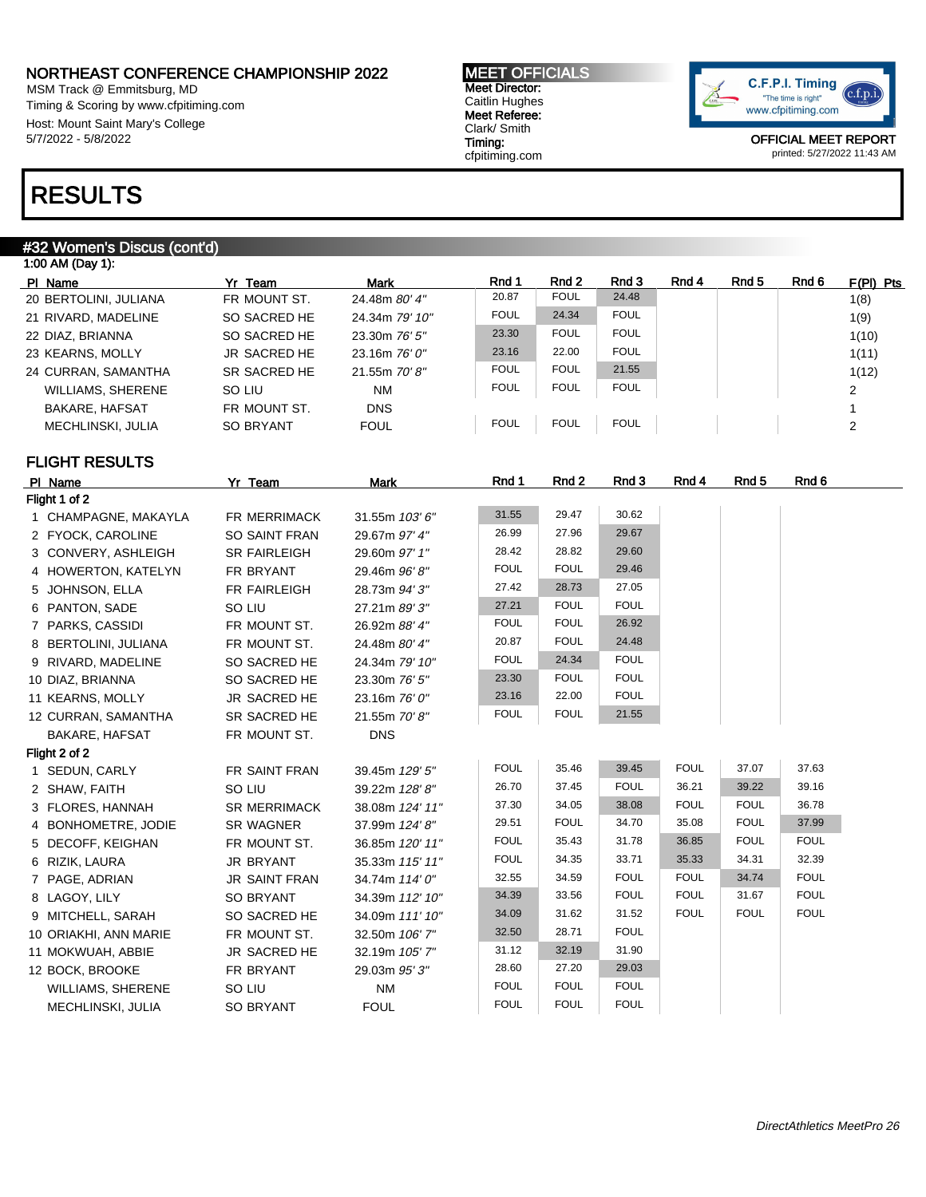# NORTHEAST CONFERENCE CHAMPIONSHIP 2022

MSM Track @ Emmitsburg, MD
Timing & Scoring by www.cfpitiming.com
Host: Mount Saint Mary's College
5/7/2022 - 5/8/2022

**MEET OFFICIALS**
**Meet Director:**
Caitlin Hughes
**Meet Referee:**
Clark/ Smith
**Timing:**
cfpitiming.com

OFFICIAL MEET REPORT
printed: 5/27/2022 11:43 AM

# RESULTS

## #32 Women's Discus (cont'd)

1:00 AM (Day 1):

| Pl | Name | Yr | Team | Mark | Rnd 1 | Rnd 2 | Rnd 3 | Rnd 4 | Rnd 5 | Rnd 6 | F(Pl) | Pts |
|---|---|---|---|---|---|---|---|---|---|---|---|---|
| 20 | BERTOLINI, JULIANA | FR | MOUNT ST. | 24.48m *80' 4"* | 20.87 | FOUL | 24.48 | | | | 1(8) | |
| 21 | RIVARD, MADELINE | SO | SACRED HE | 24.34m *79' 10"* | FOUL | 24.34 | FOUL | | | | 1(9) | |
| 22 | DIAZ, BRIANNA | SO | SACRED HE | 23.30m *76' 5"* | 23.30 | FOUL | FOUL | | | | 1(10) | |
| 23 | KEARNS, MOLLY | JR | SACRED HE | 23.16m *76' 0"* | 23.16 | 22.00 | FOUL | | | | 1(11) | |
| 24 | CURRAN, SAMANTHA | SR | SACRED HE | 21.55m *70' 8"* | FOUL | FOUL | 21.55 | | | | 1(12) | |
| | WILLIAMS, SHERENE | SO | LIU | NM | FOUL | FOUL | FOUL | | | | 2 | |
| | BAKARE, HAFSAT | FR | MOUNT ST. | DNS | | | | | | | 1 | |
| | MECHLINSKI, JULIA | SO | BRYANT | FOUL | FOUL | FOUL | FOUL | | | | 2 | |

## FLIGHT RESULTS

| Pl | Name | Yr | Team | Mark | Rnd 1 | Rnd 2 | Rnd 3 | Rnd 4 | Rnd 5 | Rnd 6 |
|---|---|---|---|---|---|---|---|---|---|---|
| **Flight 1 of 2** | | | | | | | | | | |
| 1 | CHAMPAGNE, MAKAYLA | FR | MERRIMACK | 31.55m *103' 6"* | 31.55 | 29.47 | 30.62 | | | |
| 2 | FYOCK, CAROLINE | SO | SAINT FRAN | 29.67m *97' 4"* | 26.99 | 27.96 | 29.67 | | | |
| 3 | CONVERY, ASHLEIGH | SR | FAIRLEIGH | 29.60m *97' 1"* | 28.42 | 28.82 | 29.60 | | | |
| 4 | HOWERTON, KATELYN | FR | BRYANT | 29.46m *96' 8"* | FOUL | FOUL | 29.46 | | | |
| 5 | JOHNSON, ELLA | FR | FAIRLEIGH | 28.73m *94' 3"* | 27.42 | 28.73 | 27.05 | | | |
| 6 | PANTON, SADE | SO | LIU | 27.21m *89' 3"* | 27.21 | FOUL | FOUL | | | |
| 7 | PARKS, CASSIDI | FR | MOUNT ST. | 26.92m *88' 4"* | FOUL | FOUL | 26.92 | | | |
| 8 | BERTOLINI, JULIANA | FR | MOUNT ST. | 24.48m *80' 4"* | 20.87 | FOUL | 24.48 | | | |
| 9 | RIVARD, MADELINE | SO | SACRED HE | 24.34m *79' 10"* | FOUL | 24.34 | FOUL | | | |
| 10 | DIAZ, BRIANNA | SO | SACRED HE | 23.30m *76' 5"* | 23.30 | FOUL | FOUL | | | |
| 11 | KEARNS, MOLLY | JR | SACRED HE | 23.16m *76' 0"* | 23.16 | 22.00 | FOUL | | | |
| 12 | CURRAN, SAMANTHA | SR | SACRED HE | 21.55m *70' 8"* | FOUL | FOUL | 21.55 | | | |
| | BAKARE, HAFSAT | FR | MOUNT ST. | DNS | | | | | | |
| **Flight 2 of 2** | | | | | | | | | | |
| 1 | SEDUN, CARLY | FR | SAINT FRAN | 39.45m *129' 5"* | FOUL | 35.46 | 39.45 | FOUL | 37.07 | 37.63 |
| 2 | SHAW, FAITH | SO | LIU | 39.22m *128' 8"* | 26.70 | 37.45 | FOUL | 36.21 | 39.22 | 39.16 |
| 3 | FLORES, HANNAH | SR | MERRIMACK | 38.08m *124' 11"* | 37.30 | 34.05 | 38.08 | FOUL | FOUL | 36.78 |
| 4 | BONHOMETRE, JODIE | SR | WAGNER | 37.99m *124' 8"* | 29.51 | FOUL | 34.70 | 35.08 | FOUL | 37.99 |
| 5 | DECOFF, KEIGHAN | FR | MOUNT ST. | 36.85m *120' 11"* | FOUL | 35.43 | 31.78 | 36.85 | FOUL | FOUL |
| 6 | RIZIK, LAURA | JR | BRYANT | 35.33m *115' 11"* | FOUL | 34.35 | 33.71 | 35.33 | 34.31 | 32.39 |
| 7 | PAGE, ADRIAN | JR | SAINT FRAN | 34.74m *114' 0"* | 32.55 | 34.59 | FOUL | FOUL | 34.74 | FOUL |
| 8 | LAGOY, LILY | SO | BRYANT | 34.39m *112' 10"* | 34.39 | 33.56 | FOUL | FOUL | 31.67 | FOUL |
| 9 | MITCHELL, SARAH | SO | SACRED HE | 34.09m *111' 10"* | 34.09 | 31.62 | 31.52 | FOUL | FOUL | FOUL |
| 10 | ORIAKHI, ANN MARIE | FR | MOUNT ST. | 32.50m *106' 7"* | 32.50 | 28.71 | FOUL | | | |
| 11 | MOKWUAH, ABBIE | JR | SACRED HE | 32.19m *105' 7"* | 31.12 | 32.19 | 31.90 | | | |
| 12 | BOCK, BROOKE | FR | BRYANT | 29.03m *95' 3"* | 28.60 | 27.20 | 29.03 | | | |
| | WILLIAMS, SHERENE | SO | LIU | NM | FOUL | FOUL | FOUL | | | |
| | MECHLINSKI, JULIA | SO | BRYANT | FOUL | FOUL | FOUL | FOUL | | | |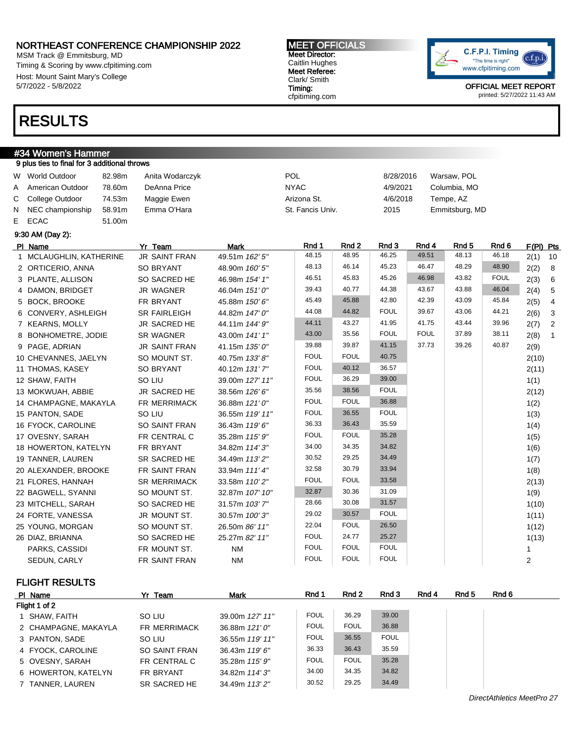# NORTHEAST CONFERENCE CHAMPIONSHIP 2022

MSM Track @ Emmitsburg, MD
Timing & Scoring by www.cfpitiming.com
Host: Mount Saint Mary's College
5/7/2022 - 5/8/2022

**MEET OFFICIALS**
**Meet Director:**
Caitlin Hughes
**Meet Referee:**
Clark/ Smith
**Timing:**
cfpitiming.com

C.F.P.I. Timing "The time is right" www.cfpitiming.com

OFFICIAL MEET REPORT
printed: 5/27/2022 11:43 AM

# RESULTS

## #34 Women's Hammer

9 plus ties to final for 3 additional throws

| | | | | | | |
|---|---|---|---|---|---|---|
| W | World Outdoor | 82.98m | Anita Wodarczyk | POL | 8/28/2016 | Warsaw, POL |
| A | American Outdoor | 78.60m | DeAnna Price | NYAC | 4/9/2021 | Columbia, MO |
| C | College Outdoor | 74.53m | Maggie Ewen | Arizona St. | 4/6/2018 | Tempe, AZ |
| N | NEC championship | 58.91m | Emma O'Hara | St. Fancis Univ. | 2015 | Emmitsburg, MD |
| E | ECAC | 51.00m | | | | |

9:30 AM (Day 2):

| Pl | Name | Yr | Team | Mark | Rnd 1 | Rnd 2 | Rnd 3 | Rnd 4 | Rnd 5 | Rnd 6 | F(Pl) | Pts |
|---|---|---|---|---|---|---|---|---|---|---|---|---|
| 1 | MCLAUGHLIN, KATHERINE | JR | SAINT FRAN | 49.51m *162' 5"* | 48.15 | 48.95 | 46.25 | 49.51 | 48.13 | 46.18 | 2(1) | 10 |
| 2 | ORTICERIO, ANNA | SO | BRYANT | 48.90m *160' 5"* | 48.13 | 46.14 | 45.23 | 46.47 | 48.29 | 48.90 | 2(2) | 8 |
| 3 | PLANTE, ALLISON | SO | SACRED HE | 46.98m *154' 1"* | 46.51 | 45.83 | 45.26 | 46.98 | 43.82 | FOUL | 2(3) | 6 |
| 4 | DAMON, BRIDGET | JR | WAGNER | 46.04m *151' 0"* | 39.43 | 40.77 | 44.38 | 43.67 | 43.88 | 46.04 | 2(4) | 5 |
| 5 | BOCK, BROOKE | FR | BRYANT | 45.88m *150' 6"* | 45.49 | 45.88 | 42.80 | 42.39 | 43.09 | 45.84 | 2(5) | 4 |
| 6 | CONVERY, ASHLEIGH | SR | FAIRLEIGH | 44.82m *147' 0"* | 44.08 | 44.82 | FOUL | 39.67 | 43.06 | 44.21 | 2(6) | 3 |
| 7 | KEARNS, MOLLY | JR | SACRED HE | 44.11m *144' 9"* | 44.11 | 43.27 | 41.95 | 41.75 | 43.44 | 39.96 | 2(7) | 2 |
| 8 | BONHOMETRE, JODIE | SR | WAGNER | 43.00m *141' 1"* | 43.00 | 35.56 | FOUL | FOUL | 37.89 | 38.11 | 2(8) | 1 |
| 9 | PAGE, ADRIAN | JR | SAINT FRAN | 41.15m *135' 0"* | 39.88 | 39.87 | 41.15 | 37.73 | 39.26 | 40.87 | 2(9) | |
| 10 | CHEVANNES, JAELYN | SO | MOUNT ST. | 40.75m *133' 8"* | FOUL | FOUL | 40.75 | | | | 2(10) | |
| 11 | THOMAS, KASEY | SO | BRYANT | 40.12m *131' 7"* | FOUL | 40.12 | 36.57 | | | | 2(11) | |
| 12 | SHAW, FAITH | SO | LIU | 39.00m *127' 11"* | FOUL | 36.29 | 39.00 | | | | 1(1) | |
| 13 | MOKWUAH, ABBIE | JR | SACRED HE | 38.56m *126' 6"* | 35.56 | 38.56 | FOUL | | | | 2(12) | |
| 14 | CHAMPAGNE, MAKAYLA | FR | MERRIMACK | 36.88m *121' 0"* | FOUL | FOUL | 36.88 | | | | 1(2) | |
| 15 | PANTON, SADE | SO | LIU | 36.55m *119' 11"* | FOUL | 36.55 | FOUL | | | | 1(3) | |
| 16 | FYOCK, CAROLINE | SO | SAINT FRAN | 36.43m *119' 6"* | 36.33 | 36.43 | 35.59 | | | | 1(4) | |
| 17 | OVESNY, SARAH | FR | CENTRAL C | 35.28m *115' 9"* | FOUL | FOUL | 35.28 | | | | 1(5) | |
| 18 | HOWERTON, KATELYN | FR | BRYANT | 34.82m *114' 3"* | 34.00 | 34.35 | 34.82 | | | | 1(6) | |
| 19 | TANNER, LAUREN | SR | SACRED HE | 34.49m *113' 2"* | 30.52 | 29.25 | 34.49 | | | | 1(7) | |
| 20 | ALEXANDER, BROOKE | FR | SAINT FRAN | 33.94m *111' 4"* | 32.58 | 30.79 | 33.94 | | | | 1(8) | |
| 21 | FLORES, HANNAH | SR | MERRIMACK | 33.58m *110' 2"* | FOUL | FOUL | 33.58 | | | | 2(13) | |
| 22 | BAGWELL, SYANNI | SO | MOUNT ST. | 32.87m *107' 10"* | 32.87 | 30.36 | 31.09 | | | | 1(9) | |
| 23 | MITCHELL, SARAH | SO | SACRED HE | 31.57m *103' 7"* | 28.66 | 30.08 | 31.57 | | | | 1(10) | |
| 24 | FORTE, VANESSA | JR | MOUNT ST. | 30.57m *100' 3"* | 29.02 | 30.57 | FOUL | | | | 1(11) | |
| 25 | YOUNG, MORGAN | SO | MOUNT ST. | 26.50m *86' 11"* | 22.04 | FOUL | 26.50 | | | | 1(12) | |
| 26 | DIAZ, BRIANNA | SO | SACRED HE | 25.27m *82' 11"* | FOUL | 24.77 | 25.27 | | | | 1(13) | |
| | PARKS, CASSIDI | FR | MOUNT ST. | NM | FOUL | FOUL | FOUL | | | | 1 | |
| | SEDUN, CARLY | FR | SAINT FRAN | NM | FOUL | FOUL | FOUL | | | | 2 | |

## FLIGHT RESULTS

| Pl | Name | Yr | Team | Mark | Rnd 1 | Rnd 2 | Rnd 3 | Rnd 4 | Rnd 5 | Rnd 6 |
|---|---|---|---|---|---|---|---|---|---|---|
| **Flight 1 of 2** | | | | | | | | | | |
| 1 | SHAW, FAITH | SO | LIU | 39.00m *127' 11"* | FOUL | 36.29 | 39.00 | | | |
| 2 | CHAMPAGNE, MAKAYLA | FR | MERRIMACK | 36.88m *121' 0"* | FOUL | FOUL | 36.88 | | | |
| 3 | PANTON, SADE | SO | LIU | 36.55m *119' 11"* | FOUL | 36.55 | FOUL | | | |
| 4 | FYOCK, CAROLINE | SO | SAINT FRAN | 36.43m *119' 6"* | 36.33 | 36.43 | 35.59 | | | |
| 5 | OVESNY, SARAH | FR | CENTRAL C | 35.28m *115' 9"* | FOUL | FOUL | 35.28 | | | |
| 6 | HOWERTON, KATELYN | FR | BRYANT | 34.82m *114' 3"* | 34.00 | 34.35 | 34.82 | | | |
| 7 | TANNER, LAUREN | SR | SACRED HE | 34.49m *113' 2"* | 30.52 | 29.25 | 34.49 | | | |

*DirectAthletics MeetPro 27*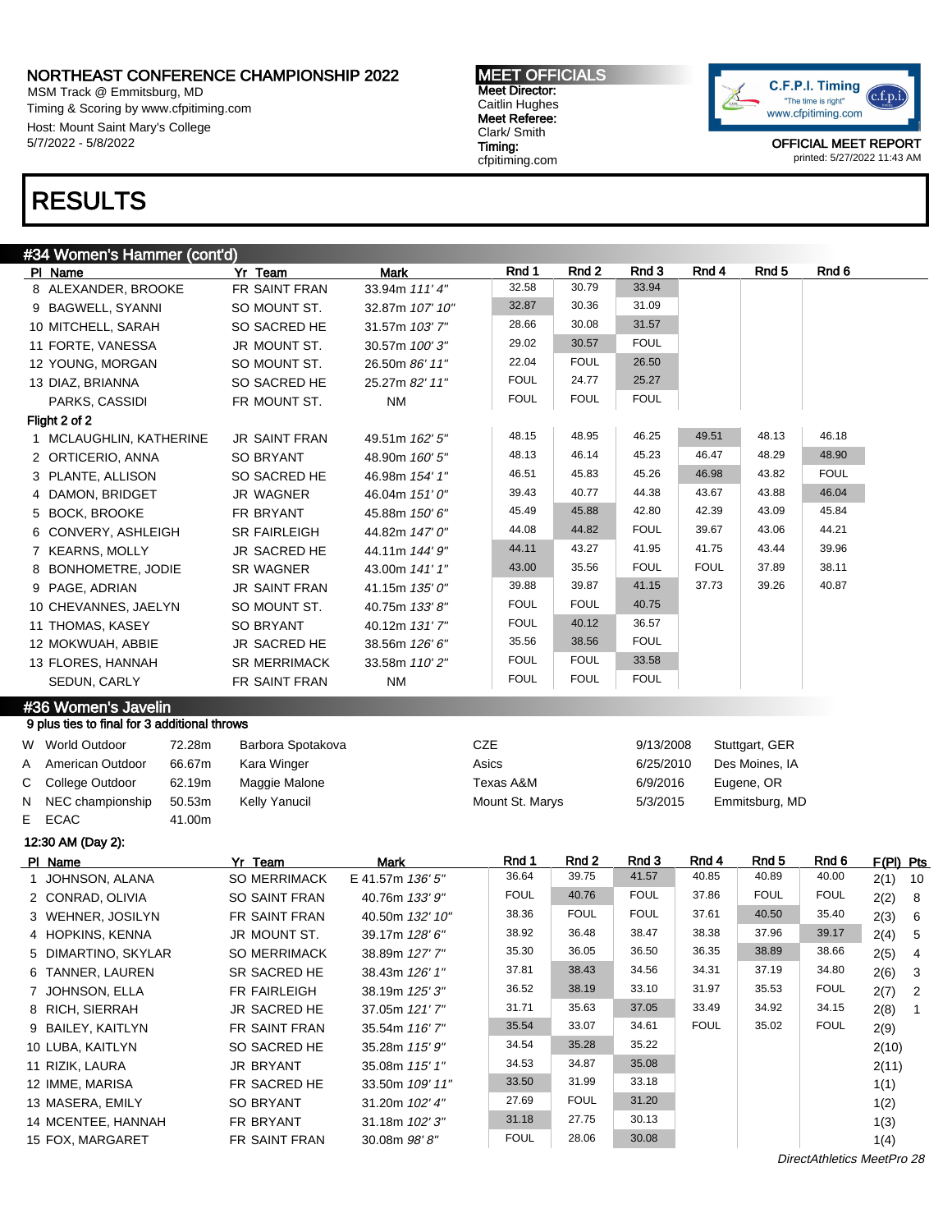NORTHEAST CONFERENCE CHAMPIONSHIP 2022
MSM Track @ Emmitsburg, MD
Timing & Scoring by www.cfpitiming.com
Host: Mount Saint Mary's College
5/7/2022 - 5/8/2022

**MEET OFFICIALS**
Meet Director: Caitlin Hughes
Meet Referee: Clark/ Smith
Timing: cfpitiming.com

C.F.P.I. Timing "The time is right" www.cfpitiming.com

OFFICIAL MEET REPORT
printed: 5/27/2022 11:43 AM

# RESULTS

## #34 Women's Hammer (cont'd)

| Pl | Name | Yr | Team | Mark | Rnd 1 | Rnd 2 | Rnd 3 | Rnd 4 | Rnd 5 | Rnd 6 |
|---|---|---|---|---|---|---|---|---|---|---|
| 8 | ALEXANDER, BROOKE | FR | SAINT FRAN | 33.94m *111' 4"* | 32.58 | 30.79 | 33.94 | | | |
| 9 | BAGWELL, SYANNI | SO | MOUNT ST. | 32.87m *107' 10"* | 32.87 | 30.36 | 31.09 | | | |
| 10 | MITCHELL, SARAH | SO | SACRED HE | 31.57m *103' 7"* | 28.66 | 30.08 | 31.57 | | | |
| 11 | FORTE, VANESSA | JR | MOUNT ST. | 30.57m *100' 3"* | 29.02 | 30.57 | FOUL | | | |
| 12 | YOUNG, MORGAN | SO | MOUNT ST. | 26.50m *86' 11"* | 22.04 | FOUL | 26.50 | | | |
| 13 | DIAZ, BRIANNA | SO | SACRED HE | 25.27m *82' 11"* | FOUL | 24.77 | 25.27 | | | |
| | PARKS, CASSIDI | FR | MOUNT ST. | NM | FOUL | FOUL | FOUL | | | |
| **Flight 2 of 2** | | | | | | | | | | |
| 1 | MCLAUGHLIN, KATHERINE | JR | SAINT FRAN | 49.51m *162' 5"* | 48.15 | 48.95 | 46.25 | 49.51 | 48.13 | 46.18 |
| 2 | ORTICERIO, ANNA | SO | BRYANT | 48.90m *160' 5"* | 48.13 | 46.14 | 45.23 | 46.47 | 48.29 | 48.90 |
| 3 | PLANTE, ALLISON | SO | SACRED HE | 46.98m *154' 1"* | 46.51 | 45.83 | 45.26 | 46.98 | 43.82 | FOUL |
| 4 | DAMON, BRIDGET | JR | WAGNER | 46.04m *151' 0"* | 39.43 | 40.77 | 44.38 | 43.67 | 43.88 | 46.04 |
| 5 | BOCK, BROOKE | FR | BRYANT | 45.88m *150' 6"* | 45.49 | 45.88 | 42.80 | 42.39 | 43.09 | 45.84 |
| 6 | CONVERY, ASHLEIGH | SR | FAIRLEIGH | 44.82m *147' 0"* | 44.08 | 44.82 | FOUL | 39.67 | 43.06 | 44.21 |
| 7 | KEARNS, MOLLY | JR | SACRED HE | 44.11m *144' 9"* | 44.11 | 43.27 | 41.95 | 41.75 | 43.44 | 39.96 |
| 8 | BONHOMETRE, JODIE | SR | WAGNER | 43.00m *141' 1"* | 43.00 | 35.56 | FOUL | FOUL | 37.89 | 38.11 |
| 9 | PAGE, ADRIAN | JR | SAINT FRAN | 41.15m *135' 0"* | 39.88 | 39.87 | 41.15 | 37.73 | 39.26 | 40.87 |
| 10 | CHEVANNES, JAELYN | SO | MOUNT ST. | 40.75m *133' 8"* | FOUL | FOUL | 40.75 | | | |
| 11 | THOMAS, KASEY | SO | BRYANT | 40.12m *131' 7"* | FOUL | 40.12 | 36.57 | | | |
| 12 | MOKWUAH, ABBIE | JR | SACRED HE | 38.56m *126' 6"* | 35.56 | 38.56 | FOUL | | | |
| 13 | FLORES, HANNAH | SR | MERRIMACK | 33.58m *110' 2"* | FOUL | FOUL | 33.58 | | | |
| | SEDUN, CARLY | FR | SAINT FRAN | NM | FOUL | FOUL | FOUL | | | |

## #36 Women's Javelin

9 plus ties to final for 3 additional throws

| | | | | | | |
|---|---|---|---|---|---|---|
| W | World Outdoor | 72.28m | Barbora Spotakova | CZE | 9/13/2008 | Stuttgart, GER |
| A | American Outdoor | 66.67m | Kara Winger | Asics | 6/25/2010 | Des Moines, IA |
| C | College Outdoor | 62.19m | Maggie Malone | Texas A&M | 6/9/2016 | Eugene, OR |
| N | NEC championship | 50.53m | Kelly Yanucil | Mount St. Marys | 5/3/2015 | Emmitsburg, MD |
| E | ECAC | 41.00m | | | | |

12:30 AM (Day 2):

| Pl | Name | Yr | Team | Mark | Rnd 1 | Rnd 2 | Rnd 3 | Rnd 4 | Rnd 5 | Rnd 6 | F(Pl) | Pts |
|---|---|---|---|---|---|---|---|---|---|---|---|---|
| 1 | JOHNSON, ALANA | SO | MERRIMACK | E 41.57m *136' 5"* | 36.64 | 39.75 | 41.57 | 40.85 | 40.89 | 40.00 | 2(1) | 10 |
| 2 | CONRAD, OLIVIA | SO | SAINT FRAN | 40.76m *133' 9"* | FOUL | 40.76 | FOUL | 37.86 | FOUL | FOUL | 2(2) | 8 |
| 3 | WEHNER, JOSILYN | FR | SAINT FRAN | 40.50m *132' 10"* | 38.36 | FOUL | FOUL | 37.61 | 40.50 | 35.40 | 2(3) | 6 |
| 4 | HOPKINS, KENNA | JR | MOUNT ST. | 39.17m *128' 6"* | 38.92 | 36.48 | 38.47 | 38.38 | 37.96 | 39.17 | 2(4) | 5 |
| 5 | DIMARTINO, SKYLAR | SO | MERRIMACK | 38.89m *127' 7"* | 35.30 | 36.05 | 36.50 | 36.35 | 38.89 | 38.66 | 2(5) | 4 |
| 6 | TANNER, LAUREN | SR | SACRED HE | 38.43m *126' 1"* | 37.81 | 38.43 | 34.56 | 34.31 | 37.19 | 34.80 | 2(6) | 3 |
| 7 | JOHNSON, ELLA | FR | FAIRLEIGH | 38.19m *125' 3"* | 36.52 | 38.19 | 33.10 | 31.97 | 35.53 | FOUL | 2(7) | 2 |
| 8 | RICH, SIERRAH | JR | SACRED HE | 37.05m *121' 7"* | 31.71 | 35.63 | 37.05 | 33.49 | 34.92 | 34.15 | 2(8) | 1 |
| 9 | BAILEY, KAITLYN | FR | SAINT FRAN | 35.54m *116' 7"* | 35.54 | 33.07 | 34.61 | FOUL | 35.02 | FOUL | 2(9) | |
| 10 | LUBA, KAITLYN | SO | SACRED HE | 35.28m *115' 9"* | 34.54 | 35.28 | 35.22 | | | | 2(10) | |
| 11 | RIZIK, LAURA | JR | BRYANT | 35.08m *115' 1"* | 34.53 | 34.87 | 35.08 | | | | 2(11) | |
| 12 | IMME, MARISA | FR | SACRED HE | 33.50m *109' 11"* | 33.50 | 31.99 | 33.18 | | | | 1(1) | |
| 13 | MASERA, EMILY | SO | BRYANT | 31.20m *102' 4"* | 27.69 | FOUL | 31.20 | | | | 1(2) | |
| 14 | MCENTEE, HANNAH | FR | BRYANT | 31.18m *102' 3"* | 31.18 | 27.75 | 30.13 | | | | 1(3) | |
| 15 | FOX, MARGARET | FR | SAINT FRAN | 30.08m *98' 8"* | FOUL | 28.06 | 30.08 | | | | 1(4) | |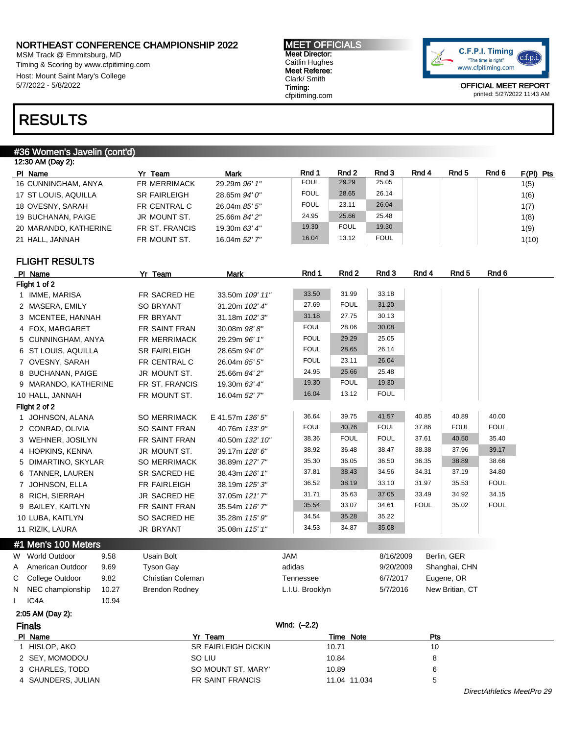NORTHEAST CONFERENCE CHAMPIONSHIP 2022
MSM Track @ Emmitsburg, MD
Timing & Scoring by www.cfpitiming.com
Host: Mount Saint Mary's College
5/7/2022 - 5/8/2022

**MEET OFFICIALS**
Meet Director:
Caitlin Hughes
Meet Referee:
Clark/ Smith
Timing:
cfpitiming.com

C.F.P.I. Timing "The time is right" www.cfpitiming.com

OFFICIAL MEET REPORT
printed: 5/27/2022 11:43 AM

# RESULTS

## #36 Women's Javelin (cont'd)

12:30 AM (Day 2):

| Pl | Name | Yr | Team | Mark | Rnd 1 | Rnd 2 | Rnd 3 | Rnd 4 | Rnd 5 | Rnd 6 | F(Pl) Pts |
|---|---|---|---|---|---|---|---|---|---|---|---|
| 16 | CUNNINGHAM, ANYA | FR | MERRIMACK | 29.29m *96' 1"* | FOUL | 29.29 | 25.05 | | | | 1(5) |
| 17 | ST LOUIS, AQUILLA | SR | FAIRLEIGH | 28.65m *94' 0"* | FOUL | 28.65 | 26.14 | | | | 1(6) |
| 18 | OVESNY, SARAH | FR | CENTRAL C | 26.04m *85' 5"* | FOUL | 23.11 | 26.04 | | | | 1(7) |
| 19 | BUCHANAN, PAIGE | JR | MOUNT ST. | 25.66m *84' 2"* | 24.95 | 25.66 | 25.48 | | | | 1(8) |
| 20 | MARANDO, KATHERINE | FR | ST. FRANCIS | 19.30m *63' 4"* | 19.30 | FOUL | 19.30 | | | | 1(9) |
| 21 | HALL, JANNAH | FR | MOUNT ST. | 16.04m *52' 7"* | 16.04 | 13.12 | FOUL | | | | 1(10) |

### FLIGHT RESULTS

| Pl | Name | Yr | Team | Mark | Rnd 1 | Rnd 2 | Rnd 3 | Rnd 4 | Rnd 5 | Rnd 6 |
|---|---|---|---|---|---|---|---|---|---|---|
| **Flight 1 of 2** | | | | | | | | | | |
| 1 | IMME, MARISA | FR | SACRED HE | 33.50m *109' 11"* | 33.50 | 31.99 | 33.18 | | | |
| 2 | MASERA, EMILY | SO | BRYANT | 31.20m *102' 4"* | 27.69 | FOUL | 31.20 | | | |
| 3 | MCENTEE, HANNAH | FR | BRYANT | 31.18m *102' 3"* | 31.18 | 27.75 | 30.13 | | | |
| 4 | FOX, MARGARET | FR | SAINT FRAN | 30.08m *98' 8"* | FOUL | 28.06 | 30.08 | | | |
| 5 | CUNNINGHAM, ANYA | FR | MERRIMACK | 29.29m *96' 1"* | FOUL | 29.29 | 25.05 | | | |
| 6 | ST LOUIS, AQUILLA | SR | FAIRLEIGH | 28.65m *94' 0"* | FOUL | 28.65 | 26.14 | | | |
| 7 | OVESNY, SARAH | FR | CENTRAL C | 26.04m *85' 5"* | FOUL | 23.11 | 26.04 | | | |
| 8 | BUCHANAN, PAIGE | JR | MOUNT ST. | 25.66m *84' 2"* | 24.95 | 25.66 | 25.48 | | | |
| 9 | MARANDO, KATHERINE | FR | ST. FRANCIS | 19.30m *63' 4"* | 19.30 | FOUL | 19.30 | | | |
| 10 | HALL, JANNAH | FR | MOUNT ST. | 16.04m *52' 7"* | 16.04 | 13.12 | FOUL | | | |
| **Flight 2 of 2** | | | | | | | | | | |
| 1 | JOHNSON, ALANA | SO | MERRIMACK | E 41.57m *136' 5"* | 36.64 | 39.75 | 41.57 | 40.85 | 40.89 | 40.00 |
| 2 | CONRAD, OLIVIA | SO | SAINT FRAN | 40.76m *133' 9"* | FOUL | 40.76 | FOUL | 37.86 | FOUL | FOUL |
| 3 | WEHNER, JOSILYN | FR | SAINT FRAN | 40.50m *132' 10"* | 38.36 | FOUL | FOUL | 37.61 | 40.50 | 35.40 |
| 4 | HOPKINS, KENNA | JR | MOUNT ST. | 39.17m *128' 6"* | 38.92 | 36.48 | 38.47 | 38.38 | 37.96 | 39.17 |
| 5 | DIMARTINO, SKYLAR | SO | MERRIMACK | 38.89m *127' 7"* | 35.30 | 36.05 | 36.50 | 36.35 | 38.89 | 38.66 |
| 6 | TANNER, LAUREN | SR | SACRED HE | 38.43m *126' 1"* | 37.81 | 38.43 | 34.56 | 34.31 | 37.19 | 34.80 |
| 7 | JOHNSON, ELLA | FR | FAIRLEIGH | 38.19m *125' 3"* | 36.52 | 38.19 | 33.10 | 31.97 | 35.53 | FOUL |
| 8 | RICH, SIERRAH | JR | SACRED HE | 37.05m *121' 7"* | 31.71 | 35.63 | 37.05 | 33.49 | 34.92 | 34.15 |
| 9 | BAILEY, KAITLYN | FR | SAINT FRAN | 35.54m *116' 7"* | 35.54 | 33.07 | 34.61 | FOUL | 35.02 | FOUL |
| 10 | LUBA, KAITLYN | SO | SACRED HE | 35.28m *115' 9"* | 34.54 | 35.28 | 35.22 | | | |
| 11 | RIZIK, LAURA | JR | BRYANT | 35.08m *115' 1"* | 34.53 | 34.87 | 35.08 | | | |

## #1 Men's 100 Meters

| | Record | Mark | Name | Team | Date | Location |
|---|---|---|---|---|---|---|
| W | World Outdoor | 9.58 | Usain Bolt | JAM | 8/16/2009 | Berlin, GER |
| A | American Outdoor | 9.69 | Tyson Gay | adidas | 9/20/2009 | Shanghai, CHN |
| C | College Outdoor | 9.82 | Christian Coleman | Tennessee | 6/7/2017 | Eugene, OR |
| N | NEC championship | 10.27 | Brendon Rodney | L.I.U. Brooklyn | 5/7/2016 | New Britian, CT |
| I | IC4A | 10.94 | | | | |

2:05 AM (Day 2):

### Finals

Wind: (-2.2)

| Pl | Name | Yr | Team | Time | Note | Pts |
|---|---|---|---|---|---|---|
| 1 | HISLOP, AKO | SR | FAIRLEIGH DICKIN | 10.71 | | 10 |
| 2 | SEY, MOMODOU | SO | LIU | 10.84 | | 8 |
| 3 | CHARLES, TODD | SO | MOUNT ST. MARY' | 10.89 | | 6 |
| 4 | SAUNDERS, JULIAN | FR | SAINT FRANCIS | 11.04 | 11.034 | 5 |

DirectAthletics MeetPro 29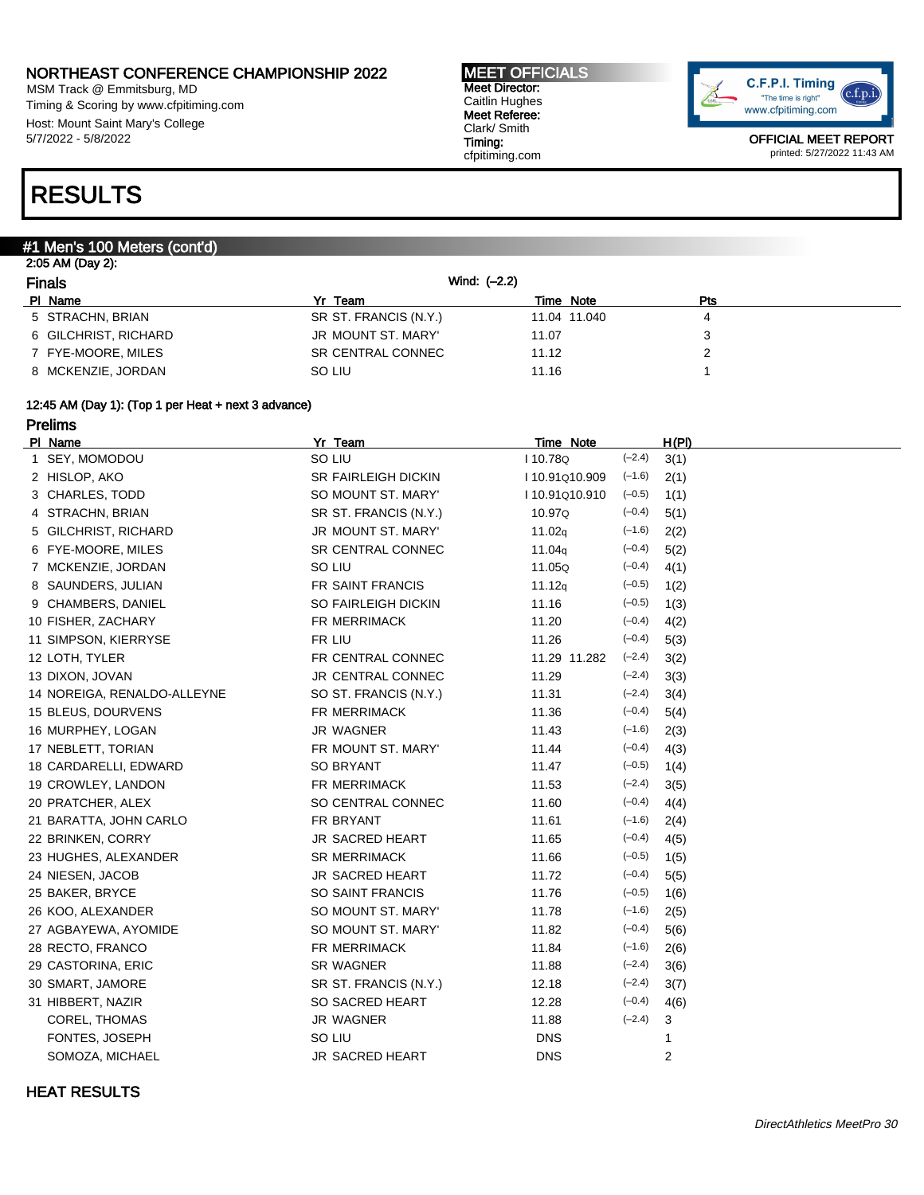# NORTHEAST CONFERENCE CHAMPIONSHIP 2022

MSM Track @ Emmitsburg, MD
Timing & Scoring by www.cfpitiming.com
Host: Mount Saint Mary's College
5/7/2022 - 5/8/2022

**MEET OFFICIALS**
**Meet Director:** Caitlin Hughes
**Meet Referee:** Clark/ Smith
**Timing:** cfpitiming.com

C.F.P.I. Timing "The time is right" www.cfpitiming.com

OFFICIAL MEET REPORT
printed: 5/27/2022 11:43 AM

# RESULTS

## #1 Men's 100 Meters (cont'd)

2:05 AM (Day 2):

### Finals

Wind: (-2.2)

| Pl | Name | Yr | Team | Time | Note | Pts |
|---|---|---|---|---|---|---|
| 5 | STRACHN, BRIAN | SR | ST. FRANCIS (N.Y.) | 11.04 | 11.040 | 4 |
| 6 | GILCHRIST, RICHARD | JR | MOUNT ST. MARY' | 11.07 | | 3 |
| 7 | FYE-MOORE, MILES | SR | CENTRAL CONNEC | 11.12 | | 2 |
| 8 | MCKENZIE, JORDAN | SO | LIU | 11.16 | | 1 |

12:45 AM (Day 1): (Top 1 per Heat + next 3 advance)

### Prelims

| Pl | Name | Yr | Team | Time | Note | Wind | H(Pl) |
|---|---|---|---|---|---|---|---|
| 1 | SEY, MOMODOU | SO | LIU | I 10.78Q | | (-2.4) | 3(1) |
| 2 | HISLOP, AKO | SR | FAIRLEIGH DICKIN | I 10.91Q | 10.909 | (-1.6) | 2(1) |
| 3 | CHARLES, TODD | SO | MOUNT ST. MARY' | I 10.91Q | 10.910 | (-0.5) | 1(1) |
| 4 | STRACHN, BRIAN | SR | ST. FRANCIS (N.Y.) | 10.97Q | | (-0.4) | 5(1) |
| 5 | GILCHRIST, RICHARD | JR | MOUNT ST. MARY' | 11.02q | | (-1.6) | 2(2) |
| 6 | FYE-MOORE, MILES | SR | CENTRAL CONNEC | 11.04q | | (-0.4) | 5(2) |
| 7 | MCKENZIE, JORDAN | SO | LIU | 11.05Q | | (-0.4) | 4(1) |
| 8 | SAUNDERS, JULIAN | FR | SAINT FRANCIS | 11.12q | | (-0.5) | 1(2) |
| 9 | CHAMBERS, DANIEL | SO | FAIRLEIGH DICKIN | 11.16 | | (-0.5) | 1(3) |
| 10 | FISHER, ZACHARY | FR | MERRIMACK | 11.20 | | (-0.4) | 4(2) |
| 11 | SIMPSON, KIERRYSE | FR | LIU | 11.26 | | (-0.4) | 5(3) |
| 12 | LOTH, TYLER | FR | CENTRAL CONNEC | 11.29 | 11.282 | (-2.4) | 3(2) |
| 13 | DIXON, JOVAN | JR | CENTRAL CONNEC | 11.29 | | (-2.4) | 3(3) |
| 14 | NOREIGA, RENALDO-ALLEYNE | SO | ST. FRANCIS (N.Y.) | 11.31 | | (-2.4) | 3(4) |
| 15 | BLEUS, DOURVENS | FR | MERRIMACK | 11.36 | | (-0.4) | 5(4) |
| 16 | MURPHEY, LOGAN | JR | WAGNER | 11.43 | | (-1.6) | 2(3) |
| 17 | NEBLETT, TORIAN | FR | MOUNT ST. MARY' | 11.44 | | (-0.4) | 4(3) |
| 18 | CARDARELLI, EDWARD | SO | BRYANT | 11.47 | | (-0.5) | 1(4) |
| 19 | CROWLEY, LANDON | FR | MERRIMACK | 11.53 | | (-2.4) | 3(5) |
| 20 | PRATCHER, ALEX | SO | CENTRAL CONNEC | 11.60 | | (-0.4) | 4(4) |
| 21 | BARATTA, JOHN CARLO | FR | BRYANT | 11.61 | | (-1.6) | 2(4) |
| 22 | BRINKEN, CORRY | JR | SACRED HEART | 11.65 | | (-0.4) | 4(5) |
| 23 | HUGHES, ALEXANDER | SR | MERRIMACK | 11.66 | | (-0.5) | 1(5) |
| 24 | NIESEN, JACOB | JR | SACRED HEART | 11.72 | | (-0.4) | 5(5) |
| 25 | BAKER, BRYCE | SO | SAINT FRANCIS | 11.76 | | (-0.5) | 1(6) |
| 26 | KOO, ALEXANDER | SO | MOUNT ST. MARY' | 11.78 | | (-1.6) | 2(5) |
| 27 | AGBAYEWA, AYOMIDE | SO | MOUNT ST. MARY' | 11.82 | | (-0.4) | 5(6) |
| 28 | RECTO, FRANCO | FR | MERRIMACK | 11.84 | | (-1.6) | 2(6) |
| 29 | CASTORINA, ERIC | SR | WAGNER | 11.88 | | (-2.4) | 3(6) |
| 30 | SMART, JAMORE | SR | ST. FRANCIS (N.Y.) | 12.18 | | (-2.4) | 3(7) |
| 31 | HIBBERT, NAZIR | SO | SACRED HEART | 12.28 | | (-0.4) | 4(6) |
| | COREL, THOMAS | JR | WAGNER | 11.88 | | (-2.4) | 3 |
| | FONTES, JOSEPH | SO | LIU | DNS | | | 1 |
| | SOMOZA, MICHAEL | JR | SACRED HEART | DNS | | | 2 |

### HEAT RESULTS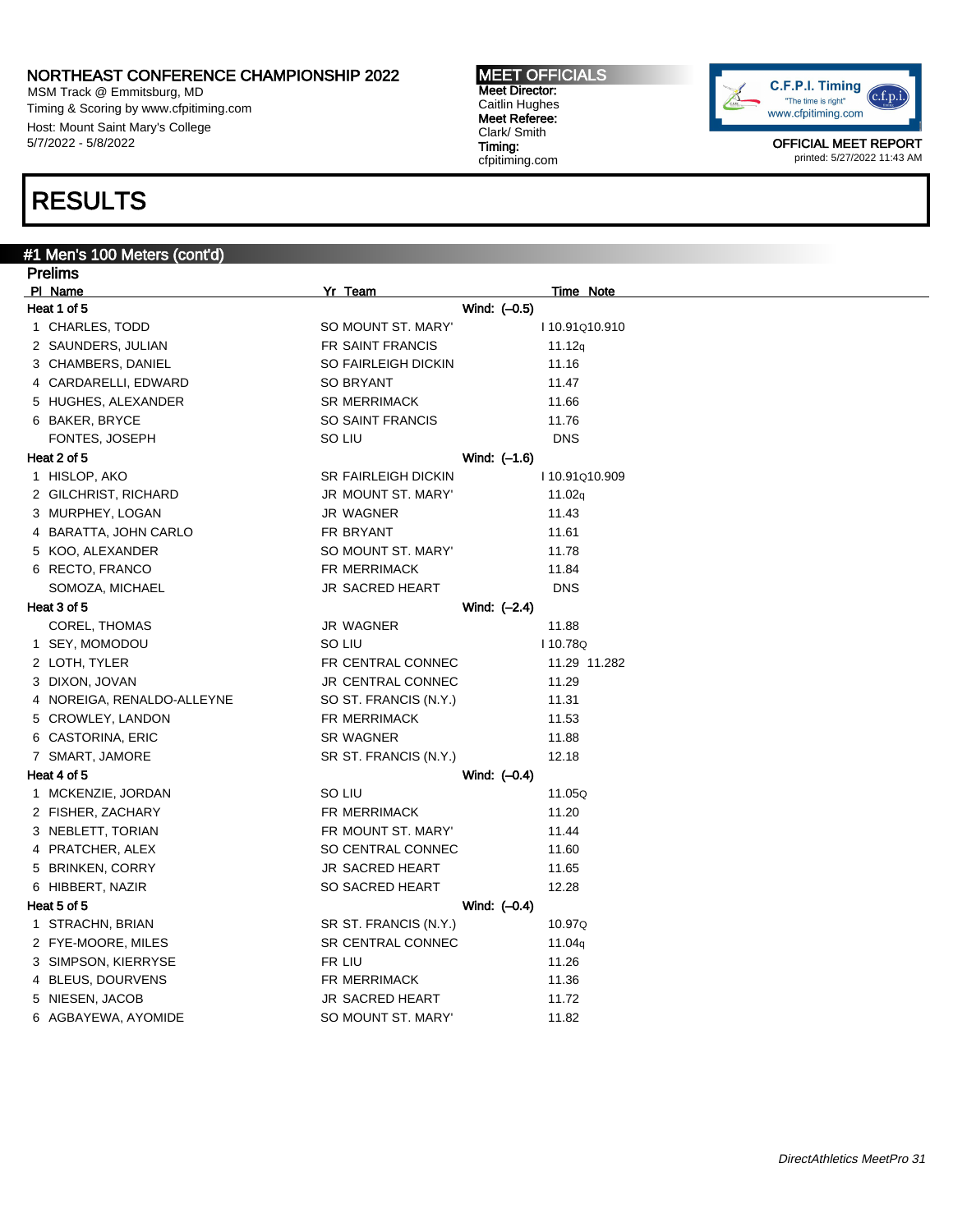NORTHEAST CONFERENCE CHAMPIONSHIP 2022
MSM Track @ Emmitsburg, MD
Timing & Scoring by www.cfpitiming.com
Host: Mount Saint Mary's College
5/7/2022 - 5/8/2022

**MEET OFFICIALS**
**Meet Director:** Caitlin Hughes
**Meet Referee:** Clark/ Smith
**Timing:** cfpitiming.com

OFFICIAL MEET REPORT
printed: 5/27/2022 11:43 AM

# RESULTS

## #1 Men's 100 Meters (cont'd)

### Prelims

| Pl | Name | Yr | Team | Time | Note |
|---|---|---|---|---|---|
| **Heat 1 of 5** | | | **Wind: (–0.5)** | | |
| 1 | CHARLES, TODD | SO | MOUNT ST. MARY' | I 10.91Q | 10.910 |
| 2 | SAUNDERS, JULIAN | FR | SAINT FRANCIS | 11.12q | |
| 3 | CHAMBERS, DANIEL | SO | FAIRLEIGH DICKIN | 11.16 | |
| 4 | CARDARELLI, EDWARD | SO | BRYANT | 11.47 | |
| 5 | HUGHES, ALEXANDER | SR | MERRIMACK | 11.66 | |
| 6 | BAKER, BRYCE | SO | SAINT FRANCIS | 11.76 | |
| | FONTES, JOSEPH | SO | LIU | DNS | |
| **Heat 2 of 5** | | | **Wind: (–1.6)** | | |
| 1 | HISLOP, AKO | SR | FAIRLEIGH DICKIN | I 10.91Q | 10.909 |
| 2 | GILCHRIST, RICHARD | JR | MOUNT ST. MARY' | 11.02q | |
| 3 | MURPHEY, LOGAN | JR | WAGNER | 11.43 | |
| 4 | BARATTA, JOHN CARLO | FR | BRYANT | 11.61 | |
| 5 | KOO, ALEXANDER | SO | MOUNT ST. MARY' | 11.78 | |
| 6 | RECTO, FRANCO | FR | MERRIMACK | 11.84 | |
| | SOMOZA, MICHAEL | JR | SACRED HEART | DNS | |
| **Heat 3 of 5** | | | **Wind: (–2.4)** | | |
| | COREL, THOMAS | JR | WAGNER | 11.88 | |
| 1 | SEY, MOMODOU | SO | LIU | I 10.78Q | |
| 2 | LOTH, TYLER | FR | CENTRAL CONNEC | 11.29 | 11.282 |
| 3 | DIXON, JOVAN | JR | CENTRAL CONNEC | 11.29 | |
| 4 | NOREIGA, RENALDO-ALLEYNE | SO | ST. FRANCIS (N.Y.) | 11.31 | |
| 5 | CROWLEY, LANDON | FR | MERRIMACK | 11.53 | |
| 6 | CASTORINA, ERIC | SR | WAGNER | 11.88 | |
| 7 | SMART, JAMORE | SR | ST. FRANCIS (N.Y.) | 12.18 | |
| **Heat 4 of 5** | | | **Wind: (–0.4)** | | |
| 1 | MCKENZIE, JORDAN | SO | LIU | 11.05Q | |
| 2 | FISHER, ZACHARY | FR | MERRIMACK | 11.20 | |
| 3 | NEBLETT, TORIAN | FR | MOUNT ST. MARY' | 11.44 | |
| 4 | PRATCHER, ALEX | SO | CENTRAL CONNEC | 11.60 | |
| 5 | BRINKEN, CORRY | JR | SACRED HEART | 11.65 | |
| 6 | HIBBERT, NAZIR | SO | SACRED HEART | 12.28 | |
| **Heat 5 of 5** | | | **Wind: (–0.4)** | | |
| 1 | STRACHN, BRIAN | SR | ST. FRANCIS (N.Y.) | 10.97Q | |
| 2 | FYE-MOORE, MILES | SR | CENTRAL CONNEC | 11.04q | |
| 3 | SIMPSON, KIERRYSE | FR | LIU | 11.26 | |
| 4 | BLEUS, DOURVENS | FR | MERRIMACK | 11.36 | |
| 5 | NIESEN, JACOB | JR | SACRED HEART | 11.72 | |
| 6 | AGBAYEWA, AYOMIDE | SO | MOUNT ST. MARY' | 11.82 | |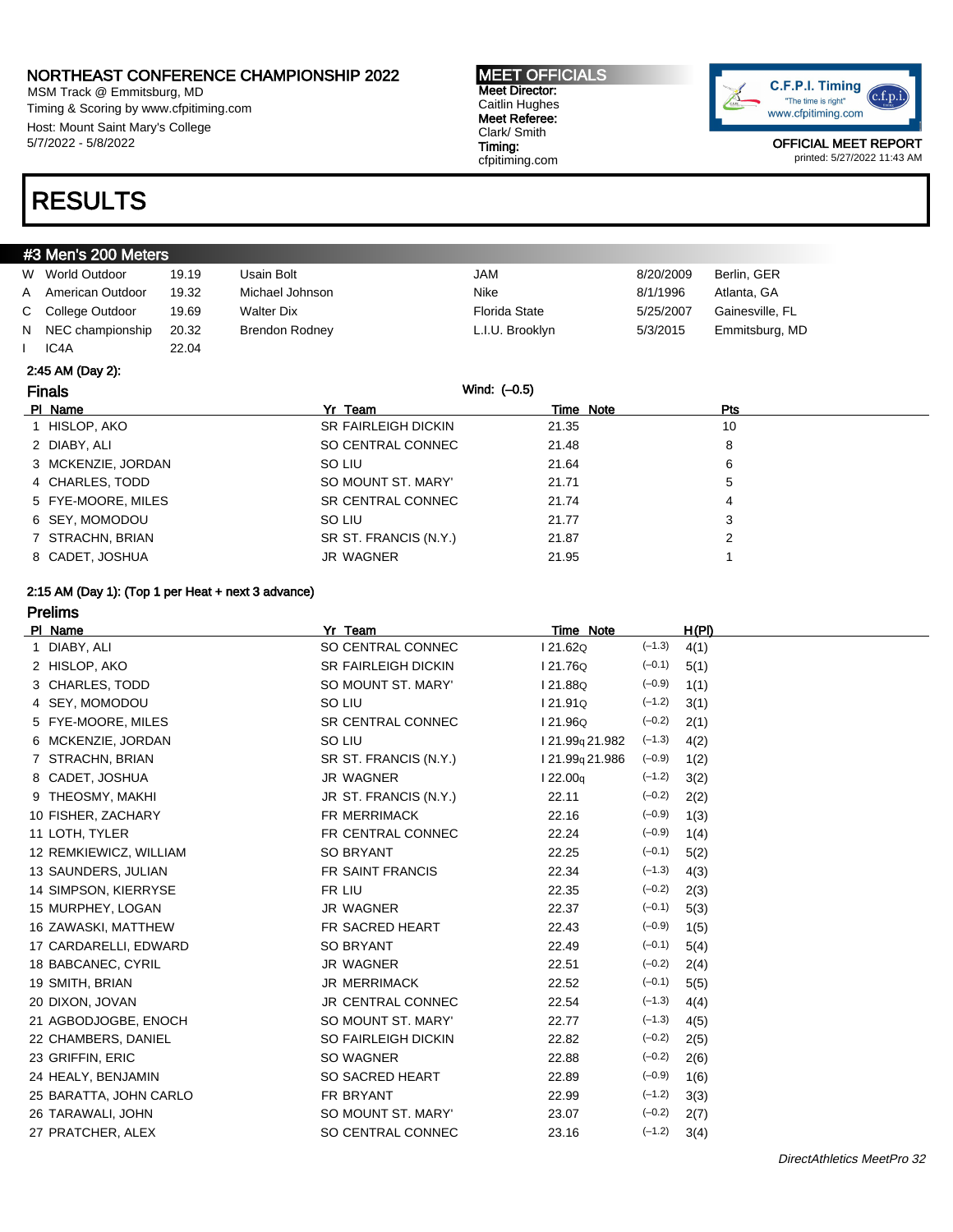# NORTHEAST CONFERENCE CHAMPIONSHIP 2022

MSM Track @ Emmitsburg, MD
Timing & Scoring by www.cfpitiming.com
Host: Mount Saint Mary's College
5/7/2022 - 5/8/2022

**MEET OFFICIALS**
**Meet Director:** Caitlin Hughes
**Meet Referee:** Clark/ Smith
**Timing:** cfpitiming.com

C.F.P.I. Timing "The time is right" www.cfpitiming.com

OFFICIAL MEET REPORT
printed: 5/27/2022 11:43 AM

# RESULTS

## #3 Men's 200 Meters

| | | | | | | |
|---|---|---|---|---|---|---|
| W | World Outdoor | 19.19 | Usain Bolt | JAM | 8/20/2009 | Berlin, GER |
| A | American Outdoor | 19.32 | Michael Johnson | Nike | 8/1/1996 | Atlanta, GA |
| C | College Outdoor | 19.69 | Walter Dix | Florida State | 5/25/2007 | Gainesville, FL |
| N | NEC championship | 20.32 | Brendon Rodney | L.I.U. Brooklyn | 5/3/2015 | Emmitsburg, MD |
| I | IC4A | 22.04 | | | | |

2:45 AM (Day 2):

### Finals

Wind: (–0.5)

| Pl | Name | Yr | Team | Time | Note | Pts |
|---|---|---|---|---|---|---|
| 1 | HISLOP, AKO | SR | FAIRLEIGH DICKIN | 21.35 | | 10 |
| 2 | DIABY, ALI | SO | CENTRAL CONNEC | 21.48 | | 8 |
| 3 | MCKENZIE, JORDAN | SO | LIU | 21.64 | | 6 |
| 4 | CHARLES, TODD | SO | MOUNT ST. MARY' | 21.71 | | 5 |
| 5 | FYE-MOORE, MILES | SR | CENTRAL CONNEC | 21.74 | | 4 |
| 6 | SEY, MOMODOU | SO | LIU | 21.77 | | 3 |
| 7 | STRACHN, BRIAN | SR | ST. FRANCIS (N.Y.) | 21.87 | | 2 |
| 8 | CADET, JOSHUA | JR | WAGNER | 21.95 | | 1 |

2:15 AM (Day 1): (Top 1 per Heat + next 3 advance)

### Prelims

| Pl | Name | Yr | Team | Time | Note | Wind | H(Pl) |
|---|---|---|---|---|---|---|---|
| 1 | DIABY, ALI | SO | CENTRAL CONNEC | I 21.62Q | | (–1.3) | 4(1) |
| 2 | HISLOP, AKO | SR | FAIRLEIGH DICKIN | I 21.76Q | | (–0.1) | 5(1) |
| 3 | CHARLES, TODD | SO | MOUNT ST. MARY' | I 21.88Q | | (–0.9) | 1(1) |
| 4 | SEY, MOMODOU | SO | LIU | I 21.91Q | | (–1.2) | 3(1) |
| 5 | FYE-MOORE, MILES | SR | CENTRAL CONNEC | I 21.96Q | | (–0.2) | 2(1) |
| 6 | MCKENZIE, JORDAN | SO | LIU | I 21.99q | 21.982 | (–1.3) | 4(2) |
| 7 | STRACHN, BRIAN | SR | ST. FRANCIS (N.Y.) | I 21.99q | 21.986 | (–0.9) | 1(2) |
| 8 | CADET, JOSHUA | JR | WAGNER | I 22.00q | | (–1.2) | 3(2) |
| 9 | THEOSMY, MAKHI | JR | ST. FRANCIS (N.Y.) | 22.11 | | (–0.2) | 2(2) |
| 10 | FISHER, ZACHARY | FR | MERRIMACK | 22.16 | | (–0.9) | 1(3) |
| 11 | LOTH, TYLER | FR | CENTRAL CONNEC | 22.24 | | (–0.9) | 1(4) |
| 12 | REMKIEWICZ, WILLIAM | SO | BRYANT | 22.25 | | (–0.1) | 5(2) |
| 13 | SAUNDERS, JULIAN | FR | SAINT FRANCIS | 22.34 | | (–1.3) | 4(3) |
| 14 | SIMPSON, KIERRYSE | FR | LIU | 22.35 | | (–0.2) | 2(3) |
| 15 | MURPHEY, LOGAN | JR | WAGNER | 22.37 | | (–0.1) | 5(3) |
| 16 | ZAWASKI, MATTHEW | FR | SACRED HEART | 22.43 | | (–0.9) | 1(5) |
| 17 | CARDARELLI, EDWARD | SO | BRYANT | 22.49 | | (–0.1) | 5(4) |
| 18 | BABCANEC, CYRIL | JR | WAGNER | 22.51 | | (–0.2) | 2(4) |
| 19 | SMITH, BRIAN | JR | MERRIMACK | 22.52 | | (–0.1) | 5(5) |
| 20 | DIXON, JOVAN | JR | CENTRAL CONNEC | 22.54 | | (–1.3) | 4(4) |
| 21 | AGBODJOGBE, ENOCH | SO | MOUNT ST. MARY' | 22.77 | | (–1.3) | 4(5) |
| 22 | CHAMBERS, DANIEL | SO | FAIRLEIGH DICKIN | 22.82 | | (–0.2) | 2(5) |
| 23 | GRIFFIN, ERIC | SO | WAGNER | 22.88 | | (–0.2) | 2(6) |
| 24 | HEALY, BENJAMIN | SO | SACRED HEART | 22.89 | | (–0.9) | 1(6) |
| 25 | BARATTA, JOHN CARLO | FR | BRYANT | 22.99 | | (–1.2) | 3(3) |
| 26 | TARAWALI, JOHN | SO | MOUNT ST. MARY' | 23.07 | | (–0.2) | 2(7) |
| 27 | PRATCHER, ALEX | SO | CENTRAL CONNEC | 23.16 | | (–1.2) | 3(4) |

*DirectAthletics MeetPro 32*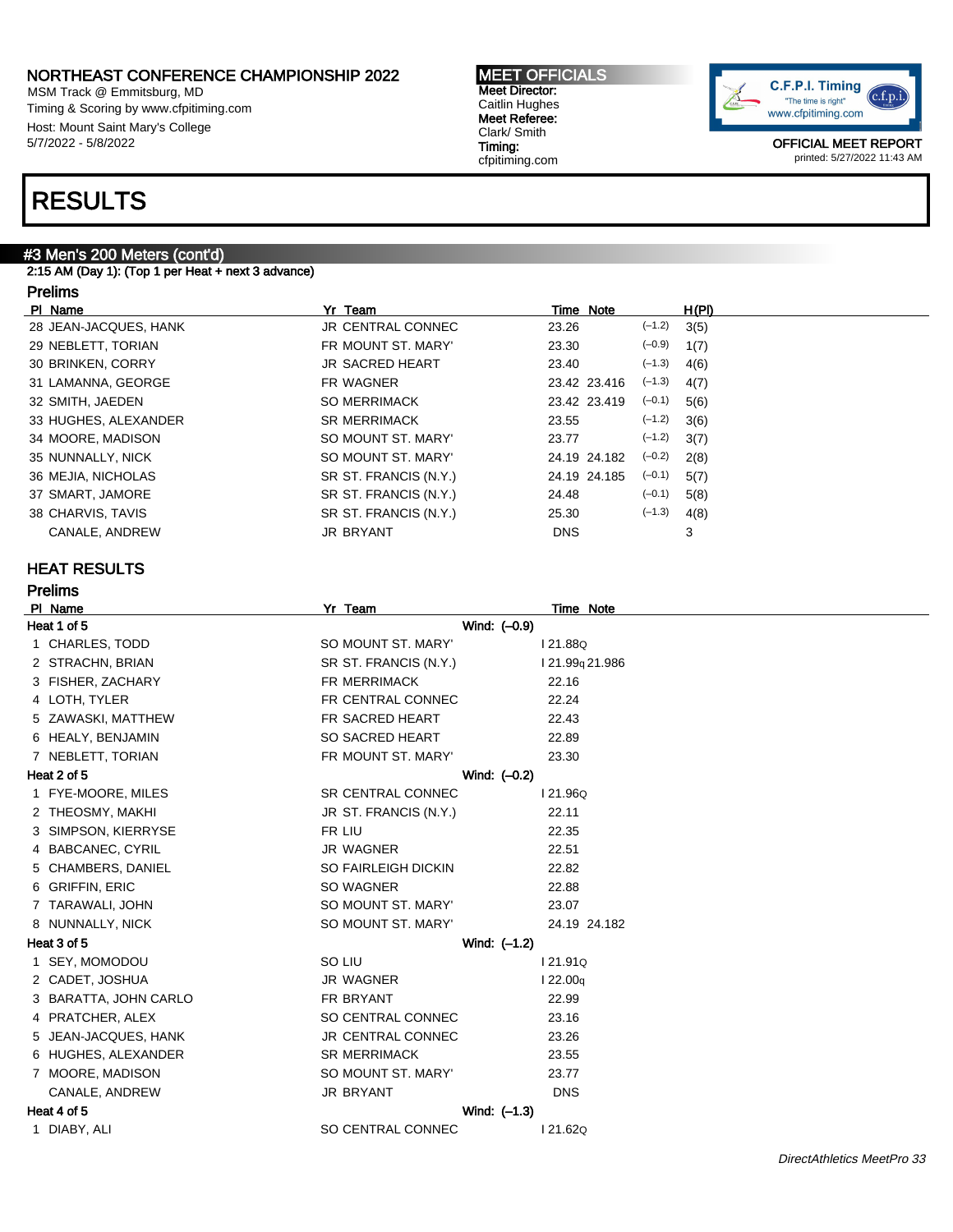NORTHEAST CONFERENCE CHAMPIONSHIP 2022
MSM Track @ Emmitsburg, MD
Timing & Scoring by www.cfpitiming.com
Host: Mount Saint Mary's College
5/7/2022 - 5/8/2022

**MEET OFFICIALS**
**Meet Director:** Caitlin Hughes
**Meet Referee:** Clark/ Smith
**Timing:** cfpitiming.com

C.F.P.I. Timing "The time is right" www.cfpitiming.com

OFFICIAL MEET REPORT
printed: 5/27/2022 11:43 AM

# RESULTS

## #3 Men's 200 Meters (cont'd)

2:15 AM (Day 1): (Top 1 per Heat + next 3 advance)

### Prelims

| Pl | Name | Yr | Team | Time | Note | | H(Pl) |
|---|---|---|---|---|---|---|---|
| 28 | JEAN-JACQUES, HANK | JR | CENTRAL CONNEC | 23.26 | | (–1.2) | 3(5) |
| 29 | NEBLETT, TORIAN | FR | MOUNT ST. MARY' | 23.30 | | (–0.9) | 1(7) |
| 30 | BRINKEN, CORRY | JR | SACRED HEART | 23.40 | | (–1.3) | 4(6) |
| 31 | LAMANNA, GEORGE | FR | WAGNER | 23.42 | 23.416 | (–1.3) | 4(7) |
| 32 | SMITH, JAEDEN | SO | MERRIMACK | 23.42 | 23.419 | (–0.1) | 5(6) |
| 33 | HUGHES, ALEXANDER | SR | MERRIMACK | 23.55 | | (–1.2) | 3(6) |
| 34 | MOORE, MADISON | SO | MOUNT ST. MARY' | 23.77 | | (–1.2) | 3(7) |
| 35 | NUNNALLY, NICK | SO | MOUNT ST. MARY' | 24.19 | 24.182 | (–0.2) | 2(8) |
| 36 | MEJIA, NICHOLAS | SR | ST. FRANCIS (N.Y.) | 24.19 | 24.185 | (–0.1) | 5(7) |
| 37 | SMART, JAMORE | SR | ST. FRANCIS (N.Y.) | 24.48 | | (–0.1) | 5(8) |
| 38 | CHARVIS, TAVIS | SR | ST. FRANCIS (N.Y.) | 25.30 | | (–1.3) | 4(8) |
| | CANALE, ANDREW | JR | BRYANT | DNS | | | 3 |

### HEAT RESULTS

### Prelims

| Pl | Name | Yr | Team | Time | Note |
|---|---|---|---|---|---|
| **Heat 1 of 5** | | | Wind: (–0.9) | | |
| 1 | CHARLES, TODD | SO | MOUNT ST. MARY' | I 21.88Q | |
| 2 | STRACHN, BRIAN | SR | ST. FRANCIS (N.Y.) | I 21.99q | 21.986 |
| 3 | FISHER, ZACHARY | FR | MERRIMACK | 22.16 | |
| 4 | LOTH, TYLER | FR | CENTRAL CONNEC | 22.24 | |
| 5 | ZAWASKI, MATTHEW | FR | SACRED HEART | 22.43 | |
| 6 | HEALY, BENJAMIN | SO | SACRED HEART | 22.89 | |
| 7 | NEBLETT, TORIAN | FR | MOUNT ST. MARY' | 23.30 | |
| **Heat 2 of 5** | | | Wind: (–0.2) | | |
| 1 | FYE-MOORE, MILES | SR | CENTRAL CONNEC | I 21.96Q | |
| 2 | THEOSMY, MAKHI | JR | ST. FRANCIS (N.Y.) | 22.11 | |
| 3 | SIMPSON, KIERRYSE | FR | LIU | 22.35 | |
| 4 | BABCANEC, CYRIL | JR | WAGNER | 22.51 | |
| 5 | CHAMBERS, DANIEL | SO | FAIRLEIGH DICKIN | 22.82 | |
| 6 | GRIFFIN, ERIC | SO | WAGNER | 22.88 | |
| 7 | TARAWALI, JOHN | SO | MOUNT ST. MARY' | 23.07 | |
| 8 | NUNNALLY, NICK | SO | MOUNT ST. MARY' | 24.19 | 24.182 |
| **Heat 3 of 5** | | | Wind: (–1.2) | | |
| 1 | SEY, MOMODOU | SO | LIU | I 21.91Q | |
| 2 | CADET, JOSHUA | JR | WAGNER | I 22.00q | |
| 3 | BARATTA, JOHN CARLO | FR | BRYANT | 22.99 | |
| 4 | PRATCHER, ALEX | SO | CENTRAL CONNEC | 23.16 | |
| 5 | JEAN-JACQUES, HANK | JR | CENTRAL CONNEC | 23.26 | |
| 6 | HUGHES, ALEXANDER | SR | MERRIMACK | 23.55 | |
| 7 | MOORE, MADISON | SO | MOUNT ST. MARY' | 23.77 | |
| | CANALE, ANDREW | JR | BRYANT | DNS | |
| **Heat 4 of 5** | | | Wind: (–1.3) | | |
| 1 | DIABY, ALI | SO | CENTRAL CONNEC | I 21.62Q | |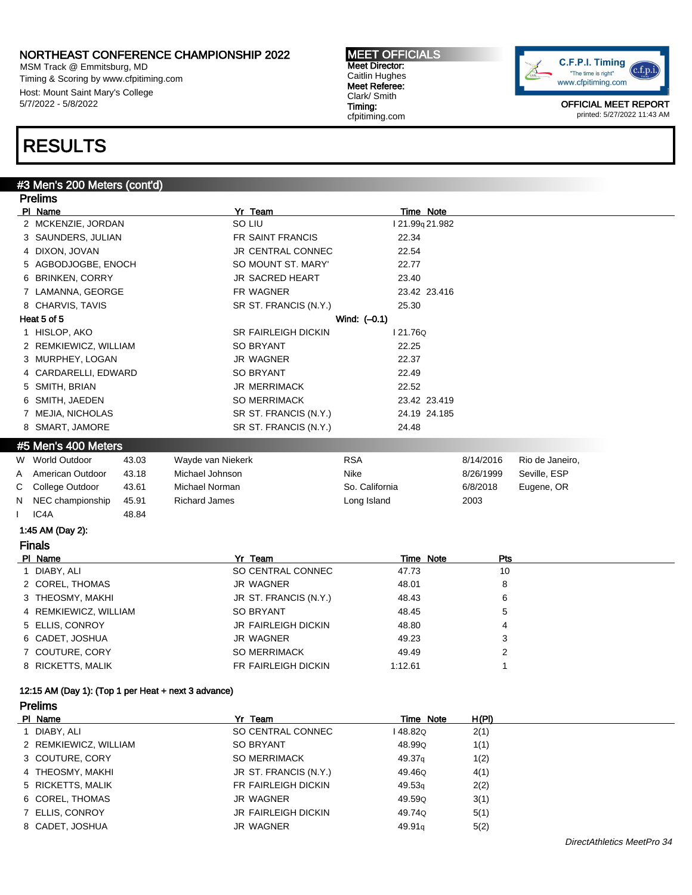# NORTHEAST CONFERENCE CHAMPIONSHIP 2022

MSM Track @ Emmitsburg, MD
Timing & Scoring by www.cfpitiming.com
Host: Mount Saint Mary's College
5/7/2022 - 5/8/2022

**MEET OFFICIALS**
Meet Director: Caitlin Hughes
Meet Referee: Clark/ Smith
Timing: cfpitiming.com

OFFICIAL MEET REPORT
printed: 5/27/2022 11:43 AM

# RESULTS

## #3 Men's 200 Meters (cont'd)

### Prelims

| Pl | Name | Yr | Team | Time | Note |
|---|---|---|---|---|---|
| 2 | MCKENZIE, JORDAN | SO | LIU | I 21.99q | 21.982 |
| 3 | SAUNDERS, JULIAN | FR | SAINT FRANCIS | 22.34 | |
| 4 | DIXON, JOVAN | JR | CENTRAL CONNEC | 22.54 | |
| 5 | AGBODJOGBE, ENOCH | SO | MOUNT ST. MARY' | 22.77 | |
| 6 | BRINKEN, CORRY | JR | SACRED HEART | 23.40 | |
| 7 | LAMANNA, GEORGE | FR | WAGNER | 23.42 | 23.416 |
| 8 | CHARVIS, TAVIS | SR | ST. FRANCIS (N.Y.) | 25.30 | |

**Heat 5 of 5** Wind: (–0.1)

| Pl | Name | Yr | Team | Time | Note |
|---|---|---|---|---|---|
| 1 | HISLOP, AKO | SR | FAIRLEIGH DICKIN | I 21.76Q | |
| 2 | REMKIEWICZ, WILLIAM | SO | BRYANT | 22.25 | |
| 3 | MURPHEY, LOGAN | JR | WAGNER | 22.37 | |
| 4 | CARDARELLI, EDWARD | SO | BRYANT | 22.49 | |
| 5 | SMITH, BRIAN | JR | MERRIMACK | 22.52 | |
| 6 | SMITH, JAEDEN | SO | MERRIMACK | 23.42 | 23.419 |
| 7 | MEJIA, NICHOLAS | SR | ST. FRANCIS (N.Y.) | 24.19 | 24.185 |
| 8 | SMART, JAMORE | SR | ST. FRANCIS (N.Y.) | 24.48 | |

## #5 Men's 400 Meters

| | Record | Mark | Holder | Team | Date | Location |
|---|---|---|---|---|---|---|
| W | World Outdoor | 43.03 | Wayde van Niekerk | RSA | 8/14/2016 | Rio de Janeiro, |
| A | American Outdoor | 43.18 | Michael Johnson | Nike | 8/26/1999 | Seville, ESP |
| C | College Outdoor | 43.61 | Michael Norman | So. California | 6/8/2018 | Eugene, OR |
| N | NEC championship | 45.91 | Richard James | Long Island | 2003 | |
| I | IC4A | 48.84 | | | | |

**1:45 AM (Day 2):**

### Finals

| Pl | Name | Yr | Team | Time | Note | Pts |
|---|---|---|---|---|---|---|
| 1 | DIABY, ALI | SO | CENTRAL CONNEC | 47.73 | | 10 |
| 2 | COREL, THOMAS | JR | WAGNER | 48.01 | | 8 |
| 3 | THEOSMY, MAKHI | JR | ST. FRANCIS (N.Y.) | 48.43 | | 6 |
| 4 | REMKIEWICZ, WILLIAM | SO | BRYANT | 48.45 | | 5 |
| 5 | ELLIS, CONROY | JR | FAIRLEIGH DICKIN | 48.80 | | 4 |
| 6 | CADET, JOSHUA | JR | WAGNER | 49.23 | | 3 |
| 7 | COUTURE, CORY | SO | MERRIMACK | 49.49 | | 2 |
| 8 | RICKETTS, MALIK | FR | FAIRLEIGH DICKIN | 1:12.61 | | 1 |

**12:15 AM (Day 1): (Top 1 per Heat + next 3 advance)**

### Prelims

| Pl | Name | Yr | Team | Time | Note | H(Pl) |
|---|---|---|---|---|---|---|
| 1 | DIABY, ALI | SO | CENTRAL CONNEC | I 48.82Q | | 2(1) |
| 2 | REMKIEWICZ, WILLIAM | SO | BRYANT | 48.99Q | | 1(1) |
| 3 | COUTURE, CORY | SO | MERRIMACK | 49.37q | | 1(2) |
| 4 | THEOSMY, MAKHI | JR | ST. FRANCIS (N.Y.) | 49.46Q | | 4(1) |
| 5 | RICKETTS, MALIK | FR | FAIRLEIGH DICKIN | 49.53q | | 2(2) |
| 6 | COREL, THOMAS | JR | WAGNER | 49.59Q | | 3(1) |
| 7 | ELLIS, CONROY | JR | FAIRLEIGH DICKIN | 49.74Q | | 5(1) |
| 8 | CADET, JOSHUA | JR | WAGNER | 49.91q | | 5(2) |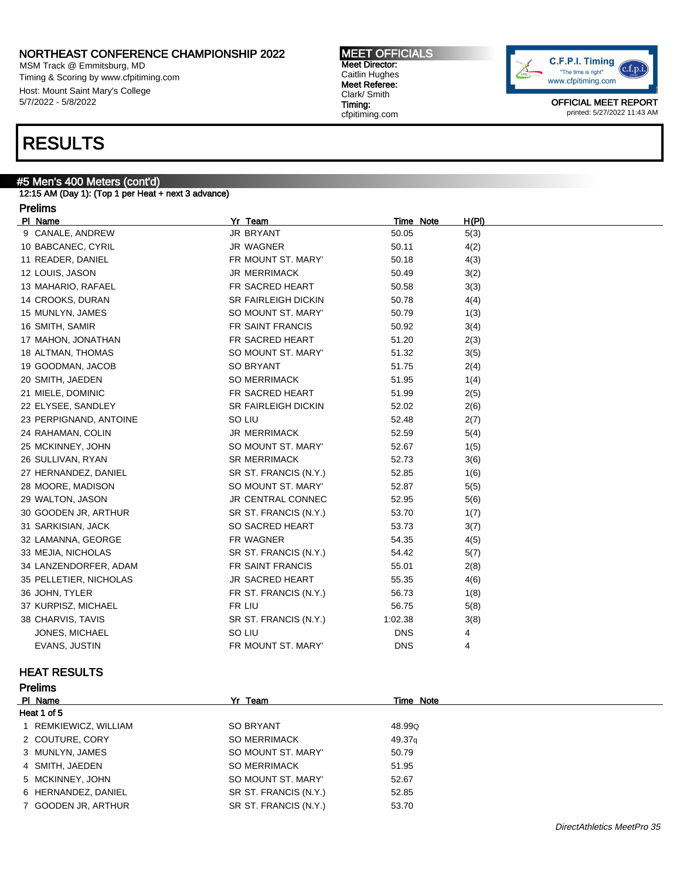NORTHEAST CONFERENCE CHAMPIONSHIP 2022
MSM Track @ Emmitsburg, MD
Timing & Scoring by www.cfpitiming.com
Host: Mount Saint Mary's College
5/7/2022 - 5/8/2022

**MEET OFFICIALS**
**Meet Director:** Caitlin Hughes
**Meet Referee:** Clark/ Smith
**Timing:** cfpitiming.com

OFFICIAL MEET REPORT
printed: 5/27/2022 11:43 AM

# RESULTS

## #5 Men's 400 Meters (cont'd)

12:15 AM (Day 1): (Top 1 per Heat + next 3 advance)

### Prelims

| Pl | Name | Yr | Team | Time | Note | H(Pl) |
|---|---|---|---|---|---|---|
| 9 | CANALE, ANDREW | JR | BRYANT | 50.05 | | 5(3) |
| 10 | BABCANEC, CYRIL | JR | WAGNER | 50.11 | | 4(2) |
| 11 | READER, DANIEL | FR | MOUNT ST. MARY' | 50.18 | | 4(3) |
| 12 | LOUIS, JASON | JR | MERRIMACK | 50.49 | | 3(2) |
| 13 | MAHARIO, RAFAEL | FR | SACRED HEART | 50.58 | | 3(3) |
| 14 | CROOKS, DURAN | SR | FAIRLEIGH DICKIN | 50.78 | | 4(4) |
| 15 | MUNLYN, JAMES | SO | MOUNT ST. MARY' | 50.79 | | 1(3) |
| 16 | SMITH, SAMIR | FR | SAINT FRANCIS | 50.92 | | 3(4) |
| 17 | MAHON, JONATHAN | FR | SACRED HEART | 51.20 | | 2(3) |
| 18 | ALTMAN, THOMAS | SO | MOUNT ST. MARY' | 51.32 | | 3(5) |
| 19 | GOODMAN, JACOB | SO | BRYANT | 51.75 | | 2(4) |
| 20 | SMITH, JAEDEN | SO | MERRIMACK | 51.95 | | 1(4) |
| 21 | MIELE, DOMINIC | FR | SACRED HEART | 51.99 | | 2(5) |
| 22 | ELYSEE, SANDLEY | SR | FAIRLEIGH DICKIN | 52.02 | | 2(6) |
| 23 | PERPIGNAND, ANTOINE | SO | LIU | 52.48 | | 2(7) |
| 24 | RAHAMAN, COLIN | JR | MERRIMACK | 52.59 | | 5(4) |
| 25 | MCKINNEY, JOHN | SO | MOUNT ST. MARY' | 52.67 | | 1(5) |
| 26 | SULLIVAN, RYAN | SR | MERRIMACK | 52.73 | | 3(6) |
| 27 | HERNANDEZ, DANIEL | SR | ST. FRANCIS (N.Y.) | 52.85 | | 1(6) |
| 28 | MOORE, MADISON | SO | MOUNT ST. MARY' | 52.87 | | 5(5) |
| 29 | WALTON, JASON | JR | CENTRAL CONNEC | 52.95 | | 5(6) |
| 30 | GOODEN JR, ARTHUR | SR | ST. FRANCIS (N.Y.) | 53.70 | | 1(7) |
| 31 | SARKISIAN, JACK | SO | SACRED HEART | 53.73 | | 3(7) |
| 32 | LAMANNA, GEORGE | FR | WAGNER | 54.35 | | 4(5) |
| 33 | MEJIA, NICHOLAS | SR | ST. FRANCIS (N.Y.) | 54.42 | | 5(7) |
| 34 | LANZENDORFER, ADAM | FR | SAINT FRANCIS | 55.01 | | 2(8) |
| 35 | PELLETIER, NICHOLAS | JR | SACRED HEART | 55.35 | | 4(6) |
| 36 | JOHN, TYLER | FR | ST. FRANCIS (N.Y.) | 56.73 | | 1(8) |
| 37 | KURPISZ, MICHAEL | FR | LIU | 56.75 | | 5(8) |
| 38 | CHARVIS, TAVIS | SR | ST. FRANCIS (N.Y.) | 1:02.38 | | 3(8) |
| | JONES, MICHAEL | SO | LIU | DNS | | 4 |
| | EVANS, JUSTIN | FR | MOUNT ST. MARY' | DNS | | 4 |

### HEAT RESULTS

### Prelims

| Pl | Name | Yr | Team | Time | Note |
|---|---|---|---|---|---|
| **Heat 1 of 5** | | | | | |
| 1 | REMKIEWICZ, WILLIAM | SO | BRYANT | 48.99 | Q |
| 2 | COUTURE, CORY | SO | MERRIMACK | 49.37 | q |
| 3 | MUNLYN, JAMES | SO | MOUNT ST. MARY' | 50.79 | |
| 4 | SMITH, JAEDEN | SO | MERRIMACK | 51.95 | |
| 5 | MCKINNEY, JOHN | SO | MOUNT ST. MARY' | 52.67 | |
| 6 | HERNANDEZ, DANIEL | SR | ST. FRANCIS (N.Y.) | 52.85 | |
| 7 | GOODEN JR, ARTHUR | SR | ST. FRANCIS (N.Y.) | 53.70 | |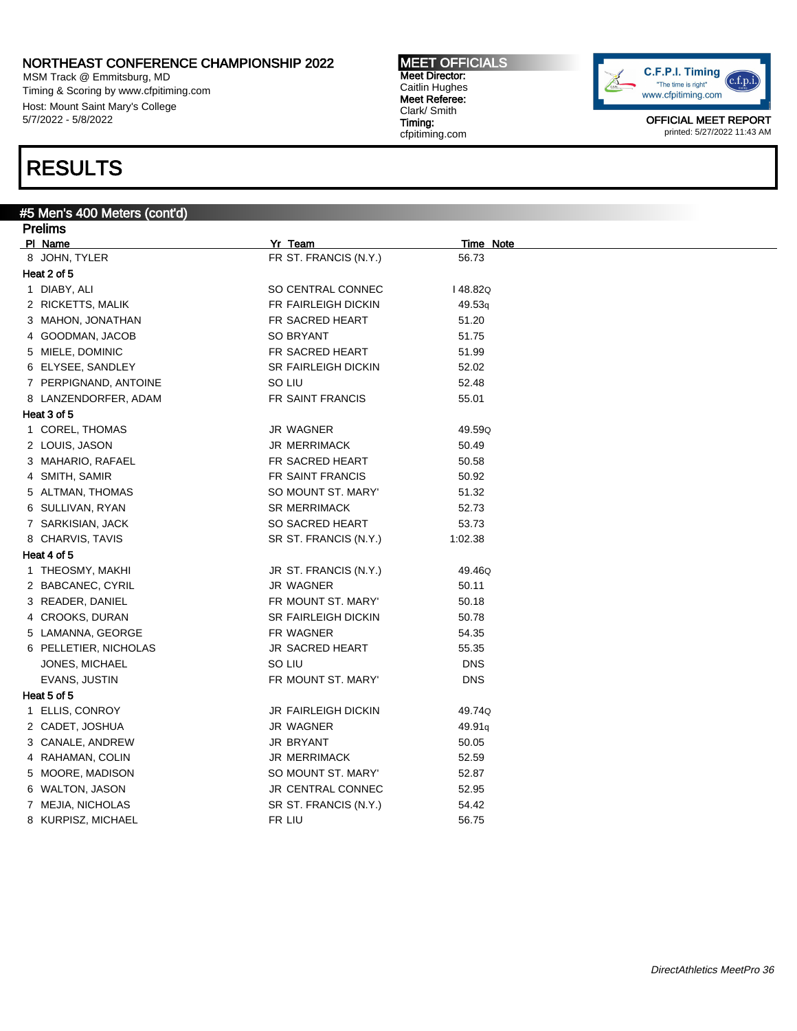# NORTHEAST CONFERENCE CHAMPIONSHIP 2022

MSM Track @ Emmitsburg, MD
Timing & Scoring by www.cfpitiming.com
Host: Mount Saint Mary's College
5/7/2022 - 5/8/2022

**MEET OFFICIALS**
Meet Director:
Caitlin Hughes
Meet Referee:
Clark/ Smith
Timing:
cfpitiming.com

OFFICIAL MEET REPORT
printed: 5/27/2022 11:43 AM

# RESULTS

## #5 Men's 400 Meters (cont'd)

### Prelims

| Pl | Name | Yr | Team | Time | Note |
|---|---|---|---|---|---|
| 8 | JOHN, TYLER | FR | ST. FRANCIS (N.Y.) | 56.73 | |
| **Heat 2 of 5** | | | | | |
| 1 | DIABY, ALI | SO | CENTRAL CONNEC | I 48.82 | Q |
| 2 | RICKETTS, MALIK | FR | FAIRLEIGH DICKIN | 49.53 | q |
| 3 | MAHON, JONATHAN | FR | SACRED HEART | 51.20 | |
| 4 | GOODMAN, JACOB | SO | BRYANT | 51.75 | |
| 5 | MIELE, DOMINIC | FR | SACRED HEART | 51.99 | |
| 6 | ELYSEE, SANDLEY | SR | FAIRLEIGH DICKIN | 52.02 | |
| 7 | PERPIGNAND, ANTOINE | SO | LIU | 52.48 | |
| 8 | LANZENDORFER, ADAM | FR | SAINT FRANCIS | 55.01 | |
| **Heat 3 of 5** | | | | | |
| 1 | COREL, THOMAS | JR | WAGNER | 49.59 | Q |
| 2 | LOUIS, JASON | JR | MERRIMACK | 50.49 | |
| 3 | MAHARIO, RAFAEL | FR | SACRED HEART | 50.58 | |
| 4 | SMITH, SAMIR | FR | SAINT FRANCIS | 50.92 | |
| 5 | ALTMAN, THOMAS | SO | MOUNT ST. MARY' | 51.32 | |
| 6 | SULLIVAN, RYAN | SR | MERRIMACK | 52.73 | |
| 7 | SARKISIAN, JACK | SO | SACRED HEART | 53.73 | |
| 8 | CHARVIS, TAVIS | SR | ST. FRANCIS (N.Y.) | 1:02.38 | |
| **Heat 4 of 5** | | | | | |
| 1 | THEOSMY, MAKHI | JR | ST. FRANCIS (N.Y.) | 49.46 | Q |
| 2 | BABCANEC, CYRIL | JR | WAGNER | 50.11 | |
| 3 | READER, DANIEL | FR | MOUNT ST. MARY' | 50.18 | |
| 4 | CROOKS, DURAN | SR | FAIRLEIGH DICKIN | 50.78 | |
| 5 | LAMANNA, GEORGE | FR | WAGNER | 54.35 | |
| 6 | PELLETIER, NICHOLAS | JR | SACRED HEART | 55.35 | |
| | JONES, MICHAEL | SO | LIU | DNS | |
| | EVANS, JUSTIN | FR | MOUNT ST. MARY' | DNS | |
| **Heat 5 of 5** | | | | | |
| 1 | ELLIS, CONROY | JR | FAIRLEIGH DICKIN | 49.74 | Q |
| 2 | CADET, JOSHUA | JR | WAGNER | 49.91 | q |
| 3 | CANALE, ANDREW | JR | BRYANT | 50.05 | |
| 4 | RAHAMAN, COLIN | JR | MERRIMACK | 52.59 | |
| 5 | MOORE, MADISON | SO | MOUNT ST. MARY' | 52.87 | |
| 6 | WALTON, JASON | JR | CENTRAL CONNEC | 52.95 | |
| 7 | MEJIA, NICHOLAS | SR | ST. FRANCIS (N.Y.) | 54.42 | |
| 8 | KURPISZ, MICHAEL | FR | LIU | 56.75 | |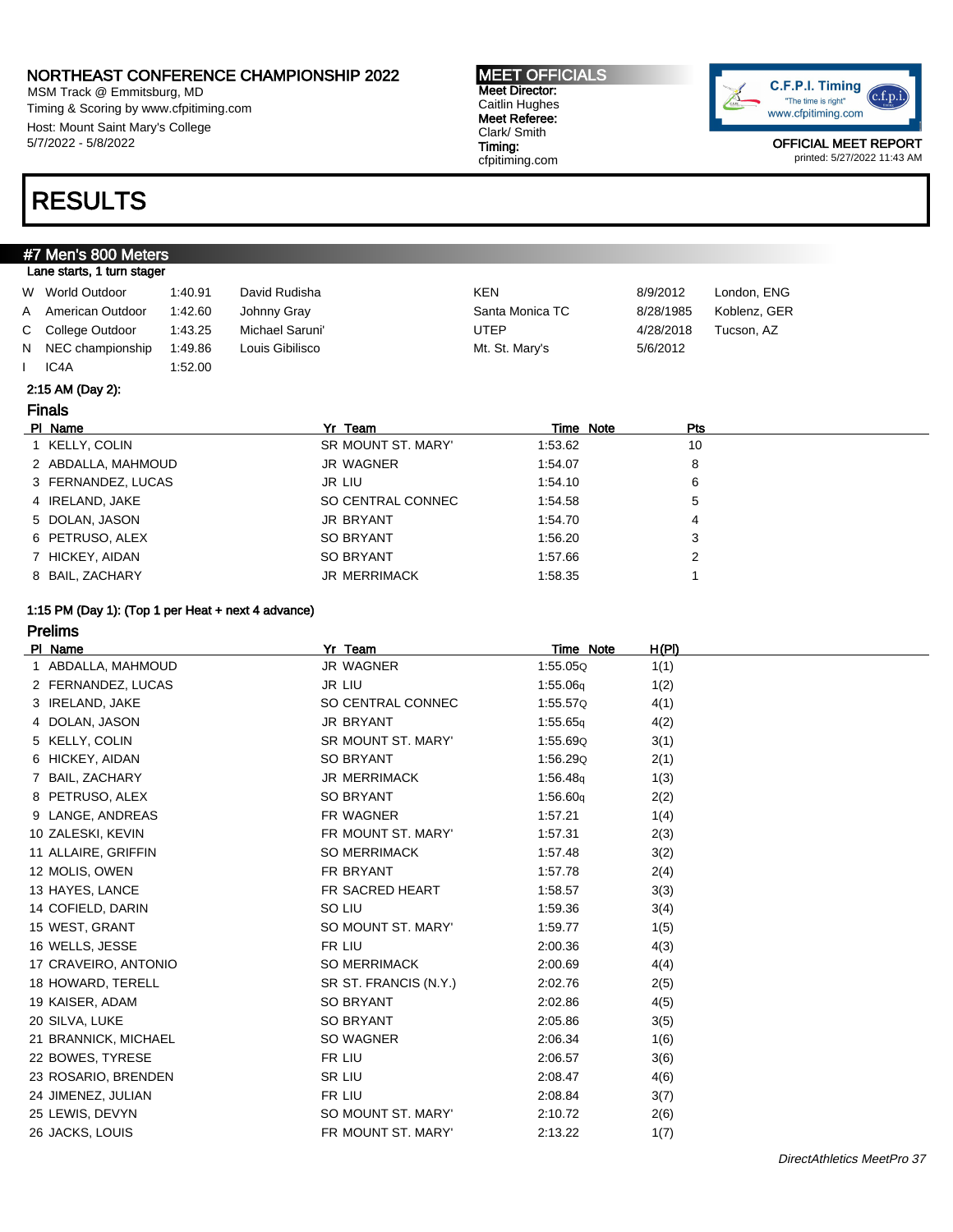# NORTHEAST CONFERENCE CHAMPIONSHIP 2022

MSM Track @ Emmitsburg, MD
Timing & Scoring by www.cfpitiming.com
Host: Mount Saint Mary's College
5/7/2022 - 5/8/2022

**MEET OFFICIALS**
**Meet Director:**
Caitlin Hughes
**Meet Referee:**
Clark/ Smith
**Timing:**
cfpitiming.com

C.F.P.I. Timing "The time is right" www.cfpitiming.com

**OFFICIAL MEET REPORT**
printed: 5/27/2022 11:43 AM

# RESULTS

## #7 Men's 800 Meters

Lane starts, 1 turn stager

| | | | | | | |
|---|---|---|---|---|---|---|
| W | World Outdoor | 1:40.91 | David Rudisha | KEN | 8/9/2012 | London, ENG |
| A | American Outdoor | 1:42.60 | Johnny Gray | Santa Monica TC | 8/28/1985 | Koblenz, GER |
| C | College Outdoor | 1:43.25 | Michael Saruni' | UTEP | 4/28/2018 | Tucson, AZ |
| N | NEC championship | 1:49.86 | Louis Gibilisco | Mt. St. Mary's | 5/6/2012 | |
| I | IC4A | 1:52.00 | | | | |

**2:15 AM (Day 2):**

### Finals

| Pl | Name | Yr | Team | Time | Note | Pts |
|---|---|---|---|---|---|---|
| 1 | KELLY, COLIN | SR | MOUNT ST. MARY' | 1:53.62 | | 10 |
| 2 | ABDALLA, MAHMOUD | JR | WAGNER | 1:54.07 | | 8 |
| 3 | FERNANDEZ, LUCAS | JR | LIU | 1:54.10 | | 6 |
| 4 | IRELAND, JAKE | SO | CENTRAL CONNEC | 1:54.58 | | 5 |
| 5 | DOLAN, JASON | JR | BRYANT | 1:54.70 | | 4 |
| 6 | PETRUSO, ALEX | SO | BRYANT | 1:56.20 | | 3 |
| 7 | HICKEY, AIDAN | SO | BRYANT | 1:57.66 | | 2 |
| 8 | BAIL, ZACHARY | JR | MERRIMACK | 1:58.35 | | 1 |

**1:15 PM (Day 1): (Top 1 per Heat + next 4 advance)**

### Prelims

| Pl | Name | Yr | Team | Time | Note | H(Pl) |
|---|---|---|---|---|---|---|
| 1 | ABDALLA, MAHMOUD | JR | WAGNER | 1:55.05 | Q | 1(1) |
| 2 | FERNANDEZ, LUCAS | JR | LIU | 1:55.06 | q | 1(2) |
| 3 | IRELAND, JAKE | SO | CENTRAL CONNEC | 1:55.57 | Q | 4(1) |
| 4 | DOLAN, JASON | JR | BRYANT | 1:55.65 | q | 4(2) |
| 5 | KELLY, COLIN | SR | MOUNT ST. MARY' | 1:55.69 | Q | 3(1) |
| 6 | HICKEY, AIDAN | SO | BRYANT | 1:56.29 | Q | 2(1) |
| 7 | BAIL, ZACHARY | JR | MERRIMACK | 1:56.48 | q | 1(3) |
| 8 | PETRUSO, ALEX | SO | BRYANT | 1:56.60 | q | 2(2) |
| 9 | LANGE, ANDREAS | FR | WAGNER | 1:57.21 | | 1(4) |
| 10 | ZALESKI, KEVIN | FR | MOUNT ST. MARY' | 1:57.31 | | 2(3) |
| 11 | ALLAIRE, GRIFFIN | SO | MERRIMACK | 1:57.48 | | 3(2) |
| 12 | MOLIS, OWEN | FR | BRYANT | 1:57.78 | | 2(4) |
| 13 | HAYES, LANCE | FR | SACRED HEART | 1:58.57 | | 3(3) |
| 14 | COFIELD, DARIN | SO | LIU | 1:59.36 | | 3(4) |
| 15 | WEST, GRANT | SO | MOUNT ST. MARY' | 1:59.77 | | 1(5) |
| 16 | WELLS, JESSE | FR | LIU | 2:00.36 | | 4(3) |
| 17 | CRAVEIRO, ANTONIO | SO | MERRIMACK | 2:00.69 | | 4(4) |
| 18 | HOWARD, TERELL | SR | ST. FRANCIS (N.Y.) | 2:02.76 | | 2(5) |
| 19 | KAISER, ADAM | SO | BRYANT | 2:02.86 | | 4(5) |
| 20 | SILVA, LUKE | SO | BRYANT | 2:05.86 | | 3(5) |
| 21 | BRANNICK, MICHAEL | SO | WAGNER | 2:06.34 | | 1(6) |
| 22 | BOWES, TYRESE | FR | LIU | 2:06.57 | | 3(6) |
| 23 | ROSARIO, BRENDEN | SR | LIU | 2:08.47 | | 4(6) |
| 24 | JIMENEZ, JULIAN | FR | LIU | 2:08.84 | | 3(7) |
| 25 | LEWIS, DEVYN | SO | MOUNT ST. MARY' | 2:10.72 | | 2(6) |
| 26 | JACKS, LOUIS | FR | MOUNT ST. MARY' | 2:13.22 | | 1(7) |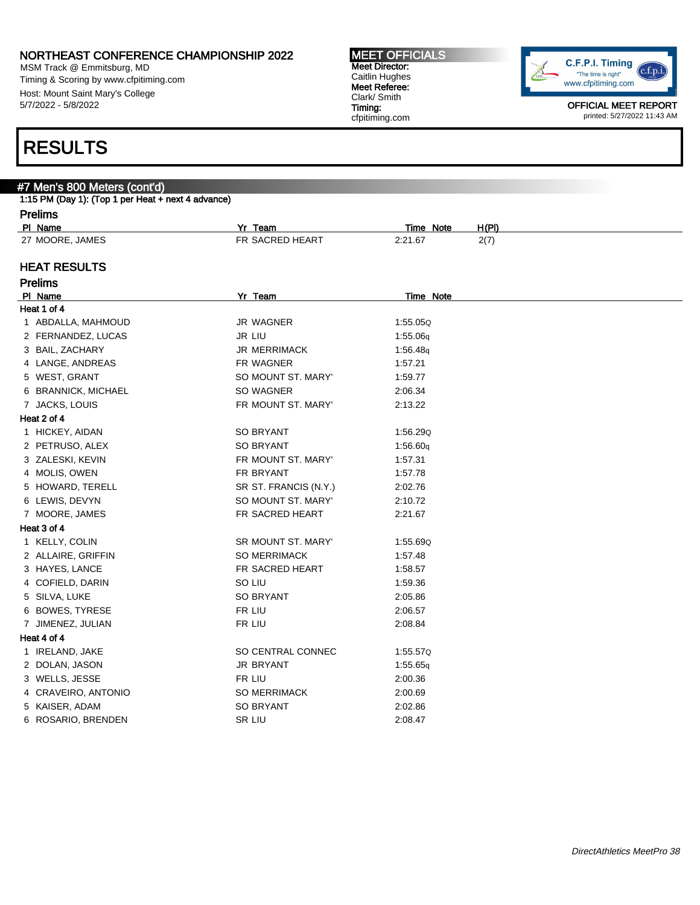# NORTHEAST CONFERENCE CHAMPIONSHIP 2022

MSM Track @ Emmitsburg, MD
Timing & Scoring by www.cfpitiming.com
Host: Mount Saint Mary's College
5/7/2022 - 5/8/2022

**MEET OFFICIALS**
**Meet Director:** Caitlin Hughes
**Meet Referee:** Clark/ Smith
**Timing:** cfpitiming.com

OFFICIAL MEET REPORT
printed: 5/27/2022 11:43 AM

# RESULTS

## #7 Men's 800 Meters (cont'd)

1:15 PM (Day 1): (Top 1 per Heat + next 4 advance)

### Prelims

| Pl | Name | Yr | Team | Time | Note | H(Pl) |
|---|---|---|---|---|---|---|
| 27 | MOORE, JAMES | FR | SACRED HEART | 2:21.67 | | 2(7) |

## HEAT RESULTS

### Prelims

| Pl | Name | Yr | Team | Time | Note |
|---|---|---|---|---|---|
| **Heat 1 of 4** | | | | | |
| 1 | ABDALLA, MAHMOUD | JR | WAGNER | 1:55.05 | Q |
| 2 | FERNANDEZ, LUCAS | JR | LIU | 1:55.06 | q |
| 3 | BAIL, ZACHARY | JR | MERRIMACK | 1:56.48 | q |
| 4 | LANGE, ANDREAS | FR | WAGNER | 1:57.21 | |
| 5 | WEST, GRANT | SO | MOUNT ST. MARY' | 1:59.77 | |
| 6 | BRANNICK, MICHAEL | SO | WAGNER | 2:06.34 | |
| 7 | JACKS, LOUIS | FR | MOUNT ST. MARY' | 2:13.22 | |
| **Heat 2 of 4** | | | | | |
| 1 | HICKEY, AIDAN | SO | BRYANT | 1:56.29 | Q |
| 2 | PETRUSO, ALEX | SO | BRYANT | 1:56.60 | q |
| 3 | ZALESKI, KEVIN | FR | MOUNT ST. MARY' | 1:57.31 | |
| 4 | MOLIS, OWEN | FR | BRYANT | 1:57.78 | |
| 5 | HOWARD, TERELL | SR | ST. FRANCIS (N.Y.) | 2:02.76 | |
| 6 | LEWIS, DEVYN | SO | MOUNT ST. MARY' | 2:10.72 | |
| 7 | MOORE, JAMES | FR | SACRED HEART | 2:21.67 | |
| **Heat 3 of 4** | | | | | |
| 1 | KELLY, COLIN | SR | MOUNT ST. MARY' | 1:55.69 | Q |
| 2 | ALLAIRE, GRIFFIN | SO | MERRIMACK | 1:57.48 | |
| 3 | HAYES, LANCE | FR | SACRED HEART | 1:58.57 | |
| 4 | COFIELD, DARIN | SO | LIU | 1:59.36 | |
| 5 | SILVA, LUKE | SO | BRYANT | 2:05.86 | |
| 6 | BOWES, TYRESE | FR | LIU | 2:06.57 | |
| 7 | JIMENEZ, JULIAN | FR | LIU | 2:08.84 | |
| **Heat 4 of 4** | | | | | |
| 1 | IRELAND, JAKE | SO | CENTRAL CONNEC | 1:55.57 | Q |
| 2 | DOLAN, JASON | JR | BRYANT | 1:55.65 | q |
| 3 | WELLS, JESSE | FR | LIU | 2:00.36 | |
| 4 | CRAVEIRO, ANTONIO | SO | MERRIMACK | 2:00.69 | |
| 5 | KAISER, ADAM | SO | BRYANT | 2:02.86 | |
| 6 | ROSARIO, BRENDEN | SR | LIU | 2:08.47 | |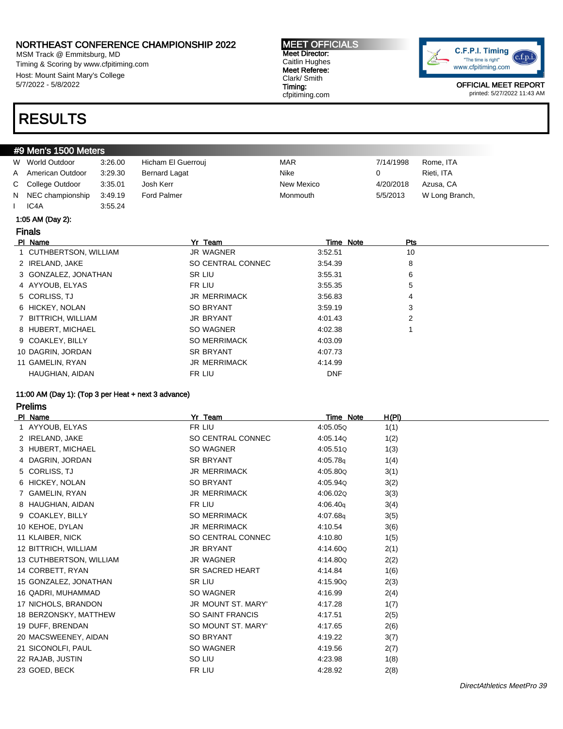# NORTHEAST CONFERENCE CHAMPIONSHIP 2022

MSM Track @ Emmitsburg, MD
Timing & Scoring by www.cfpitiming.com
Host: Mount Saint Mary's College
5/7/2022 - 5/8/2022

**MEET OFFICIALS**
**Meet Director:**
Caitlin Hughes
**Meet Referee:**
Clark/ Smith
**Timing:**
cfpitiming.com

C.F.P.I. Timing
"The time is right"
www.cfpitiming.com

OFFICIAL MEET REPORT
printed: 5/27/2022 11:43 AM

# RESULTS

## #9 Men's 1500 Meters

| | | | | | | |
|---|---|---|---|---|---|---|
| W | World Outdoor | 3:26.00 | Hicham El Guerrouj | MAR | 7/14/1998 | Rome, ITA |
| A | American Outdoor | 3:29.30 | Bernard Lagat | Nike | 0 | Rieti, ITA |
| C | College Outdoor | 3:35.01 | Josh Kerr | New Mexico | 4/20/2018 | Azusa, CA |
| N | NEC championship | 3:49.19 | Ford Palmer | Monmouth | 5/5/2013 | W Long Branch, |
| I | IC4A | 3:55.24 | | | | |

1:05 AM (Day 2):

### Finals

| Pl | Name | Yr | Team | Time | Note | Pts |
|---|---|---|---|---|---|---|
| 1 | CUTHBERTSON, WILLIAM | JR | WAGNER | 3:52.51 | | 10 |
| 2 | IRELAND, JAKE | SO | CENTRAL CONNEC | 3:54.39 | | 8 |
| 3 | GONZALEZ, JONATHAN | SR | LIU | 3:55.31 | | 6 |
| 4 | AYYOUB, ELYAS | FR | LIU | 3:55.35 | | 5 |
| 5 | CORLISS, TJ | JR | MERRIMACK | 3:56.83 | | 4 |
| 6 | HICKEY, NOLAN | SO | BRYANT | 3:59.19 | | 3 |
| 7 | BITTRICH, WILLIAM | JR | BRYANT | 4:01.43 | | 2 |
| 8 | HUBERT, MICHAEL | SO | WAGNER | 4:02.38 | | 1 |
| 9 | COAKLEY, BILLY | SO | MERRIMACK | 4:03.09 | | |
| 10 | DAGRIN, JORDAN | SR | BRYANT | 4:07.73 | | |
| 11 | GAMELIN, RYAN | JR | MERRIMACK | 4:14.99 | | |
| | HAUGHIAN, AIDAN | FR | LIU | DNF | | |

11:00 AM (Day 1): (Top 3 per Heat + next 3 advance)

### Prelims

| Pl | Name | Yr | Team | Time | Note | H(Pl) |
|---|---|---|---|---|---|---|
| 1 | AYYOUB, ELYAS | FR | LIU | 4:05.05 | Q | 1(1) |
| 2 | IRELAND, JAKE | SO | CENTRAL CONNEC | 4:05.14 | Q | 1(2) |
| 3 | HUBERT, MICHAEL | SO | WAGNER | 4:05.51 | Q | 1(3) |
| 4 | DAGRIN, JORDAN | SR | BRYANT | 4:05.78 | q | 1(4) |
| 5 | CORLISS, TJ | JR | MERRIMACK | 4:05.80 | Q | 3(1) |
| 6 | HICKEY, NOLAN | SO | BRYANT | 4:05.94 | Q | 3(2) |
| 7 | GAMELIN, RYAN | JR | MERRIMACK | 4:06.02 | Q | 3(3) |
| 8 | HAUGHIAN, AIDAN | FR | LIU | 4:06.40 | q | 3(4) |
| 9 | COAKLEY, BILLY | SO | MERRIMACK | 4:07.68 | q | 3(5) |
| 10 | KEHOE, DYLAN | JR | MERRIMACK | 4:10.54 | | 3(6) |
| 11 | KLAIBER, NICK | SO | CENTRAL CONNEC | 4:10.80 | | 1(5) |
| 12 | BITTRICH, WILLIAM | JR | BRYANT | 4:14.60 | Q | 2(1) |
| 13 | CUTHBERTSON, WILLIAM | JR | WAGNER | 4:14.80 | Q | 2(2) |
| 14 | CORBETT, RYAN | SR | SACRED HEART | 4:14.84 | | 1(6) |
| 15 | GONZALEZ, JONATHAN | SR | LIU | 4:15.90 | Q | 2(3) |
| 16 | QADRI, MUHAMMAD | SO | WAGNER | 4:16.99 | | 2(4) |
| 17 | NICHOLS, BRANDON | JR | MOUNT ST. MARY' | 4:17.28 | | 1(7) |
| 18 | BERZONSKY, MATTHEW | SO | SAINT FRANCIS | 4:17.51 | | 2(5) |
| 19 | DUFF, BRENDAN | SO | MOUNT ST. MARY' | 4:17.65 | | 2(6) |
| 20 | MACSWEENEY, AIDAN | SO | BRYANT | 4:19.22 | | 3(7) |
| 21 | SICONOLFI, PAUL | SO | WAGNER | 4:19.56 | | 2(7) |
| 22 | RAJAB, JUSTIN | SO | LIU | 4:23.98 | | 1(8) |
| 23 | GOED, BECK | FR | LIU | 4:28.92 | | 2(8) |

*DirectAthletics MeetPro 39*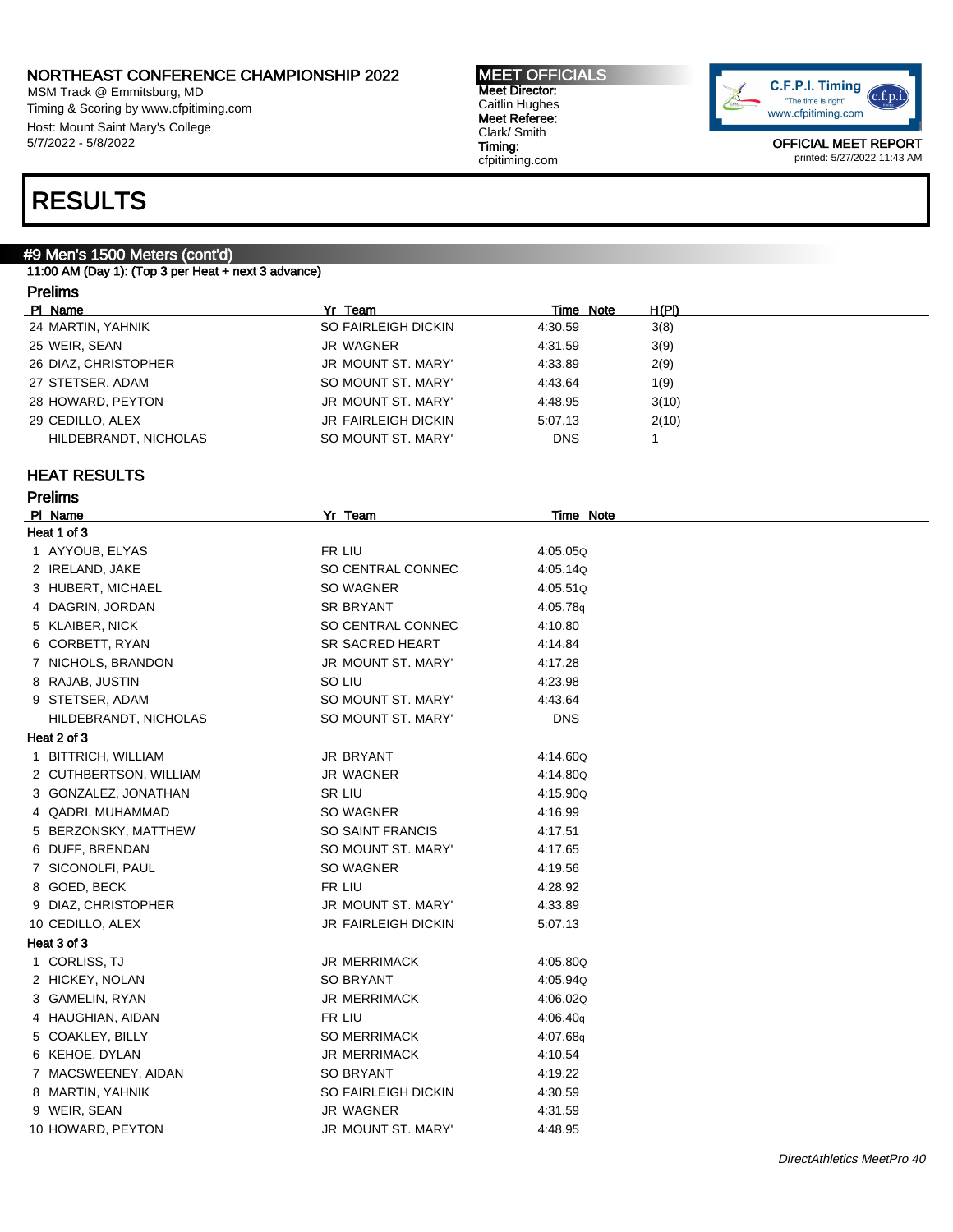NORTHEAST CONFERENCE CHAMPIONSHIP 2022
MSM Track @ Emmitsburg, MD
Timing & Scoring by www.cfpitiming.com
Host: Mount Saint Mary's College
5/7/2022 - 5/8/2022

**MEET OFFICIALS**
**Meet Director:** Caitlin Hughes
**Meet Referee:** Clark/ Smith
**Timing:** cfpitiming.com

OFFICIAL MEET REPORT
printed: 5/27/2022 11:43 AM

# RESULTS

## #9 Men's 1500 Meters (cont'd)

11:00 AM (Day 1): (Top 3 per Heat + next 3 advance)

### Prelims

| Pl | Name | Yr | Team | Time | Note | H(Pl) |
|---|---|---|---|---|---|---|
| 24 | MARTIN, YAHNIK | SO | FAIRLEIGH DICKIN | 4:30.59 | | 3(8) |
| 25 | WEIR, SEAN | JR | WAGNER | 4:31.59 | | 3(9) |
| 26 | DIAZ, CHRISTOPHER | JR | MOUNT ST. MARY' | 4:33.89 | | 2(9) |
| 27 | STETSER, ADAM | SO | MOUNT ST. MARY' | 4:43.64 | | 1(9) |
| 28 | HOWARD, PEYTON | JR | MOUNT ST. MARY' | 4:48.95 | | 3(10) |
| 29 | CEDILLO, ALEX | JR | FAIRLEIGH DICKIN | 5:07.13 | | 2(10) |
| | HILDEBRANDT, NICHOLAS | SO | MOUNT ST. MARY' | DNS | | 1 |

### HEAT RESULTS

### Prelims

| Pl | Name | Yr | Team | Time | Note |
|---|---|---|---|---|---|
| **Heat 1 of 3** | | | | | |
| 1 | AYYOUB, ELYAS | FR | LIU | 4:05.05 | Q |
| 2 | IRELAND, JAKE | SO | CENTRAL CONNEC | 4:05.14 | Q |
| 3 | HUBERT, MICHAEL | SO | WAGNER | 4:05.51 | Q |
| 4 | DAGRIN, JORDAN | SR | BRYANT | 4:05.78 | q |
| 5 | KLAIBER, NICK | SO | CENTRAL CONNEC | 4:10.80 | |
| 6 | CORBETT, RYAN | SR | SACRED HEART | 4:14.84 | |
| 7 | NICHOLS, BRANDON | JR | MOUNT ST. MARY' | 4:17.28 | |
| 8 | RAJAB, JUSTIN | SO | LIU | 4:23.98 | |
| 9 | STETSER, ADAM | SO | MOUNT ST. MARY' | 4:43.64 | |
| | HILDEBRANDT, NICHOLAS | SO | MOUNT ST. MARY' | DNS | |
| **Heat 2 of 3** | | | | | |
| 1 | BITTRICH, WILLIAM | JR | BRYANT | 4:14.60 | Q |
| 2 | CUTHBERTSON, WILLIAM | JR | WAGNER | 4:14.80 | Q |
| 3 | GONZALEZ, JONATHAN | SR | LIU | 4:15.90 | Q |
| 4 | QADRI, MUHAMMAD | SO | WAGNER | 4:16.99 | |
| 5 | BERZONSKY, MATTHEW | SO | SAINT FRANCIS | 4:17.51 | |
| 6 | DUFF, BRENDAN | SO | MOUNT ST. MARY' | 4:17.65 | |
| 7 | SICONOLFI, PAUL | SO | WAGNER | 4:19.56 | |
| 8 | GOED, BECK | FR | LIU | 4:28.92 | |
| 9 | DIAZ, CHRISTOPHER | JR | MOUNT ST. MARY' | 4:33.89 | |
| 10 | CEDILLO, ALEX | JR | FAIRLEIGH DICKIN | 5:07.13 | |
| **Heat 3 of 3** | | | | | |
| 1 | CORLISS, TJ | JR | MERRIMACK | 4:05.80 | Q |
| 2 | HICKEY, NOLAN | SO | BRYANT | 4:05.94 | Q |
| 3 | GAMELIN, RYAN | JR | MERRIMACK | 4:06.02 | Q |
| 4 | HAUGHIAN, AIDAN | FR | LIU | 4:06.40 | q |
| 5 | COAKLEY, BILLY | SO | MERRIMACK | 4:07.68 | q |
| 6 | KEHOE, DYLAN | JR | MERRIMACK | 4:10.54 | |
| 7 | MACSWEENEY, AIDAN | SO | BRYANT | 4:19.22 | |
| 8 | MARTIN, YAHNIK | SO | FAIRLEIGH DICKIN | 4:30.59 | |
| 9 | WEIR, SEAN | JR | WAGNER | 4:31.59 | |
| 10 | HOWARD, PEYTON | JR | MOUNT ST. MARY' | 4:48.95 | |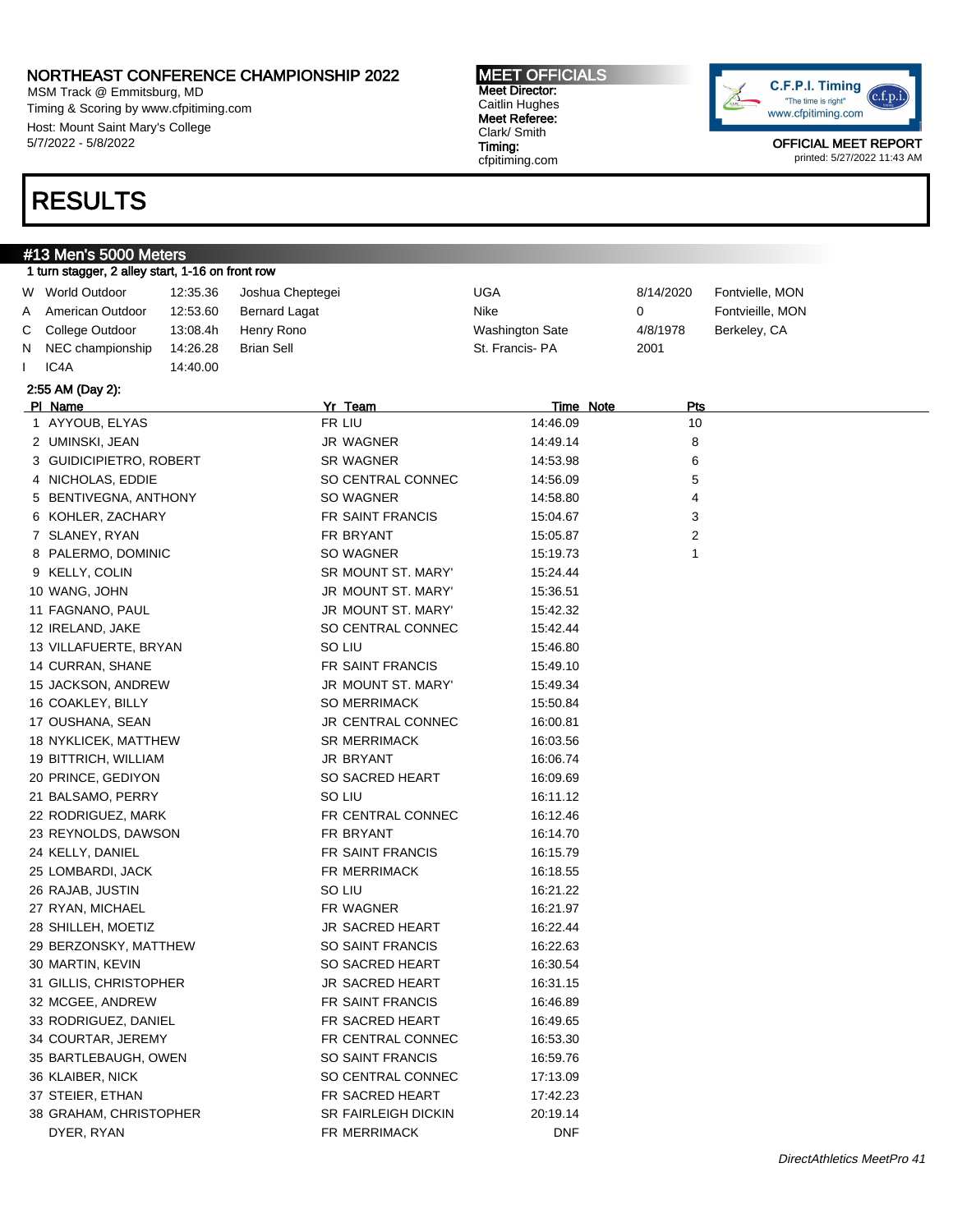# NORTHEAST CONFERENCE CHAMPIONSHIP 2022

MSM Track @ Emmitsburg, MD
Timing & Scoring by www.cfpitiming.com
Host: Mount Saint Mary's College
5/7/2022 - 5/8/2022

**MEET OFFICIALS**
**Meet Director:** Caitlin Hughes
**Meet Referee:** Clark/ Smith
**Timing:** cfpitiming.com

OFFICIAL MEET REPORT
printed: 5/27/2022 11:43 AM

# RESULTS

## #13 Men's 5000 Meters

1 turn stagger, 2 alley start, 1-16 on front row

| | | | | | | |
|---|---|---|---|---|---|---|
| W | World Outdoor | 12:35.36 | Joshua Cheptegei | UGA | 8/14/2020 | Fontvielle, MON |
| A | American Outdoor | 12:53.60 | Bernard Lagat | Nike | 0 | Fontvieille, MON |
| C | College Outdoor | 13:08.4h | Henry Rono | Washington Sate | 4/8/1978 | Berkeley, CA |
| N | NEC championship | 14:26.28 | Brian Sell | St. Francis- PA | 2001 | |
| I | IC4A | 14:40.00 | | | | |

2:55 AM (Day 2):

| Pl | Name | Yr | Team | Time | Note | Pts |
|---|---|---|---|---|---|---|
| 1 | AYYOUB, ELYAS | FR | LIU | 14:46.09 | | 10 |
| 2 | UMINSKI, JEAN | JR | WAGNER | 14:49.14 | | 8 |
| 3 | GUIDICIPIETRO, ROBERT | SR | WAGNER | 14:53.98 | | 6 |
| 4 | NICHOLAS, EDDIE | SO | CENTRAL CONNEC | 14:56.09 | | 5 |
| 5 | BENTIVEGNA, ANTHONY | SO | WAGNER | 14:58.80 | | 4 |
| 6 | KOHLER, ZACHARY | FR | SAINT FRANCIS | 15:04.67 | | 3 |
| 7 | SLANEY, RYAN | FR | BRYANT | 15:05.87 | | 2 |
| 8 | PALERMO, DOMINIC | SO | WAGNER | 15:19.73 | | 1 |
| 9 | KELLY, COLIN | SR | MOUNT ST. MARY' | 15:24.44 | | |
| 10 | WANG, JOHN | JR | MOUNT ST. MARY' | 15:36.51 | | |
| 11 | FAGNANO, PAUL | JR | MOUNT ST. MARY' | 15:42.32 | | |
| 12 | IRELAND, JAKE | SO | CENTRAL CONNEC | 15:42.44 | | |
| 13 | VILLAFUERTE, BRYAN | SO | LIU | 15:46.80 | | |
| 14 | CURRAN, SHANE | FR | SAINT FRANCIS | 15:49.10 | | |
| 15 | JACKSON, ANDREW | JR | MOUNT ST. MARY' | 15:49.34 | | |
| 16 | COAKLEY, BILLY | SO | MERRIMACK | 15:50.84 | | |
| 17 | OUSHANA, SEAN | JR | CENTRAL CONNEC | 16:00.81 | | |
| 18 | NYKLICEK, MATTHEW | SR | MERRIMACK | 16:03.56 | | |
| 19 | BITTRICH, WILLIAM | JR | BRYANT | 16:06.74 | | |
| 20 | PRINCE, GEDIYON | SO | SACRED HEART | 16:09.69 | | |
| 21 | BALSAMO, PERRY | SO | LIU | 16:11.12 | | |
| 22 | RODRIGUEZ, MARK | FR | CENTRAL CONNEC | 16:12.46 | | |
| 23 | REYNOLDS, DAWSON | FR | BRYANT | 16:14.70 | | |
| 24 | KELLY, DANIEL | FR | SAINT FRANCIS | 16:15.79 | | |
| 25 | LOMBARDI, JACK | FR | MERRIMACK | 16:18.55 | | |
| 26 | RAJAB, JUSTIN | SO | LIU | 16:21.22 | | |
| 27 | RYAN, MICHAEL | FR | WAGNER | 16:21.97 | | |
| 28 | SHILLEH, MOETIZ | JR | SACRED HEART | 16:22.44 | | |
| 29 | BERZONSKY, MATTHEW | SO | SAINT FRANCIS | 16:22.63 | | |
| 30 | MARTIN, KEVIN | SO | SACRED HEART | 16:30.54 | | |
| 31 | GILLIS, CHRISTOPHER | JR | SACRED HEART | 16:31.15 | | |
| 32 | MCGEE, ANDREW | FR | SAINT FRANCIS | 16:46.89 | | |
| 33 | RODRIGUEZ, DANIEL | FR | SACRED HEART | 16:49.65 | | |
| 34 | COURTAR, JEREMY | FR | CENTRAL CONNEC | 16:53.30 | | |
| 35 | BARTLEBAUGH, OWEN | SO | SAINT FRANCIS | 16:59.76 | | |
| 36 | KLAIBER, NICK | SO | CENTRAL CONNEC | 17:13.09 | | |
| 37 | STEIER, ETHAN | FR | SACRED HEART | 17:42.23 | | |
| 38 | GRAHAM, CHRISTOPHER | SR | FAIRLEIGH DICKIN | 20:19.14 | | |
| | DYER, RYAN | FR | MERRIMACK | DNF | | |

*DirectAthletics MeetPro 41*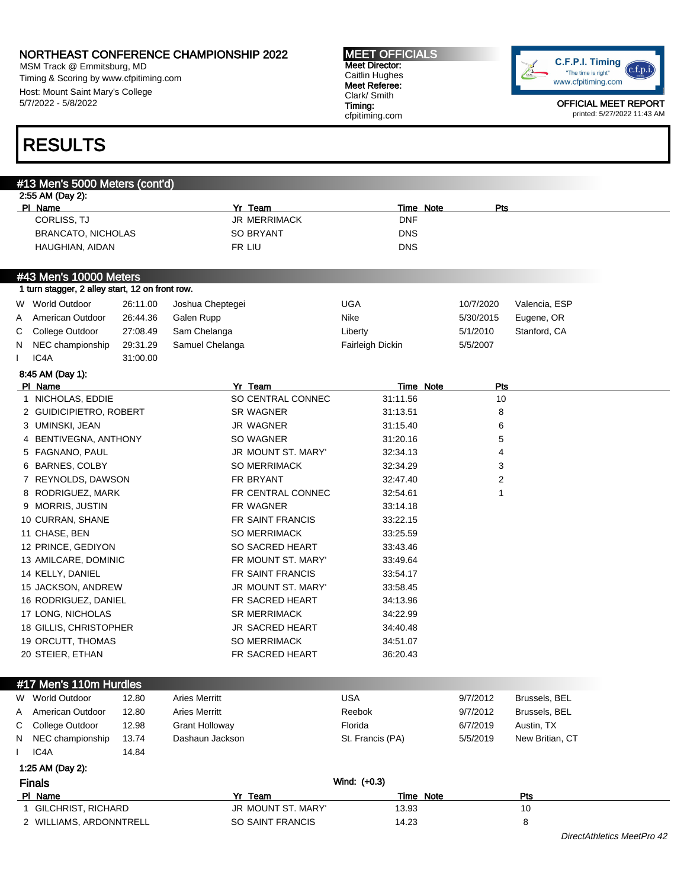# NORTHEAST CONFERENCE CHAMPIONSHIP 2022

MSM Track @ Emmitsburg, MD
Timing & Scoring by www.cfpitiming.com
Host: Mount Saint Mary's College
5/7/2022 - 5/8/2022

**MEET OFFICIALS**
**Meet Director:** Caitlin Hughes
**Meet Referee:** Clark/ Smith
**Timing:** cfpitiming.com

C.F.P.I. Timing "The time is right" www.cfpitiming.com

OFFICIAL MEET REPORT
printed: 5/27/2022 11:43 AM

# RESULTS

## #13 Men's 5000 Meters (cont'd)

2:55 AM (Day 2):

| Pl | Name | Yr | Team | Time | Note | Pts |
|---|---|---|---|---|---|---|
| | CORLISS, TJ | JR | MERRIMACK | DNF | | |
| | BRANCATO, NICHOLAS | SO | BRYANT | DNS | | |
| | HAUGHIAN, AIDAN | FR | LIU | DNS | | |

## #43 Men's 10000 Meters

1 turn stagger, 2 alley start, 12 on front row.

| | Record | Time | Name | Team | Date | Location |
|---|---|---|---|---|---|---|
| W | World Outdoor | 26:11.00 | Joshua Cheptegei | UGA | 10/7/2020 | Valencia, ESP |
| A | American Outdoor | 26:44.36 | Galen Rupp | Nike | 5/30/2015 | Eugene, OR |
| C | College Outdoor | 27:08.49 | Sam Chelanga | Liberty | 5/1/2010 | Stanford, CA |
| N | NEC championship | 29:31.29 | Samuel Chelanga | Fairleigh Dickin | 5/5/2007 | |
| I | IC4A | 31:00.00 | | | | |

8:45 AM (Day 1):

| Pl | Name | Yr | Team | Time | Note | Pts |
|---|---|---|---|---|---|---|
| 1 | NICHOLAS, EDDIE | SO | CENTRAL CONNEC | 31:11.56 | | 10 |
| 2 | GUIDICIPIETRO, ROBERT | SR | WAGNER | 31:13.51 | | 8 |
| 3 | UMINSKI, JEAN | JR | WAGNER | 31:15.40 | | 6 |
| 4 | BENTIVEGNA, ANTHONY | SO | WAGNER | 31:20.16 | | 5 |
| 5 | FAGNANO, PAUL | JR | MOUNT ST. MARY' | 32:34.13 | | 4 |
| 6 | BARNES, COLBY | SO | MERRIMACK | 32:34.29 | | 3 |
| 7 | REYNOLDS, DAWSON | FR | BRYANT | 32:47.40 | | 2 |
| 8 | RODRIGUEZ, MARK | FR | CENTRAL CONNEC | 32:54.61 | | 1 |
| 9 | MORRIS, JUSTIN | FR | WAGNER | 33:14.18 | | |
| 10 | CURRAN, SHANE | FR | SAINT FRANCIS | 33:22.15 | | |
| 11 | CHASE, BEN | SO | MERRIMACK | 33:25.59 | | |
| 12 | PRINCE, GEDIYON | SO | SACRED HEART | 33:43.46 | | |
| 13 | AMILCARE, DOMINIC | FR | MOUNT ST. MARY' | 33:49.64 | | |
| 14 | KELLY, DANIEL | FR | SAINT FRANCIS | 33:54.17 | | |
| 15 | JACKSON, ANDREW | JR | MOUNT ST. MARY' | 33:58.45 | | |
| 16 | RODRIGUEZ, DANIEL | FR | SACRED HEART | 34:13.96 | | |
| 17 | LONG, NICHOLAS | SR | MERRIMACK | 34:22.99 | | |
| 18 | GILLIS, CHRISTOPHER | JR | SACRED HEART | 34:40.48 | | |
| 19 | ORCUTT, THOMAS | SO | MERRIMACK | 34:51.07 | | |
| 20 | STEIER, ETHAN | FR | SACRED HEART | 36:20.43 | | |

## #17 Men's 110m Hurdles

| | Record | Time | Name | Team | Date | Location |
|---|---|---|---|---|---|---|
| W | World Outdoor | 12.80 | Aries Merritt | USA | 9/7/2012 | Brussels, BEL |
| A | American Outdoor | 12.80 | Aries Merritt | Reebok | 9/7/2012 | Brussels, BEL |
| C | College Outdoor | 12.98 | Grant Holloway | Florida | 6/7/2019 | Austin, TX |
| N | NEC championship | 13.74 | Dashaun Jackson | St. Francis (PA) | 5/5/2019 | New Britian, CT |
| I | IC4A | 14.84 | | | | |

1:25 AM (Day 2):

### Finals

Wind: (+0.3)

| Pl | Name | Yr | Team | Time | Note | Pts |
|---|---|---|---|---|---|---|
| 1 | GILCHRIST, RICHARD | JR | MOUNT ST. MARY' | 13.93 | | 10 |
| 2 | WILLIAMS, ARDONNTRELL | SO | SAINT FRANCIS | 14.23 | | 8 |

*DirectAthletics MeetPro 42*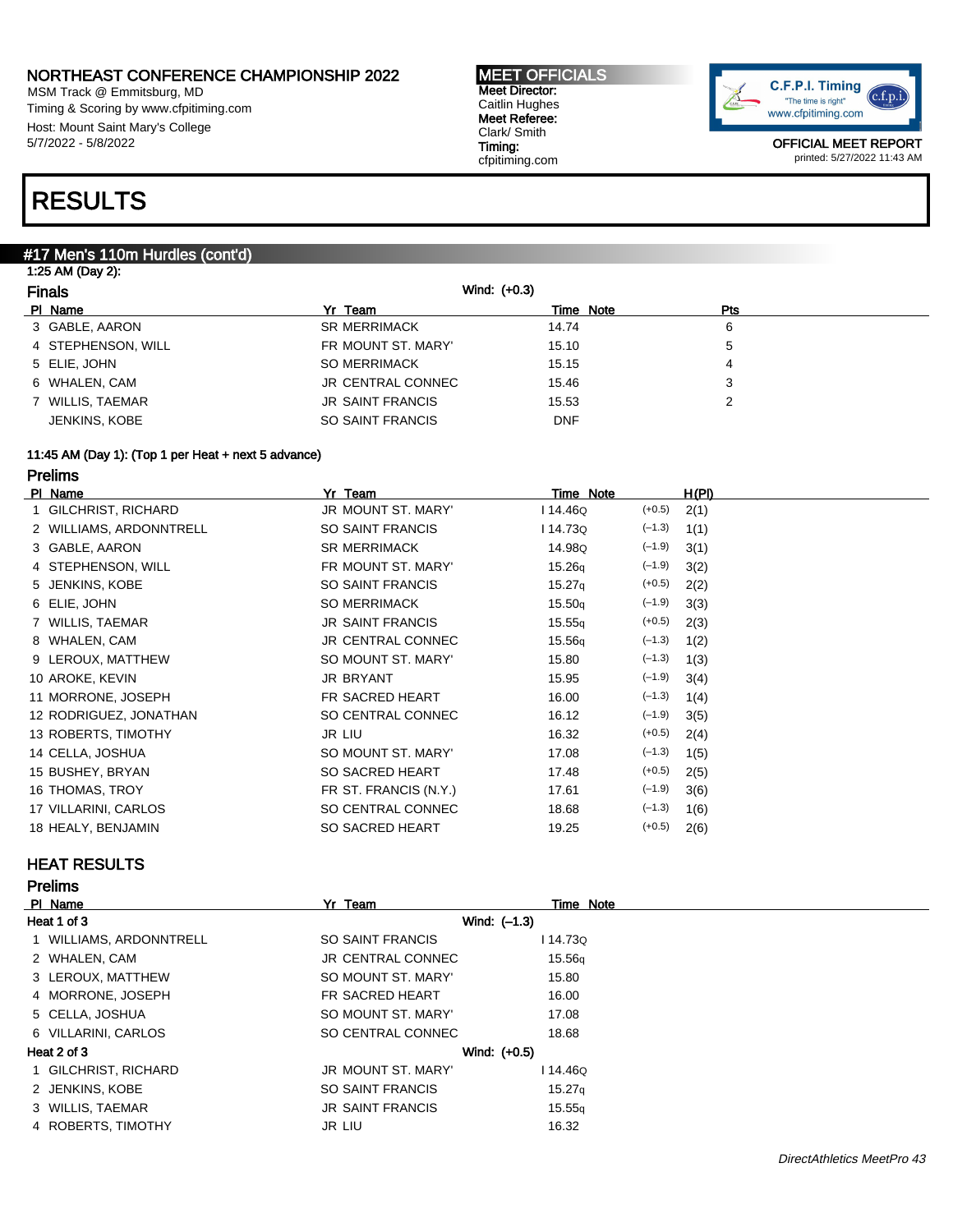# NORTHEAST CONFERENCE CHAMPIONSHIP 2022

MSM Track @ Emmitsburg, MD
Timing & Scoring by www.cfpitiming.com
Host: Mount Saint Mary's College
5/7/2022 - 5/8/2022

**MEET OFFICIALS**
**Meet Director:**
Caitlin Hughes
**Meet Referee:**
Clark/ Smith
**Timing:**
cfpitiming.com

C.F.P.I. Timing "The time is right" www.cfpitiming.com

OFFICIAL MEET REPORT
printed: 5/27/2022 11:43 AM

# RESULTS

## #17 Men's 110m Hurdles (cont'd)

1:25 AM (Day 2):

### Finals

Wind: (+0.3)

| Pl | Name | Yr | Team | Time | Note | Pts |
|---|---|---|---|---|---|---|
| 3 | GABLE, AARON | SR | MERRIMACK | 14.74 | | 6 |
| 4 | STEPHENSON, WILL | FR | MOUNT ST. MARY' | 15.10 | | 5 |
| 5 | ELIE, JOHN | SO | MERRIMACK | 15.15 | | 4 |
| 6 | WHALEN, CAM | JR | CENTRAL CONNEC | 15.46 | | 3 |
| 7 | WILLIS, TAEMAR | JR | SAINT FRANCIS | 15.53 | | 2 |
| | JENKINS, KOBE | SO | SAINT FRANCIS | DNF | | |

11:45 AM (Day 1): (Top 1 per Heat + next 5 advance)

### Prelims

| Pl | Name | Yr | Team | Time | Note | Wind | H(Pl) |
|---|---|---|---|---|---|---|---|
| 1 | GILCHRIST, RICHARD | JR | MOUNT ST. MARY' | I 14.46Q | | (+0.5) | 2(1) |
| 2 | WILLIAMS, ARDONNTRELL | SO | SAINT FRANCIS | I 14.73Q | | (–1.3) | 1(1) |
| 3 | GABLE, AARON | SR | MERRIMACK | 14.98Q | | (–1.9) | 3(1) |
| 4 | STEPHENSON, WILL | FR | MOUNT ST. MARY' | 15.26q | | (–1.9) | 3(2) |
| 5 | JENKINS, KOBE | SO | SAINT FRANCIS | 15.27q | | (+0.5) | 2(2) |
| 6 | ELIE, JOHN | SO | MERRIMACK | 15.50q | | (–1.9) | 3(3) |
| 7 | WILLIS, TAEMAR | JR | SAINT FRANCIS | 15.55q | | (+0.5) | 2(3) |
| 8 | WHALEN, CAM | JR | CENTRAL CONNEC | 15.56q | | (–1.3) | 1(2) |
| 9 | LEROUX, MATTHEW | SO | MOUNT ST. MARY' | 15.80 | | (–1.3) | 1(3) |
| 10 | AROKE, KEVIN | JR | BRYANT | 15.95 | | (–1.9) | 3(4) |
| 11 | MORRONE, JOSEPH | FR | SACRED HEART | 16.00 | | (–1.3) | 1(4) |
| 12 | RODRIGUEZ, JONATHAN | SO | CENTRAL CONNEC | 16.12 | | (–1.9) | 3(5) |
| 13 | ROBERTS, TIMOTHY | JR | LIU | 16.32 | | (+0.5) | 2(4) |
| 14 | CELLA, JOSHUA | SO | MOUNT ST. MARY' | 17.08 | | (–1.3) | 1(5) |
| 15 | BUSHEY, BRYAN | SO | SACRED HEART | 17.48 | | (+0.5) | 2(5) |
| 16 | THOMAS, TROY | FR | ST. FRANCIS (N.Y.) | 17.61 | | (–1.9) | 3(6) |
| 17 | VILLARINI, CARLOS | SO | CENTRAL CONNEC | 18.68 | | (–1.3) | 1(6) |
| 18 | HEALY, BENJAMIN | SO | SACRED HEART | 19.25 | | (+0.5) | 2(6) |

## HEAT RESULTS

### Prelims

| Pl | Name | Yr | Team | Time | Note |
|---|---|---|---|---|---|
| **Heat 1 of 3** | | | Wind: (–1.3) | | |
| 1 | WILLIAMS, ARDONNTRELL | SO | SAINT FRANCIS | I 14.73Q | |
| 2 | WHALEN, CAM | JR | CENTRAL CONNEC | 15.56q | |
| 3 | LEROUX, MATTHEW | SO | MOUNT ST. MARY' | 15.80 | |
| 4 | MORRONE, JOSEPH | FR | SACRED HEART | 16.00 | |
| 5 | CELLA, JOSHUA | SO | MOUNT ST. MARY' | 17.08 | |
| 6 | VILLARINI, CARLOS | SO | CENTRAL CONNEC | 18.68 | |
| **Heat 2 of 3** | | | Wind: (+0.5) | | |
| 1 | GILCHRIST, RICHARD | JR | MOUNT ST. MARY' | I 14.46Q | |
| 2 | JENKINS, KOBE | SO | SAINT FRANCIS | 15.27q | |
| 3 | WILLIS, TAEMAR | JR | SAINT FRANCIS | 15.55q | |
| 4 | ROBERTS, TIMOTHY | JR | LIU | 16.32 | |

*DirectAthletics MeetPro 43*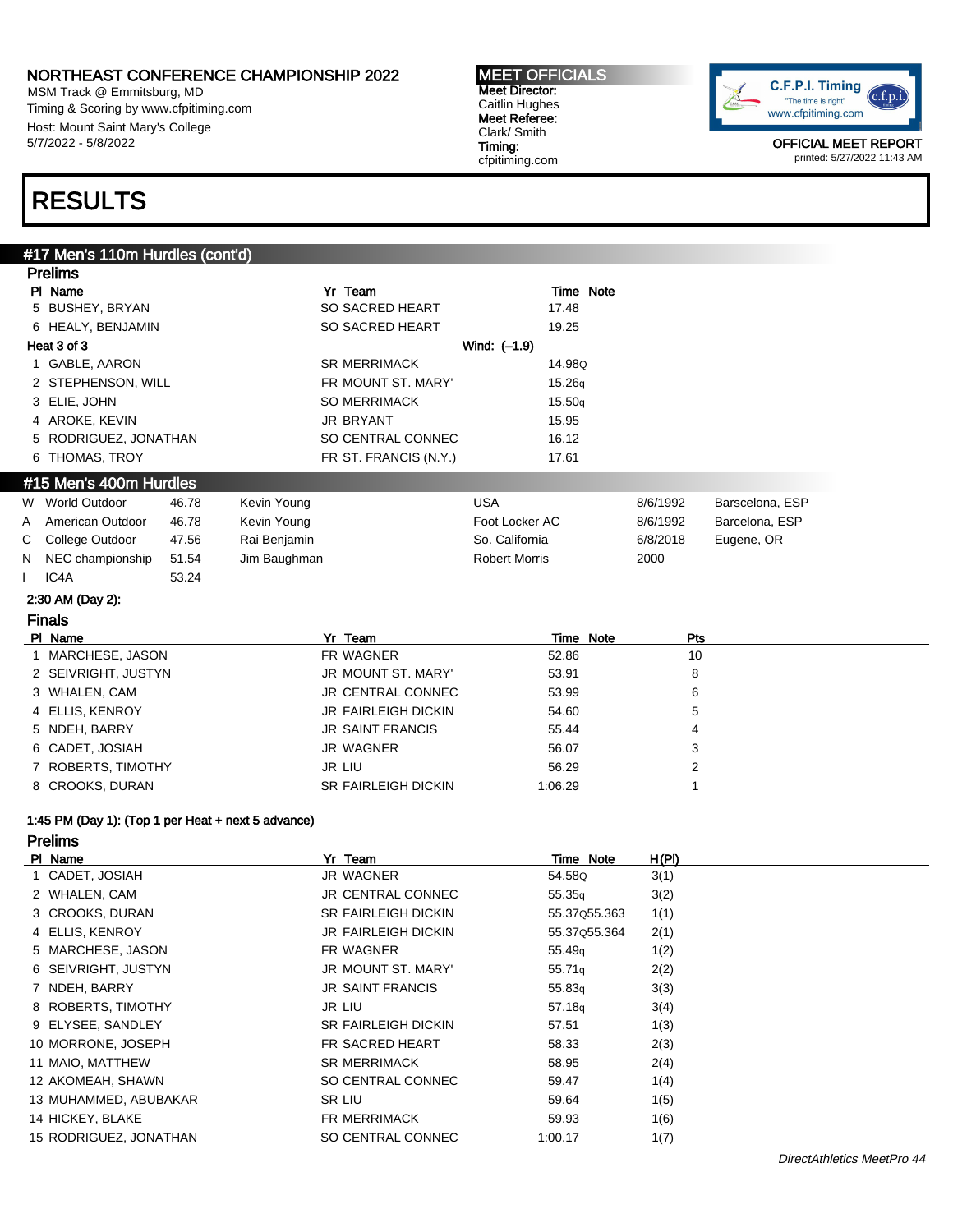# NORTHEAST CONFERENCE CHAMPIONSHIP 2022

MSM Track @ Emmitsburg, MD
Timing & Scoring by www.cfpitiming.com
Host: Mount Saint Mary's College
5/7/2022 - 5/8/2022

**MEET OFFICIALS**
**Meet Director:** Caitlin Hughes
**Meet Referee:** Clark/ Smith
**Timing:** cfpitiming.com

C.F.P.I. Timing "The time is right" www.cfpitiming.com

OFFICIAL MEET REPORT
printed: 5/27/2022 11:43 AM

# RESULTS

## #17 Men's 110m Hurdles (cont'd)

### Prelims

| Pl | Name | Yr | Team | Time | Note |
|---|---|---|---|---|---|
| 5 | BUSHEY, BRYAN | SO | SACRED HEART | 17.48 | |
| 6 | HEALY, BENJAMIN | SO | SACRED HEART | 19.25 | |

**Heat 3 of 3** Wind: (-1.9)

| Pl | Name | Yr | Team | Time | Note |
|---|---|---|---|---|---|
| 1 | GABLE, AARON | SR | MERRIMACK | 14.98 | Q |
| 2 | STEPHENSON, WILL | FR | MOUNT ST. MARY' | 15.26 | q |
| 3 | ELIE, JOHN | SO | MERRIMACK | 15.50 | q |
| 4 | AROKE, KEVIN | JR | BRYANT | 15.95 | |
| 5 | RODRIGUEZ, JONATHAN | SO | CENTRAL CONNEC | 16.12 | |
| 6 | THOMAS, TROY | FR | ST. FRANCIS (N.Y.) | 17.61 | |

## #15 Men's 400m Hurdles

| | Record | Mark | Athlete | Team | Date | Location |
|---|---|---|---|---|---|---|
| W | World Outdoor | 46.78 | Kevin Young | USA | 8/6/1992 | Barscelona, ESP |
| A | American Outdoor | 46.78 | Kevin Young | Foot Locker AC | 8/6/1992 | Barcelona, ESP |
| C | College Outdoor | 47.56 | Rai Benjamin | So. California | 6/8/2018 | Eugene, OR |
| N | NEC championship | 51.54 | Jim Baughman | Robert Morris | 2000 | |
| I | IC4A | 53.24 | | | | |

**2:30 AM (Day 2):**

### Finals

| Pl | Name | Yr | Team | Time | Note | Pts |
|---|---|---|---|---|---|---|
| 1 | MARCHESE, JASON | FR | WAGNER | 52.86 | | 10 |
| 2 | SEIVRIGHT, JUSTYN | JR | MOUNT ST. MARY' | 53.91 | | 8 |
| 3 | WHALEN, CAM | JR | CENTRAL CONNEC | 53.99 | | 6 |
| 4 | ELLIS, KENROY | JR | FAIRLEIGH DICKIN | 54.60 | | 5 |
| 5 | NDEH, BARRY | JR | SAINT FRANCIS | 55.44 | | 4 |
| 6 | CADET, JOSIAH | JR | WAGNER | 56.07 | | 3 |
| 7 | ROBERTS, TIMOTHY | JR | LIU | 56.29 | | 2 |
| 8 | CROOKS, DURAN | SR | FAIRLEIGH DICKIN | 1:06.29 | | 1 |

**1:45 PM (Day 1): (Top 1 per Heat + next 5 advance)**

### Prelims

| Pl | Name | Yr | Team | Time | Note | H(Pl) |
|---|---|---|---|---|---|---|
| 1 | CADET, JOSIAH | JR | WAGNER | 54.58 | Q | 3(1) |
| 2 | WHALEN, CAM | JR | CENTRAL CONNEC | 55.35 | q | 3(2) |
| 3 | CROOKS, DURAN | SR | FAIRLEIGH DICKIN | 55.37 | Q 55.363 | 1(1) |
| 4 | ELLIS, KENROY | JR | FAIRLEIGH DICKIN | 55.37 | Q 55.364 | 2(1) |
| 5 | MARCHESE, JASON | FR | WAGNER | 55.49 | q | 1(2) |
| 6 | SEIVRIGHT, JUSTYN | JR | MOUNT ST. MARY' | 55.71 | q | 2(2) |
| 7 | NDEH, BARRY | JR | SAINT FRANCIS | 55.83 | q | 3(3) |
| 8 | ROBERTS, TIMOTHY | JR | LIU | 57.18 | q | 3(4) |
| 9 | ELYSEE, SANDLEY | SR | FAIRLEIGH DICKIN | 57.51 | | 1(3) |
| 10 | MORRONE, JOSEPH | FR | SACRED HEART | 58.33 | | 2(3) |
| 11 | MAIO, MATTHEW | SR | MERRIMACK | 58.95 | | 2(4) |
| 12 | AKOMEAH, SHAWN | SO | CENTRAL CONNEC | 59.47 | | 1(4) |
| 13 | MUHAMMED, ABUBAKAR | SR | LIU | 59.64 | | 1(5) |
| 14 | HICKEY, BLAKE | FR | MERRIMACK | 59.93 | | 1(6) |
| 15 | RODRIGUEZ, JONATHAN | SO | CENTRAL CONNEC | 1:00.17 | | 1(7) |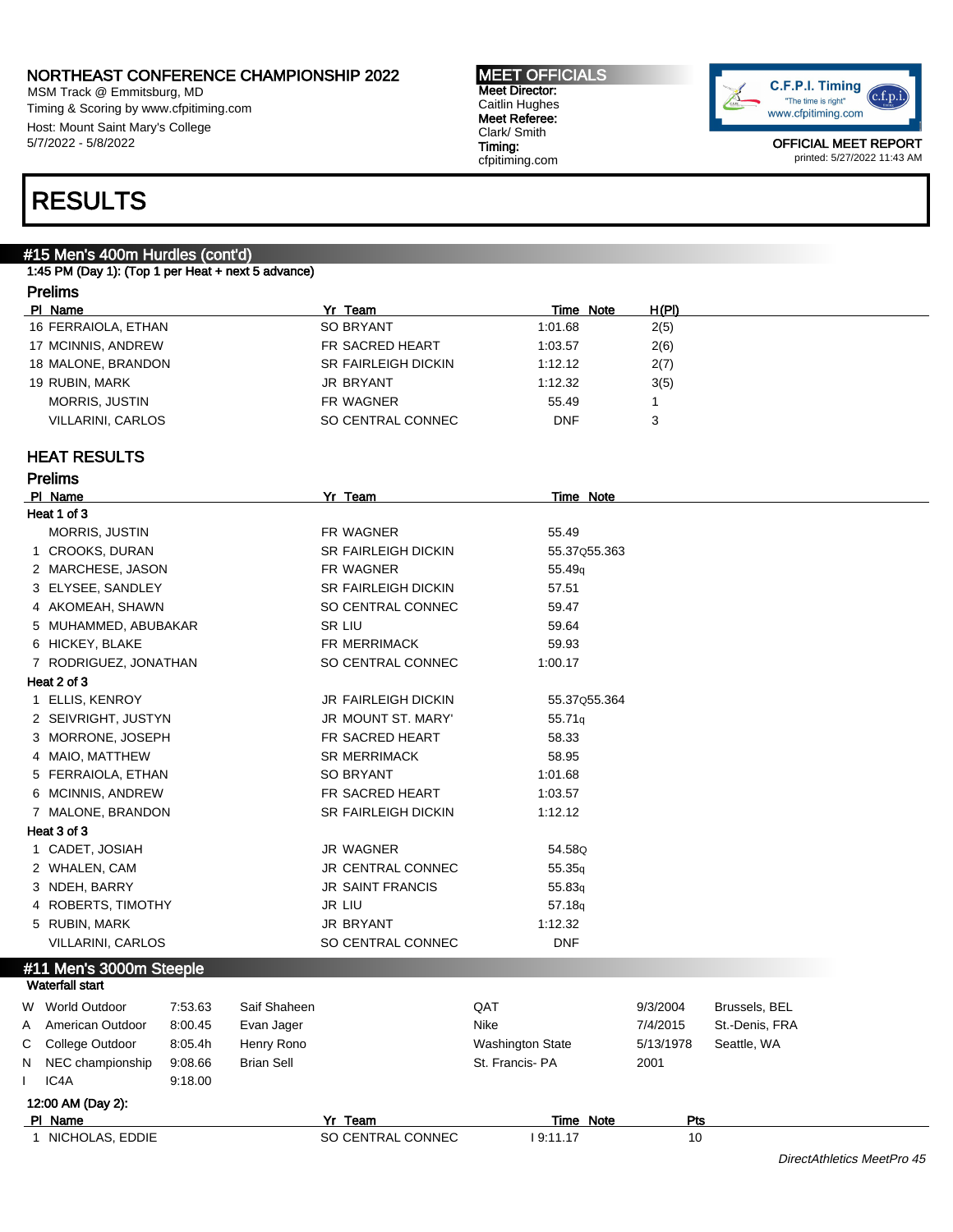# NORTHEAST CONFERENCE CHAMPIONSHIP 2022

MSM Track @ Emmitsburg, MD
Timing & Scoring by www.cfpitiming.com
Host: Mount Saint Mary's College
5/7/2022 - 5/8/2022

**MEET OFFICIALS**
Meet Director: Caitlin Hughes
Meet Referee: Clark/ Smith
Timing: cfpitiming.com

C.F.P.I. Timing "The time is right" www.cfpitiming.com

OFFICIAL MEET REPORT
printed: 5/27/2022 11:43 AM

# RESULTS

## #15 Men's 400m Hurdles (cont'd)

1:45 PM (Day 1): (Top 1 per Heat + next 5 advance)

### Prelims

| Pl | Name | Yr | Team | Time | Note | H(Pl) |
|---|---|---|---|---|---|---|
| 16 | FERRAIOLA, ETHAN | SO | BRYANT | 1:01.68 | | 2(5) |
| 17 | MCINNIS, ANDREW | FR | SACRED HEART | 1:03.57 | | 2(6) |
| 18 | MALONE, BRANDON | SR | FAIRLEIGH DICKIN | 1:12.12 | | 2(7) |
| 19 | RUBIN, MARK | JR | BRYANT | 1:12.32 | | 3(5) |
| | MORRIS, JUSTIN | FR | WAGNER | 55.49 | | 1 |
| | VILLARINI, CARLOS | SO | CENTRAL CONNEC | DNF | | 3 |

### HEAT RESULTS

### Prelims

| Pl | Name | Yr | Team | Time | Note |
|---|---|---|---|---|---|
| **Heat 1 of 3** | | | | | |
| | MORRIS, JUSTIN | FR | WAGNER | 55.49 | |
| 1 | CROOKS, DURAN | SR | FAIRLEIGH DICKIN | 55.37 | Q55.363 |
| 2 | MARCHESE, JASON | FR | WAGNER | 55.49 | q |
| 3 | ELYSEE, SANDLEY | SR | FAIRLEIGH DICKIN | 57.51 | |
| 4 | AKOMEAH, SHAWN | SO | CENTRAL CONNEC | 59.47 | |
| 5 | MUHAMMED, ABUBAKAR | SR | LIU | 59.64 | |
| 6 | HICKEY, BLAKE | FR | MERRIMACK | 59.93 | |
| 7 | RODRIGUEZ, JONATHAN | SO | CENTRAL CONNEC | 1:00.17 | |
| **Heat 2 of 3** | | | | | |
| 1 | ELLIS, KENROY | JR | FAIRLEIGH DICKIN | 55.37 | Q55.364 |
| 2 | SEIVRIGHT, JUSTYN | JR | MOUNT ST. MARY' | 55.71 | q |
| 3 | MORRONE, JOSEPH | FR | SACRED HEART | 58.33 | |
| 4 | MAIO, MATTHEW | SR | MERRIMACK | 58.95 | |
| 5 | FERRAIOLA, ETHAN | SO | BRYANT | 1:01.68 | |
| 6 | MCINNIS, ANDREW | FR | SACRED HEART | 1:03.57 | |
| 7 | MALONE, BRANDON | SR | FAIRLEIGH DICKIN | 1:12.12 | |
| **Heat 3 of 3** | | | | | |
| 1 | CADET, JOSIAH | JR | WAGNER | 54.58 | Q |
| 2 | WHALEN, CAM | JR | CENTRAL CONNEC | 55.35 | q |
| 3 | NDEH, BARRY | JR | SAINT FRANCIS | 55.83 | q |
| 4 | ROBERTS, TIMOTHY | JR | LIU | 57.18 | q |
| 5 | RUBIN, MARK | JR | BRYANT | 1:12.32 | |
| | VILLARINI, CARLOS | SO | CENTRAL CONNEC | DNF | |

## #11 Men's 3000m Steeple

Waterfall start

| | Record | Time | Name | Team | Date | Location |
|---|---|---|---|---|---|---|
| W | World Outdoor | 7:53.63 | Saif Shaheen | QAT | 9/3/2004 | Brussels, BEL |
| A | American Outdoor | 8:00.45 | Evan Jager | Nike | 7/4/2015 | St.-Denis, FRA |
| C | College Outdoor | 8:05.4h | Henry Rono | Washington State | 5/13/1978 | Seattle, WA |
| N | NEC championship | 9:08.66 | Brian Sell | St. Francis- PA | 2001 | |
| I | IC4A | 9:18.00 | | | | |

12:00 AM (Day 2):

| Pl | Name | Yr | Team | Time | Note | Pts |
|---|---|---|---|---|---|---|
| 1 | NICHOLAS, EDDIE | SO | CENTRAL CONNEC | I 9:11.17 | | 10 |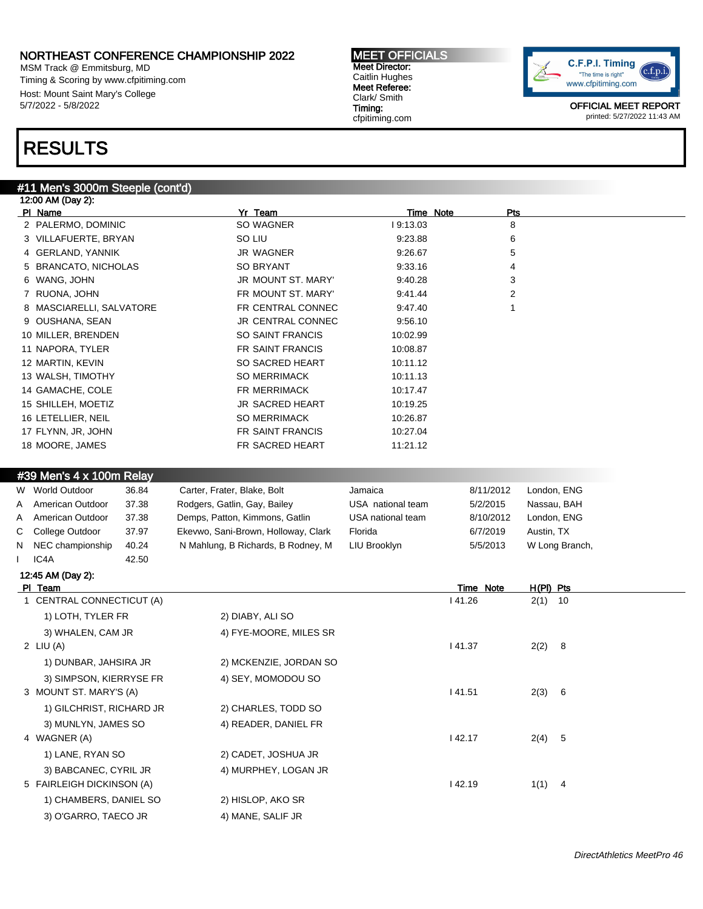# NORTHEAST CONFERENCE CHAMPIONSHIP 2022

MSM Track @ Emmitsburg, MD
Timing & Scoring by www.cfpitiming.com
Host: Mount Saint Mary's College
5/7/2022 - 5/8/2022

**MEET OFFICIALS**
**Meet Director:** Caitlin Hughes
**Meet Referee:** Clark/ Smith
**Timing:** cfpitiming.com

OFFICIAL MEET REPORT
printed: 5/27/2022 11:43 AM

# RESULTS

## #11 Men's 3000m Steeple (cont'd)

12:00 AM (Day 2):

| Pl | Name | Yr | Team | Time | Note | Pts |
|---|---|---|---|---|---|---|
| 2 | PALERMO, DOMINIC | SO | WAGNER | I 9:13.03 | | 8 |
| 3 | VILLAFUERTE, BRYAN | SO | LIU | 9:23.88 | | 6 |
| 4 | GERLAND, YANNIK | JR | WAGNER | 9:26.67 | | 5 |
| 5 | BRANCATO, NICHOLAS | SO | BRYANT | 9:33.16 | | 4 |
| 6 | WANG, JOHN | JR | MOUNT ST. MARY' | 9:40.28 | | 3 |
| 7 | RUONA, JOHN | FR | MOUNT ST. MARY' | 9:41.44 | | 2 |
| 8 | MASCIARELLI, SALVATORE | FR | CENTRAL CONNEC | 9:47.40 | | 1 |
| 9 | OUSHANA, SEAN | JR | CENTRAL CONNEC | 9:56.10 | | |
| 10 | MILLER, BRENDEN | SO | SAINT FRANCIS | 10:02.99 | | |
| 11 | NAPORA, TYLER | FR | SAINT FRANCIS | 10:08.87 | | |
| 12 | MARTIN, KEVIN | SO | SACRED HEART | 10:11.12 | | |
| 13 | WALSH, TIMOTHY | SO | MERRIMACK | 10:11.13 | | |
| 14 | GAMACHE, COLE | FR | MERRIMACK | 10:17.47 | | |
| 15 | SHILLEH, MOETIZ | JR | SACRED HEART | 10:19.25 | | |
| 16 | LETELLIER, NEIL | SO | MERRIMACK | 10:26.87 | | |
| 17 | FLYNN, JR, JOHN | FR | SAINT FRANCIS | 10:27.04 | | |
| 18 | MOORE, JAMES | FR | SACRED HEART | 11:21.12 | | |

## #39 Men's 4 x 100m Relay

| | Record | Time | Athletes | Team | Date | Location |
|---|---|---|---|---|---|---|
| W | World Outdoor | 36.84 | Carter, Frater, Blake, Bolt | Jamaica | 8/11/2012 | London, ENG |
| A | American Outdoor | 37.38 | Rodgers, Gatlin, Gay, Bailey | USA national team | 5/2/2015 | Nassau, BAH |
| A | American Outdoor | 37.38 | Demps, Patton, Kimmons, Gatlin | USA national team | 8/10/2012 | London, ENG |
| C | College Outdoor | 37.97 | Ekevwo, Sani-Brown, Holloway, Clark | Florida | 6/7/2019 | Austin, TX |
| N | NEC championship | 40.24 | N Mahlung, B Richards, B Rodney, M | LIU Brooklyn | 5/5/2013 | W Long Branch, |
| I | IC4A | 42.50 | | | | |

12:45 AM (Day 2):

| Pl | Team | Time | Note | H(Pl) | Pts |
|---|---|---|---|---|---|
| 1 | CENTRAL CONNECTICUT (A) | I 41.26 | | 2(1) | 10 |
| | 1) LOTH, TYLER FR; 2) DIABY, ALI SO; 3) WHALEN, CAM JR; 4) FYE-MOORE, MILES SR | | | | |
| 2 | LIU (A) | I 41.37 | | 2(2) | 8 |
| | 1) DUNBAR, JAHSIRA JR; 2) MCKENZIE, JORDAN SO; 3) SIMPSON, KIERRYSE FR; 4) SEY, MOMODOU SO | | | | |
| 3 | MOUNT ST. MARY'S (A) | I 41.51 | | 2(3) | 6 |
| | 1) GILCHRIST, RICHARD JR; 2) CHARLES, TODD SO; 3) MUNLYN, JAMES SO; 4) READER, DANIEL FR | | | | |
| 4 | WAGNER (A) | I 42.17 | | 2(4) | 5 |
| | 1) LANE, RYAN SO; 2) CADET, JOSHUA JR; 3) BABCANEC, CYRIL JR; 4) MURPHEY, LOGAN JR | | | | |
| 5 | FAIRLEIGH DICKINSON (A) | I 42.19 | | 1(1) | 4 |
| | 1) CHAMBERS, DANIEL SO; 2) HISLOP, AKO SR; 3) O'GARRO, TAECO JR; 4) MANE, SALIF JR | | | | |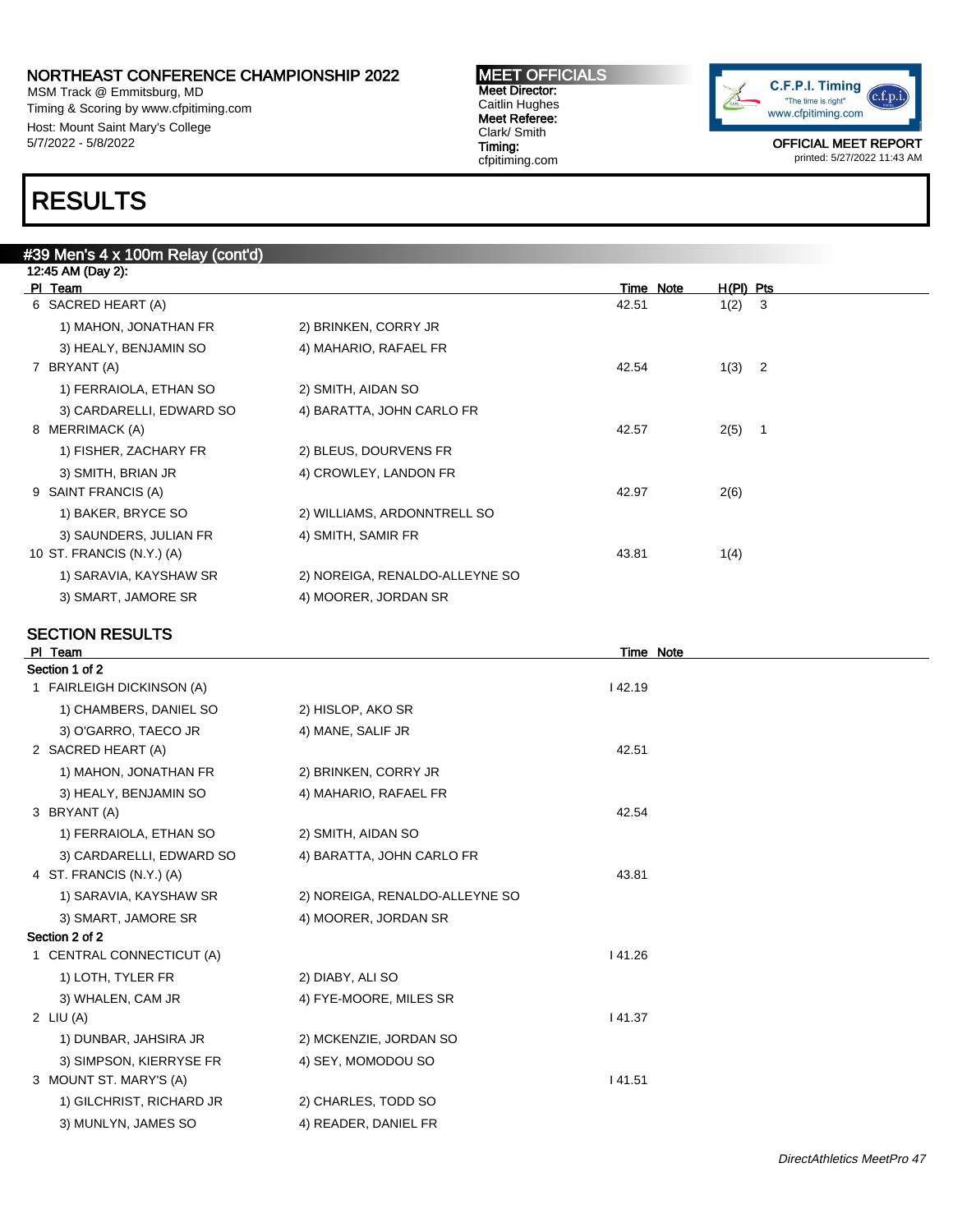# NORTHEAST CONFERENCE CHAMPIONSHIP 2022

MSM Track @ Emmitsburg, MD
Timing & Scoring by www.cfpitiming.com
Host: Mount Saint Mary's College
5/7/2022 - 5/8/2022

**MEET OFFICIALS**
**Meet Director:** Caitlin Hughes
**Meet Referee:** Clark/ Smith
**Timing:** cfpitiming.com

OFFICIAL MEET REPORT
printed: 5/27/2022 11:43 AM

# RESULTS

## #39 Men's 4 x 100m Relay (cont'd)

12:45 AM (Day 2):

| Pl | Team | | Time | Note | H(Pl) | Pts |
|---|---|---|---|---|---|---|
| 6 | SACRED HEART (A) | | 42.51 | | 1(2) | 3 |
| | 1) MAHON, JONATHAN FR | 2) BRINKEN, CORRY JR | | | | |
| | 3) HEALY, BENJAMIN SO | 4) MAHARIO, RAFAEL FR | | | | |
| 7 | BRYANT (A) | | 42.54 | | 1(3) | 2 |
| | 1) FERRAIOLA, ETHAN SO | 2) SMITH, AIDAN SO | | | | |
| | 3) CARDARELLI, EDWARD SO | 4) BARATTA, JOHN CARLO FR | | | | |
| 8 | MERRIMACK (A) | | 42.57 | | 2(5) | 1 |
| | 1) FISHER, ZACHARY FR | 2) BLEUS, DOURVENS FR | | | | |
| | 3) SMITH, BRIAN JR | 4) CROWLEY, LANDON FR | | | | |
| 9 | SAINT FRANCIS (A) | | 42.97 | | 2(6) | |
| | 1) BAKER, BRYCE SO | 2) WILLIAMS, ARDONNTRELL SO | | | | |
| | 3) SAUNDERS, JULIAN FR | 4) SMITH, SAMIR FR | | | | |
| 10 | ST. FRANCIS (N.Y.) (A) | | 43.81 | | 1(4) | |
| | 1) SARAVIA, KAYSHAW SR | 2) NOREIGA, RENALDO-ALLEYNE SO | | | | |
| | 3) SMART, JAMORE SR | 4) MOORER, JORDAN SR | | | | |

### SECTION RESULTS

| Pl | Team | | Time | Note |
|---|---|---|---|---|
| **Section 1 of 2** | | | | |
| 1 | FAIRLEIGH DICKINSON (A) | | I 42.19 | |
| | 1) CHAMBERS, DANIEL SO | 2) HISLOP, AKO SR | | |
| | 3) O'GARRO, TAECO JR | 4) MANE, SALIF JR | | |
| 2 | SACRED HEART (A) | | 42.51 | |
| | 1) MAHON, JONATHAN FR | 2) BRINKEN, CORRY JR | | |
| | 3) HEALY, BENJAMIN SO | 4) MAHARIO, RAFAEL FR | | |
| 3 | BRYANT (A) | | 42.54 | |
| | 1) FERRAIOLA, ETHAN SO | 2) SMITH, AIDAN SO | | |
| | 3) CARDARELLI, EDWARD SO | 4) BARATTA, JOHN CARLO FR | | |
| 4 | ST. FRANCIS (N.Y.) (A) | | 43.81 | |
| | 1) SARAVIA, KAYSHAW SR | 2) NOREIGA, RENALDO-ALLEYNE SO | | |
| | 3) SMART, JAMORE SR | 4) MOORER, JORDAN SR | | |
| **Section 2 of 2** | | | | |
| 1 | CENTRAL CONNECTICUT (A) | | I 41.26 | |
| | 1) LOTH, TYLER FR | 2) DIABY, ALI SO | | |
| | 3) WHALEN, CAM JR | 4) FYE-MOORE, MILES SR | | |
| 2 | LIU (A) | | I 41.37 | |
| | 1) DUNBAR, JAHSIRA JR | 2) MCKENZIE, JORDAN SO | | |
| | 3) SIMPSON, KIERRYSE FR | 4) SEY, MOMODOU SO | | |
| 3 | MOUNT ST. MARY'S (A) | | I 41.51 | |
| | 1) GILCHRIST, RICHARD JR | 2) CHARLES, TODD SO | | |
| | 3) MUNLYN, JAMES SO | 4) READER, DANIEL FR | | |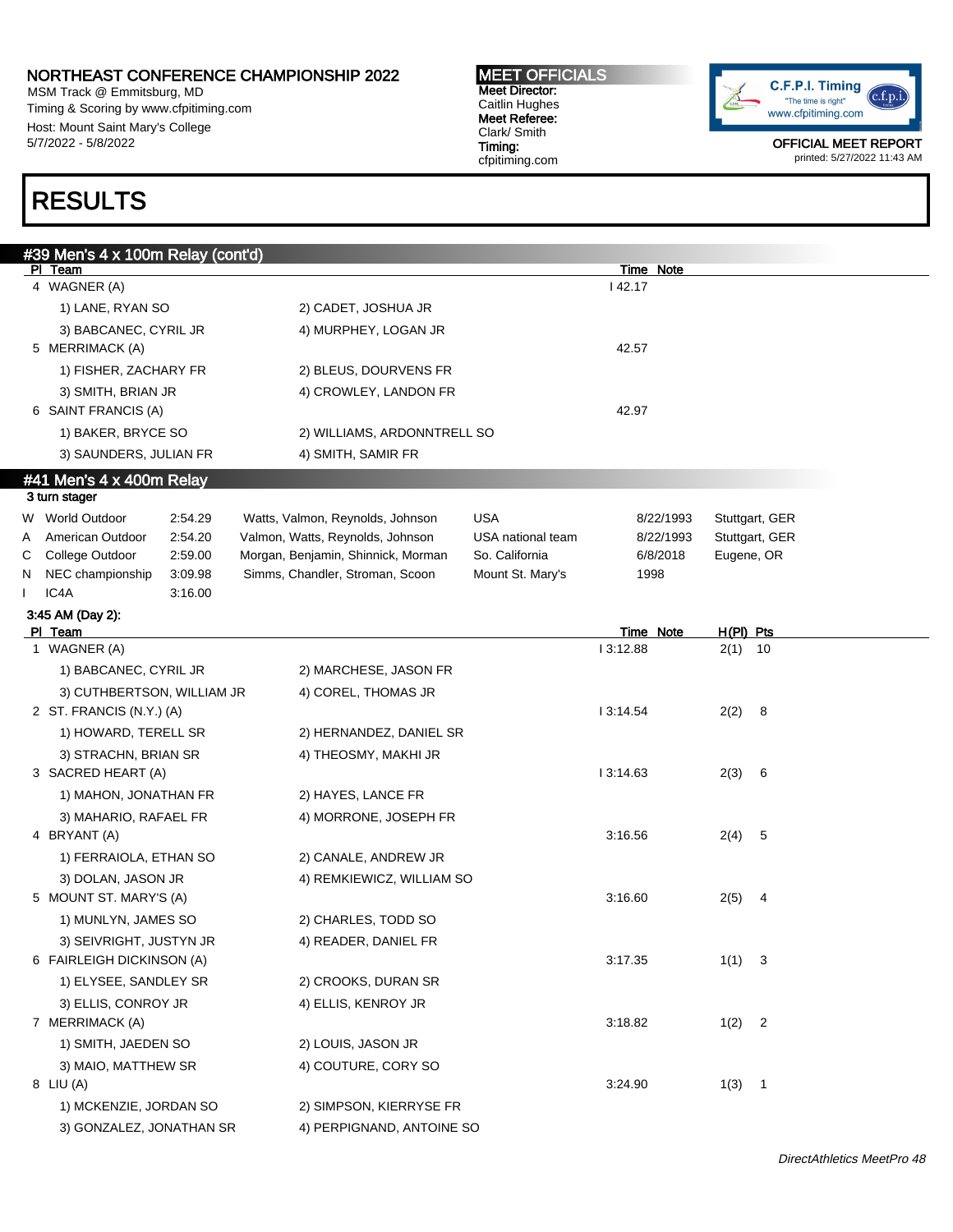# NORTHEAST CONFERENCE CHAMPIONSHIP 2022

MSM Track @ Emmitsburg, MD
Timing & Scoring by www.cfpitiming.com
Host: Mount Saint Mary's College
5/7/2022 - 5/8/2022

**MEET OFFICIALS**
**Meet Director:** Caitlin Hughes
**Meet Referee:** Clark/ Smith
**Timing:** cfpitiming.com

OFFICIAL MEET REPORT
printed: 5/27/2022 11:43 AM

# RESULTS

## #39 Men's 4 x 100m Relay (cont'd)

| Pl | Team | | | Time | Note |
|---|---|---|---|---|---|
| 4 | WAGNER (A) | | | I 42.17 | |
| | 1) LANE, RYAN SO | 2) CADET, JOSHUA JR | | | |
| | 3) BABCANEC, CYRIL JR | 4) MURPHEY, LOGAN JR | | | |
| 5 | MERRIMACK (A) | | | 42.57 | |
| | 1) FISHER, ZACHARY FR | 2) BLEUS, DOURVENS FR | | | |
| | 3) SMITH, BRIAN JR | 4) CROWLEY, LANDON FR | | | |
| 6 | SAINT FRANCIS (A) | | | 42.97 | |
| | 1) BAKER, BRYCE SO | 2) WILLIAMS, ARDONNTRELL SO | | | |
| | 3) SAUNDERS, JULIAN FR | 4) SMITH, SAMIR FR | | | |

## #41 Men's 4 x 400m Relay

3 turn stager

| | Record | Time | Athletes | Team | Date | Location |
|---|---|---|---|---|---|---|
| W | World Outdoor | 2:54.29 | Watts, Valmon, Reynolds, Johnson | USA | 8/22/1993 | Stuttgart, GER |
| A | American Outdoor | 2:54.20 | Valmon, Watts, Reynolds, Johnson | USA national team | 8/22/1993 | Stuttgart, GER |
| C | College Outdoor | 2:59.00 | Morgan, Benjamin, Shinnick, Morman | So. California | 6/8/2018 | Eugene, OR |
| N | NEC championship | 3:09.98 | Simms, Chandler, Stroman, Scoon | Mount St. Mary's | 1998 | |
| I | IC4A | 3:16.00 | | | | |

3:45 AM (Day 2):

| Pl | Team | | Time | Note | H(Pl) | Pts |
|---|---|---|---|---|---|---|
| 1 | WAGNER (A) | | I 3:12.88 | | 2(1) | 10 |
| | 1) BABCANEC, CYRIL JR | 2) MARCHESE, JASON FR | | | | |
| | 3) CUTHBERTSON, WILLIAM JR | 4) COREL, THOMAS JR | | | | |
| 2 | ST. FRANCIS (N.Y.) (A) | | I 3:14.54 | | 2(2) | 8 |
| | 1) HOWARD, TERELL SR | 2) HERNANDEZ, DANIEL SR | | | | |
| | 3) STRACHN, BRIAN SR | 4) THEOSMY, MAKHI JR | | | | |
| 3 | SACRED HEART (A) | | I 3:14.63 | | 2(3) | 6 |
| | 1) MAHON, JONATHAN FR | 2) HAYES, LANCE FR | | | | |
| | 3) MAHARIO, RAFAEL FR | 4) MORRONE, JOSEPH FR | | | | |
| 4 | BRYANT (A) | | 3:16.56 | | 2(4) | 5 |
| | 1) FERRAIOLA, ETHAN SO | 2) CANALE, ANDREW JR | | | | |
| | 3) DOLAN, JASON JR | 4) REMKIEWICZ, WILLIAM SO | | | | |
| 5 | MOUNT ST. MARY'S (A) | | 3:16.60 | | 2(5) | 4 |
| | 1) MUNLYN, JAMES SO | 2) CHARLES, TODD SO | | | | |
| | 3) SEIVRIGHT, JUSTYN JR | 4) READER, DANIEL FR | | | | |
| 6 | FAIRLEIGH DICKINSON (A) | | 3:17.35 | | 1(1) | 3 |
| | 1) ELYSEE, SANDLEY SR | 2) CROOKS, DURAN SR | | | | |
| | 3) ELLIS, CONROY JR | 4) ELLIS, KENROY JR | | | | |
| 7 | MERRIMACK (A) | | 3:18.82 | | 1(2) | 2 |
| | 1) SMITH, JAEDEN SO | 2) LOUIS, JASON JR | | | | |
| | 3) MAIO, MATTHEW SR | 4) COUTURE, CORY SO | | | | |
| 8 | LIU (A) | | 3:24.90 | | 1(3) | 1 |
| | 1) MCKENZIE, JORDAN SO | 2) SIMPSON, KIERRYSE FR | | | | |
| | 3) GONZALEZ, JONATHAN SR | 4) PERPIGNAND, ANTOINE SO | | | | |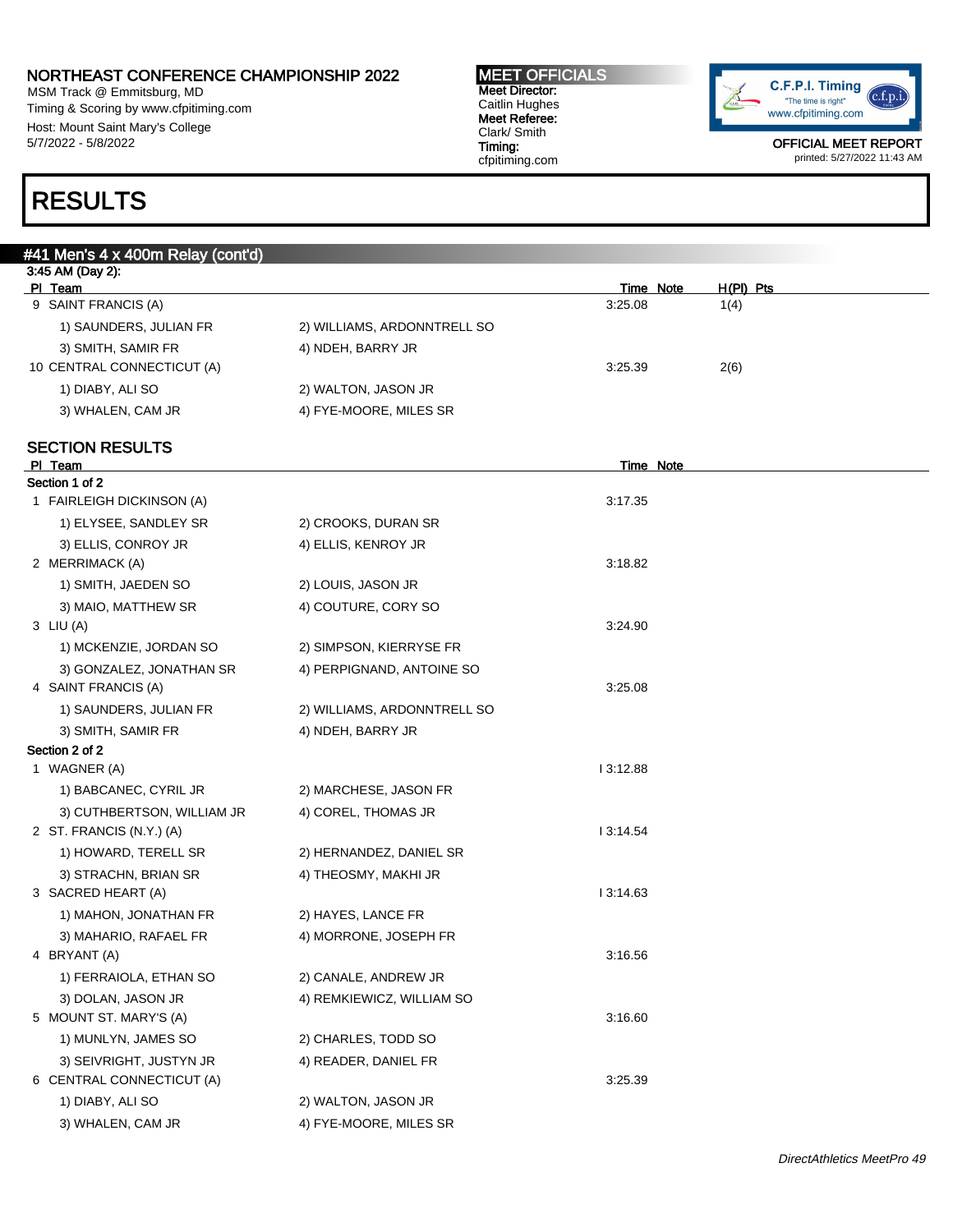NORTHEAST CONFERENCE CHAMPIONSHIP 2022
MSM Track @ Emmitsburg, MD
Timing & Scoring by www.cfpitiming.com
Host: Mount Saint Mary's College
5/7/2022 - 5/8/2022

**MEET OFFICIALS**
Meet Director: Caitlin Hughes
Meet Referee: Clark/ Smith
Timing: cfpitiming.com

OFFICIAL MEET REPORT
printed: 5/27/2022 11:43 AM

# RESULTS

## #41 Men's 4 x 400m Relay (cont'd)

3:45 AM (Day 2):

| Pl | Team | | Time | Note | H(Pl) | Pts |
|---|---|---|---|---|---|---|
| 9 | SAINT FRANCIS (A) | | 3:25.08 | | 1(4) | |
| | 1) SAUNDERS, JULIAN FR | 2) WILLIAMS, ARDONNTRELL SO | | | | |
| | 3) SMITH, SAMIR FR | 4) NDEH, BARRY JR | | | | |
| 10 | CENTRAL CONNECTICUT (A) | | 3:25.39 | | 2(6) | |
| | 1) DIABY, ALI SO | 2) WALTON, JASON JR | | | | |
| | 3) WHALEN, CAM JR | 4) FYE-MOORE, MILES SR | | | | |

### SECTION RESULTS

| Pl | Team | | Time | Note |
|---|---|---|---|---|
| **Section 1 of 2** | | | | |
| 1 | FAIRLEIGH DICKINSON (A) | | 3:17.35 | |
| | 1) ELYSEE, SANDLEY SR | 2) CROOKS, DURAN SR | | |
| | 3) ELLIS, CONROY JR | 4) ELLIS, KENROY JR | | |
| 2 | MERRIMACK (A) | | 3:18.82 | |
| | 1) SMITH, JAEDEN SO | 2) LOUIS, JASON JR | | |
| | 3) MAIO, MATTHEW SR | 4) COUTURE, CORY SO | | |
| 3 | LIU (A) | | 3:24.90 | |
| | 1) MCKENZIE, JORDAN SO | 2) SIMPSON, KIERRYSE FR | | |
| | 3) GONZALEZ, JONATHAN SR | 4) PERPIGNAND, ANTOINE SO | | |
| 4 | SAINT FRANCIS (A) | | 3:25.08 | |
| | 1) SAUNDERS, JULIAN FR | 2) WILLIAMS, ARDONNTRELL SO | | |
| | 3) SMITH, SAMIR FR | 4) NDEH, BARRY JR | | |
| **Section 2 of 2** | | | | |
| 1 | WAGNER (A) | | I 3:12.88 | |
| | 1) BABCANEC, CYRIL JR | 2) MARCHESE, JASON FR | | |
| | 3) CUTHBERTSON, WILLIAM JR | 4) COREL, THOMAS JR | | |
| 2 | ST. FRANCIS (N.Y.) (A) | | I 3:14.54 | |
| | 1) HOWARD, TERELL SR | 2) HERNANDEZ, DANIEL SR | | |
| | 3) STRACHN, BRIAN SR | 4) THEOSMY, MAKHI JR | | |
| 3 | SACRED HEART (A) | | I 3:14.63 | |
| | 1) MAHON, JONATHAN FR | 2) HAYES, LANCE FR | | |
| | 3) MAHARIO, RAFAEL FR | 4) MORRONE, JOSEPH FR | | |
| 4 | BRYANT (A) | | 3:16.56 | |
| | 1) FERRAIOLA, ETHAN SO | 2) CANALE, ANDREW JR | | |
| | 3) DOLAN, JASON JR | 4) REMKIEWICZ, WILLIAM SO | | |
| 5 | MOUNT ST. MARY'S (A) | | 3:16.60 | |
| | 1) MUNLYN, JAMES SO | 2) CHARLES, TODD SO | | |
| | 3) SEIVRIGHT, JUSTYN JR | 4) READER, DANIEL FR | | |
| 6 | CENTRAL CONNECTICUT (A) | | 3:25.39 | |
| | 1) DIABY, ALI SO | 2) WALTON, JASON JR | | |
| | 3) WHALEN, CAM JR | 4) FYE-MOORE, MILES SR | | |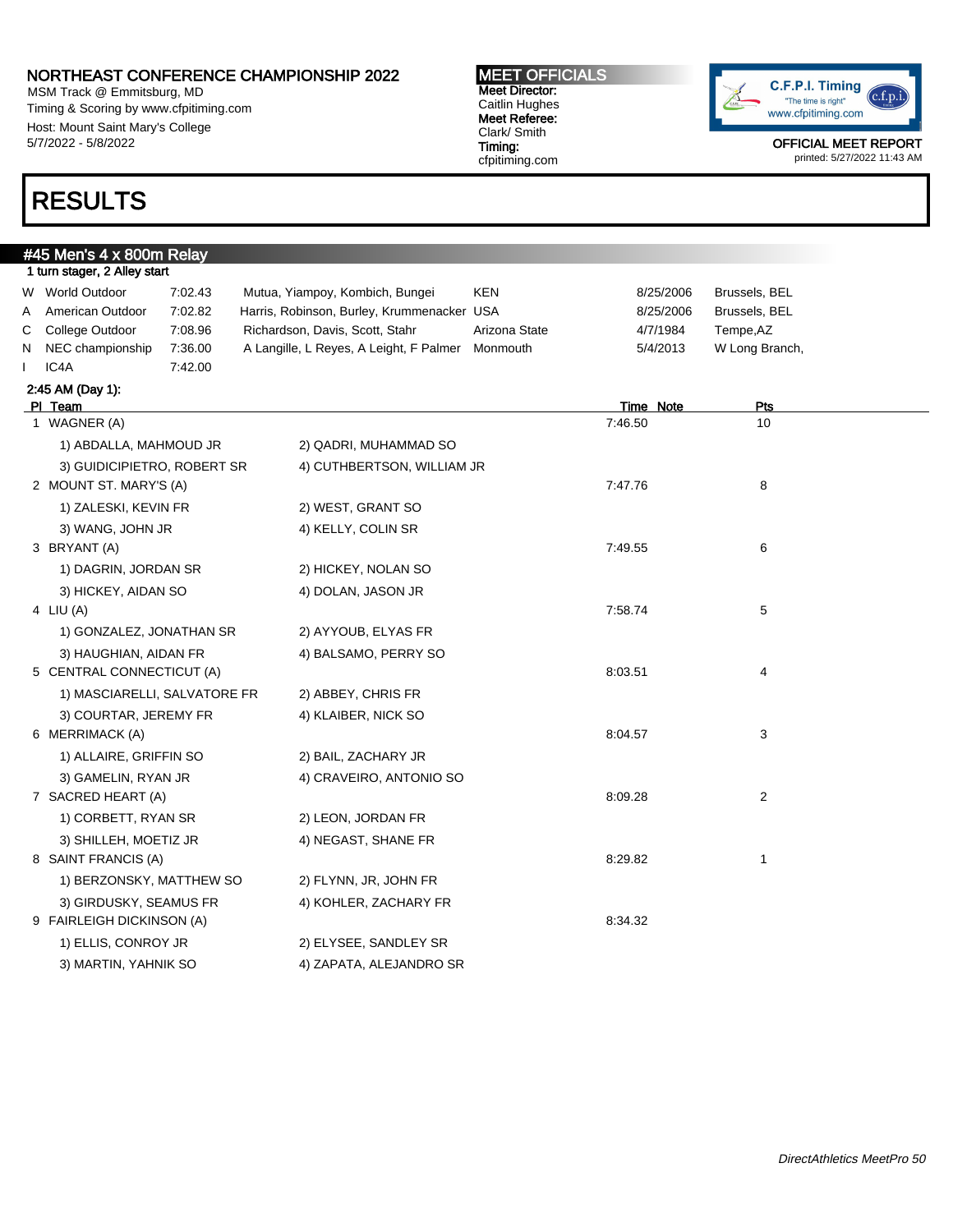# NORTHEAST CONFERENCE CHAMPIONSHIP 2022

MSM Track @ Emmitsburg, MD
Timing & Scoring by www.cfpitiming.com
Host: Mount Saint Mary's College
5/7/2022 - 5/8/2022

**MEET OFFICIALS**
**Meet Director:**
Caitlin Hughes
**Meet Referee:**
Clark/ Smith
**Timing:**
cfpitiming.com

OFFICIAL MEET REPORT
printed: 5/27/2022 11:43 AM

# RESULTS

## #45 Men's 4 x 800m Relay

1 turn stager, 2 Alley start

| | | | | | | |
|---|---|---|---|---|---|---|
| W | World Outdoor | 7:02.43 | Mutua, Yiampoy, Kombich, Bungei | KEN | 8/25/2006 | Brussels, BEL |
| A | American Outdoor | 7:02.82 | Harris, Robinson, Burley, Krummenacker | USA | 8/25/2006 | Brussels, BEL |
| C | College Outdoor | 7:08.96 | Richardson, Davis, Scott, Stahr | Arizona State | 4/7/1984 | Tempe,AZ |
| N | NEC championship | 7:36.00 | A Langille, L Reyes, A Leight, F Palmer | Monmouth | 5/4/2013 | W Long Branch, |
| I | IC4A | 7:42.00 | | | | |

**2:45 AM (Day 1):**

| Pl | Team | Time | Note | Pts |
|---|---|---|---|---|
| 1 | WAGNER (A) | 7:46.50 | | 10 |
| | 1) ABDALLA, MAHMOUD JR; 2) QADRI, MUHAMMAD SO; 3) GUIDICIPIETRO, ROBERT SR; 4) CUTHBERTSON, WILLIAM JR | | | |
| 2 | MOUNT ST. MARY'S (A) | 7:47.76 | | 8 |
| | 1) ZALESKI, KEVIN FR; 2) WEST, GRANT SO; 3) WANG, JOHN JR; 4) KELLY, COLIN SR | | | |
| 3 | BRYANT (A) | 7:49.55 | | 6 |
| | 1) DAGRIN, JORDAN SR; 2) HICKEY, NOLAN SO; 3) HICKEY, AIDAN SO; 4) DOLAN, JASON JR | | | |
| 4 | LIU (A) | 7:58.74 | | 5 |
| | 1) GONZALEZ, JONATHAN SR; 2) AYYOUB, ELYAS FR; 3) HAUGHIAN, AIDAN FR; 4) BALSAMO, PERRY SO | | | |
| 5 | CENTRAL CONNECTICUT (A) | 8:03.51 | | 4 |
| | 1) MASCIARELLI, SALVATORE FR; 2) ABBEY, CHRIS FR; 3) COURTAR, JEREMY FR; 4) KLAIBER, NICK SO | | | |
| 6 | MERRIMACK (A) | 8:04.57 | | 3 |
| | 1) ALLAIRE, GRIFFIN SO; 2) BAIL, ZACHARY JR; 3) GAMELIN, RYAN JR; 4) CRAVEIRO, ANTONIO SO | | | |
| 7 | SACRED HEART (A) | 8:09.28 | | 2 |
| | 1) CORBETT, RYAN SR; 2) LEON, JORDAN FR; 3) SHILLEH, MOETIZ JR; 4) NEGAST, SHANE FR | | | |
| 8 | SAINT FRANCIS (A) | 8:29.82 | | 1 |
| | 1) BERZONSKY, MATTHEW SO; 2) FLYNN, JR, JOHN FR; 3) GIRDUSKY, SEAMUS FR; 4) KOHLER, ZACHARY FR | | | |
| 9 | FAIRLEIGH DICKINSON (A) | 8:34.32 | | |
| | 1) ELLIS, CONROY JR; 2) ELYSEE, SANDLEY SR; 3) MARTIN, YAHNIK SO; 4) ZAPATA, ALEJANDRO SR | | | |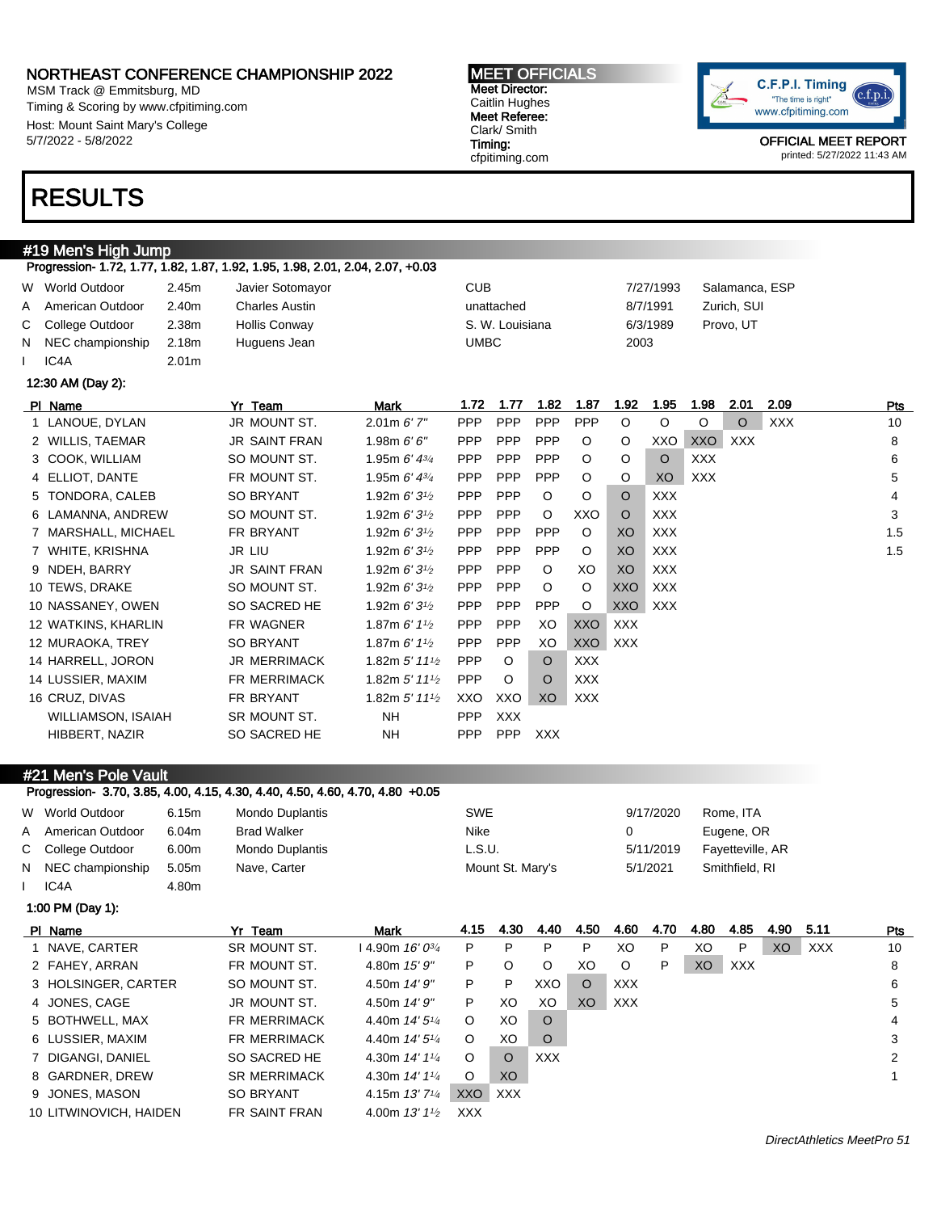NORTHEAST CONFERENCE CHAMPIONSHIP 2022
MSM Track @ Emmitsburg, MD
Timing & Scoring by www.cfpitiming.com
Host: Mount Saint Mary's College
5/7/2022 - 5/8/2022

**MEET OFFICIALS**
Meet Director:
Caitlin Hughes
Meet Referee:
Clark/ Smith
Timing:
cfpitiming.com

OFFICIAL MEET REPORT
printed: 5/27/2022 11:43 AM

# RESULTS

## #19 Men's High Jump

Progression- 1.72, 1.77, 1.82, 1.87, 1.92, 1.95, 1.98, 2.01, 2.04, 2.07, +0.03

| | | | | | | |
|---|---|---|---|---|---|---|
| W | World Outdoor | 2.45m | Javier Sotomayor | CUB | 7/27/1993 | Salamanca, ESP |
| A | American Outdoor | 2.40m | Charles Austin | unattached | 8/7/1991 | Zurich, SUI |
| C | College Outdoor | 2.38m | Hollis Conway | S. W. Louisiana | 6/3/1989 | Provo, UT |
| N | NEC championship | 2.18m | Huguens Jean | UMBC | 2003 | |
| I | IC4A | 2.01m | | | | |

12:30 AM (Day 2):

| Pl | Name | Yr | Team | Mark | 1.72 | 1.77 | 1.82 | 1.87 | 1.92 | 1.95 | 1.98 | 2.01 | 2.09 | Pts |
|---|---|---|---|---|---|---|---|---|---|---|---|---|---|---|
| 1 | LANOUE, DYLAN | JR | MOUNT ST. | 2.01m 6' 7" | PPP | PPP | PPP | PPP | O | O | O | O | XXX | 10 |
| 2 | WILLIS, TAEMAR | JR | SAINT FRAN | 1.98m 6' 6" | PPP | PPP | PPP | O | O | XXO | XXO | XXX | | 8 |
| 3 | COOK, WILLIAM | SO | MOUNT ST. | 1.95m 6' 4¾ | PPP | PPP | PPP | O | O | O | XXX | | | 6 |
| 4 | ELLIOT, DANTE | FR | MOUNT ST. | 1.95m 6' 4¾ | PPP | PPP | PPP | O | O | XO | XXX | | | 5 |
| 5 | TONDORA, CALEB | SO | BRYANT | 1.92m 6' 3½ | PPP | PPP | O | O | O | XXX | | | | 4 |
| 6 | LAMANNA, ANDREW | SO | MOUNT ST. | 1.92m 6' 3½ | PPP | PPP | O | XXO | O | XXX | | | | 3 |
| 7 | MARSHALL, MICHAEL | FR | BRYANT | 1.92m 6' 3½ | PPP | PPP | PPP | O | XO | XXX | | | | 1.5 |
| 7 | WHITE, KRISHNA | JR | LIU | 1.92m 6' 3½ | PPP | PPP | PPP | O | XO | XXX | | | | 1.5 |
| 9 | NDEH, BARRY | JR | SAINT FRAN | 1.92m 6' 3½ | PPP | PPP | O | XO | XO | XXX | | | | |
| 10 | TEWS, DRAKE | SO | MOUNT ST. | 1.92m 6' 3½ | PPP | PPP | O | O | XXO | XXX | | | | |
| 10 | NASSANEY, OWEN | SO | SACRED HE | 1.92m 6' 3½ | PPP | PPP | PPP | O | XXO | XXX | | | | |
| 12 | WATKINS, KHARLIN | FR | WAGNER | 1.87m 6' 1½ | PPP | PPP | XO | XXO | XXX | | | | | |
| 12 | MURAOKA, TREY | SO | BRYANT | 1.87m 6' 1½ | PPP | PPP | XO | XXO | XXX | | | | | |
| 14 | HARRELL, JORON | JR | MERRIMACK | 1.82m 5' 11½ | PPP | O | O | XXX | | | | | | |
| 14 | LUSSIER, MAXIM | FR | MERRIMACK | 1.82m 5' 11½ | PPP | O | O | XXX | | | | | | |
| 16 | CRUZ, DIVAS | FR | BRYANT | 1.82m 5' 11½ | XXO | XXO | XO | XXX | | | | | | |
| | WILLIAMSON, ISAIAH | SR | MOUNT ST. | NH | PPP | XXX | | | | | | | | |
| | HIBBERT, NAZIR | SO | SACRED HE | NH | PPP | PPP | XXX | | | | | | | |

## #21 Men's Pole Vault

Progression- 3.70, 3.85, 4.00, 4.15, 4.30, 4.40, 4.50, 4.60, 4.70, 4.80 +0.05

| | | | | | | |
|---|---|---|---|---|---|---|
| W | World Outdoor | 6.15m | Mondo Duplantis | SWE | 9/17/2020 | Rome, ITA |
| A | American Outdoor | 6.04m | Brad Walker | Nike | 0 | Eugene, OR |
| C | College Outdoor | 6.00m | Mondo Duplantis | L.S.U. | 5/11/2019 | Fayetteville, AR |
| N | NEC championship | 5.05m | Nave, Carter | Mount St. Mary's | 5/1/2021 | Smithfield, RI |
| I | IC4A | 4.80m | | | | |

1:00 PM (Day 1):

| Pl | Name | Yr | Team | Mark | 4.15 | 4.30 | 4.40 | 4.50 | 4.60 | 4.70 | 4.80 | 4.85 | 4.90 | 5.11 | Pts |
|---|---|---|---|---|---|---|---|---|---|---|---|---|---|---|---|
| 1 | NAVE, CARTER | SR | MOUNT ST. | I 4.90m 16' 0¾ | P | P | P | P | XO | P | XO | P | XO | XXX | 10 |
| 2 | FAHEY, ARRAN | FR | MOUNT ST. | 4.80m 15' 9" | P | O | O | XO | O | P | XO | XXX | | | 8 |
| 3 | HOLSINGER, CARTER | SO | MOUNT ST. | 4.50m 14' 9" | P | P | XXO | O | XXX | | | | | | 6 |
| 4 | JONES, CAGE | JR | MOUNT ST. | 4.50m 14' 9" | P | XO | XO | XO | XXX | | | | | | 5 |
| 5 | BOTHWELL, MAX | FR | MERRIMACK | 4.40m 14' 5¼ | O | XO | O | | | | | | | | 4 |
| 6 | LUSSIER, MAXIM | FR | MERRIMACK | 4.40m 14' 5¼ | O | XO | O | | | | | | | | 3 |
| 7 | DIGANGI, DANIEL | SO | SACRED HE | 4.30m 14' 1¼ | O | O | XXX | | | | | | | | 2 |
| 8 | GARDNER, DREW | SR | MERRIMACK | 4.30m 14' 1¼ | O | XO | | | | | | | | | 1 |
| 9 | JONES, MASON | SO | BRYANT | 4.15m 13' 7¼ | XXO | XXX | | | | | | | | | |
| 10 | LITWINOVICH, HAIDEN | FR | SAINT FRAN | 4.00m 13' 1½ | XXX | | | | | | | | | | |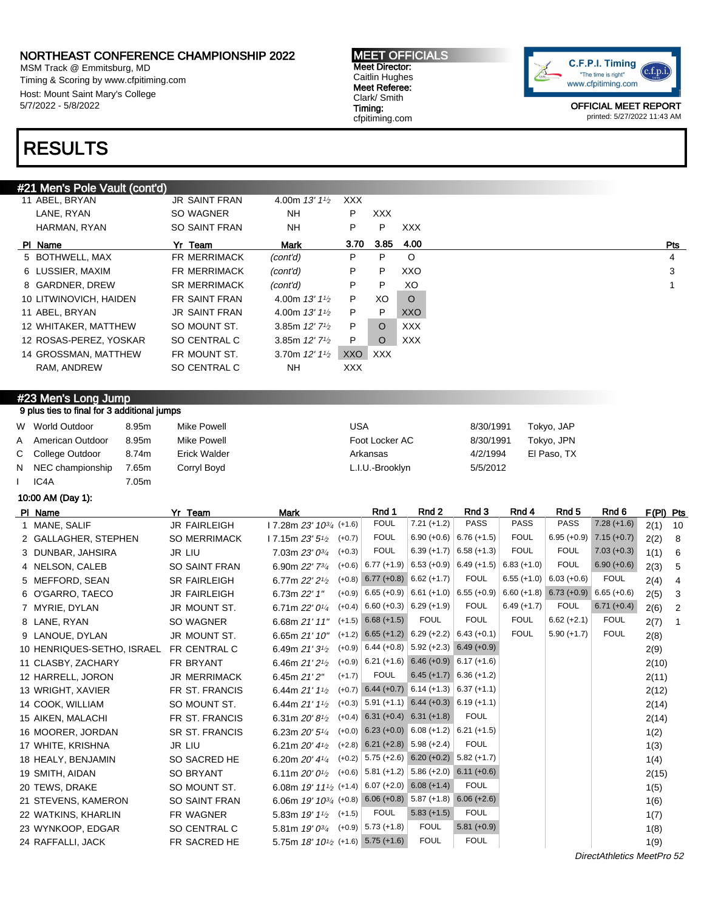NORTHEAST CONFERENCE CHAMPIONSHIP 2022
MSM Track @ Emmitsburg, MD
Timing & Scoring by www.cfpitiming.com
Host: Mount Saint Mary's College
5/7/2022 - 5/8/2022

**MEET OFFICIALS**
Meet Director: Caitlin Hughes
Meet Referee: Clark/ Smith
Timing: cfpitiming.com

OFFICIAL MEET REPORT
printed: 5/27/2022 11:43 AM

# RESULTS

## #21 Men's Pole Vault (cont'd)

| Pl | Name | Yr | Team | Mark | | | | Pts |
|---|---|---|---|---|---|---|---|---|
| 11 | ABEL, BRYAN | JR | SAINT FRAN | 4.00m *13' 1½* | XXX | | | |
| | LANE, RYAN | SO | WAGNER | NH | P | XXX | | |
| | HARMAN, RYAN | SO | SAINT FRAN | NH | P | P | XXX | |

| Pl | Name | Yr | Team | Mark | 3.70 | 3.85 | 4.00 | Pts |
|---|---|---|---|---|---|---|---|---|
| 5 | BOTHWELL, MAX | FR | MERRIMACK | *(cont'd)* | P | P | O | 4 |
| 6 | LUSSIER, MAXIM | FR | MERRIMACK | *(cont'd)* | P | P | XXO | 3 |
| 8 | GARDNER, DREW | SR | MERRIMACK | *(cont'd)* | P | P | XO | 1 |
| 10 | LITWINOVICH, HAIDEN | FR | SAINT FRAN | 4.00m *13' 1½* | P | XO | O | |
| 11 | ABEL, BRYAN | JR | SAINT FRAN | 4.00m *13' 1½* | P | P | XXO | |
| 12 | WHITAKER, MATTHEW | SO | MOUNT ST. | 3.85m *12' 7½* | P | O | XXX | |
| 12 | ROSAS-PEREZ, YOSKAR | SO | CENTRAL C | 3.85m *12' 7½* | P | O | XXX | |
| 14 | GROSSMAN, MATTHEW | FR | MOUNT ST. | 3.70m *12' 1½* | XXO | XXX | | |
| | RAM, ANDREW | SO | CENTRAL C | NH | XXX | | | |

## #23 Men's Long Jump

9 plus ties to final for 3 additional jumps

| | | | | | | |
|---|---|---|---|---|---|---|
| W | World Outdoor | 8.95m | Mike Powell | USA | 8/30/1991 | Tokyo, JAP |
| A | American Outdoor | 8.95m | Mike Powell | Foot Locker AC | 8/30/1991 | Tokyo, JPN |
| C | College Outdoor | 8.74m | Erick Walder | Arkansas | 4/2/1994 | El Paso, TX |
| N | NEC championship | 7.65m | Corryl Boyd | L.I.U.-Brooklyn | 5/5/2012 | |
| I | IC4A | 7.05m | | | | |

10:00 AM (Day 1):

| Pl | Name | Yr | Team | Mark | Wind | Rnd 1 | Rnd 2 | Rnd 3 | Rnd 4 | Rnd 5 | Rnd 6 | F(Pl) | Pts |
|---|---|---|---|---|---|---|---|---|---|---|---|---|---|
| 1 | MANE, SALIF | JR | FAIRLEIGH | I 7.28m *23' 10¾* | (+1.6) | FOUL | 7.21 (+1.2) | PASS | PASS | PASS | 7.28 (+1.6) | 2(1) | 10 |
| 2 | GALLAGHER, STEPHEN | SO | MERRIMACK | I 7.15m *23' 5½* | (+0.7) | FOUL | 6.90 (+0.6) | 6.76 (+1.5) | FOUL | 6.95 (+0.9) | 7.15 (+0.7) | 2(2) | 8 |
| 3 | DUNBAR, JAHSIRA | JR | LIU | 7.03m *23' 0¾* | (+0.3) | FOUL | 6.39 (+1.7) | 6.58 (+1.3) | FOUL | FOUL | 7.03 (+0.3) | 1(1) | 6 |
| 4 | NELSON, CALEB | SO | SAINT FRAN | 6.90m *22' 7¾* | (+0.6) | 6.77 (+1.9) | 6.53 (+0.9) | 6.49 (+1.5) | 6.83 (+1.0) | FOUL | 6.90 (+0.6) | 2(3) | 5 |
| 5 | MEFFORD, SEAN | SR | FAIRLEIGH | 6.77m *22' 2½* | (+0.8) | 6.77 (+0.8) | 6.62 (+1.7) | FOUL | 6.55 (+1.0) | 6.03 (+0.6) | FOUL | 2(4) | 4 |
| 6 | O'GARRO, TAECO | JR | FAIRLEIGH | 6.73m *22' 1"* | (+0.9) | 6.65 (+0.9) | 6.61 (+1.0) | 6.55 (+0.9) | 6.60 (+1.8) | 6.73 (+0.9) | 6.65 (+0.6) | 2(5) | 3 |
| 7 | MYRIE, DYLAN | JR | MOUNT ST. | 6.71m *22' 0¼* | (+0.4) | 6.60 (+0.3) | 6.29 (+1.9) | FOUL | 6.49 (+1.7) | FOUL | 6.71 (+0.4) | 2(6) | 2 |
| 8 | LANE, RYAN | SO | WAGNER | 6.68m *21' 11"* | (+1.5) | 6.68 (+1.5) | FOUL | FOUL | FOUL | 6.62 (+2.1) | FOUL | 2(7) | 1 |
| 9 | LANOUE, DYLAN | JR | MOUNT ST. | 6.65m *21' 10"* | (+1.2) | 6.65 (+1.2) | 6.29 (+2.2) | 6.43 (+0.1) | FOUL | 5.90 (+1.7) | FOUL | 2(8) | |
| 10 | HENRIQUES-SETHO, ISRAEL | FR | CENTRAL C | 6.49m *21' 3½* | (+0.9) | 6.44 (+0.8) | 5.92 (+2.3) | 6.49 (+0.9) | | | | 2(9) | |
| 11 | CLASBY, ZACHARY | FR | BRYANT | 6.46m *21' 2½* | (+0.9) | 6.21 (+1.6) | 6.46 (+0.9) | 6.17 (+1.6) | | | | 2(10) | |
| 12 | HARRELL, JORON | JR | MERRIMACK | 6.45m *21' 2"* | (+1.7) | FOUL | 6.45 (+1.7) | 6.36 (+1.2) | | | | 2(11) | |
| 13 | WRIGHT, XAVIER | FR | ST. FRANCIS | 6.44m *21' 1½* | (+0.7) | 6.44 (+0.7) | 6.14 (+1.3) | 6.37 (+1.1) | | | | 2(12) | |
| 14 | COOK, WILLIAM | SO | MOUNT ST. | 6.44m *21' 1½* | (+0.3) | 5.91 (+1.1) | 6.44 (+0.3) | 6.19 (+1.1) | | | | 2(14) | |
| 15 | AIKEN, MALACHI | FR | ST. FRANCIS | 6.31m *20' 8½* | (+0.4) | 6.31 (+0.4) | 6.31 (+1.8) | FOUL | | | | 2(14) | |
| 16 | MOORER, JORDAN | SR | ST. FRANCIS | 6.23m *20' 5¼* | (+0.0) | 6.23 (+0.0) | 6.08 (+1.2) | 6.21 (+1.5) | | | | 1(2) | |
| 17 | WHITE, KRISHNA | JR | LIU | 6.21m *20' 4½* | (+2.8) | 6.21 (+2.8) | 5.98 (+2.4) | FOUL | | | | 1(3) | |
| 18 | HEALY, BENJAMIN | SO | SACRED HE | 6.20m *20' 4¼* | (+0.2) | 5.75 (+2.6) | 6.20 (+0.2) | 5.82 (+1.7) | | | | 1(4) | |
| 19 | SMITH, AIDAN | SO | BRYANT | 6.11m *20' 0½* | (+0.6) | 5.81 (+1.2) | 5.86 (+2.0) | 6.11 (+0.6) | | | | 2(15) | |
| 20 | TEWS, DRAKE | SO | MOUNT ST. | 6.08m *19' 11½* | (+1.4) | 6.07 (+2.0) | 6.08 (+1.4) | FOUL | | | | 1(5) | |
| 21 | STEVENS, KAMERON | SO | SAINT FRAN | 6.06m *19' 10¾* | (+0.8) | 6.06 (+0.8) | 5.87 (+1.8) | 6.06 (+2.6) | | | | 1(6) | |
| 22 | WATKINS, KHARLIN | FR | WAGNER | 5.83m *19' 1½* | (+1.5) | FOUL | 5.83 (+1.5) | FOUL | | | | 1(7) | |
| 23 | WYNKOOP, EDGAR | SO | CENTRAL C | 5.81m *19' 0¾* | (+0.9) | 5.73 (+1.8) | FOUL | 5.81 (+0.9) | | | | 1(8) | |
| 24 | RAFFALLI, JACK | FR | SACRED HE | 5.75m *18' 10½* | (+1.6) | 5.75 (+1.6) | FOUL | FOUL | | | | 1(9) | |

DirectAthletics MeetPro 52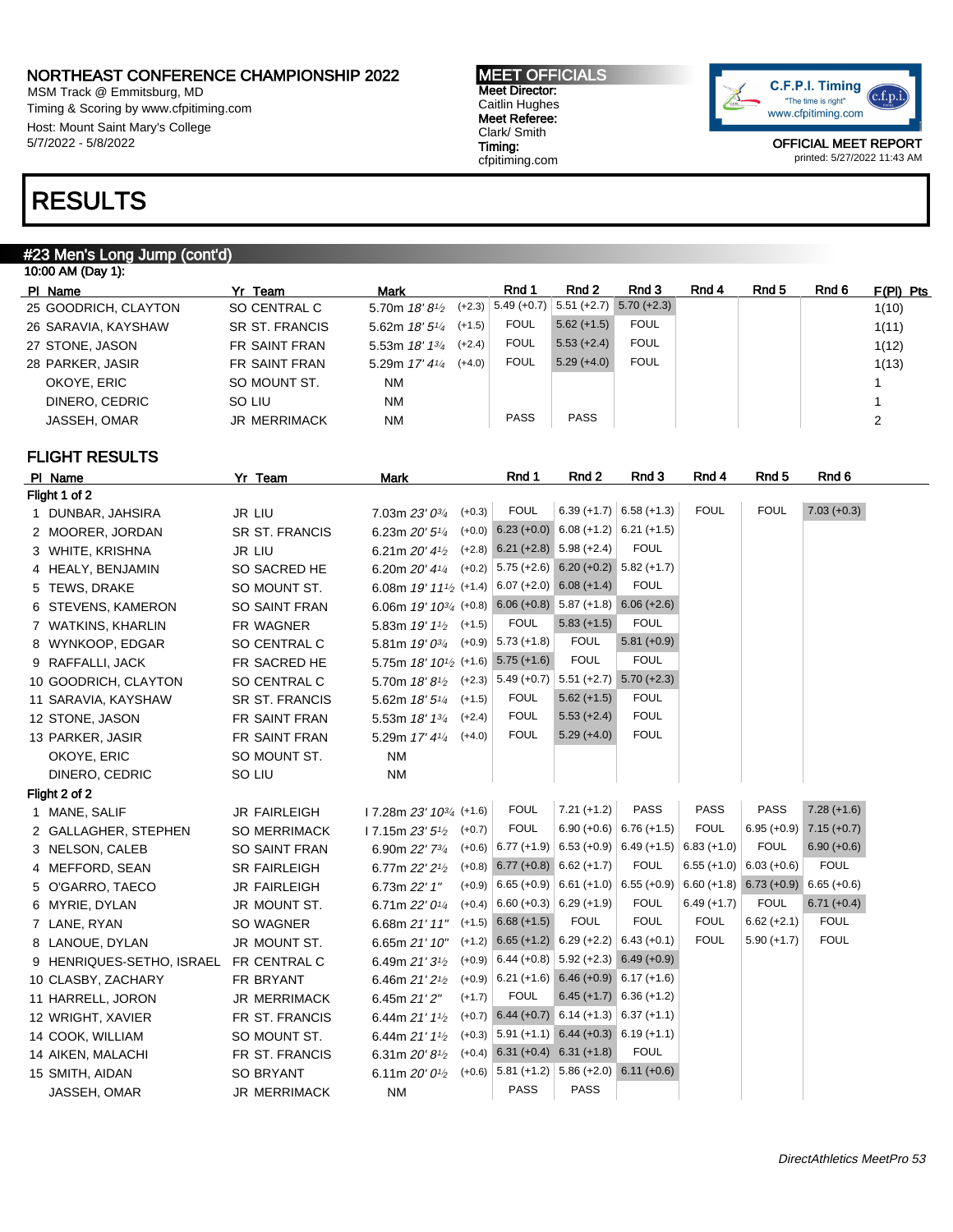NORTHEAST CONFERENCE CHAMPIONSHIP 2022
MSM Track @ Emmitsburg, MD
Timing & Scoring by www.cfpitiming.com
Host: Mount Saint Mary's College
5/7/2022 - 5/8/2022

**MEET OFFICIALS**
Meet Director: Caitlin Hughes
Meet Referee: Clark/ Smith
Timing: cfpitiming.com

OFFICIAL MEET REPORT
printed: 5/27/2022 11:43 AM

# RESULTS

## #23 Men's Long Jump (cont'd)

10:00 AM (Day 1):

| Pl | Name | Yr | Team | Mark | | Rnd 1 | Rnd 2 | Rnd 3 | Rnd 4 | Rnd 5 | Rnd 6 | F(Pl) Pts |
|---|---|---|---|---|---|---|---|---|---|---|---|---|
| 25 | GOODRICH, CLAYTON | SO | CENTRAL C | 5.70m 18' 8½ | (+2.3) | 5.49 (+0.7) | 5.51 (+2.7) | 5.70 (+2.3) | | | | 1(10) |
| 26 | SARAVIA, KAYSHAW | SR | ST. FRANCIS | 5.62m 18' 5¼ | (+1.5) | FOUL | 5.62 (+1.5) | FOUL | | | | 1(11) |
| 27 | STONE, JASON | FR | SAINT FRAN | 5.53m 18' 1¾ | (+2.4) | FOUL | 5.53 (+2.4) | FOUL | | | | 1(12) |
| 28 | PARKER, JASIR | FR | SAINT FRAN | 5.29m 17' 4¼ | (+4.0) | FOUL | 5.29 (+4.0) | FOUL | | | | 1(13) |
| | OKOYE, ERIC | SO | MOUNT ST. | NM | | | | | | | | 1 |
| | DINERO, CEDRIC | SO | LIU | NM | | | | | | | | 1 |
| | JASSEH, OMAR | JR | MERRIMACK | NM | | PASS | PASS | | | | | 2 |

### FLIGHT RESULTS

| Pl | Name | Yr | Team | Mark | | Rnd 1 | Rnd 2 | Rnd 3 | Rnd 4 | Rnd 5 | Rnd 6 |
|---|---|---|---|---|---|---|---|---|---|---|---|
| **Flight 1 of 2** | | | | | | | | | | | |
| 1 | DUNBAR, JAHSIRA | JR | LIU | 7.03m 23' 0¾ | (+0.3) | FOUL | 6.39 (+1.7) | 6.58 (+1.3) | FOUL | FOUL | 7.03 (+0.3) |
| 2 | MOORER, JORDAN | SR | ST. FRANCIS | 6.23m 20' 5¼ | (+0.0) | 6.23 (+0.0) | 6.08 (+1.2) | 6.21 (+1.5) | | | |
| 3 | WHITE, KRISHNA | JR | LIU | 6.21m 20' 4½ | (+2.8) | 6.21 (+2.8) | 5.98 (+2.4) | FOUL | | | |
| 4 | HEALY, BENJAMIN | SO | SACRED HE | 6.20m 20' 4¼ | (+0.2) | 5.75 (+2.6) | 6.20 (+0.2) | 5.82 (+1.7) | | | |
| 5 | TEWS, DRAKE | SO | MOUNT ST. | 6.08m 19' 11½ | (+1.4) | 6.07 (+2.0) | 6.08 (+1.4) | FOUL | | | |
| 6 | STEVENS, KAMERON | SO | SAINT FRAN | 6.06m 19' 10¾ | (+0.8) | 6.06 (+0.8) | 5.87 (+1.8) | 6.06 (+2.6) | | | |
| 7 | WATKINS, KHARLIN | FR | WAGNER | 5.83m 19' 1½ | (+1.5) | FOUL | 5.83 (+1.5) | FOUL | | | |
| 8 | WYNKOOP, EDGAR | SO | CENTRAL C | 5.81m 19' 0¾ | (+0.9) | 5.73 (+1.8) | FOUL | 5.81 (+0.9) | | | |
| 9 | RAFFALLI, JACK | FR | SACRED HE | 5.75m 18' 10½ | (+1.6) | 5.75 (+1.6) | FOUL | FOUL | | | |
| 10 | GOODRICH, CLAYTON | SO | CENTRAL C | 5.70m 18' 8½ | (+2.3) | 5.49 (+0.7) | 5.51 (+2.7) | 5.70 (+2.3) | | | |
| 11 | SARAVIA, KAYSHAW | SR | ST. FRANCIS | 5.62m 18' 5¼ | (+1.5) | FOUL | 5.62 (+1.5) | FOUL | | | |
| 12 | STONE, JASON | FR | SAINT FRAN | 5.53m 18' 1¾ | (+2.4) | FOUL | 5.53 (+2.4) | FOUL | | | |
| 13 | PARKER, JASIR | FR | SAINT FRAN | 5.29m 17' 4¼ | (+4.0) | FOUL | 5.29 (+4.0) | FOUL | | | |
| | OKOYE, ERIC | SO | MOUNT ST. | NM | | | | | | | |
| | DINERO, CEDRIC | SO | LIU | NM | | | | | | | |
| **Flight 2 of 2** | | | | | | | | | | | |
| 1 | MANE, SALIF | JR | FAIRLEIGH | I 7.28m 23' 10¾ | (+1.6) | FOUL | 7.21 (+1.2) | PASS | PASS | PASS | 7.28 (+1.6) |
| 2 | GALLAGHER, STEPHEN | SO | MERRIMACK | I 7.15m 23' 5½ | (+0.7) | FOUL | 6.90 (+0.6) | 6.76 (+1.5) | FOUL | 6.95 (+0.9) | 7.15 (+0.7) |
| 3 | NELSON, CALEB | SO | SAINT FRAN | 6.90m 22' 7¾ | (+0.6) | 6.77 (+1.9) | 6.53 (+0.9) | 6.49 (+1.5) | 6.83 (+1.0) | FOUL | 6.90 (+0.6) |
| 4 | MEFFORD, SEAN | SR | FAIRLEIGH | 6.77m 22' 2½ | (+0.8) | 6.77 (+0.8) | 6.62 (+1.7) | FOUL | 6.55 (+1.0) | 6.03 (+0.6) | FOUL |
| 5 | O'GARRO, TAECO | JR | FAIRLEIGH | 6.73m 22' 1" | (+0.9) | 6.65 (+0.9) | 6.61 (+1.0) | 6.55 (+0.9) | 6.60 (+1.8) | 6.73 (+0.9) | 6.65 (+0.6) |
| 6 | MYRIE, DYLAN | JR | MOUNT ST. | 6.71m 22' 0¼ | (+0.4) | 6.60 (+0.3) | 6.29 (+1.9) | FOUL | 6.49 (+1.7) | FOUL | 6.71 (+0.4) |
| 7 | LANE, RYAN | SO | WAGNER | 6.68m 21' 11" | (+1.5) | 6.68 (+1.5) | FOUL | FOUL | FOUL | 6.62 (+2.1) | FOUL |
| 8 | LANOUE, DYLAN | JR | MOUNT ST. | 6.65m 21' 10" | (+1.2) | 6.65 (+1.2) | 6.29 (+2.2) | 6.43 (+0.1) | FOUL | 5.90 (+1.7) | FOUL |
| 9 | HENRIQUES-SETHO, ISRAEL | FR | CENTRAL C | 6.49m 21' 3½ | (+0.9) | 6.44 (+0.8) | 5.92 (+2.3) | 6.49 (+0.9) | | | |
| 10 | CLASBY, ZACHARY | FR | BRYANT | 6.46m 21' 2½ | (+0.9) | 6.21 (+1.6) | 6.46 (+0.9) | 6.17 (+1.6) | | | |
| 11 | HARRELL, JORON | JR | MERRIMACK | 6.45m 21' 2" | (+1.7) | FOUL | 6.45 (+1.7) | 6.36 (+1.2) | | | |
| 12 | WRIGHT, XAVIER | FR | ST. FRANCIS | 6.44m 21' 1½ | (+0.7) | 6.44 (+0.7) | 6.14 (+1.3) | 6.37 (+1.1) | | | |
| 14 | COOK, WILLIAM | SO | MOUNT ST. | 6.44m 21' 1½ | (+0.3) | 5.91 (+1.1) | 6.44 (+0.3) | 6.19 (+1.1) | | | |
| 14 | AIKEN, MALACHI | FR | ST. FRANCIS | 6.31m 20' 8½ | (+0.4) | 6.31 (+0.4) | 6.31 (+1.8) | FOUL | | | |
| 15 | SMITH, AIDAN | SO | BRYANT | 6.11m 20' 0½ | (+0.6) | 5.81 (+1.2) | 5.86 (+2.0) | 6.11 (+0.6) | | | |
| | JASSEH, OMAR | JR | MERRIMACK | NM | | PASS | PASS | | | | |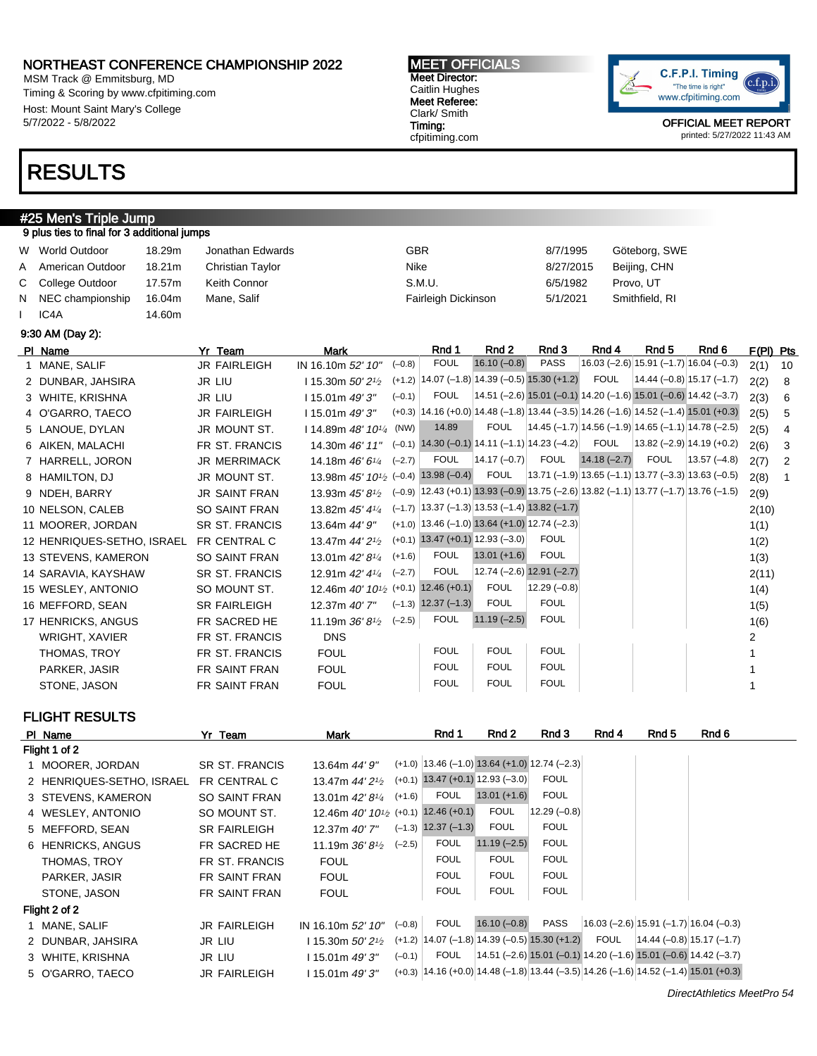# NORTHEAST CONFERENCE CHAMPIONSHIP 2022

MSM Track @ Emmitsburg, MD
Timing & Scoring by www.cfpitiming.com
Host: Mount Saint Mary's College
5/7/2022 - 5/8/2022

**MEET OFFICIALS**
**Meet Director:** Caitlin Hughes
**Meet Referee:** Clark/ Smith
**Timing:** cfpitiming.com

C.F.P.I. Timing "The time is right" www.cfpitiming.com

OFFICIAL MEET REPORT
printed: 5/27/2022 11:43 AM

# RESULTS

## #25 Men's Triple Jump

9 plus ties to final for 3 additional jumps

| | | | | | | |
|---|---|---|---|---|---|---|
| W | World Outdoor | 18.29m | Jonathan Edwards | GBR | 8/7/1995 | Göteborg, SWE |
| A | American Outdoor | 18.21m | Christian Taylor | Nike | 8/27/2015 | Beijing, CHN |
| C | College Outdoor | 17.57m | Keith Connor | S.M.U. | 6/5/1982 | Provo, UT |
| N | NEC championship | 16.04m | Mane, Salif | Fairleigh Dickinson | 5/1/2021 | Smithfield, RI |
| I | IC4A | 14.60m | | | | |

9:30 AM (Day 2):

| Pl | Name | Yr | Team | Mark | | Rnd 1 | Rnd 2 | Rnd 3 | Rnd 4 | Rnd 5 | Rnd 6 | F(Pl) | Pts |
|---|---|---|---|---|---|---|---|---|---|---|---|---|---|
| 1 | MANE, SALIF | JR | FAIRLEIGH | IN 16.10m *52' 10"* | (–0.8) | FOUL | 16.10 (–0.8) | PASS | 16.03 (–2.6) | 15.91 (–1.7) | 16.04 (–0.3) | 2(1) | 10 |
| 2 | DUNBAR, JAHSIRA | JR | LIU | I 15.30m *50' 2½* | (+1.2) | 14.07 (–1.8) | 14.39 (–0.5) | 15.30 (+1.2) | FOUL | 14.44 (–0.8) | 15.17 (–1.7) | 2(2) | 8 |
| 3 | WHITE, KRISHNA | JR | LIU | I 15.01m *49' 3"* | (–0.1) | FOUL | 14.51 (–2.6) | 15.01 (–0.1) | 14.20 (–1.6) | 15.01 (–0.6) | 14.42 (–3.7) | 2(3) | 6 |
| 4 | O'GARRO, TAECO | JR | FAIRLEIGH | I 15.01m *49' 3"* | (+0.3) | 14.16 (+0.0) | 14.48 (–1.8) | 13.44 (–3.5) | 14.26 (–1.6) | 14.52 (–1.4) | 15.01 (+0.3) | 2(5) | 5 |
| 5 | LANOUE, DYLAN | JR | MOUNT ST. | I 14.89m *48' 10¼* | (NW) | 14.89 | FOUL | 14.45 (–1.7) | 14.56 (–1.9) | 14.65 (–1.1) | 14.78 (–2.5) | 2(5) | 4 |
| 6 | AIKEN, MALACHI | FR | ST. FRANCIS | 14.30m *46' 11"* | (–0.1) | 14.30 (–0.1) | 14.11 (–1.1) | 14.23 (–4.2) | FOUL | 13.82 (–2.9) | 14.19 (+0.2) | 2(6) | 3 |
| 7 | HARRELL, JORON | JR | MERRIMACK | 14.18m *46' 6¼* | (–2.7) | FOUL | 14.17 (–0.7) | FOUL | 14.18 (–2.7) | FOUL | 13.57 (–4.8) | 2(7) | 2 |
| 8 | HAMILTON, DJ | JR | MOUNT ST. | 13.98m *45' 10½* | (–0.4) | 13.98 (–0.4) | FOUL | 13.71 (–1.9) | 13.65 (–1.1) | 13.77 (–3.3) | 13.63 (–0.5) | 2(8) | 1 |
| 9 | NDEH, BARRY | JR | SAINT FRAN | 13.93m *45' 8½* | (–0.9) | 12.43 (+0.1) | 13.93 (–0.9) | 13.75 (–2.6) | 13.82 (–1.1) | 13.77 (–1.7) | 13.76 (–1.5) | 2(9) | |
| 10 | NELSON, CALEB | SO | SAINT FRAN | 13.82m *45' 4¼* | (–1.7) | 13.37 (–1.3) | 13.53 (–1.4) | 13.82 (–1.7) | | | | 2(10) | |
| 11 | MOORER, JORDAN | SR | ST. FRANCIS | 13.64m *44' 9"* | (+1.0) | 13.46 (–1.0) | 13.64 (+1.0) | 12.74 (–2.3) | | | | 1(1) | |
| 12 | HENRIQUES-SETHO, ISRAEL | FR | CENTRAL C | 13.47m *44' 2½* | (+0.1) | 13.47 (+0.1) | 12.93 (–3.0) | FOUL | | | | 1(2) | |
| 13 | STEVENS, KAMERON | SO | SAINT FRAN | 13.01m *42' 8¼* | (+1.6) | FOUL | 13.01 (+1.6) | FOUL | | | | 1(3) | |
| 14 | SARAVIA, KAYSHAW | SR | ST. FRANCIS | 12.91m *42' 4¼* | (–2.7) | FOUL | 12.74 (–2.6) | 12.91 (–2.7) | | | | 2(11) | |
| 15 | WESLEY, ANTONIO | SO | MOUNT ST. | 12.46m *40' 10½* | (+0.1) | 12.46 (+0.1) | FOUL | 12.29 (–0.8) | | | | 1(4) | |
| 16 | MEFFORD, SEAN | SR | FAIRLEIGH | 12.37m *40' 7"* | (–1.3) | 12.37 (–1.3) | FOUL | FOUL | | | | 1(5) | |
| 17 | HENRICKS, ANGUS | FR | SACRED HE | 11.19m *36' 8½* | (–2.5) | FOUL | 11.19 (–2.5) | FOUL | | | | 1(6) | |
| | WRIGHT, XAVIER | FR | ST. FRANCIS | DNS | | | | | | | | 2 | |
| | THOMAS, TROY | FR | ST. FRANCIS | FOUL | | FOUL | FOUL | FOUL | | | | 1 | |
| | PARKER, JASIR | FR | SAINT FRAN | FOUL | | FOUL | FOUL | FOUL | | | | 1 | |
| | STONE, JASON | FR | SAINT FRAN | FOUL | | FOUL | FOUL | FOUL | | | | 1 | |

### FLIGHT RESULTS

| Pl | Name | Yr | Team | Mark | | Rnd 1 | Rnd 2 | Rnd 3 | Rnd 4 | Rnd 5 | Rnd 6 |
|---|---|---|---|---|---|---|---|---|---|---|---|
| **Flight 1 of 2** | | | | | | | | | | | |
| 1 | MOORER, JORDAN | SR | ST. FRANCIS | 13.64m *44' 9"* | (+1.0) | 13.46 (–1.0) | 13.64 (+1.0) | 12.74 (–2.3) | | | |
| 2 | HENRIQUES-SETHO, ISRAEL | FR | CENTRAL C | 13.47m *44' 2½* | (+0.1) | 13.47 (+0.1) | 12.93 (–3.0) | FOUL | | | |
| 3 | STEVENS, KAMERON | SO | SAINT FRAN | 13.01m *42' 8¼* | (+1.6) | FOUL | 13.01 (+1.6) | FOUL | | | |
| 4 | WESLEY, ANTONIO | SO | MOUNT ST. | 12.46m *40' 10½* | (+0.1) | 12.46 (+0.1) | FOUL | 12.29 (–0.8) | | | |
| 5 | MEFFORD, SEAN | SR | FAIRLEIGH | 12.37m *40' 7"* | (–1.3) | 12.37 (–1.3) | FOUL | FOUL | | | |
| 6 | HENRICKS, ANGUS | FR | SACRED HE | 11.19m *36' 8½* | (–2.5) | FOUL | 11.19 (–2.5) | FOUL | | | |
| | THOMAS, TROY | FR | ST. FRANCIS | FOUL | | FOUL | FOUL | FOUL | | | |
| | PARKER, JASIR | FR | SAINT FRAN | FOUL | | FOUL | FOUL | FOUL | | | |
| | STONE, JASON | FR | SAINT FRAN | FOUL | | FOUL | FOUL | FOUL | | | |
| **Flight 2 of 2** | | | | | | | | | | | |
| 1 | MANE, SALIF | JR | FAIRLEIGH | IN 16.10m *52' 10"* | (–0.8) | FOUL | 16.10 (–0.8) | PASS | 16.03 (–2.6) | 15.91 (–1.7) | 16.04 (–0.3) |
| 2 | DUNBAR, JAHSIRA | JR | LIU | I 15.30m *50' 2½* | (+1.2) | 14.07 (–1.8) | 14.39 (–0.5) | 15.30 (+1.2) | FOUL | 14.44 (–0.8) | 15.17 (–1.7) |
| 3 | WHITE, KRISHNA | JR | LIU | I 15.01m *49' 3"* | (–0.1) | FOUL | 14.51 (–2.6) | 15.01 (–0.1) | 14.20 (–1.6) | 15.01 (–0.6) | 14.42 (–3.7) |
| 5 | O'GARRO, TAECO | JR | FAIRLEIGH | I 15.01m *49' 3"* | (+0.3) | 14.16 (+0.0) | 14.48 (–1.8) | 13.44 (–3.5) | 14.26 (–1.6) | 14.52 (–1.4) | 15.01 (+0.3) |

*DirectAthletics MeetPro 54*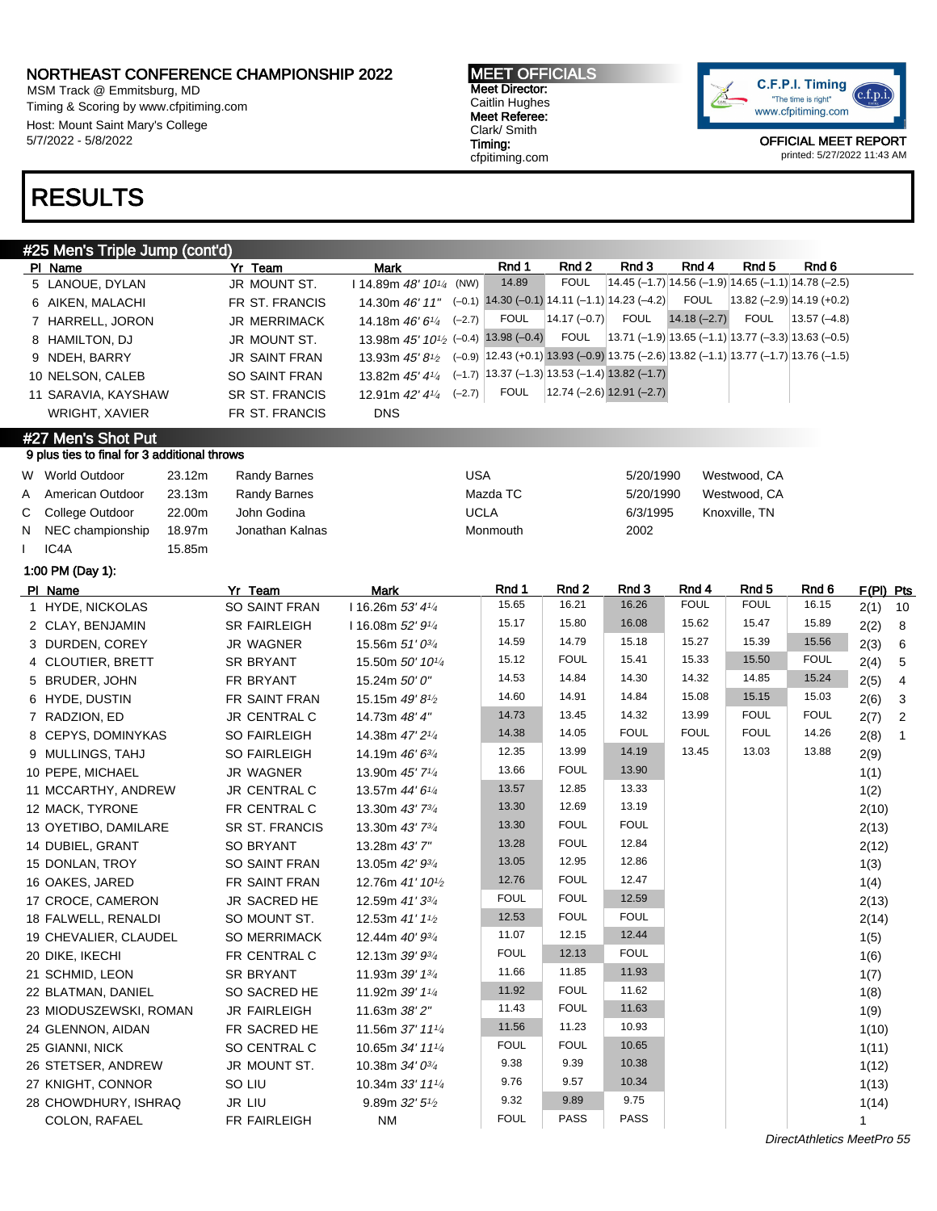## NORTHEAST CONFERENCE CHAMPIONSHIP 2022

MSM Track @ Emmitsburg, MD
Timing & Scoring by www.cfpitiming.com
Host: Mount Saint Mary's College
5/7/2022 - 5/8/2022

**MEET OFFICIALS**
Meet Director: Caitlin Hughes
Meet Referee: Clark/ Smith
Timing: cfpitiming.com

C.F.P.I. Timing "The time is right" www.cfpitiming.com

OFFICIAL MEET REPORT
printed: 5/27/2022 11:43 AM

# RESULTS

### #25 Men's Triple Jump (cont'd)

| Pl | Name | Yr | Team | Mark | | Rnd 1 | Rnd 2 | Rnd 3 | Rnd 4 | Rnd 5 | Rnd 6 |
|---|---|---|---|---|---|---|---|---|---|---|---|
| 5 | LANOUE, DYLAN | JR | MOUNT ST. | I 14.89m *48' 10¼* | (NW) | 14.89 | FOUL | 14.45 (–1.7) | 14.56 (–1.9) | 14.65 (–1.1) | 14.78 (–2.5) |
| 6 | AIKEN, MALACHI | FR | ST. FRANCIS | 14.30m *46' 11"* | (–0.1) | 14.30 (–0.1) | 14.11 (–1.1) | 14.23 (–4.2) | FOUL | 13.82 (–2.9) | 14.19 (+0.2) |
| 7 | HARRELL, JORON | JR | MERRIMACK | 14.18m *46' 6¼* | (–2.7) | FOUL | 14.17 (–0.7) | FOUL | 14.18 (–2.7) | FOUL | 13.57 (–4.8) |
| 8 | HAMILTON, DJ | JR | MOUNT ST. | 13.98m *45' 10½* | (–0.4) | 13.98 (–0.4) | FOUL | 13.71 (–1.9) | 13.65 (–1.1) | 13.77 (–3.3) | 13.63 (–0.5) |
| 9 | NDEH, BARRY | JR | SAINT FRAN | 13.93m *45' 8½* | (–0.9) | 12.43 (+0.1) | 13.93 (–0.9) | 13.75 (–2.6) | 13.82 (–1.1) | 13.77 (–1.7) | 13.76 (–1.5) |
| 10 | NELSON, CALEB | SO | SAINT FRAN | 13.82m *45' 4¼* | (–1.7) | 13.37 (–1.3) | 13.53 (–1.4) | 13.82 (–1.7) | | | |
| 11 | SARAVIA, KAYSHAW | SR | ST. FRANCIS | 12.91m *42' 4¼* | (–2.7) | FOUL | 12.74 (–2.6) | 12.91 (–2.7) | | | |
| | WRIGHT, XAVIER | FR | ST. FRANCIS | DNS | | | | | | | |

### #27 Men's Shot Put

9 plus ties to final for 3 additional throws

| | | | | | | |
|---|---|---|---|---|---|---|
| W | World Outdoor | 23.12m | Randy Barnes | USA | 5/20/1990 | Westwood, CA |
| A | American Outdoor | 23.13m | Randy Barnes | Mazda TC | 5/20/1990 | Westwood, CA |
| C | College Outdoor | 22.00m | John Godina | UCLA | 6/3/1995 | Knoxville, TN |
| N | NEC championship | 18.97m | Jonathan Kalnas | Monmouth | 2002 | |
| I | IC4A | 15.85m | | | | |

1:00 PM (Day 1):

| Pl | Name | Yr | Team | Mark | Rnd 1 | Rnd 2 | Rnd 3 | Rnd 4 | Rnd 5 | Rnd 6 | F(Pl) | Pts |
|---|---|---|---|---|---|---|---|---|---|---|---|---|
| 1 | HYDE, NICKOLAS | SO | SAINT FRAN | I 16.26m *53' 4¼* | 15.65 | 16.21 | 16.26 | FOUL | FOUL | 16.15 | 2(1) | 10 |
| 2 | CLAY, BENJAMIN | SR | FAIRLEIGH | I 16.08m *52' 9¼* | 15.17 | 15.80 | 16.08 | 15.62 | 15.47 | 15.89 | 2(2) | 8 |
| 3 | DURDEN, COREY | JR | WAGNER | 15.56m *51' 0¾* | 14.59 | 14.79 | 15.18 | 15.27 | 15.39 | 15.56 | 2(3) | 6 |
| 4 | CLOUTIER, BRETT | SR | BRYANT | 15.50m *50' 10¼* | 15.12 | FOUL | 15.41 | 15.33 | 15.50 | FOUL | 2(4) | 5 |
| 5 | BRUDER, JOHN | FR | BRYANT | 15.24m *50' 0"* | 14.53 | 14.84 | 14.30 | 14.32 | 14.85 | 15.24 | 2(5) | 4 |
| 6 | HYDE, DUSTIN | FR | SAINT FRAN | 15.15m *49' 8½* | 14.60 | 14.91 | 14.84 | 15.08 | 15.15 | 15.03 | 2(6) | 3 |
| 7 | RADZION, ED | JR | CENTRAL C | 14.73m *48' 4"* | 14.73 | 13.45 | 14.32 | 13.99 | FOUL | FOUL | 2(7) | 2 |
| 8 | CEPYS, DOMINYKAS | SO | FAIRLEIGH | 14.38m *47' 2¼* | 14.38 | 14.05 | FOUL | FOUL | FOUL | 14.26 | 2(8) | 1 |
| 9 | MULLINGS, TAHJ | SO | FAIRLEIGH | 14.19m *46' 6¾* | 12.35 | 13.99 | 14.19 | 13.45 | 13.03 | 13.88 | 2(9) | |
| 10 | PEPE, MICHAEL | JR | WAGNER | 13.90m *45' 7¼* | 13.66 | FOUL | 13.90 | | | | 1(1) | |
| 11 | MCCARTHY, ANDREW | JR | CENTRAL C | 13.57m *44' 6¼* | 13.57 | 12.85 | 13.33 | | | | 1(2) | |
| 12 | MACK, TYRONE | FR | CENTRAL C | 13.30m *43' 7¾* | 13.30 | 12.69 | 13.19 | | | | 2(10) | |
| 13 | OYETIBO, DAMILARE | SR | ST. FRANCIS | 13.30m *43' 7¾* | 13.30 | FOUL | FOUL | | | | 2(13) | |
| 14 | DUBIEL, GRANT | SO | BRYANT | 13.28m *43' 7"* | 13.28 | FOUL | 12.84 | | | | 2(12) | |
| 15 | DONLAN, TROY | SO | SAINT FRAN | 13.05m *42' 9¾* | 13.05 | 12.95 | 12.86 | | | | 1(3) | |
| 16 | OAKES, JARED | FR | SAINT FRAN | 12.76m *41' 10½* | 12.76 | FOUL | 12.47 | | | | 1(4) | |
| 17 | CROCE, CAMERON | JR | SACRED HE | 12.59m *41' 3¾* | FOUL | FOUL | 12.59 | | | | 2(13) | |
| 18 | FALWELL, RENALDI | SO | MOUNT ST. | 12.53m *41' 1½* | 12.53 | FOUL | FOUL | | | | 2(14) | |
| 19 | CHEVALIER, CLAUDEL | SO | MERRIMACK | 12.44m *40' 9¾* | 11.07 | 12.15 | 12.44 | | | | 1(5) | |
| 20 | DIKE, IKECHI | FR | CENTRAL C | 12.13m *39' 9¾* | FOUL | 12.13 | FOUL | | | | 1(6) | |
| 21 | SCHMID, LEON | SR | BRYANT | 11.93m *39' 1¾* | 11.66 | 11.85 | 11.93 | | | | 1(7) | |
| 22 | BLATMAN, DANIEL | SO | SACRED HE | 11.92m *39' 1¼* | 11.92 | FOUL | 11.62 | | | | 1(8) | |
| 23 | MIODUSZEWSKI, ROMAN | JR | FAIRLEIGH | 11.63m *38' 2"* | 11.43 | FOUL | 11.63 | | | | 1(9) | |
| 24 | GLENNON, AIDAN | FR | SACRED HE | 11.56m *37' 11¼* | 11.56 | 11.23 | 10.93 | | | | 1(10) | |
| 25 | GIANNI, NICK | SO | CENTRAL C | 10.65m *34' 11¼* | FOUL | FOUL | 10.65 | | | | 1(11) | |
| 26 | STETSER, ANDREW | JR | MOUNT ST. | 10.38m *34' 0¾* | 9.38 | 9.39 | 10.38 | | | | 1(12) | |
| 27 | KNIGHT, CONNOR | SO | LIU | 10.34m *33' 11¼* | 9.76 | 9.57 | 10.34 | | | | 1(13) | |
| 28 | CHOWDHURY, ISHRAQ | JR | LIU | 9.89m *32' 5½* | 9.32 | 9.89 | 9.75 | | | | 1(14) | |
| | COLON, RAFAEL | FR | FAIRLEIGH | NM | FOUL | PASS | PASS | | | | 1 | |

DirectAthletics MeetPro 55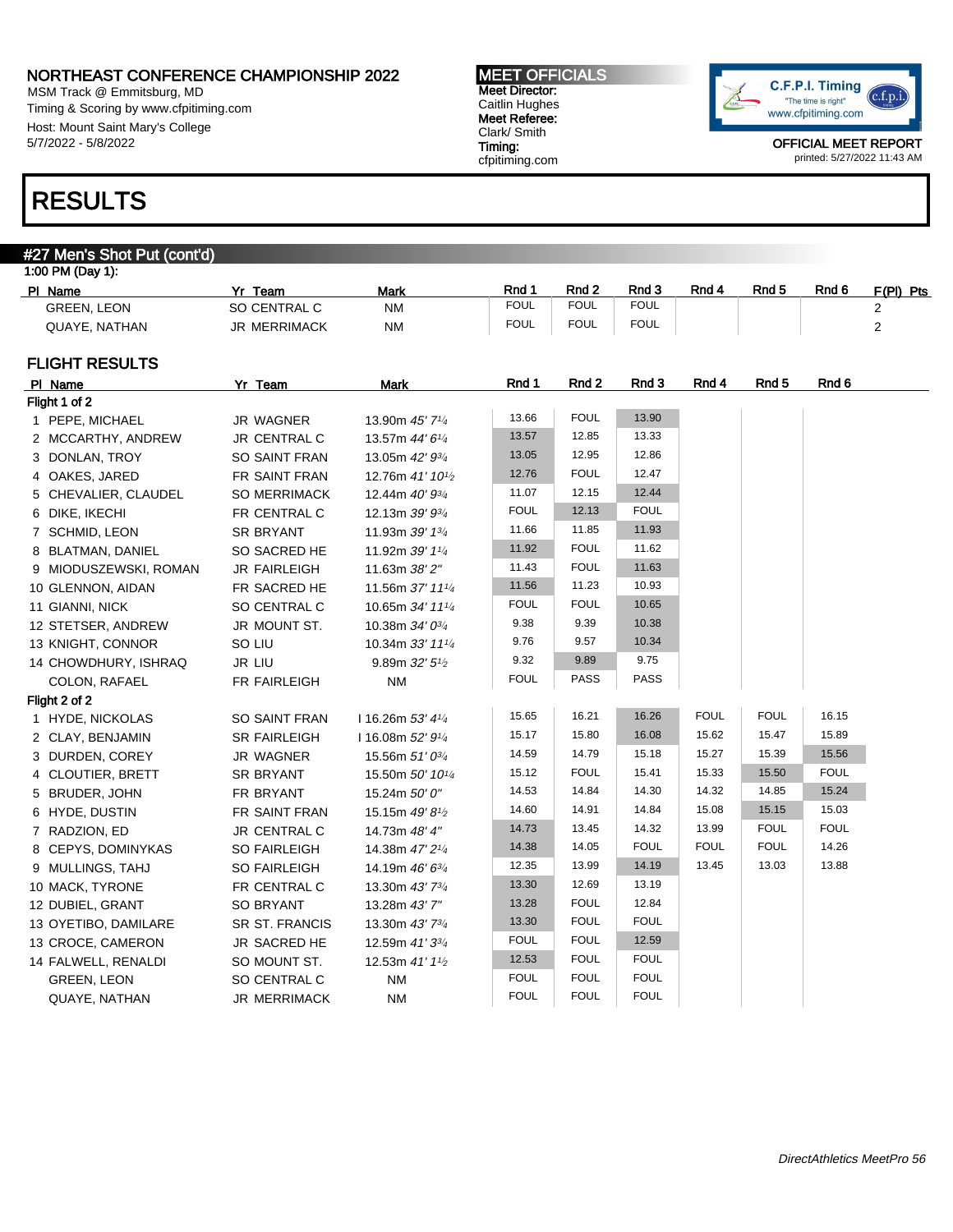NORTHEAST CONFERENCE CHAMPIONSHIP 2022
MSM Track @ Emmitsburg, MD
Timing & Scoring by www.cfpitiming.com
Host: Mount Saint Mary's College
5/7/2022 - 5/8/2022

**MEET OFFICIALS**
Meet Director:
Caitlin Hughes
Meet Referee:
Clark/ Smith
Timing:
cfpitiming.com

C.F.P.I. Timing "The time is right" www.cfpitiming.com

OFFICIAL MEET REPORT
printed: 5/27/2022 11:43 AM

# RESULTS

## #27 Men's Shot Put (cont'd)

1:00 PM (Day 1):

| Pl | Name | Yr | Team | Mark | Rnd 1 | Rnd 2 | Rnd 3 | Rnd 4 | Rnd 5 | Rnd 6 | F(Pl) | Pts |
|---|---|---|---|---|---|---|---|---|---|---|---|---|
| | GREEN, LEON | SO | CENTRAL C | NM | FOUL | FOUL | FOUL | | | | 2 | |
| | QUAYE, NATHAN | JR | MERRIMACK | NM | FOUL | FOUL | FOUL | | | | 2 | |

## FLIGHT RESULTS

| Pl | Name | Yr | Team | Mark | Rnd 1 | Rnd 2 | Rnd 3 | Rnd 4 | Rnd 5 | Rnd 6 |
|---|---|---|---|---|---|---|---|---|---|---|
| **Flight 1 of 2** | | | | | | | | | | |
| 1 | PEPE, MICHAEL | JR | WAGNER | 13.90m *45' 7¼* | 13.66 | FOUL | 13.90 | | | |
| 2 | MCCARTHY, ANDREW | JR | CENTRAL C | 13.57m *44' 6¼* | 13.57 | 12.85 | 13.33 | | | |
| 3 | DONLAN, TROY | SO | SAINT FRAN | 13.05m *42' 9¾* | 13.05 | 12.95 | 12.86 | | | |
| 4 | OAKES, JARED | FR | SAINT FRAN | 12.76m *41' 10½* | 12.76 | FOUL | 12.47 | | | |
| 5 | CHEVALIER, CLAUDEL | SO | MERRIMACK | 12.44m *40' 9¾* | 11.07 | 12.15 | 12.44 | | | |
| 6 | DIKE, IKECHI | FR | CENTRAL C | 12.13m *39' 9¾* | FOUL | 12.13 | FOUL | | | |
| 7 | SCHMID, LEON | SR | BRYANT | 11.93m *39' 1¾* | 11.66 | 11.85 | 11.93 | | | |
| 8 | BLATMAN, DANIEL | SO | SACRED HE | 11.92m *39' 1¼* | 11.92 | FOUL | 11.62 | | | |
| 9 | MIODUSZEWSKI, ROMAN | JR | FAIRLEIGH | 11.63m *38' 2"* | 11.43 | FOUL | 11.63 | | | |
| 10 | GLENNON, AIDAN | FR | SACRED HE | 11.56m *37' 11¼* | 11.56 | 11.23 | 10.93 | | | |
| 11 | GIANNI, NICK | SO | CENTRAL C | 10.65m *34' 11¼* | FOUL | FOUL | 10.65 | | | |
| 12 | STETSER, ANDREW | JR | MOUNT ST. | 10.38m *34' 0¾* | 9.38 | 9.39 | 10.38 | | | |
| 13 | KNIGHT, CONNOR | SO | LIU | 10.34m *33' 11¼* | 9.76 | 9.57 | 10.34 | | | |
| 14 | CHOWDHURY, ISHRAQ | JR | LIU | 9.89m *32' 5½* | 9.32 | 9.89 | 9.75 | | | |
| | COLON, RAFAEL | FR | FAIRLEIGH | NM | FOUL | PASS | PASS | | | |
| **Flight 2 of 2** | | | | | | | | | | |
| 1 | HYDE, NICKOLAS | SO | SAINT FRAN | I 16.26m *53' 4¼* | 15.65 | 16.21 | 16.26 | FOUL | FOUL | 16.15 |
| 2 | CLAY, BENJAMIN | SR | FAIRLEIGH | I 16.08m *52' 9¼* | 15.17 | 15.80 | 16.08 | 15.62 | 15.47 | 15.89 |
| 3 | DURDEN, COREY | JR | WAGNER | 15.56m *51' 0¾* | 14.59 | 14.79 | 15.18 | 15.27 | 15.39 | 15.56 |
| 4 | CLOUTIER, BRETT | SR | BRYANT | 15.50m *50' 10¼* | 15.12 | FOUL | 15.41 | 15.33 | 15.50 | FOUL |
| 5 | BRUDER, JOHN | FR | BRYANT | 15.24m *50' 0"* | 14.53 | 14.84 | 14.30 | 14.32 | 14.85 | 15.24 |
| 6 | HYDE, DUSTIN | FR | SAINT FRAN | 15.15m *49' 8½* | 14.60 | 14.91 | 14.84 | 15.08 | 15.15 | 15.03 |
| 7 | RADZION, ED | JR | CENTRAL C | 14.73m *48' 4"* | 14.73 | 13.45 | 14.32 | 13.99 | FOUL | FOUL |
| 8 | CEPYS, DOMINYKAS | SO | FAIRLEIGH | 14.38m *47' 2¼* | 14.38 | 14.05 | FOUL | FOUL | FOUL | 14.26 |
| 9 | MULLINGS, TAHJ | SO | FAIRLEIGH | 14.19m *46' 6¾* | 12.35 | 13.99 | 14.19 | 13.45 | 13.03 | 13.88 |
| 10 | MACK, TYRONE | FR | CENTRAL C | 13.30m *43' 7¾* | 13.30 | 12.69 | 13.19 | | | |
| 12 | DUBIEL, GRANT | SO | BRYANT | 13.28m *43' 7"* | 13.28 | FOUL | 12.84 | | | |
| 13 | OYETIBO, DAMILARE | SR | ST. FRANCIS | 13.30m *43' 7¾* | 13.30 | FOUL | FOUL | | | |
| 13 | CROCE, CAMERON | JR | SACRED HE | 12.59m *41' 3¾* | FOUL | FOUL | 12.59 | | | |
| 14 | FALWELL, RENALDI | SO | MOUNT ST. | 12.53m *41' 1½* | 12.53 | FOUL | FOUL | | | |
| | GREEN, LEON | SO | CENTRAL C | NM | FOUL | FOUL | FOUL | | | |
| | QUAYE, NATHAN | JR | MERRIMACK | NM | FOUL | FOUL | FOUL | | | |

DirectAthletics MeetPro 56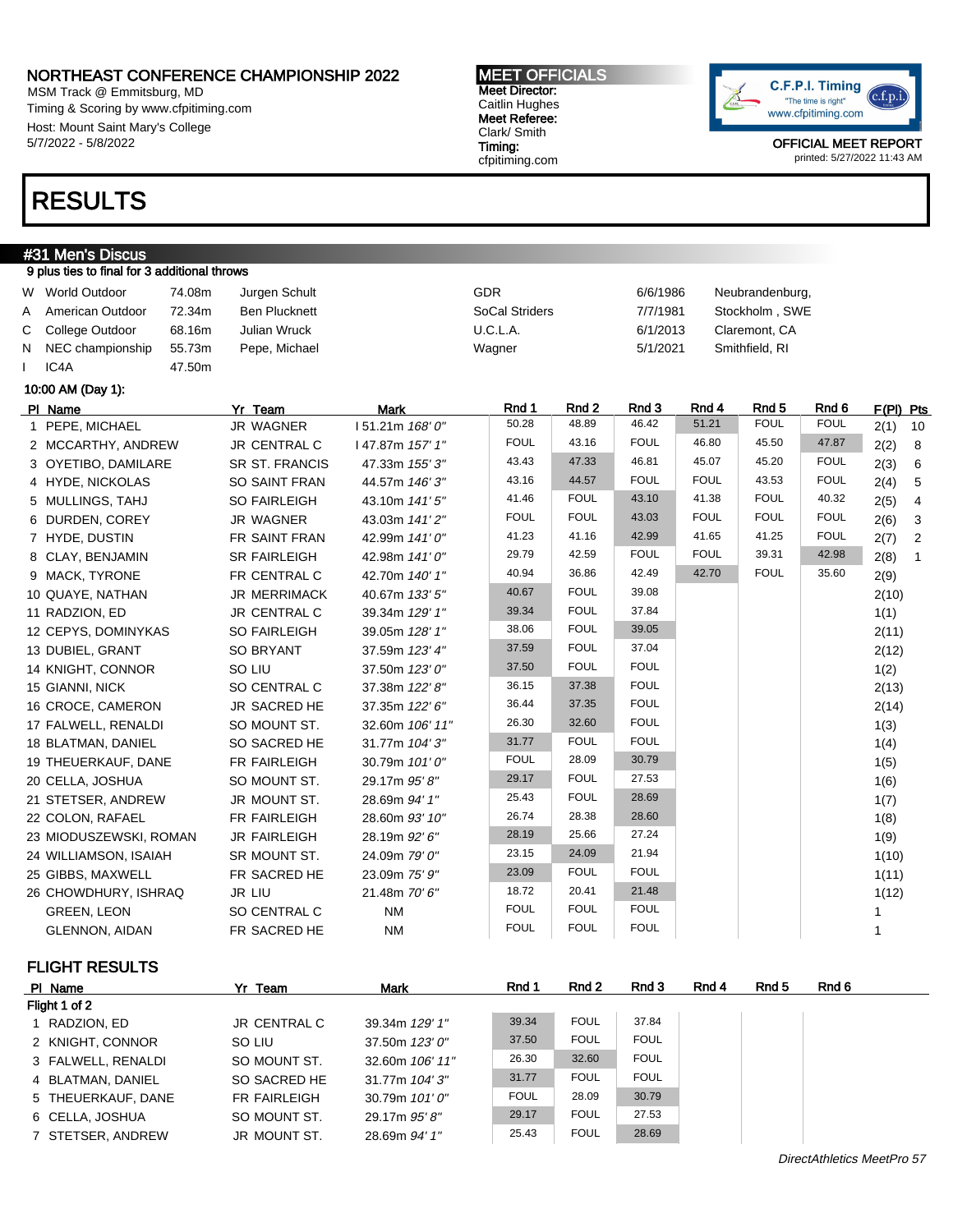# NORTHEAST CONFERENCE CHAMPIONSHIP 2022

MSM Track @ Emmitsburg, MD
Timing & Scoring by www.cfpitiming.com
Host: Mount Saint Mary's College
5/7/2022 - 5/8/2022

**MEET OFFICIALS**
Meet Director:
Caitlin Hughes
Meet Referee:
Clark/ Smith
Timing:
cfpitiming.com

OFFICIAL MEET REPORT
printed: 5/27/2022 11:43 AM

# RESULTS

## #31 Men's Discus

9 plus ties to final for 3 additional throws

| | | | | | | |
|---|---|---|---|---|---|---|
| W | World Outdoor | 74.08m | Jurgen Schult | GDR | 6/6/1986 | Neubrandenburg, |
| A | American Outdoor | 72.34m | Ben Plucknett | SoCal Striders | 7/7/1981 | Stockholm , SWE |
| C | College Outdoor | 68.16m | Julian Wruck | U.C.L.A. | 6/1/2013 | Claremont, CA |
| N | NEC championship | 55.73m | Pepe, Michael | Wagner | 5/1/2021 | Smithfield, RI |
| I | IC4A | 47.50m | | | | |

10:00 AM (Day 1):

| Pl | Name | Yr | Team | Mark | Rnd 1 | Rnd 2 | Rnd 3 | Rnd 4 | Rnd 5 | Rnd 6 | F(Pl) | Pts |
|---|---|---|---|---|---|---|---|---|---|---|---|---|
| 1 | PEPE, MICHAEL | JR | WAGNER | I 51.21m *168' 0"* | 50.28 | 48.89 | 46.42 | 51.21 | FOUL | FOUL | 2(1) | 10 |
| 2 | MCCARTHY, ANDREW | JR | CENTRAL C | I 47.87m *157' 1"* | FOUL | 43.16 | FOUL | 46.80 | 45.50 | 47.87 | 2(2) | 8 |
| 3 | OYETIBO, DAMILARE | SR | ST. FRANCIS | 47.33m *155' 3"* | 43.43 | 47.33 | 46.81 | 45.07 | 45.20 | FOUL | 2(3) | 6 |
| 4 | HYDE, NICKOLAS | SO | SAINT FRAN | 44.57m *146' 3"* | 43.16 | 44.57 | FOUL | FOUL | 43.53 | FOUL | 2(4) | 5 |
| 5 | MULLINGS, TAHJ | SO | FAIRLEIGH | 43.10m *141' 5"* | 41.46 | FOUL | 43.10 | 41.38 | FOUL | 40.32 | 2(5) | 4 |
| 6 | DURDEN, COREY | JR | WAGNER | 43.03m *141' 2"* | FOUL | FOUL | 43.03 | FOUL | FOUL | FOUL | 2(6) | 3 |
| 7 | HYDE, DUSTIN | FR | SAINT FRAN | 42.99m *141' 0"* | 41.23 | 41.16 | 42.99 | 41.65 | 41.25 | FOUL | 2(7) | 2 |
| 8 | CLAY, BENJAMIN | SR | FAIRLEIGH | 42.98m *141' 0"* | 29.79 | 42.59 | FOUL | FOUL | 39.31 | 42.98 | 2(8) | 1 |
| 9 | MACK, TYRONE | FR | CENTRAL C | 42.70m *140' 1"* | 40.94 | 36.86 | 42.49 | 42.70 | FOUL | 35.60 | 2(9) | |
| 10 | QUAYE, NATHAN | JR | MERRIMACK | 40.67m *133' 5"* | 40.67 | FOUL | 39.08 | | | | 2(10) | |
| 11 | RADZION, ED | JR | CENTRAL C | 39.34m *129' 1"* | 39.34 | FOUL | 37.84 | | | | 1(1) | |
| 12 | CEPYS, DOMINYKAS | SO | FAIRLEIGH | 39.05m *128' 1"* | 38.06 | FOUL | 39.05 | | | | 2(11) | |
| 13 | DUBIEL, GRANT | SO | BRYANT | 37.59m *123' 4"* | 37.59 | FOUL | 37.04 | | | | 2(12) | |
| 14 | KNIGHT, CONNOR | SO | LIU | 37.50m *123' 0"* | 37.50 | FOUL | FOUL | | | | 1(2) | |
| 15 | GIANNI, NICK | SO | CENTRAL C | 37.38m *122' 8"* | 36.15 | 37.38 | FOUL | | | | 2(13) | |
| 16 | CROCE, CAMERON | JR | SACRED HE | 37.35m *122' 6"* | 36.44 | 37.35 | FOUL | | | | 2(14) | |
| 17 | FALWELL, RENALDI | SO | MOUNT ST. | 32.60m *106' 11"* | 26.30 | 32.60 | FOUL | | | | 1(3) | |
| 18 | BLATMAN, DANIEL | SO | SACRED HE | 31.77m *104' 3"* | 31.77 | FOUL | FOUL | | | | 1(4) | |
| 19 | THEUERKAUF, DANE | FR | FAIRLEIGH | 30.79m *101' 0"* | FOUL | 28.09 | 30.79 | | | | 1(5) | |
| 20 | CELLA, JOSHUA | SO | MOUNT ST. | 29.17m *95' 8"* | 29.17 | FOUL | 27.53 | | | | 1(6) | |
| 21 | STETSER, ANDREW | JR | MOUNT ST. | 28.69m *94' 1"* | 25.43 | FOUL | 28.69 | | | | 1(7) | |
| 22 | COLON, RAFAEL | FR | FAIRLEIGH | 28.60m *93' 10"* | 26.74 | 28.38 | 28.60 | | | | 1(8) | |
| 23 | MIODUSZEWSKI, ROMAN | JR | FAIRLEIGH | 28.19m *92' 6"* | 28.19 | 25.66 | 27.24 | | | | 1(9) | |
| 24 | WILLIAMSON, ISAIAH | SR | MOUNT ST. | 24.09m *79' 0"* | 23.15 | 24.09 | 21.94 | | | | 1(10) | |
| 25 | GIBBS, MAXWELL | FR | SACRED HE | 23.09m *75' 9"* | 23.09 | FOUL | FOUL | | | | 1(11) | |
| 26 | CHOWDHURY, ISHRAQ | JR | LIU | 21.48m *70' 6"* | 18.72 | 20.41 | 21.48 | | | | 1(12) | |
| | GREEN, LEON | SO | CENTRAL C | NM | FOUL | FOUL | FOUL | | | | 1 | |
| | GLENNON, AIDAN | FR | SACRED HE | NM | FOUL | FOUL | FOUL | | | | 1 | |

## FLIGHT RESULTS

| Pl | Name | Yr | Team | Mark | Rnd 1 | Rnd 2 | Rnd 3 | Rnd 4 | Rnd 5 | Rnd 6 |
|---|---|---|---|---|---|---|---|---|---|---|
| Flight 1 of 2 | | | | | | | | | | |
| 1 | RADZION, ED | JR | CENTRAL C | 39.34m *129' 1"* | 39.34 | FOUL | 37.84 | | | |
| 2 | KNIGHT, CONNOR | SO | LIU | 37.50m *123' 0"* | 37.50 | FOUL | FOUL | | | |
| 3 | FALWELL, RENALDI | SO | MOUNT ST. | 32.60m *106' 11"* | 26.30 | 32.60 | FOUL | | | |
| 4 | BLATMAN, DANIEL | SO | SACRED HE | 31.77m *104' 3"* | 31.77 | FOUL | FOUL | | | |
| 5 | THEUERKAUF, DANE | FR | FAIRLEIGH | 30.79m *101' 0"* | FOUL | 28.09 | 30.79 | | | |
| 6 | CELLA, JOSHUA | SO | MOUNT ST. | 29.17m *95' 8"* | 29.17 | FOUL | 27.53 | | | |
| 7 | STETSER, ANDREW | JR | MOUNT ST. | 28.69m *94' 1"* | 25.43 | FOUL | 28.69 | | | |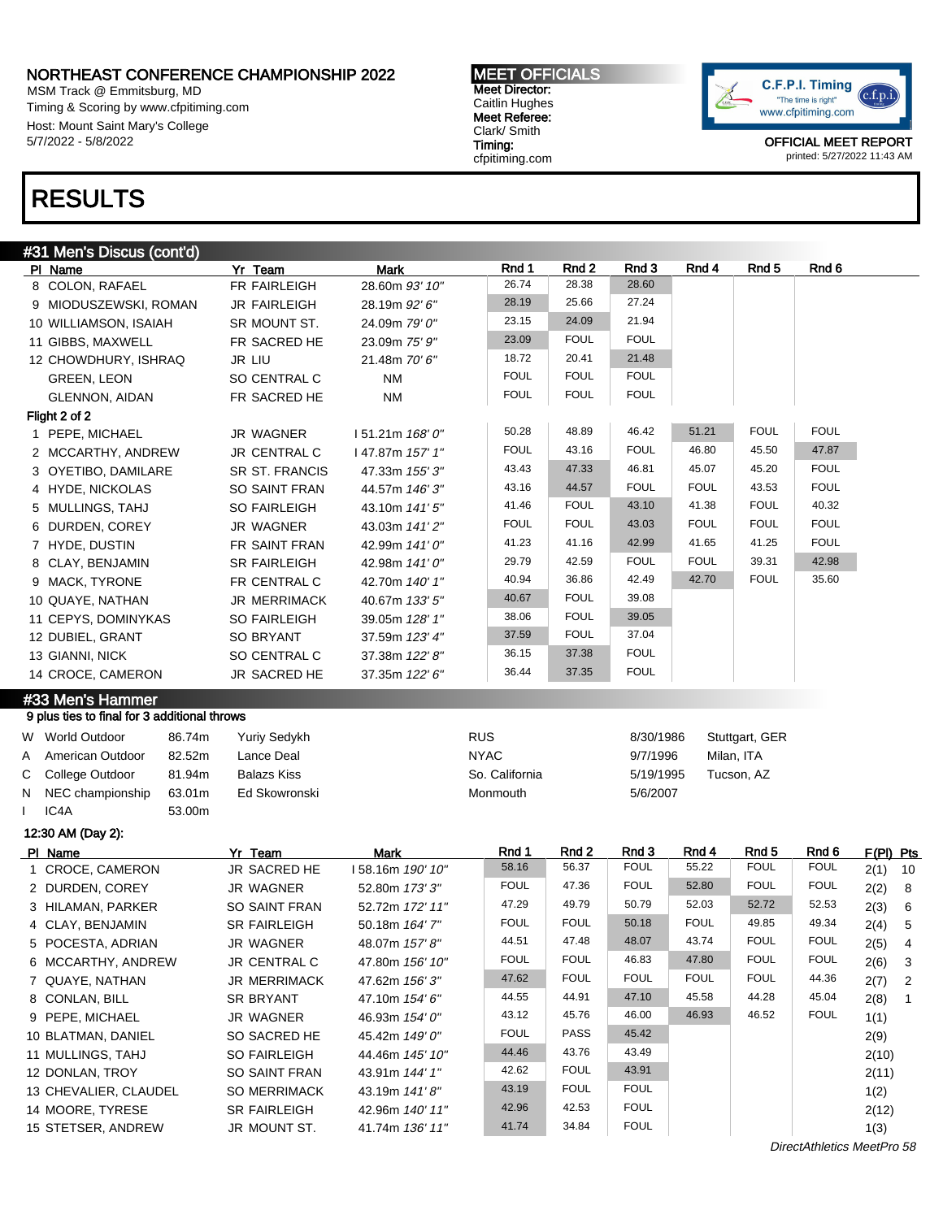NORTHEAST CONFERENCE CHAMPIONSHIP 2022
MSM Track @ Emmitsburg, MD
Timing & Scoring by www.cfpitiming.com
Host: Mount Saint Mary's College
5/7/2022 - 5/8/2022

MEET OFFICIALS
Meet Director:
Caitlin Hughes
Meet Referee:
Clark/ Smith
Timing:
cfpitiming.com

C.F.P.I. Timing
"The time is right"
www.cfpitiming.com

OFFICIAL MEET REPORT
printed: 5/27/2022 11:43 AM

# RESULTS

## #31 Men's Discus (cont'd)

| Pl | Name | Yr | Team | Mark | Rnd 1 | Rnd 2 | Rnd 3 | Rnd 4 | Rnd 5 | Rnd 6 |
|---|---|---|---|---|---|---|---|---|---|---|
| 8 | COLON, RAFAEL | FR | FAIRLEIGH | 28.60m *93' 10"* | 26.74 | 28.38 | 28.60 | | | |
| 9 | MIODUSZEWSKI, ROMAN | JR | FAIRLEIGH | 28.19m *92' 6"* | 28.19 | 25.66 | 27.24 | | | |
| 10 | WILLIAMSON, ISAIAH | SR | MOUNT ST. | 24.09m *79' 0"* | 23.15 | 24.09 | 21.94 | | | |
| 11 | GIBBS, MAXWELL | FR | SACRED HE | 23.09m *75' 9"* | 23.09 | FOUL | FOUL | | | |
| 12 | CHOWDHURY, ISHRAQ | JR | LIU | 21.48m *70' 6"* | 18.72 | 20.41 | 21.48 | | | |
| | GREEN, LEON | SO | CENTRAL C | NM | FOUL | FOUL | FOUL | | | |
| | GLENNON, AIDAN | FR | SACRED HE | NM | FOUL | FOUL | FOUL | | | |
| **Flight 2 of 2** | | | | | | | | | | |
| 1 | PEPE, MICHAEL | JR | WAGNER | I 51.21m *168' 0"* | 50.28 | 48.89 | 46.42 | 51.21 | FOUL | FOUL |
| 2 | MCCARTHY, ANDREW | JR | CENTRAL C | I 47.87m *157' 1"* | FOUL | 43.16 | FOUL | 46.80 | 45.50 | 47.87 |
| 3 | OYETIBO, DAMILARE | SR | ST. FRANCIS | 47.33m *155' 3"* | 43.43 | 47.33 | 46.81 | 45.07 | 45.20 | FOUL |
| 4 | HYDE, NICKOLAS | SO | SAINT FRAN | 44.57m *146' 3"* | 43.16 | 44.57 | FOUL | FOUL | 43.53 | FOUL |
| 5 | MULLINGS, TAHJ | SO | FAIRLEIGH | 43.10m *141' 5"* | 41.46 | FOUL | 43.10 | 41.38 | FOUL | 40.32 |
| 6 | DURDEN, COREY | JR | WAGNER | 43.03m *141' 2"* | FOUL | FOUL | 43.03 | FOUL | FOUL | FOUL |
| 7 | HYDE, DUSTIN | FR | SAINT FRAN | 42.99m *141' 0"* | 41.23 | 41.16 | 42.99 | 41.65 | 41.25 | FOUL |
| 8 | CLAY, BENJAMIN | SR | FAIRLEIGH | 42.98m *141' 0"* | 29.79 | 42.59 | FOUL | FOUL | 39.31 | 42.98 |
| 9 | MACK, TYRONE | FR | CENTRAL C | 42.70m *140' 1"* | 40.94 | 36.86 | 42.49 | 42.70 | FOUL | 35.60 |
| 10 | QUAYE, NATHAN | JR | MERRIMACK | 40.67m *133' 5"* | 40.67 | FOUL | 39.08 | | | |
| 11 | CEPYS, DOMINYKAS | SO | FAIRLEIGH | 39.05m *128' 1"* | 38.06 | FOUL | 39.05 | | | |
| 12 | DUBIEL, GRANT | SO | BRYANT | 37.59m *123' 4"* | 37.59 | FOUL | 37.04 | | | |
| 13 | GIANNI, NICK | SO | CENTRAL C | 37.38m *122' 8"* | 36.15 | 37.38 | FOUL | | | |
| 14 | CROCE, CAMERON | JR | SACRED HE | 37.35m *122' 6"* | 36.44 | 37.35 | FOUL | | | |

## #33 Men's Hammer

9 plus ties to final for 3 additional throws

| | Record | Mark | Name | Team | Date | Location |
|---|---|---|---|---|---|---|
| W | World Outdoor | 86.74m | Yuriy Sedykh | RUS | 8/30/1986 | Stuttgart, GER |
| A | American Outdoor | 82.52m | Lance Deal | NYAC | 9/7/1996 | Milan, ITA |
| C | College Outdoor | 81.94m | Balazs Kiss | So. California | 5/19/1995 | Tucson, AZ |
| N | NEC championship | 63.01m | Ed Skowronski | Monmouth | 5/6/2007 | |
| I | IC4A | 53.00m | | | | |

12:30 AM (Day 2):

| Pl | Name | Yr | Team | Mark | Rnd 1 | Rnd 2 | Rnd 3 | Rnd 4 | Rnd 5 | Rnd 6 | F(Pl) | Pts |
|---|---|---|---|---|---|---|---|---|---|---|---|---|
| 1 | CROCE, CAMERON | JR | SACRED HE | I 58.16m *190' 10"* | 58.16 | 56.37 | FOUL | 55.22 | FOUL | FOUL | 2(1) | 10 |
| 2 | DURDEN, COREY | JR | WAGNER | 52.80m *173' 3"* | FOUL | 47.36 | FOUL | 52.80 | FOUL | FOUL | 2(2) | 8 |
| 3 | HILAMAN, PARKER | SO | SAINT FRAN | 52.72m *172' 11"* | 47.29 | 49.79 | 50.79 | 52.03 | 52.72 | 52.53 | 2(3) | 6 |
| 4 | CLAY, BENJAMIN | SR | FAIRLEIGH | 50.18m *164' 7"* | FOUL | FOUL | 50.18 | FOUL | 49.85 | 49.34 | 2(4) | 5 |
| 5 | POCESTA, ADRIAN | JR | WAGNER | 48.07m *157' 8"* | 44.51 | 47.48 | 48.07 | 43.74 | FOUL | FOUL | 2(5) | 4 |
| 6 | MCCARTHY, ANDREW | JR | CENTRAL C | 47.80m *156' 10"* | FOUL | FOUL | 46.83 | 47.80 | FOUL | FOUL | 2(6) | 3 |
| 7 | QUAYE, NATHAN | JR | MERRIMACK | 47.62m *156' 3"* | 47.62 | FOUL | FOUL | FOUL | FOUL | 44.36 | 2(7) | 2 |
| 8 | CONLAN, BILL | SR | BRYANT | 47.10m *154' 6"* | 44.55 | 44.91 | 47.10 | 45.58 | 44.28 | 45.04 | 2(8) | 1 |
| 9 | PEPE, MICHAEL | JR | WAGNER | 46.93m *154' 0"* | 43.12 | 45.76 | 46.00 | 46.93 | 46.52 | FOUL | 1(1) | |
| 10 | BLATMAN, DANIEL | SO | SACRED HE | 45.42m *149' 0"* | FOUL | PASS | 45.42 | | | | 2(9) | |
| 11 | MULLINGS, TAHJ | SO | FAIRLEIGH | 44.46m *145' 10"* | 44.46 | 43.76 | 43.49 | | | | 2(10) | |
| 12 | DONLAN, TROY | SO | SAINT FRAN | 43.91m *144' 1"* | 42.62 | FOUL | 43.91 | | | | 2(11) | |
| 13 | CHEVALIER, CLAUDEL | SO | MERRIMACK | 43.19m *141' 8"* | 43.19 | FOUL | FOUL | | | | 1(2) | |
| 14 | MOORE, TYRESE | SR | FAIRLEIGH | 42.96m *140' 11"* | 42.96 | 42.53 | FOUL | | | | 2(12) | |
| 15 | STETSER, ANDREW | JR | MOUNT ST. | 41.74m *136' 11"* | 41.74 | 34.84 | FOUL | | | | 1(3) | |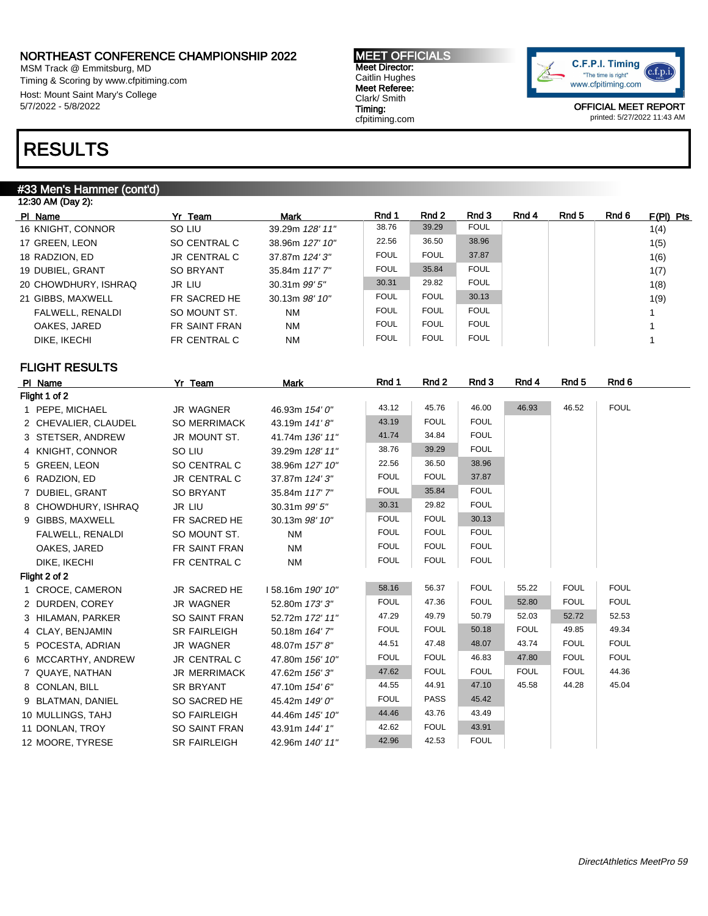NORTHEAST CONFERENCE CHAMPIONSHIP 2022
MSM Track @ Emmitsburg, MD
Timing & Scoring by www.cfpitiming.com
Host: Mount Saint Mary's College
5/7/2022 - 5/8/2022

**MEET OFFICIALS**
**Meet Director:** Caitlin Hughes
**Meet Referee:** Clark/ Smith
**Timing:** cfpitiming.com

C.F.P.I. Timing "The time is right" www.cfpitiming.com

OFFICIAL MEET REPORT
printed: 5/27/2022 11:43 AM

# RESULTS

## #33 Men's Hammer (cont'd)

12:30 AM (Day 2):

| Pl | Name | Yr | Team | Mark | Rnd 1 | Rnd 2 | Rnd 3 | Rnd 4 | Rnd 5 | Rnd 6 | F(Pl) | Pts |
|---|---|---|---|---|---|---|---|---|---|---|---|---|
| 16 | KNIGHT, CONNOR | SO | LIU | 39.29m *128' 11"* | 38.76 | 39.29 | FOUL | | | | 1(4) | |
| 17 | GREEN, LEON | SO | CENTRAL C | 38.96m *127' 10"* | 22.56 | 36.50 | 38.96 | | | | 1(5) | |
| 18 | RADZION, ED | JR | CENTRAL C | 37.87m *124' 3"* | FOUL | FOUL | 37.87 | | | | 1(6) | |
| 19 | DUBIEL, GRANT | SO | BRYANT | 35.84m *117' 7"* | FOUL | 35.84 | FOUL | | | | 1(7) | |
| 20 | CHOWDHURY, ISHRAQ | JR | LIU | 30.31m *99' 5"* | 30.31 | 29.82 | FOUL | | | | 1(8) | |
| 21 | GIBBS, MAXWELL | FR | SACRED HE | 30.13m *98' 10"* | FOUL | FOUL | 30.13 | | | | 1(9) | |
| | FALWELL, RENALDI | SO | MOUNT ST. | NM | FOUL | FOUL | FOUL | | | | 1 | |
| | OAKES, JARED | FR | SAINT FRAN | NM | FOUL | FOUL | FOUL | | | | 1 | |
| | DIKE, IKECHI | FR | CENTRAL C | NM | FOUL | FOUL | FOUL | | | | 1 | |

## FLIGHT RESULTS

| Pl | Name | Yr | Team | Mark | Rnd 1 | Rnd 2 | Rnd 3 | Rnd 4 | Rnd 5 | Rnd 6 |
|---|---|---|---|---|---|---|---|---|---|---|
| **Flight 1 of 2** | | | | | | | | | | |
| 1 | PEPE, MICHAEL | JR | WAGNER | 46.93m *154' 0"* | 43.12 | 45.76 | 46.00 | 46.93 | 46.52 | FOUL |
| 2 | CHEVALIER, CLAUDEL | SO | MERRIMACK | 43.19m *141' 8"* | 43.19 | FOUL | FOUL | | | |
| 3 | STETSER, ANDREW | JR | MOUNT ST. | 41.74m *136' 11"* | 41.74 | 34.84 | FOUL | | | |
| 4 | KNIGHT, CONNOR | SO | LIU | 39.29m *128' 11"* | 38.76 | 39.29 | FOUL | | | |
| 5 | GREEN, LEON | SO | CENTRAL C | 38.96m *127' 10"* | 22.56 | 36.50 | 38.96 | | | |
| 6 | RADZION, ED | JR | CENTRAL C | 37.87m *124' 3"* | FOUL | FOUL | 37.87 | | | |
| 7 | DUBIEL, GRANT | SO | BRYANT | 35.84m *117' 7"* | FOUL | 35.84 | FOUL | | | |
| 8 | CHOWDHURY, ISHRAQ | JR | LIU | 30.31m *99' 5"* | 30.31 | 29.82 | FOUL | | | |
| 9 | GIBBS, MAXWELL | FR | SACRED HE | 30.13m *98' 10"* | FOUL | FOUL | 30.13 | | | |
| | FALWELL, RENALDI | SO | MOUNT ST. | NM | FOUL | FOUL | FOUL | | | |
| | OAKES, JARED | FR | SAINT FRAN | NM | FOUL | FOUL | FOUL | | | |
| | DIKE, IKECHI | FR | CENTRAL C | NM | FOUL | FOUL | FOUL | | | |
| **Flight 2 of 2** | | | | | | | | | | |
| 1 | CROCE, CAMERON | JR | SACRED HE | I 58.16m *190' 10"* | 58.16 | 56.37 | FOUL | 55.22 | FOUL | FOUL |
| 2 | DURDEN, COREY | JR | WAGNER | 52.80m *173' 3"* | FOUL | 47.36 | FOUL | 52.80 | FOUL | FOUL |
| 3 | HILAMAN, PARKER | SO | SAINT FRAN | 52.72m *172' 11"* | 47.29 | 49.79 | 50.79 | 52.03 | 52.72 | 52.53 |
| 4 | CLAY, BENJAMIN | SR | FAIRLEIGH | 50.18m *164' 7"* | FOUL | FOUL | 50.18 | FOUL | 49.85 | 49.34 |
| 5 | POCESTA, ADRIAN | JR | WAGNER | 48.07m *157' 8"* | 44.51 | 47.48 | 48.07 | 43.74 | FOUL | FOUL |
| 6 | MCCARTHY, ANDREW | JR | CENTRAL C | 47.80m *156' 10"* | FOUL | FOUL | 46.83 | 47.80 | FOUL | FOUL |
| 7 | QUAYE, NATHAN | JR | MERRIMACK | 47.62m *156' 3"* | 47.62 | FOUL | FOUL | FOUL | FOUL | 44.36 |
| 8 | CONLAN, BILL | SR | BRYANT | 47.10m *154' 6"* | 44.55 | 44.91 | 47.10 | 45.58 | 44.28 | 45.04 |
| 9 | BLATMAN, DANIEL | SO | SACRED HE | 45.42m *149' 0"* | FOUL | PASS | 45.42 | | | |
| 10 | MULLINGS, TAHJ | SO | FAIRLEIGH | 44.46m *145' 10"* | 44.46 | 43.76 | 43.49 | | | |
| 11 | DONLAN, TROY | SO | SAINT FRAN | 43.91m *144' 1"* | 42.62 | FOUL | 43.91 | | | |
| 12 | MOORE, TYRESE | SR | FAIRLEIGH | 42.96m *140' 11"* | 42.96 | 42.53 | FOUL | | | |

*DirectAthletics MeetPro 59*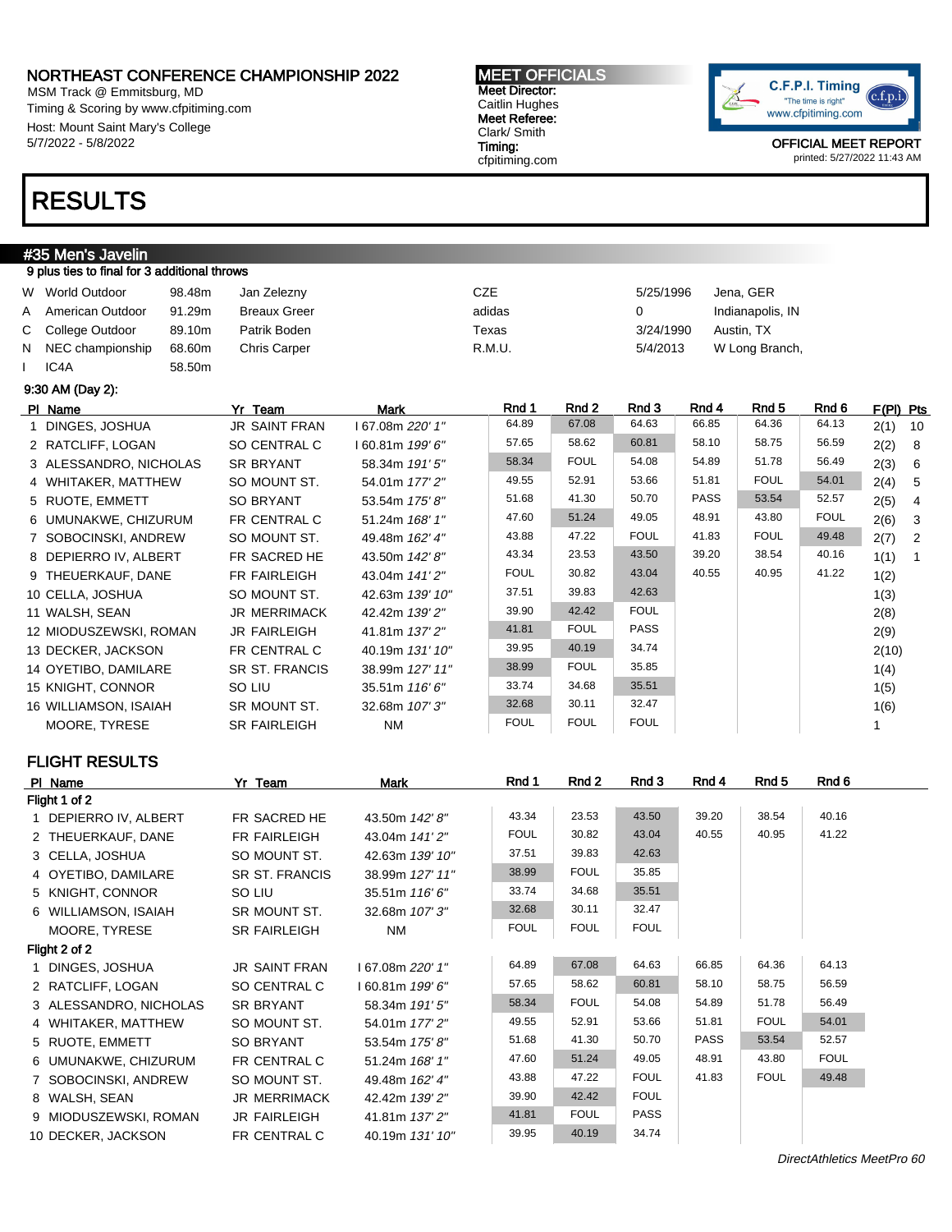**NORTHEAST CONFERENCE CHAMPIONSHIP 2022**
MSM Track @ Emmitsburg, MD
Timing & Scoring by www.cfpitiming.com
Host: Mount Saint Mary's College
5/7/2022 - 5/8/2022

**MEET OFFICIALS**
Meet Director:
Caitlin Hughes
Meet Referee:
Clark/ Smith
Timing:
cfpitiming.com

C.F.P.I. Timing
"The time is right"
www.cfpitiming.com

OFFICIAL MEET REPORT
printed: 5/27/2022 11:43 AM

# RESULTS

## #35 Men's Javelin

9 plus ties to final for 3 additional throws

| | | | | | | |
|---|---|---|---|---|---|---|
| W | World Outdoor | 98.48m | Jan Zelezny | CZE | 5/25/1996 | Jena, GER |
| A | American Outdoor | 91.29m | Breaux Greer | adidas | 0 | Indianapolis, IN |
| C | College Outdoor | 89.10m | Patrik Boden | Texas | 3/24/1990 | Austin, TX |
| N | NEC championship | 68.60m | Chris Carper | R.M.U. | 5/4/2013 | W Long Branch, |
| I | IC4A | 58.50m | | | | |

9:30 AM (Day 2):

| Pl | Name | Yr | Team | Mark | Rnd 1 | Rnd 2 | Rnd 3 | Rnd 4 | Rnd 5 | Rnd 6 | F(Pl) | Pts |
|---|---|---|---|---|---|---|---|---|---|---|---|---|
| 1 | DINGES, JOSHUA | JR | SAINT FRAN | I 67.08m *220' 1"* | 64.89 | 67.08 | 64.63 | 66.85 | 64.36 | 64.13 | 2(1) | 10 |
| 2 | RATCLIFF, LOGAN | SO | CENTRAL C | I 60.81m *199' 6"* | 57.65 | 58.62 | 60.81 | 58.10 | 58.75 | 56.59 | 2(2) | 8 |
| 3 | ALESSANDRO, NICHOLAS | SR | BRYANT | 58.34m *191' 5"* | 58.34 | FOUL | 54.08 | 54.89 | 51.78 | 56.49 | 2(3) | 6 |
| 4 | WHITAKER, MATTHEW | SO | MOUNT ST. | 54.01m *177' 2"* | 49.55 | 52.91 | 53.66 | 51.81 | FOUL | 54.01 | 2(4) | 5 |
| 5 | RUOTE, EMMETT | SO | BRYANT | 53.54m *175' 8"* | 51.68 | 41.30 | 50.70 | PASS | 53.54 | 52.57 | 2(5) | 4 |
| 6 | UMUNAKWE, CHIZURUM | FR | CENTRAL C | 51.24m *168' 1"* | 47.60 | 51.24 | 49.05 | 48.91 | 43.80 | FOUL | 2(6) | 3 |
| 7 | SOBOCINSKI, ANDREW | SO | MOUNT ST. | 49.48m *162' 4"* | 43.88 | 47.22 | FOUL | 41.83 | FOUL | 49.48 | 2(7) | 2 |
| 8 | DEPIERRO IV, ALBERT | FR | SACRED HE | 43.50m *142' 8"* | 43.34 | 23.53 | 43.50 | 39.20 | 38.54 | 40.16 | 1(1) | 1 |
| 9 | THEUERKAUF, DANE | FR | FAIRLEIGH | 43.04m *141' 2"* | FOUL | 30.82 | 43.04 | 40.55 | 40.95 | 41.22 | 1(2) | |
| 10 | CELLA, JOSHUA | SO | MOUNT ST. | 42.63m *139' 10"* | 37.51 | 39.83 | 42.63 | | | | 1(3) | |
| 11 | WALSH, SEAN | JR | MERRIMACK | 42.42m *139' 2"* | 39.90 | 42.42 | FOUL | | | | 2(8) | |
| 12 | MIODUSZEWSKI, ROMAN | JR | FAIRLEIGH | 41.81m *137' 2"* | 41.81 | FOUL | PASS | | | | 2(9) | |
| 13 | DECKER, JACKSON | FR | CENTRAL C | 40.19m *131' 10"* | 39.95 | 40.19 | 34.74 | | | | 2(10) | |
| 14 | OYETIBO, DAMILARE | SR | ST. FRANCIS | 38.99m *127' 11"* | 38.99 | FOUL | 35.85 | | | | 1(4) | |
| 15 | KNIGHT, CONNOR | SO | LIU | 35.51m *116' 6"* | 33.74 | 34.68 | 35.51 | | | | 1(5) | |
| 16 | WILLIAMSON, ISAIAH | SR | MOUNT ST. | 32.68m *107' 3"* | 32.68 | 30.11 | 32.47 | | | | 1(6) | |
| | MOORE, TYRESE | SR | FAIRLEIGH | NM | FOUL | FOUL | FOUL | | | | 1 | |

## FLIGHT RESULTS

| Pl | Name | Yr | Team | Mark | Rnd 1 | Rnd 2 | Rnd 3 | Rnd 4 | Rnd 5 | Rnd 6 |
|---|---|---|---|---|---|---|---|---|---|---|
| **Flight 1 of 2** | | | | | | | | | | |
| 1 | DEPIERRO IV, ALBERT | FR | SACRED HE | 43.50m *142' 8"* | 43.34 | 23.53 | 43.50 | 39.20 | 38.54 | 40.16 |
| 2 | THEUERKAUF, DANE | FR | FAIRLEIGH | 43.04m *141' 2"* | FOUL | 30.82 | 43.04 | 40.55 | 40.95 | 41.22 |
| 3 | CELLA, JOSHUA | SO | MOUNT ST. | 42.63m *139' 10"* | 37.51 | 39.83 | 42.63 | | | |
| 4 | OYETIBO, DAMILARE | SR | ST. FRANCIS | 38.99m *127' 11"* | 38.99 | FOUL | 35.85 | | | |
| 5 | KNIGHT, CONNOR | SO | LIU | 35.51m *116' 6"* | 33.74 | 34.68 | 35.51 | | | |
| 6 | WILLIAMSON, ISAIAH | SR | MOUNT ST. | 32.68m *107' 3"* | 32.68 | 30.11 | 32.47 | | | |
| | MOORE, TYRESE | SR | FAIRLEIGH | NM | FOUL | FOUL | FOUL | | | |
| **Flight 2 of 2** | | | | | | | | | | |
| 1 | DINGES, JOSHUA | JR | SAINT FRAN | I 67.08m *220' 1"* | 64.89 | 67.08 | 64.63 | 66.85 | 64.36 | 64.13 |
| 2 | RATCLIFF, LOGAN | SO | CENTRAL C | I 60.81m *199' 6"* | 57.65 | 58.62 | 60.81 | 58.10 | 58.75 | 56.59 |
| 3 | ALESSANDRO, NICHOLAS | SR | BRYANT | 58.34m *191' 5"* | 58.34 | FOUL | 54.08 | 54.89 | 51.78 | 56.49 |
| 4 | WHITAKER, MATTHEW | SO | MOUNT ST. | 54.01m *177' 2"* | 49.55 | 52.91 | 53.66 | 51.81 | FOUL | 54.01 |
| 5 | RUOTE, EMMETT | SO | BRYANT | 53.54m *175' 8"* | 51.68 | 41.30 | 50.70 | PASS | 53.54 | 52.57 |
| 6 | UMUNAKWE, CHIZURUM | FR | CENTRAL C | 51.24m *168' 1"* | 47.60 | 51.24 | 49.05 | 48.91 | 43.80 | FOUL |
| 7 | SOBOCINSKI, ANDREW | SO | MOUNT ST. | 49.48m *162' 4"* | 43.88 | 47.22 | FOUL | 41.83 | FOUL | 49.48 |
| 8 | WALSH, SEAN | JR | MERRIMACK | 42.42m *139' 2"* | 39.90 | 42.42 | FOUL | | | |
| 9 | MIODUSZEWSKI, ROMAN | JR | FAIRLEIGH | 41.81m *137' 2"* | 41.81 | FOUL | PASS | | | |
| 10 | DECKER, JACKSON | FR | CENTRAL C | 40.19m *131' 10"* | 39.95 | 40.19 | 34.74 | | | |

*DirectAthletics MeetPro 60*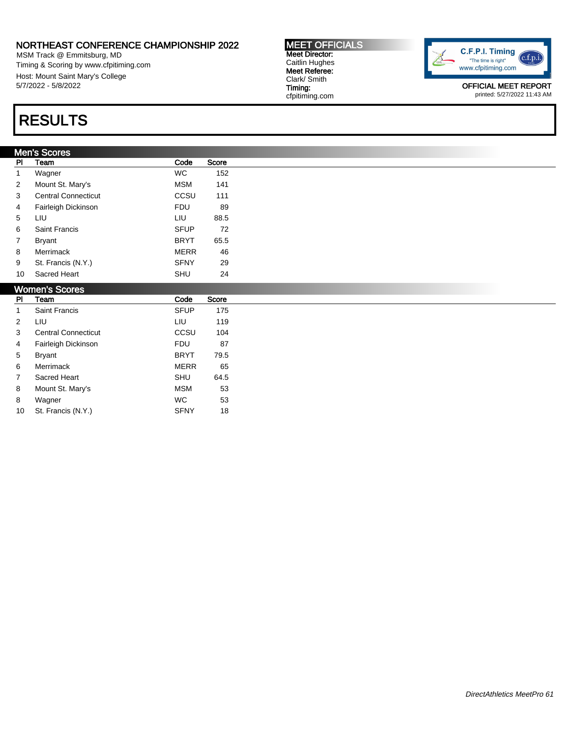# RESULTS

## Men's Scores

| Pl | Team | Code | Score |
|---|---|---|---|
| 1 | Wagner | WC | 152 |
| 2 | Mount St. Mary's | MSM | 141 |
| 3 | Central Connecticut | CCSU | 111 |
| 4 | Fairleigh Dickinson | FDU | 89 |
| 5 | LIU | LIU | 88.5 |
| 6 | Saint Francis | SFUP | 72 |
| 7 | Bryant | BRYT | 65.5 |
| 8 | Merrimack | MERR | 46 |
| 9 | St. Francis (N.Y.) | SFNY | 29 |
| 10 | Sacred Heart | SHU | 24 |

## Women's Scores

| Pl | Team | Code | Score |
|---|---|---|---|
| 1 | Saint Francis | SFUP | 175 |
| 2 | LIU | LIU | 119 |
| 3 | Central Connecticut | CCSU | 104 |
| 4 | Fairleigh Dickinson | FDU | 87 |
| 5 | Bryant | BRYT | 79.5 |
| 6 | Merrimack | MERR | 65 |
| 7 | Sacred Heart | SHU | 64.5 |
| 8 | Mount St. Mary's | MSM | 53 |
| 8 | Wagner | WC | 53 |
| 10 | St. Francis (N.Y.) | SFNY | 18 |